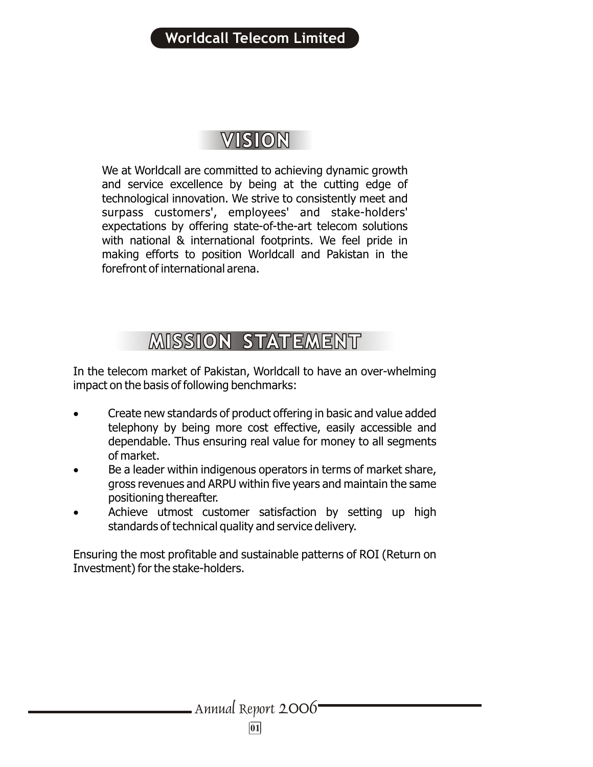# VISION

We at Worldcall are committed to achieving dynamic growth and service excellence by being at the cutting edge of technological innovation. We strive to consistently meet and surpass customers', employees' and stake-holders' expectations by offering state-of-the-art telecom solutions with national & international footprints. We feel pride in making efforts to position Worldcall and Pakistan in the forefront of international arena.

# MISSION STATEMENT

In the telecom market of Pakistan, Worldcall to have an over-whelming impact on the basis of following benchmarks:

- Create new standards of product offering in basic and value added telephony by being more cost effective, easily accessible and dependable. Thus ensuring real value for money to all segments of market.
- Be a leader within indigenous operators in terms of market share, gross revenues and ARPU within five years and maintain the same positioning thereafter.
- Achieve utmost customer satisfaction by setting up high standards of technical quality and service delivery.

Ensuring the most profitable and sustainable patterns of ROI (Return on Investment) for the stake-holders.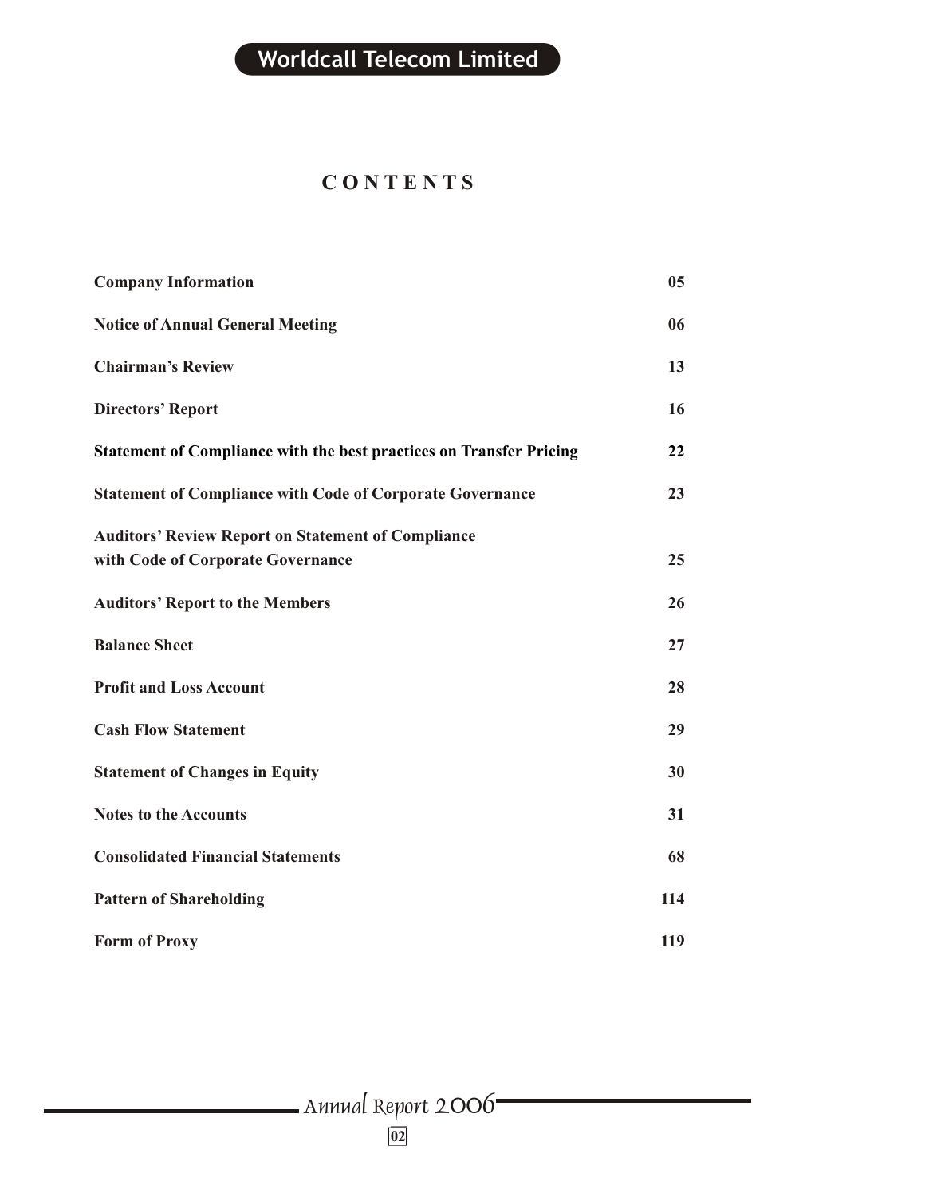# CONTENTS

| | |
|---|---|
| **Company Information** | **05** |
| **Notice of Annual General Meeting** | **06** |
| **Chairman's Review** | **13** |
| **Directors' Report** | **16** |
| **Statement of Compliance with the best practices on Transfer Pricing** | **22** |
| **Statement of Compliance with Code of Corporate Governance** | **23** |
| **Auditors' Review Report on Statement of Compliance with Code of Corporate Governance** | **25** |
| **Auditors' Report to the Members** | **26** |
| **Balance Sheet** | **27** |
| **Profit and Loss Account** | **28** |
| **Cash Flow Statement** | **29** |
| **Statement of Changes in Equity** | **30** |
| **Notes to the Accounts** | **31** |
| **Consolidated Financial Statements** | **68** |
| **Pattern of Shareholding** | **114** |
| **Form of Proxy** | **119** |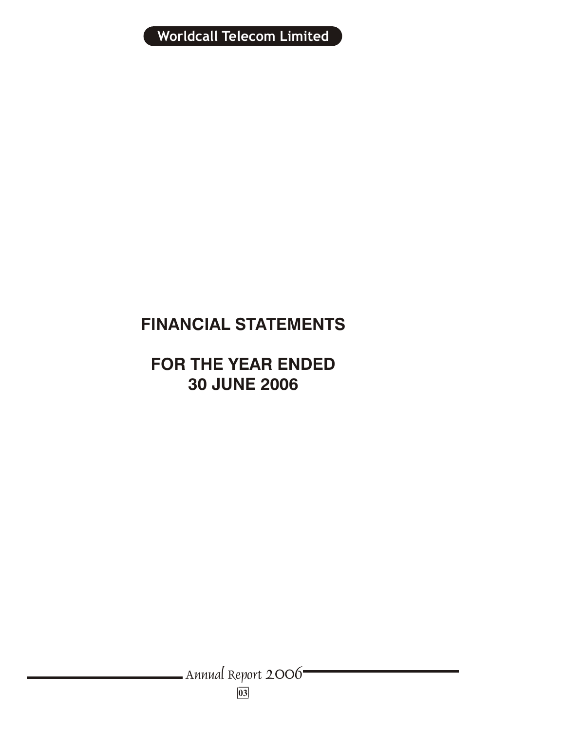# FINANCIAL STATEMENTS

## FOR THE YEAR ENDED 30 JUNE 2006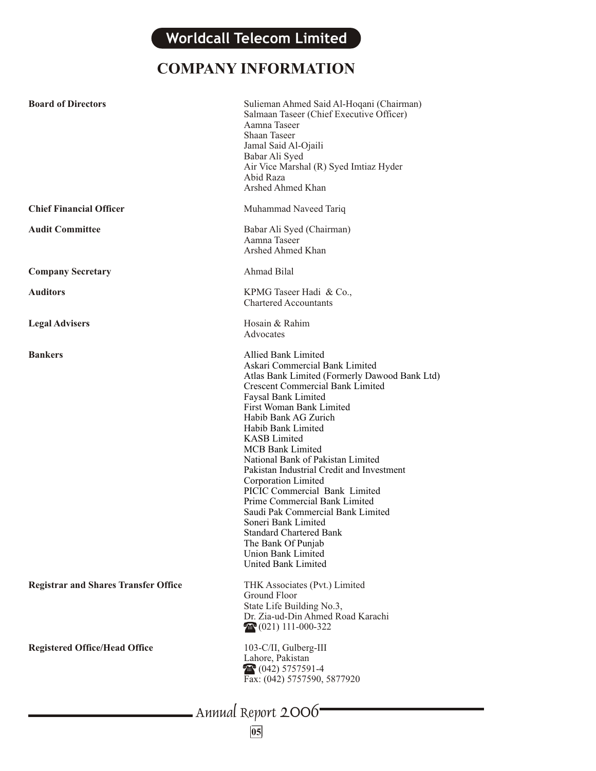# COMPANY INFORMATION

| | |
|---|---|
| **Board of Directors** | Sulieman Ahmed Said Al-Hoqani (Chairman)<br>Salmaan Taseer (Chief Executive Officer)<br>Aamna Taseer<br>Shaan Taseer<br>Jamal Said Al-Ojaili<br>Babar Ali Syed<br>Air Vice Marshal (R) Syed Imtiaz Hyder<br>Abid Raza<br>Arshed Ahmed Khan |
| **Chief Financial Officer** | Muhammad Naveed Tariq |
| **Audit Committee** | Babar Ali Syed (Chairman)<br>Aamna Taseer<br>Arshed Ahmed Khan |
| **Company Secretary** | Ahmad Bilal |
| **Auditors** | KPMG Taseer Hadi & Co.,<br>Chartered Accountants |
| **Legal Advisers** | Hosain & Rahim<br>Advocates |
| **Bankers** | Allied Bank Limited<br>Askari Commercial Bank Limited<br>Atlas Bank Limited (Formerly Dawood Bank Ltd)<br>Crescent Commercial Bank Limited<br>Faysal Bank Limited<br>First Woman Bank Limited<br>Habib Bank AG Zurich<br>Habib Bank Limited<br>KASB Limited<br>MCB Bank Limited<br>National Bank of Pakistan Limited<br>Pakistan Industrial Credit and Investment Corporation Limited<br>PICIC Commercial Bank Limited<br>Prime Commercial Bank Limited<br>Saudi Pak Commercial Bank Limited<br>Soneri Bank Limited<br>Standard Chartered Bank<br>The Bank Of Punjab<br>Union Bank Limited<br>United Bank Limited |
| **Registrar and Shares Transfer Office** | THK Associates (Pvt.) Limited<br>Ground Floor<br>State Life Building No.3,<br>Dr. Zia-ud-Din Ahmed Road Karachi<br>(021) 111-000-322 |
| **Registered Office/Head Office** | 103-C/II, Gulberg-III<br>Lahore, Pakistan<br>(042) 5757591-4<br>Fax: (042) 5757590, 5877920 |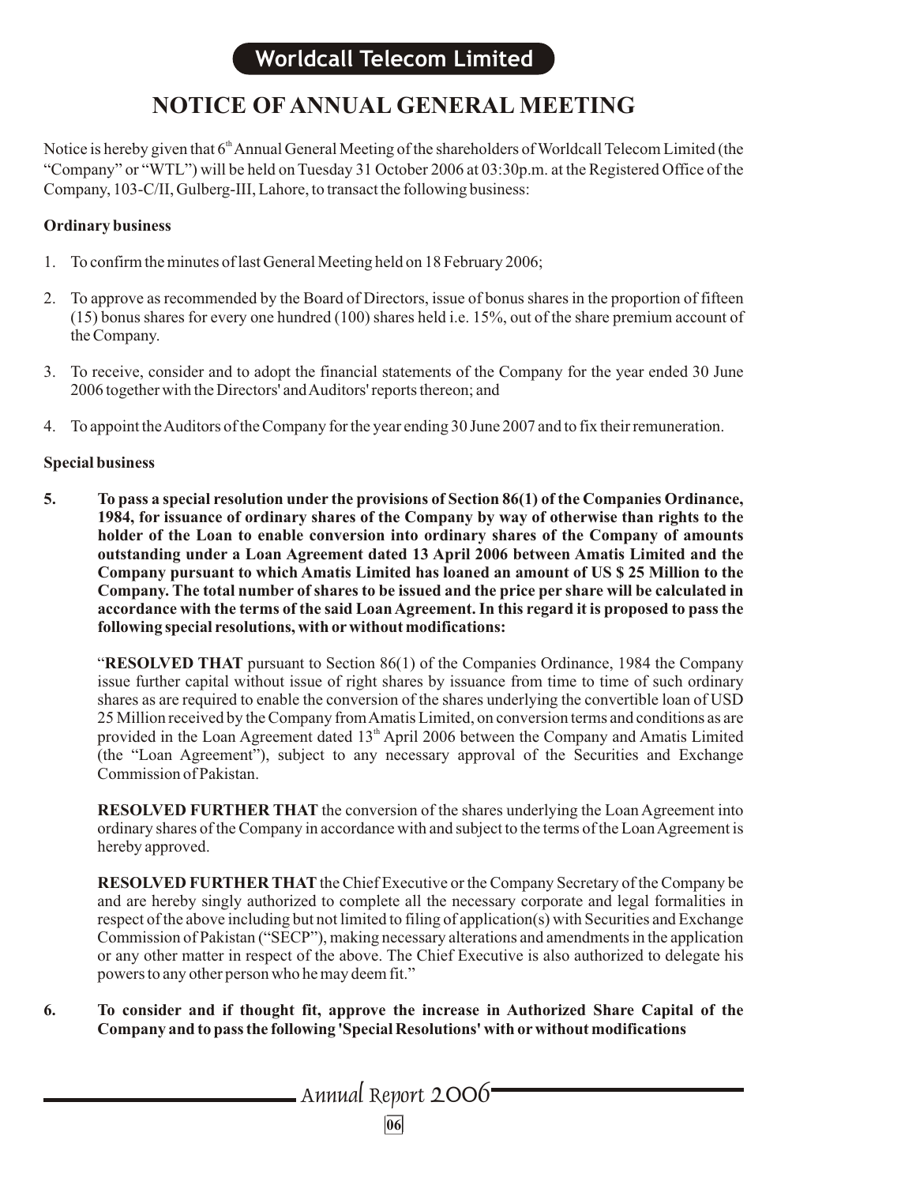# NOTICE OF ANNUAL GENERAL MEETING

Notice is hereby given that 6th Annual General Meeting of the shareholders of Worldcall Telecom Limited (the "Company" or "WTL") will be held on Tuesday 31 October 2006 at 03:30p.m. at the Registered Office of the Company, 103-C/II, Gulberg-III, Lahore, to transact the following business:

**Ordinary business**

1. To confirm the minutes of last General Meeting held on 18 February 2006;
2. To approve as recommended by the Board of Directors, issue of bonus shares in the proportion of fifteen (15) bonus shares for every one hundred (100) shares held i.e. 15%, out of the share premium account of the Company.
3. To receive, consider and to adopt the financial statements of the Company for the year ended 30 June 2006 together with the Directors' and Auditors' reports thereon; and
4. To appoint the Auditors of the Company for the year ending 30 June 2007 and to fix their remuneration.

**Special business**

5. **To pass a special resolution under the provisions of Section 86(1) of the Companies Ordinance, 1984, for issuance of ordinary shares of the Company by way of otherwise than rights to the holder of the Loan to enable conversion into ordinary shares of the Company of amounts outstanding under a Loan Agreement dated 13 April 2006 between Amatis Limited and the Company pursuant to which Amatis Limited has loaned an amount of US $ 25 Million to the Company. The total number of shares to be issued and the price per share will be calculated in accordance with the terms of the said Loan Agreement. In this regard it is proposed to pass the following special resolutions, with or without modifications:**

   "**RESOLVED THAT** pursuant to Section 86(1) of the Companies Ordinance, 1984 the Company issue further capital without issue of right shares by issuance from time to time of such ordinary shares as are required to enable the conversion of the shares underlying the convertible loan of USD 25 Million received by the Company from Amatis Limited, on conversion terms and conditions as are provided in the Loan Agreement dated 13th April 2006 between the Company and Amatis Limited (the "Loan Agreement"), subject to any necessary approval of the Securities and Exchange Commission of Pakistan.

   **RESOLVED FURTHER THAT** the conversion of the shares underlying the Loan Agreement into ordinary shares of the Company in accordance with and subject to the terms of the Loan Agreement is hereby approved.

   **RESOLVED FURTHER THAT** the Chief Executive or the Company Secretary of the Company be and are hereby singly authorized to complete all the necessary corporate and legal formalities in respect of the above including but not limited to filing of application(s) with Securities and Exchange Commission of Pakistan ("SECP"), making necessary alterations and amendments in the application or any other matter in respect of the above. The Chief Executive is also authorized to delegate his powers to any other person who he may deem fit."

6. **To consider and if thought fit, approve the increase in Authorized Share Capital of the Company and to pass the following 'Special Resolutions' with or without modifications**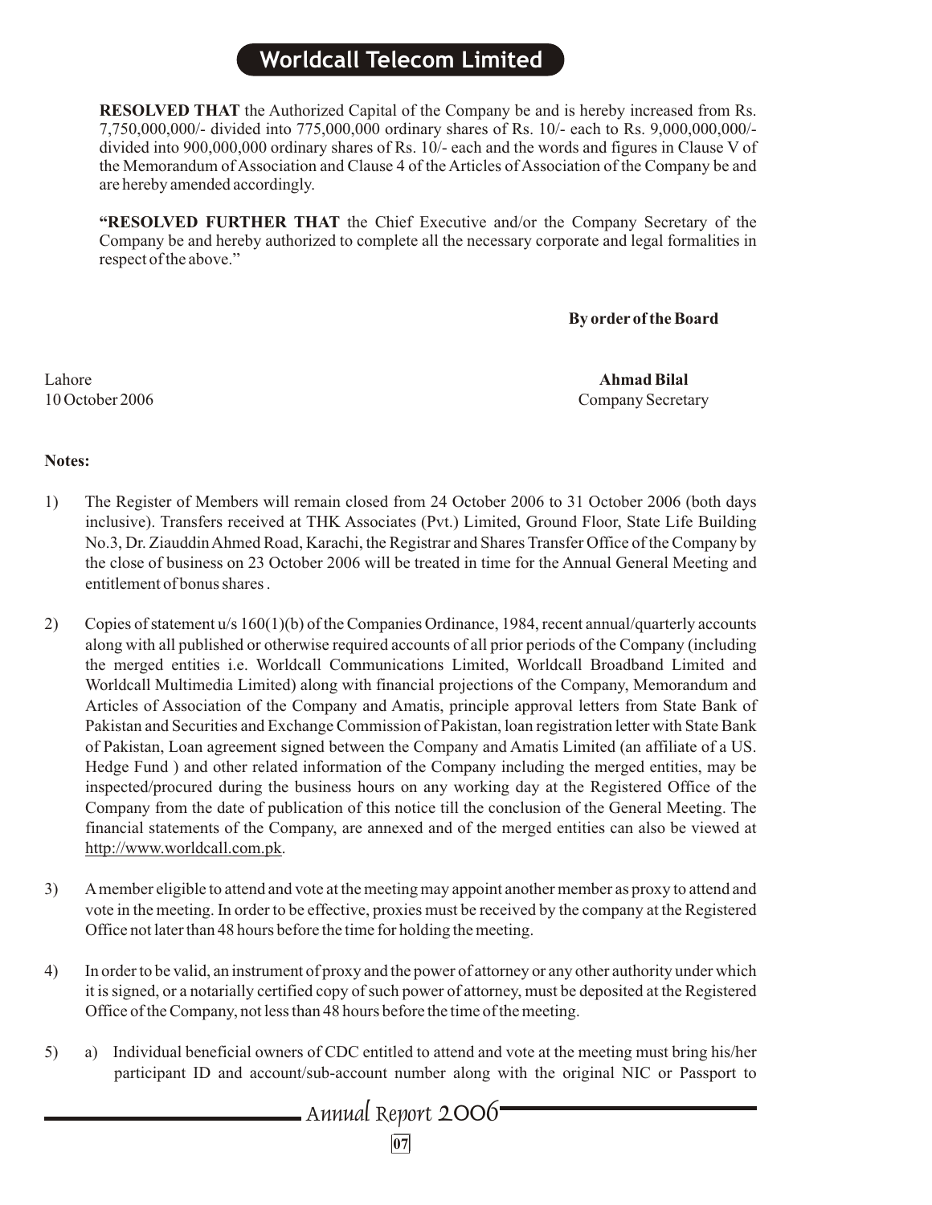**RESOLVED THAT** the Authorized Capital of the Company be and is hereby increased from Rs. 7,750,000,000/- divided into 775,000,000 ordinary shares of Rs. 10/- each to Rs. 9,000,000,000/- divided into 900,000,000 ordinary shares of Rs. 10/- each and the words and figures in Clause V of the Memorandum of Association and Clause 4 of the Articles of Association of the Company be and are hereby amended accordingly.

**"RESOLVED FURTHER THAT** the Chief Executive and/or the Company Secretary of the Company be and hereby authorized to complete all the necessary corporate and legal formalities in respect of the above."

**By order of the Board**

Lahore
10 October 2006

**Ahmad Bilal**
Company Secretary

**Notes:**

1) The Register of Members will remain closed from 24 October 2006 to 31 October 2006 (both days inclusive). Transfers received at THK Associates (Pvt.) Limited, Ground Floor, State Life Building No.3, Dr. Ziauddin Ahmed Road, Karachi, the Registrar and Shares Transfer Office of the Company by the close of business on 23 October 2006 will be treated in time for the Annual General Meeting and entitlement of bonus shares .

2) Copies of statement u/s 160(1)(b) of the Companies Ordinance, 1984, recent annual/quarterly accounts along with all published or otherwise required accounts of all prior periods of the Company (including the merged entities i.e. Worldcall Communications Limited, Worldcall Broadband Limited and Worldcall Multimedia Limited) along with financial projections of the Company, Memorandum and Articles of Association of the Company and Amatis, principle approval letters from State Bank of Pakistan and Securities and Exchange Commission of Pakistan, loan registration letter with State Bank of Pakistan, Loan agreement signed between the Company and Amatis Limited (an affiliate of a US. Hedge Fund ) and other related information of the Company including the merged entities, may be inspected/procured during the business hours on any working day at the Registered Office of the Company from the date of publication of this notice till the conclusion of the General Meeting. The financial statements of the Company, are annexed and of the merged entities can also be viewed at http://www.worldcall.com.pk.

3) A member eligible to attend and vote at the meeting may appoint another member as proxy to attend and vote in the meeting. In order to be effective, proxies must be received by the company at the Registered Office not later than 48 hours before the time for holding the meeting.

4) In order to be valid, an instrument of proxy and the power of attorney or any other authority under which it is signed, or a notarially certified copy of such power of attorney, must be deposited at the Registered Office of the Company, not less than 48 hours before the time of the meeting.

5) a) Individual beneficial owners of CDC entitled to attend and vote at the meeting must bring his/her participant ID and account/sub-account number along with the original NIC or Passport to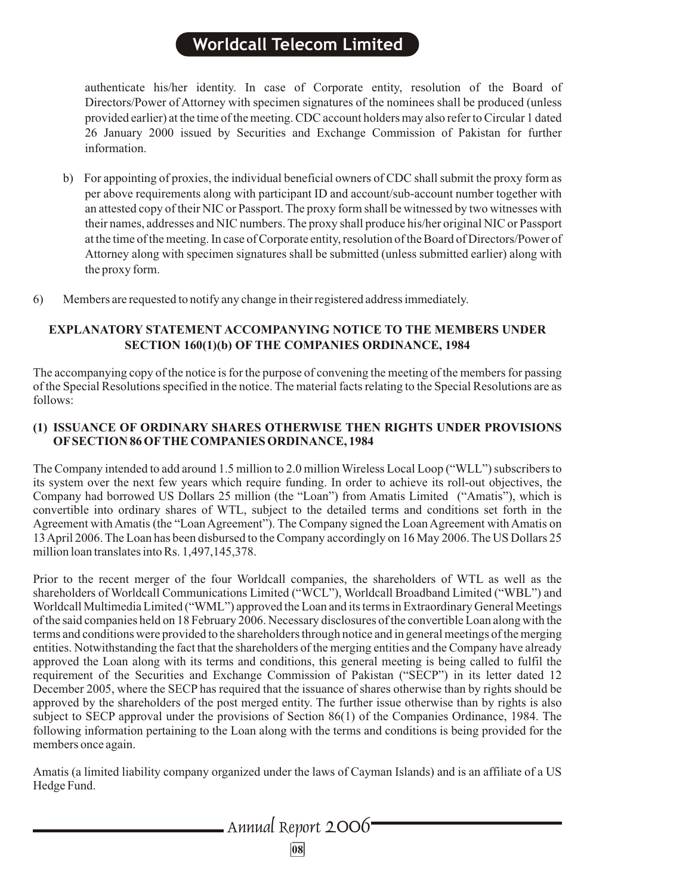authenticate his/her identity. In case of Corporate entity, resolution of the Board of Directors/Power of Attorney with specimen signatures of the nominees shall be produced (unless provided earlier) at the time of the meeting. CDC account holders may also refer to Circular 1 dated 26 January 2000 issued by Securities and Exchange Commission of Pakistan for further information.

b) For appointing of proxies, the individual beneficial owners of CDC shall submit the proxy form as per above requirements along with participant ID and account/sub-account number together with an attested copy of their NIC or Passport. The proxy form shall be witnessed by two witnesses with their names, addresses and NIC numbers. The proxy shall produce his/her original NIC or Passport at the time of the meeting. In case of Corporate entity, resolution of the Board of Directors/Power of Attorney along with specimen signatures shall be submitted (unless submitted earlier) along with the proxy form.

6) Members are requested to notify any change in their registered address immediately.

**EXPLANATORY STATEMENT ACCOMPANYING NOTICE TO THE MEMBERS UNDER SECTION 160(1)(b) OF THE COMPANIES ORDINANCE, 1984**

The accompanying copy of the notice is for the purpose of convening the meeting of the members for passing of the Special Resolutions specified in the notice. The material facts relating to the Special Resolutions are as follows:

**(1) ISSUANCE OF ORDINARY SHARES OTHERWISE THEN RIGHTS UNDER PROVISIONS OF SECTION 86 OF THE COMPANIES ORDINANCE, 1984**

The Company intended to add around 1.5 million to 2.0 million Wireless Local Loop ("WLL") subscribers to its system over the next few years which require funding. In order to achieve its roll-out objectives, the Company had borrowed US Dollars 25 million (the "Loan") from Amatis Limited ("Amatis"), which is convertible into ordinary shares of WTL, subject to the detailed terms and conditions set forth in the Agreement with Amatis (the "Loan Agreement"). The Company signed the Loan Agreement with Amatis on 13 April 2006. The Loan has been disbursed to the Company accordingly on 16 May 2006. The US Dollars 25 million loan translates into Rs. 1,497,145,378.

Prior to the recent merger of the four Worldcall companies, the shareholders of WTL as well as the shareholders of Worldcall Communications Limited ("WCL"), Worldcall Broadband Limited ("WBL") and Worldcall Multimedia Limited ("WML") approved the Loan and its terms in Extraordinary General Meetings of the said companies held on 18 February 2006. Necessary disclosures of the convertible Loan along with the terms and conditions were provided to the shareholders through notice and in general meetings of the merging entities. Notwithstanding the fact that the shareholders of the merging entities and the Company have already approved the Loan along with its terms and conditions, this general meeting is being called to fulfil the requirement of the Securities and Exchange Commission of Pakistan ("SECP") in its letter dated 12 December 2005, where the SECP has required that the issuance of shares otherwise than by rights should be approved by the shareholders of the post merged entity. The further issue otherwise than by rights is also subject to SECP approval under the provisions of Section 86(1) of the Companies Ordinance, 1984. The following information pertaining to the Loan along with the terms and conditions is being provided for the members once again.

Amatis (a limited liability company organized under the laws of Cayman Islands) and is an affiliate of a US Hedge Fund.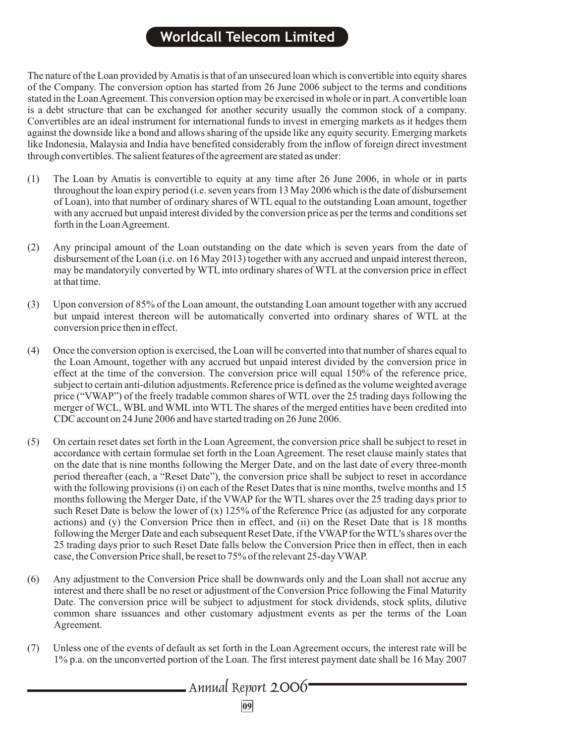The nature of the Loan provided by Amatis is that of an unsecured loan which is convertible into equity shares of the Company. The conversion option has started from 26 June 2006 subject to the terms and conditions stated in the Loan Agreement. This conversion option may be exercised in whole or in part. A convertible loan is a debt structure that can be exchanged for another security usually the common stock of a company. Convertibles are an ideal instrument for international funds to invest in emerging markets as it hedges them against the downside like a bond and allows sharing of the upside like any equity security. Emerging markets like Indonesia, Malaysia and India have benefited considerably from the inflow of foreign direct investment through convertibles. The salient features of the agreement are stated as under:

(1) The Loan by Amatis is convertible to equity at any time after 26 June 2006, in whole or in parts throughout the loan expiry period (i.e. seven years from 13 May 2006 which is the date of disbursement of Loan), into that number of ordinary shares of WTL equal to the outstanding Loan amount, together with any accrued but unpaid interest divided by the conversion price as per the terms and conditions set forth in the Loan Agreement.

(2) Any principal amount of the Loan outstanding on the date which is seven years from the date of disbursement of the Loan (i.e. on 16 May 2013) together with any accrued and unpaid interest thereon, may be mandatoryily converted by WTL into ordinary shares of WTL at the conversion price in effect at that time.

(3) Upon conversion of 85% of the Loan amount, the outstanding Loan amount together with any accrued but unpaid interest thereon will be automatically converted into ordinary shares of WTL at the conversion price then in effect.

(4) Once the conversion option is exercised, the Loan will be converted into that number of shares equal to the Loan Amount, together with any accrued but unpaid interest divided by the conversion price in effect at the time of the conversion. The conversion price will equal 150% of the reference price, subject to certain anti-dilution adjustments. Reference price is defined as the volume weighted average price ("VWAP") of the freely tradable common shares of WTL over the 25 trading days following the merger of WCL, WBL and WML into WTL The shares of the merged entities have been credited into CDC account on 24 June 2006 and have started trading on 26 June 2006.

(5) On certain reset dates set forth in the Loan Agreement, the conversion price shall be subject to reset in accordance with certain formulae set forth in the Loan Agreement. The reset clause mainly states that on the date that is nine months following the Merger Date, and on the last date of every three-month period thereafter (each, a "Reset Date"), the conversion price shall be subject to reset in accordance with the following provisions (i) on each of the Reset Dates that is nine months, twelve months and 15 months following the Merger Date, if the VWAP for the WTL shares over the 25 trading days prior to such Reset Date is below the lower of (x) 125% of the Reference Price (as adjusted for any corporate actions) and (y) the Conversion Price then in effect, and (ii) on the Reset Date that is 18 months following the Merger Date and each subsequent Reset Date, if the VWAP for the WTL's shares over the 25 trading days prior to such Reset Date falls below the Conversion Price then in effect, then in each case, the Conversion Price shall, be reset to 75% of the relevant 25-day VWAP.

(6) Any adjustment to the Conversion Price shall be downwards only and the Loan shall not accrue any interest and there shall be no reset or adjustment of the Conversion Price following the Final Maturity Date. The conversion price will be subject to adjustment for stock dividends, stock splits, dilutive common share issuances and other customary adjustment events as per the terms of the Loan Agreement.

(7) Unless one of the events of default as set forth in the Loan Agreement occurs, the interest rate will be 1% p.a. on the unconverted portion of the Loan. The first interest payment date shall be 16 May 2007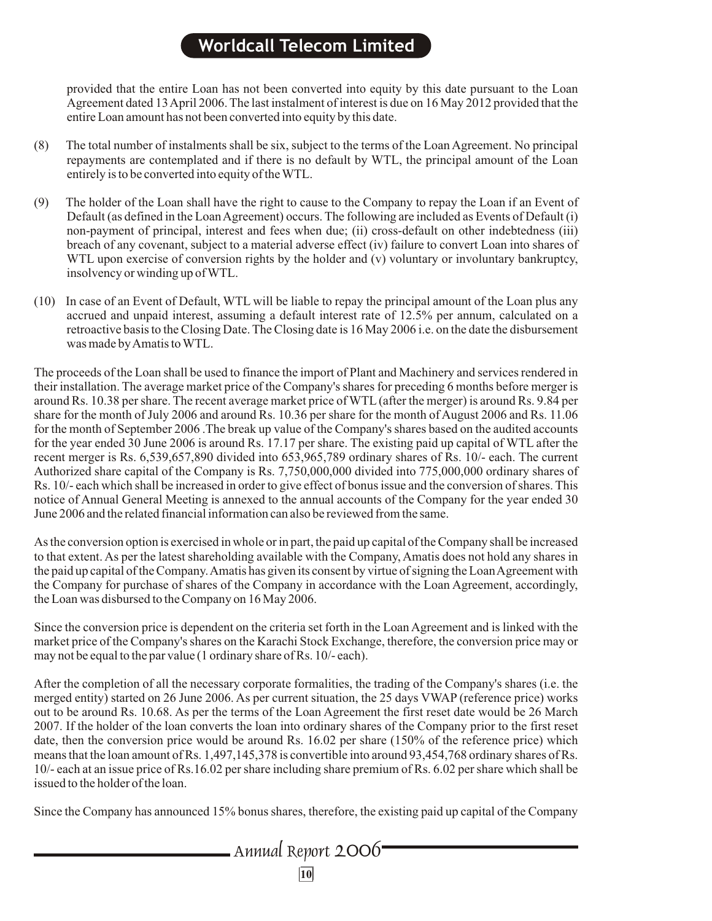provided that the entire Loan has not been converted into equity by this date pursuant to the Loan Agreement dated 13 April 2006. The last instalment of interest is due on 16 May 2012 provided that the entire Loan amount has not been converted into equity by this date.

(8) The total number of instalments shall be six, subject to the terms of the Loan Agreement. No principal repayments are contemplated and if there is no default by WTL, the principal amount of the Loan entirely is to be converted into equity of the WTL.

(9) The holder of the Loan shall have the right to cause to the Company to repay the Loan if an Event of Default (as defined in the Loan Agreement) occurs. The following are included as Events of Default (i) non-payment of principal, interest and fees when due; (ii) cross-default on other indebtedness (iii) breach of any covenant, subject to a material adverse effect (iv) failure to convert Loan into shares of WTL upon exercise of conversion rights by the holder and (v) voluntary or involuntary bankruptcy, insolvency or winding up of WTL.

(10) In case of an Event of Default, WTL will be liable to repay the principal amount of the Loan plus any accrued and unpaid interest, assuming a default interest rate of 12.5% per annum, calculated on a retroactive basis to the Closing Date. The Closing date is 16 May 2006 i.e. on the date the disbursement was made by Amatis to WTL.

The proceeds of the Loan shall be used to finance the import of Plant and Machinery and services rendered in their installation. The average market price of the Company's shares for preceding 6 months before merger is around Rs. 10.38 per share. The recent average market price of WTL (after the merger) is around Rs. 9.84 per share for the month of July 2006 and around Rs. 10.36 per share for the month of August 2006 and Rs. 11.06 for the month of September 2006 .The break up value of the Company's shares based on the audited accounts for the year ended 30 June 2006 is around Rs. 17.17 per share. The existing paid up capital of WTL after the recent merger is Rs. 6,539,657,890 divided into 653,965,789 ordinary shares of Rs. 10/- each. The current Authorized share capital of the Company is Rs. 7,750,000,000 divided into 775,000,000 ordinary shares of Rs. 10/- each which shall be increased in order to give effect of bonus issue and the conversion of shares. This notice of Annual General Meeting is annexed to the annual accounts of the Company for the year ended 30 June 2006 and the related financial information can also be reviewed from the same.

As the conversion option is exercised in whole or in part, the paid up capital of the Company shall be increased to that extent. As per the latest shareholding available with the Company, Amatis does not hold any shares in the paid up capital of the Company. Amatis has given its consent by virtue of signing the Loan Agreement with the Company for purchase of shares of the Company in accordance with the Loan Agreement, accordingly, the Loan was disbursed to the Company on 16 May 2006.

Since the conversion price is dependent on the criteria set forth in the Loan Agreement and is linked with the market price of the Company's shares on the Karachi Stock Exchange, therefore, the conversion price may or may not be equal to the par value (1 ordinary share of Rs. 10/- each).

After the completion of all the necessary corporate formalities, the trading of the Company's shares (i.e. the merged entity) started on 26 June 2006. As per current situation, the 25 days VWAP (reference price) works out to be around Rs. 10.68. As per the terms of the Loan Agreement the first reset date would be 26 March 2007. If the holder of the loan converts the loan into ordinary shares of the Company prior to the first reset date, then the conversion price would be around Rs. 16.02 per share (150% of the reference price) which means that the loan amount of Rs. 1,497,145,378 is convertible into around 93,454,768 ordinary shares of Rs. 10/- each at an issue price of Rs.16.02 per share including share premium of Rs. 6.02 per share which shall be issued to the holder of the loan.

Since the Company has announced 15% bonus shares, therefore, the existing paid up capital of the Company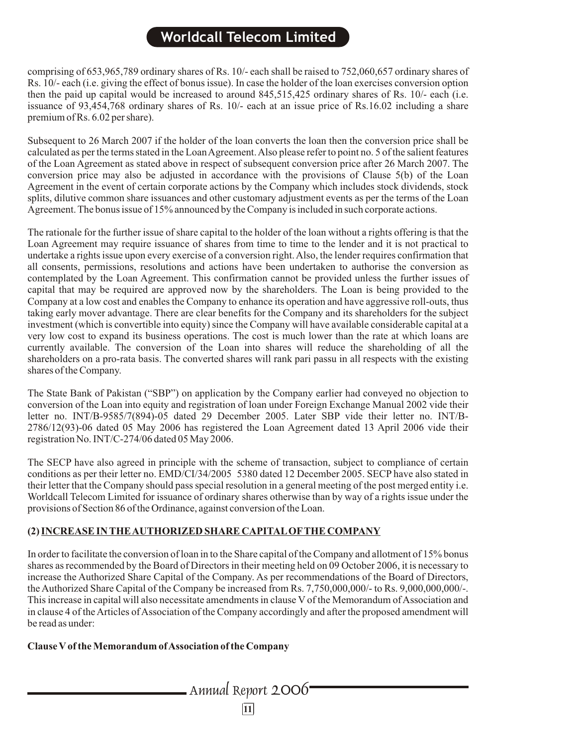comprising of 653,965,789 ordinary shares of Rs. 10/- each shall be raised to 752,060,657 ordinary shares of Rs. 10/- each (i.e. giving the effect of bonus issue). In case the holder of the loan exercises conversion option then the paid up capital would be increased to around 845,515,425 ordinary shares of Rs. 10/- each (i.e. issuance of 93,454,768 ordinary shares of Rs. 10/- each at an issue price of Rs.16.02 including a share premium of Rs. 6.02 per share).

Subsequent to 26 March 2007 if the holder of the loan converts the loan then the conversion price shall be calculated as per the terms stated in the Loan Agreement. Also please refer to point no. 5 of the salient features of the Loan Agreement as stated above in respect of subsequent conversion price after 26 March 2007. The conversion price may also be adjusted in accordance with the provisions of Clause 5(b) of the Loan Agreement in the event of certain corporate actions by the Company which includes stock dividends, stock splits, dilutive common share issuances and other customary adjustment events as per the terms of the Loan Agreement. The bonus issue of 15% announced by the Company is included in such corporate actions.

The rationale for the further issue of share capital to the holder of the loan without a rights offering is that the Loan Agreement may require issuance of shares from time to time to the lender and it is not practical to undertake a rights issue upon every exercise of a conversion right. Also, the lender requires confirmation that all consents, permissions, resolutions and actions have been undertaken to authorise the conversion as contemplated by the Loan Agreement. This confirmation cannot be provided unless the further issues of capital that may be required are approved now by the shareholders. The Loan is being provided to the Company at a low cost and enables the Company to enhance its operation and have aggressive roll-outs, thus taking early mover advantage. There are clear benefits for the Company and its shareholders for the subject investment (which is convertible into equity) since the Company will have available considerable capital at a very low cost to expand its business operations. The cost is much lower than the rate at which loans are currently available. The conversion of the Loan into shares will reduce the shareholding of all the shareholders on a pro-rata basis. The converted shares will rank pari passu in all respects with the existing shares of the Company.

The State Bank of Pakistan ("SBP") on application by the Company earlier had conveyed no objection to conversion of the Loan into equity and registration of loan under Foreign Exchange Manual 2002 vide their letter no. INT/B-9585/7(894)-05 dated 29 December 2005. Later SBP vide their letter no. INT/B-2786/12(93)-06 dated 05 May 2006 has registered the Loan Agreement dated 13 April 2006 vide their registration No. INT/C-274/06 dated 05 May 2006.

The SECP have also agreed in principle with the scheme of transaction, subject to compliance of certain conditions as per their letter no. EMD/CI/34/2005 5380 dated 12 December 2005. SECP have also stated in their letter that the Company should pass special resolution in a general meeting of the post merged entity i.e. Worldcall Telecom Limited for issuance of ordinary shares otherwise than by way of a rights issue under the provisions of Section 86 of the Ordinance, against conversion of the Loan.

**(2) INCREASE IN THE AUTHORIZED SHARE CAPITAL OF THE COMPANY**

In order to facilitate the conversion of loan in to the Share capital of the Company and allotment of 15% bonus shares as recommended by the Board of Directors in their meeting held on 09 October 2006, it is necessary to increase the Authorized Share Capital of the Company. As per recommendations of the Board of Directors, the Authorized Share Capital of the Company be increased from Rs. 7,750,000,000/- to Rs. 9,000,000,000/-. This increase in capital will also necessitate amendments in clause V of the Memorandum of Association and in clause 4 of the Articles of Association of the Company accordingly and after the proposed amendment will be read as under:

**Clause V of the Memorandum of Association of the Company**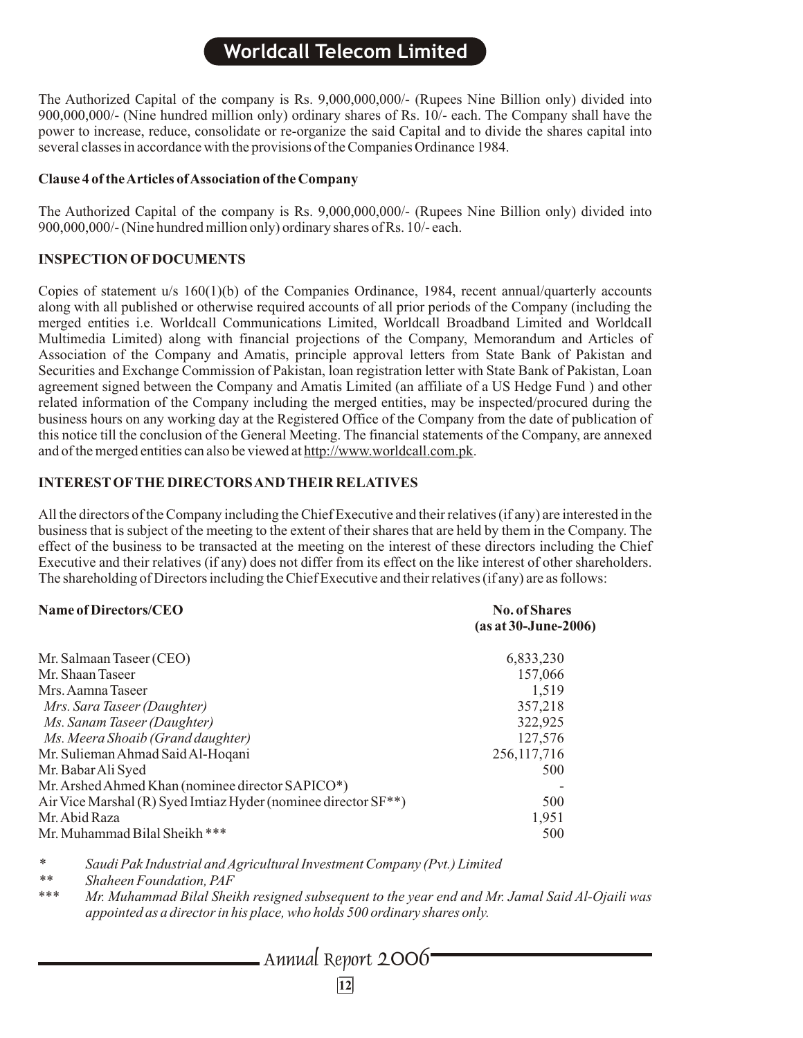The Authorized Capital of the company is Rs. 9,000,000,000/- (Rupees Nine Billion only) divided into 900,000,000/- (Nine hundred million only) ordinary shares of Rs. 10/- each. The Company shall have the power to increase, reduce, consolidate or re-organize the said Capital and to divide the shares capital into several classes in accordance with the provisions of the Companies Ordinance 1984.

**Clause 4 of the Articles of Association of the Company**

The Authorized Capital of the company is Rs. 9,000,000,000/- (Rupees Nine Billion only) divided into 900,000,000/- (Nine hundred million only) ordinary shares of Rs. 10/- each.

**INSPECTION OF DOCUMENTS**

Copies of statement u/s 160(1)(b) of the Companies Ordinance, 1984, recent annual/quarterly accounts along with all published or otherwise required accounts of all prior periods of the Company (including the merged entities i.e. Worldcall Communications Limited, Worldcall Broadband Limited and Worldcall Multimedia Limited) along with financial projections of the Company, Memorandum and Articles of Association of the Company and Amatis, principle approval letters from State Bank of Pakistan and Securities and Exchange Commission of Pakistan, loan registration letter with State Bank of Pakistan, Loan agreement signed between the Company and Amatis Limited (an affiliate of a US Hedge Fund ) and other related information of the Company including the merged entities, may be inspected/procured during the business hours on any working day at the Registered Office of the Company from the date of publication of this notice till the conclusion of the General Meeting. The financial statements of the Company, are annexed and of the merged entities can also be viewed at http://www.worldcall.com.pk.

**INTEREST OF THE DIRECTORS AND THEIR RELATIVES**

All the directors of the Company including the Chief Executive and their relatives (if any) are interested in the business that is subject of the meeting to the extent of their shares that are held by them in the Company. The effect of the business to be transacted at the meeting on the interest of these directors including the Chief Executive and their relatives (if any) does not differ from its effect on the like interest of other shareholders. The shareholding of Directors including the Chief Executive and their relatives (if any) are as follows:

| Name of Directors/CEO | No. of Shares (as at 30-June-2006) |
|---|---|
| Mr. Salmaan Taseer (CEO) | 6,833,230 |
| Mr. Shaan Taseer | 157,066 |
| Mrs. Aamna Taseer | 1,519 |
| *Mrs. Sara Taseer (Daughter)* | 357,218 |
| *Ms. Sanam Taseer (Daughter)* | 322,925 |
| *Ms. Meera Shoaib (Grand daughter)* | 127,576 |
| Mr. Sulieman Ahmad Said Al-Hoqani | 256,117,716 |
| Mr. Babar Ali Syed | 500 |
| Mr. Arshed Ahmed Khan (nominee director SAPICO*) | - |
| Air Vice Marshal (R) Syed Imtiaz Hyder (nominee director SF**) | 500 |
| Mr. Abid Raza | 1,951 |
| Mr. Muhammad Bilal Sheikh *** | 500 |

\* *Saudi Pak Industrial and Agricultural Investment Company (Pvt.) Limited*

\** *Shaheen Foundation, PAF*

\*** *Mr. Muhammad Bilal Sheikh resigned subsequent to the year end and Mr. Jamal Said Al-Ojaili was appointed as a director in his place, who holds 500 ordinary shares only.*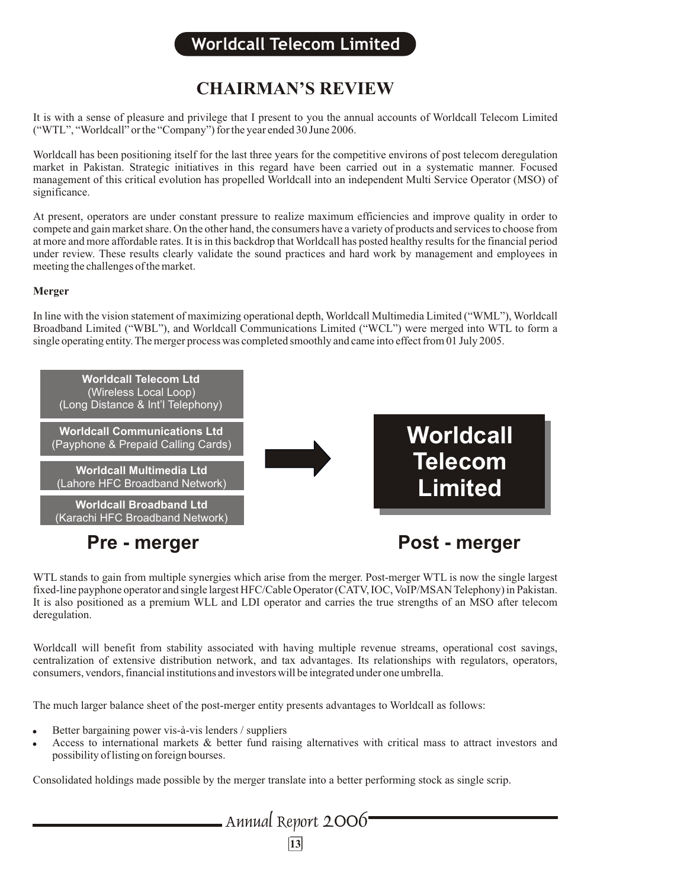# CHAIRMAN'S REVIEW

It is with a sense of pleasure and privilege that I present to you the annual accounts of Worldcall Telecom Limited ("WTL", "Worldcall" or the "Company") for the year ended 30 June 2006.

Worldcall has been positioning itself for the last three years for the competitive environs of post telecom deregulation market in Pakistan. Strategic initiatives in this regard have been carried out in a systematic manner. Focused management of this critical evolution has propelled Worldcall into an independent Multi Service Operator (MSO) of significance.

At present, operators are under constant pressure to realize maximum efficiencies and improve quality in order to compete and gain market share. On the other hand, the consumers have a variety of products and services to choose from at more and more affordable rates. It is in this backdrop that Worldcall has posted healthy results for the financial period under review. These results clearly validate the sound practices and hard work by management and employees in meeting the challenges of the market.

**Merger**

In line with the vision statement of maximizing operational depth, Worldcall Multimedia Limited ("WML"), Worldcall Broadband Limited ("WBL"), and Worldcall Communications Limited ("WCL") were merged into WTL to form a single operating entity. The merger process was completed smoothly and came into effect from 01 July 2005.

| Pre - merger | | Post - merger |
|---|---|---|
| **Worldcall Telecom Ltd** (Wireless Local Loop) (Long Distance & Int'l Telephony) | → | **Worldcall Telecom Limited** |
| **Worldcall Communications Ltd** (Payphone & Prepaid Calling Cards) | | |
| **Worldcall Multimedia Ltd** (Lahore HFC Broadband Network) | | |
| **Worldcall Broadband Ltd** (Karachi HFC Broadband Network) | | |

WTL stands to gain from multiple synergies which arise from the merger. Post-merger WTL is now the single largest fixed-line payphone operator and single largest HFC/Cable Operator (CATV, IOC, VoIP/MSAN Telephony) in Pakistan. It is also positioned as a premium WLL and LDI operator and carries the true strengths of an MSO after telecom deregulation.

Worldcall will benefit from stability associated with having multiple revenue streams, operational cost savings, centralization of extensive distribution network, and tax advantages. Its relationships with regulators, operators, consumers, vendors, financial institutions and investors will be integrated under one umbrella.

The much larger balance sheet of the post-merger entity presents advantages to Worldcall as follows:

- Better bargaining power vis-à-vis lenders / suppliers
- Access to international markets & better fund raising alternatives with critical mass to attract investors and possibility of listing on foreign bourses.

Consolidated holdings made possible by the merger translate into a better performing stock as single scrip.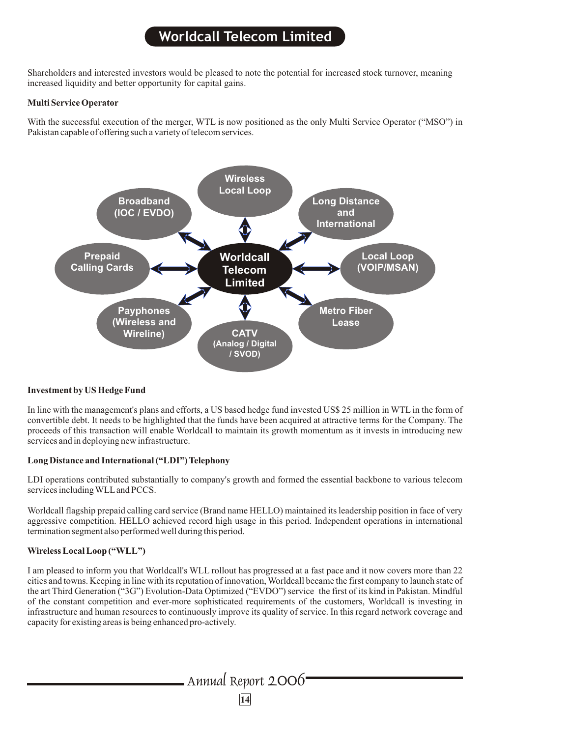Shareholders and interested investors would be pleased to note the potential for increased stock turnover, meaning increased liquidity and better opportunity for capital gains.

**Multi Service Operator**

With the successful execution of the merger, WTL is now positioned as the only Multi Service Operator ("MSO") in Pakistan capable of offering such a variety of telecom services.

Wireless Local Loop

Broadband (IOC / EVDO)

Long Distance and International

Prepaid Calling Cards

Worldcall Telecom Limited

Local Loop (VOIP/MSAN)

Payphones (Wireless and Wireline)

CATV (Analog / Digital / SVOD)

Metro Fiber Lease

**Investment by US Hedge Fund**

In line with the management's plans and efforts, a US based hedge fund invested US$ 25 million in WTL in the form of convertible debt. It needs to be highlighted that the funds have been acquired at attractive terms for the Company. The proceeds of this transaction will enable Worldcall to maintain its growth momentum as it invests in introducing new services and in deploying new infrastructure.

**Long Distance and International ("LDI") Telephony**

LDI operations contributed substantially to company's growth and formed the essential backbone to various telecom services including WLL and PCCS.

Worldcall flagship prepaid calling card service (Brand name HELLO) maintained its leadership position in face of very aggressive competition. HELLO achieved record high usage in this period. Independent operations in international termination segment also performed well during this period.

**Wireless Local Loop ("WLL")**

I am pleased to inform you that Worldcall's WLL rollout has progressed at a fast pace and it now covers more than 22 cities and towns. Keeping in line with its reputation of innovation, Worldcall became the first company to launch state of the art Third Generation ("3G") Evolution-Data Optimized ("EVDO") service the first of its kind in Pakistan. Mindful of the constant competition and ever-more sophisticated requirements of the customers, Worldcall is investing in infrastructure and human resources to continuously improve its quality of service. In this regard network coverage and capacity for existing areas is being enhanced pro-actively.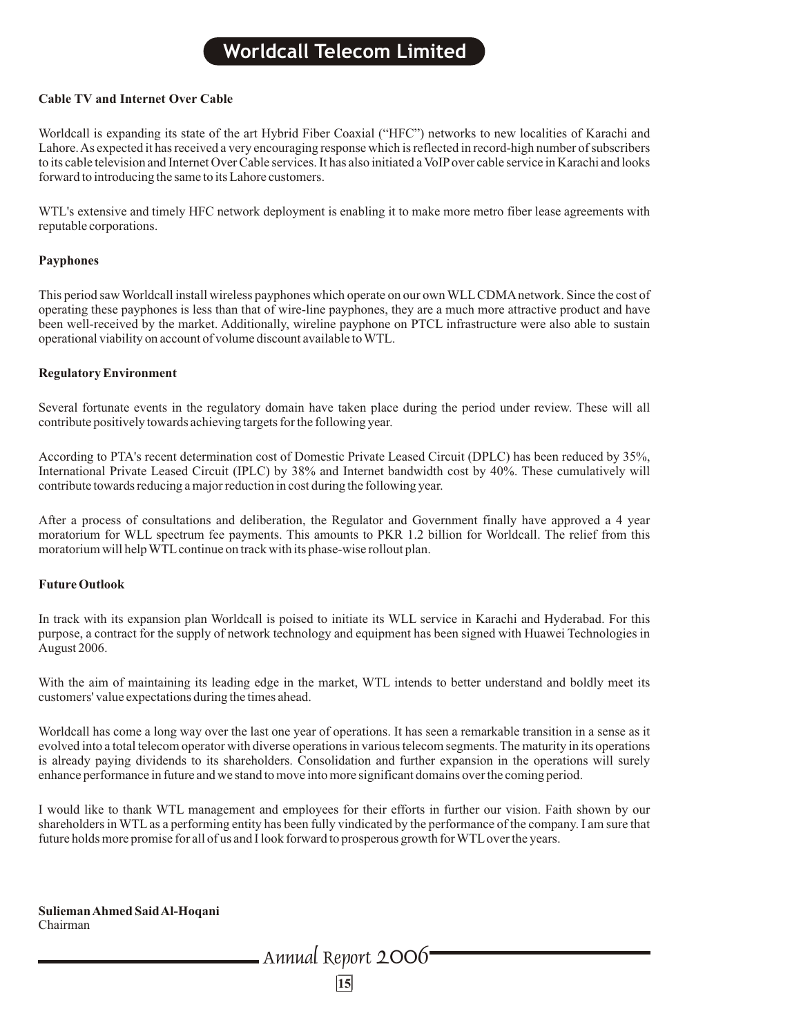**Cable TV and Internet Over Cable**

Worldcall is expanding its state of the art Hybrid Fiber Coaxial ("HFC") networks to new localities of Karachi and Lahore. As expected it has received a very encouraging response which is reflected in record-high number of subscribers to its cable television and Internet Over Cable services. It has also initiated a VoIP over cable service in Karachi and looks forward to introducing the same to its Lahore customers.

WTL's extensive and timely HFC network deployment is enabling it to make more metro fiber lease agreements with reputable corporations.

**Payphones**

This period saw Worldcall install wireless payphones which operate on our own WLL CDMA network. Since the cost of operating these payphones is less than that of wire-line payphones, they are a much more attractive product and have been well-received by the market. Additionally, wireline payphone on PTCL infrastructure were also able to sustain operational viability on account of volume discount available to WTL.

**Regulatory Environment**

Several fortunate events in the regulatory domain have taken place during the period under review. These will all contribute positively towards achieving targets for the following year.

According to PTA's recent determination cost of Domestic Private Leased Circuit (DPLC) has been reduced by 35%, International Private Leased Circuit (IPLC) by 38% and Internet bandwidth cost by 40%. These cumulatively will contribute towards reducing a major reduction in cost during the following year.

After a process of consultations and deliberation, the Regulator and Government finally have approved a 4 year moratorium for WLL spectrum fee payments. This amounts to PKR 1.2 billion for Worldcall. The relief from this moratorium will help WTL continue on track with its phase-wise rollout plan.

**Future Outlook**

In track with its expansion plan Worldcall is poised to initiate its WLL service in Karachi and Hyderabad. For this purpose, a contract for the supply of network technology and equipment has been signed with Huawei Technologies in August 2006.

With the aim of maintaining its leading edge in the market, WTL intends to better understand and boldly meet its customers' value expectations during the times ahead.

Worldcall has come a long way over the last one year of operations. It has seen a remarkable transition in a sense as it evolved into a total telecom operator with diverse operations in various telecom segments. The maturity in its operations is already paying dividends to its shareholders. Consolidation and further expansion in the operations will surely enhance performance in future and we stand to move into more significant domains over the coming period.

I would like to thank WTL management and employees for their efforts in further our vision. Faith shown by our shareholders in WTL as a performing entity has been fully vindicated by the performance of the company. I am sure that future holds more promise for all of us and I look forward to prosperous growth for WTL over the years.

**Sulieman Ahmed Said Al-Hoqani**
Chairman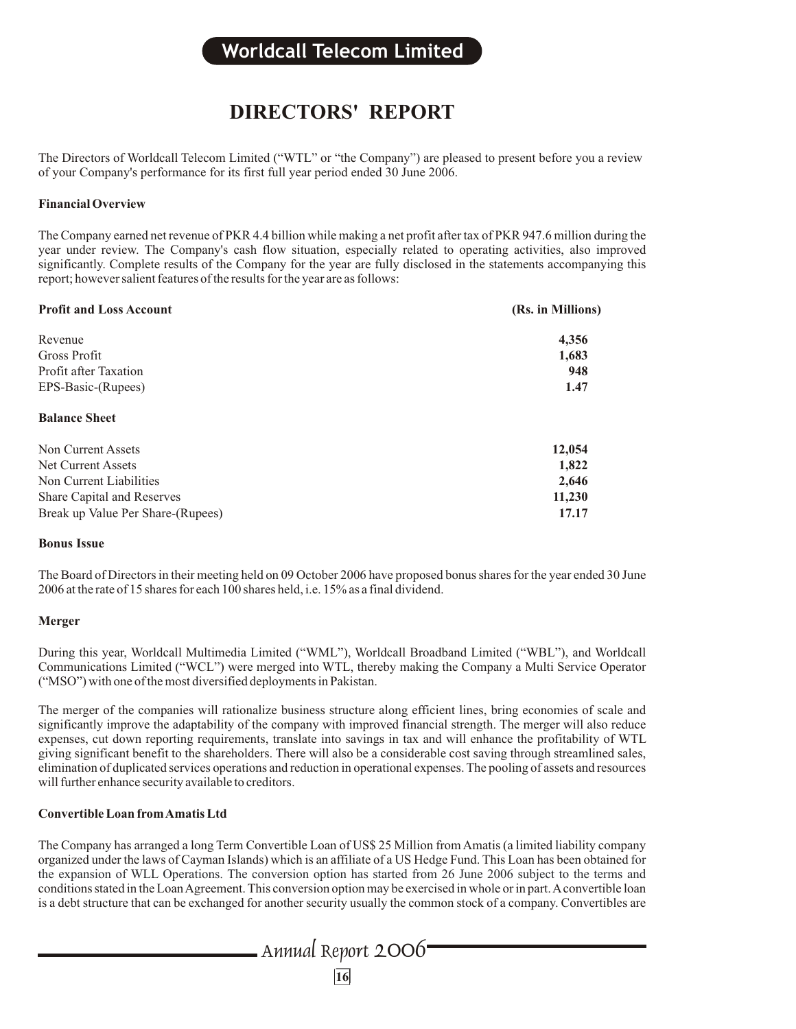# DIRECTORS' REPORT

The Directors of Worldcall Telecom Limited ("WTL" or "the Company") are pleased to present before you a review of your Company's performance for its first full year period ended 30 June 2006.

**Financial Overview**

The Company earned net revenue of PKR 4.4 billion while making a net profit after tax of PKR 947.6 million during the year under review. The Company's cash flow situation, especially related to operating activities, also improved significantly. Complete results of the Company for the year are fully disclosed in the statements accompanying this report; however salient features of the results for the year are as follows:

| **Profit and Loss Account** | **(Rs. in Millions)** |
|---|---|
| Revenue | **4,356** |
| Gross Profit | **1,683** |
| Profit after Taxation | **948** |
| EPS-Basic-(Rupees) | **1.47** |
| **Balance Sheet** | |
| Non Current Assets | **12,054** |
| Net Current Assets | **1,822** |
| Non Current Liabilities | **2,646** |
| Share Capital and Reserves | **11,230** |
| Break up Value Per Share-(Rupees) | **17.17** |

**Bonus Issue**

The Board of Directors in their meeting held on 09 October 2006 have proposed bonus shares for the year ended 30 June 2006 at the rate of 15 shares for each 100 shares held, i.e. 15% as a final dividend.

**Merger**

During this year, Worldcall Multimedia Limited ("WML"), Worldcall Broadband Limited ("WBL"), and Worldcall Communications Limited ("WCL") were merged into WTL, thereby making the Company a Multi Service Operator ("MSO") with one of the most diversified deployments in Pakistan.

The merger of the companies will rationalize business structure along efficient lines, bring economies of scale and significantly improve the adaptability of the company with improved financial strength. The merger will also reduce expenses, cut down reporting requirements, translate into savings in tax and will enhance the profitability of WTL giving significant benefit to the shareholders. There will also be a considerable cost saving through streamlined sales, elimination of duplicated services operations and reduction in operational expenses. The pooling of assets and resources will further enhance security available to creditors.

**Convertible Loan from Amatis Ltd**

The Company has arranged a long Term Convertible Loan of US$ 25 Million from Amatis (a limited liability company organized under the laws of Cayman Islands) which is an affiliate of a US Hedge Fund. This Loan has been obtained for the expansion of WLL Operations. The conversion option has started from 26 June 2006 subject to the terms and conditions stated in the Loan Agreement. This conversion option may be exercised in whole or in part. A convertible loan is a debt structure that can be exchanged for another security usually the common stock of a company. Convertibles are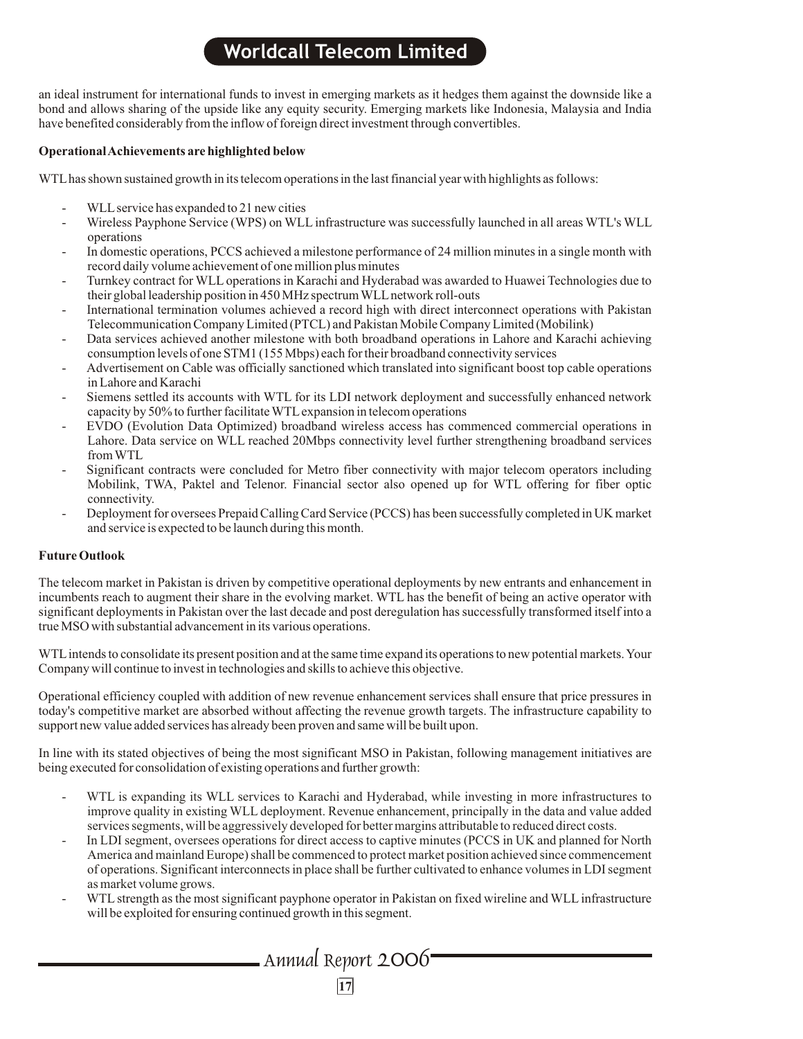an ideal instrument for international funds to invest in emerging markets as it hedges them against the downside like a bond and allows sharing of the upside like any equity security. Emerging markets like Indonesia, Malaysia and India have benefited considerably from the inflow of foreign direct investment through convertibles.

**Operational Achievements are highlighted below**

WTL has shown sustained growth in its telecom operations in the last financial year with highlights as follows:

- WLL service has expanded to 21 new cities
- Wireless Payphone Service (WPS) on WLL infrastructure was successfully launched in all areas WTL's WLL operations
- In domestic operations, PCCS achieved a milestone performance of 24 million minutes in a single month with record daily volume achievement of one million plus minutes
- Turnkey contract for WLL operations in Karachi and Hyderabad was awarded to Huawei Technologies due to their global leadership position in 450 MHz spectrum WLL network roll-outs
- International termination volumes achieved a record high with direct interconnect operations with Pakistan Telecommunication Company Limited (PTCL) and Pakistan Mobile Company Limited (Mobilink)
- Data services achieved another milestone with both broadband operations in Lahore and Karachi achieving consumption levels of one STM1 (155 Mbps) each for their broadband connectivity services
- Advertisement on Cable was officially sanctioned which translated into significant boost top cable operations in Lahore and Karachi
- Siemens settled its accounts with WTL for its LDI network deployment and successfully enhanced network capacity by 50% to further facilitate WTL expansion in telecom operations
- EVDO (Evolution Data Optimized) broadband wireless access has commenced commercial operations in Lahore. Data service on WLL reached 20Mbps connectivity level further strengthening broadband services from WTL
- Significant contracts were concluded for Metro fiber connectivity with major telecom operators including Mobilink, TWA, Paktel and Telenor. Financial sector also opened up for WTL offering for fiber optic connectivity.
- Deployment for oversees Prepaid Calling Card Service (PCCS) has been successfully completed in UK market and service is expected to be launch during this month.

**Future Outlook**

The telecom market in Pakistan is driven by competitive operational deployments by new entrants and enhancement in incumbents reach to augment their share in the evolving market. WTL has the benefit of being an active operator with significant deployments in Pakistan over the last decade and post deregulation has successfully transformed itself into a true MSO with substantial advancement in its various operations.

WTL intends to consolidate its present position and at the same time expand its operations to new potential markets. Your Company will continue to invest in technologies and skills to achieve this objective.

Operational efficiency coupled with addition of new revenue enhancement services shall ensure that price pressures in today's competitive market are absorbed without affecting the revenue growth targets. The infrastructure capability to support new value added services has already been proven and same will be built upon.

In line with its stated objectives of being the most significant MSO in Pakistan, following management initiatives are being executed for consolidation of existing operations and further growth:

- WTL is expanding its WLL services to Karachi and Hyderabad, while investing in more infrastructures to improve quality in existing WLL deployment. Revenue enhancement, principally in the data and value added services segments, will be aggressively developed for better margins attributable to reduced direct costs.
- In LDI segment, oversees operations for direct access to captive minutes (PCCS in UK and planned for North America and mainland Europe) shall be commenced to protect market position achieved since commencement of operations. Significant interconnects in place shall be further cultivated to enhance volumes in LDI segment as market volume grows.
- WTL strength as the most significant payphone operator in Pakistan on fixed wireline and WLL infrastructure will be exploited for ensuring continued growth in this segment.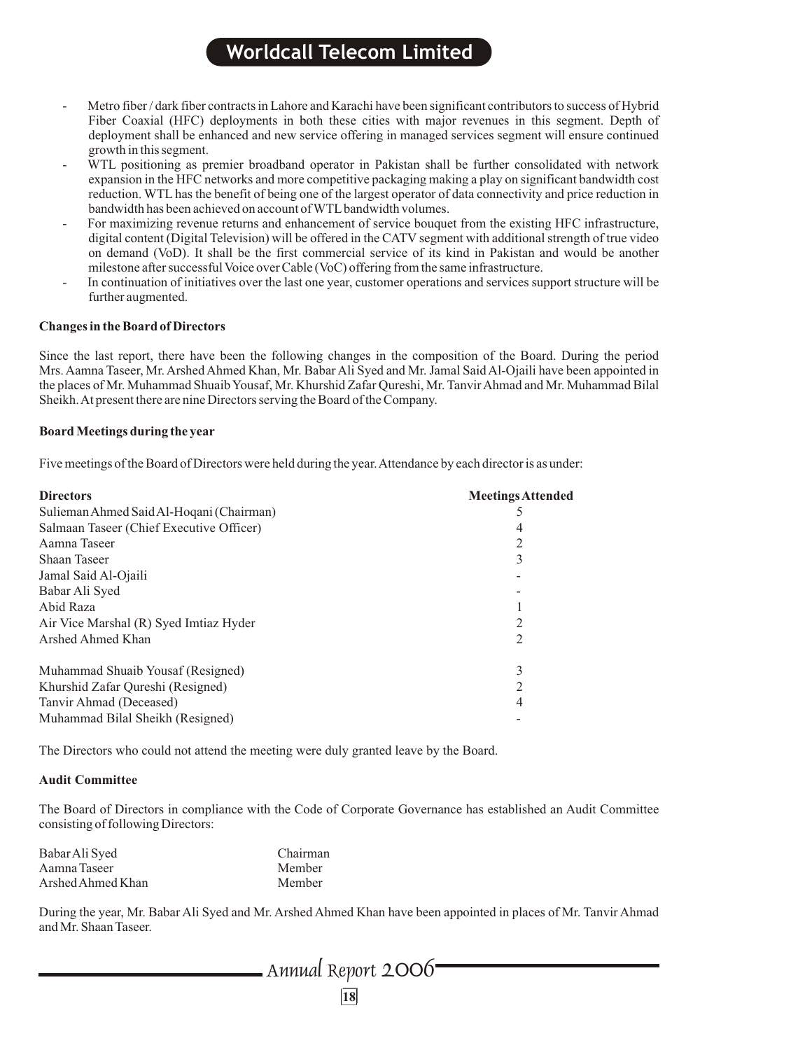- Metro fiber / dark fiber contracts in Lahore and Karachi have been significant contributors to success of Hybrid Fiber Coaxial (HFC) deployments in both these cities with major revenues in this segment. Depth of deployment shall be enhanced and new service offering in managed services segment will ensure continued growth in this segment.
- WTL positioning as premier broadband operator in Pakistan shall be further consolidated with network expansion in the HFC networks and more competitive packaging making a play on significant bandwidth cost reduction. WTL has the benefit of being one of the largest operator of data connectivity and price reduction in bandwidth has been achieved on account of WTL bandwidth volumes.
- For maximizing revenue returns and enhancement of service bouquet from the existing HFC infrastructure, digital content (Digital Television) will be offered in the CATV segment with additional strength of true video on demand (VoD). It shall be the first commercial service of its kind in Pakistan and would be another milestone after successful Voice over Cable (VoC) offering from the same infrastructure.
- In continuation of initiatives over the last one year, customer operations and services support structure will be further augmented.

**Changes in the Board of Directors**

Since the last report, there have been the following changes in the composition of the Board. During the period Mrs. Aamna Taseer, Mr. Arshed Ahmed Khan, Mr. Babar Ali Syed and Mr. Jamal Said Al-Ojaili have been appointed in the places of Mr. Muhammad Shuaib Yousaf, Mr. Khurshid Zafar Qureshi, Mr. Tanvir Ahmad and Mr. Muhammad Bilal Sheikh. At present there are nine Directors serving the Board of the Company.

**Board Meetings during the year**

Five meetings of the Board of Directors were held during the year. Attendance by each director is as under:

| Directors | Meetings Attended |
|---|---|
| Sulieman Ahmed Said Al-Hoqani (Chairman) | 5 |
| Salmaan Taseer (Chief Executive Officer) | 4 |
| Aamna Taseer | 2 |
| Shaan Taseer | 3 |
| Jamal Said Al-Ojaili | - |
| Babar Ali Syed | - |
| Abid Raza | 1 |
| Air Vice Marshal (R) Syed Imtiaz Hyder | 2 |
| Arshed Ahmed Khan | 2 |
| Muhammad Shuaib Yousaf (Resigned) | 3 |
| Khurshid Zafar Qureshi (Resigned) | 2 |
| Tanvir Ahmad (Deceased) | 4 |
| Muhammad Bilal Sheikh (Resigned) | - |

The Directors who could not attend the meeting were duly granted leave by the Board.

**Audit Committee**

The Board of Directors in compliance with the Code of Corporate Governance has established an Audit Committee consisting of following Directors:

| | |
|---|---|
| Babar Ali Syed | Chairman |
| Aamna Taseer | Member |
| Arshed Ahmed Khan | Member |

During the year, Mr. Babar Ali Syed and Mr. Arshed Ahmed Khan have been appointed in places of Mr. Tanvir Ahmad and Mr. Shaan Taseer.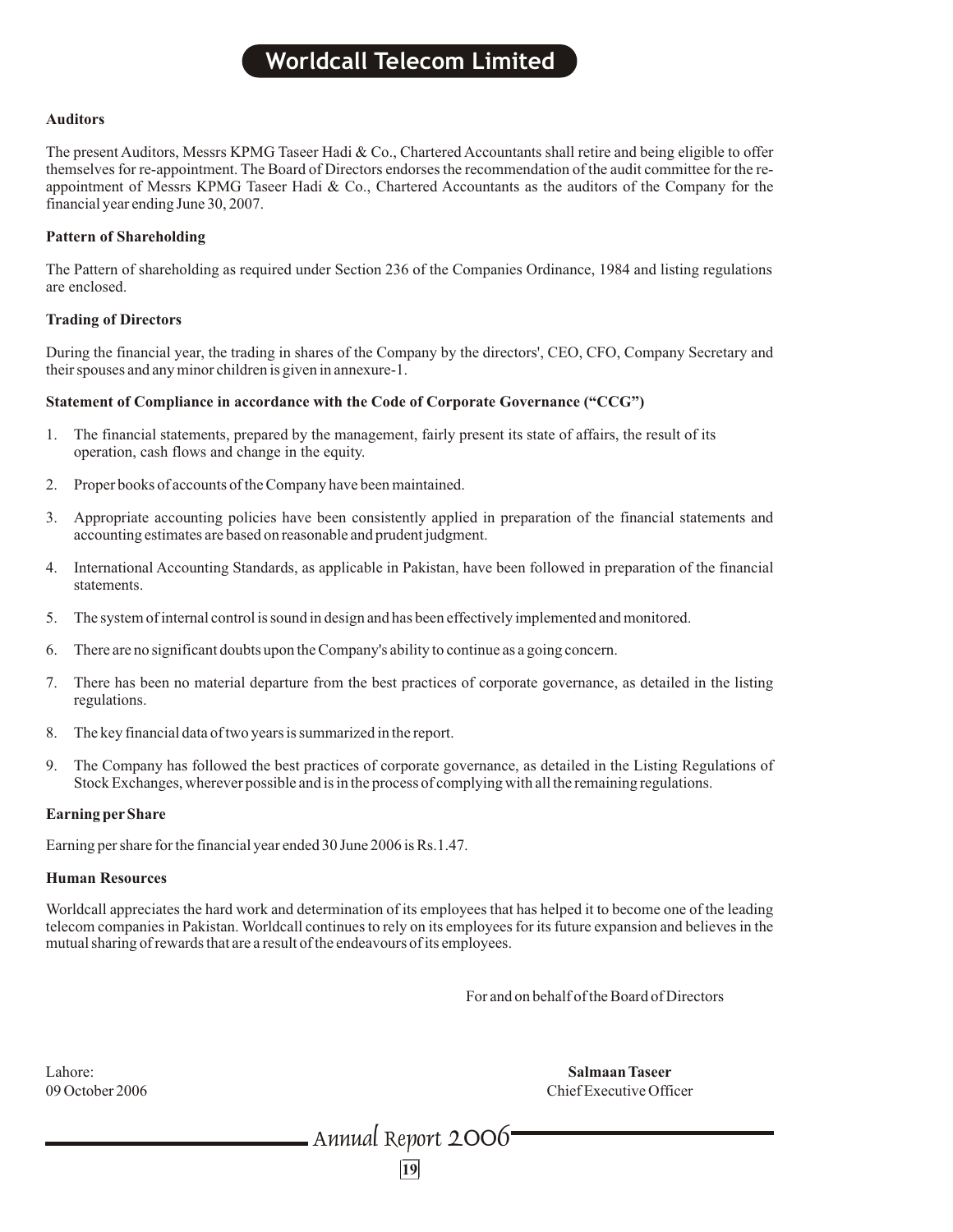### Auditors

The present Auditors, Messrs KPMG Taseer Hadi & Co., Chartered Accountants shall retire and being eligible to offer themselves for re-appointment. The Board of Directors endorses the recommendation of the audit committee for the re-appointment of Messrs KPMG Taseer Hadi & Co., Chartered Accountants as the auditors of the Company for the financial year ending June 30, 2007.

### Pattern of Shareholding

The Pattern of shareholding as required under Section 236 of the Companies Ordinance, 1984 and listing regulations are enclosed.

### Trading of Directors

During the financial year, the trading in shares of the Company by the directors', CEO, CFO, Company Secretary and their spouses and any minor children is given in annexure-1.

### Statement of Compliance in accordance with the Code of Corporate Governance ("CCG")

1. The financial statements, prepared by the management, fairly present its state of affairs, the result of its operation, cash flows and change in the equity.
2. Proper books of accounts of the Company have been maintained.
3. Appropriate accounting policies have been consistently applied in preparation of the financial statements and accounting estimates are based on reasonable and prudent judgment.
4. International Accounting Standards, as applicable in Pakistan, have been followed in preparation of the financial statements.
5. The system of internal control is sound in design and has been effectively implemented and monitored.
6. There are no significant doubts upon the Company's ability to continue as a going concern.
7. There has been no material departure from the best practices of corporate governance, as detailed in the listing regulations.
8. The key financial data of two years is summarized in the report.
9. The Company has followed the best practices of corporate governance, as detailed in the Listing Regulations of Stock Exchanges, wherever possible and is in the process of complying with all the remaining regulations.

### Earning per Share

Earning per share for the financial year ended 30 June 2006 is Rs.1.47.

### Human Resources

Worldcall appreciates the hard work and determination of its employees that has helped it to become one of the leading telecom companies in Pakistan. Worldcall continues to rely on its employees for its future expansion and believes in the mutual sharing of rewards that are a result of the endeavours of its employees.

For and on behalf of the Board of Directors

Lahore:
09 October 2006

**Salmaan Taseer**
Chief Executive Officer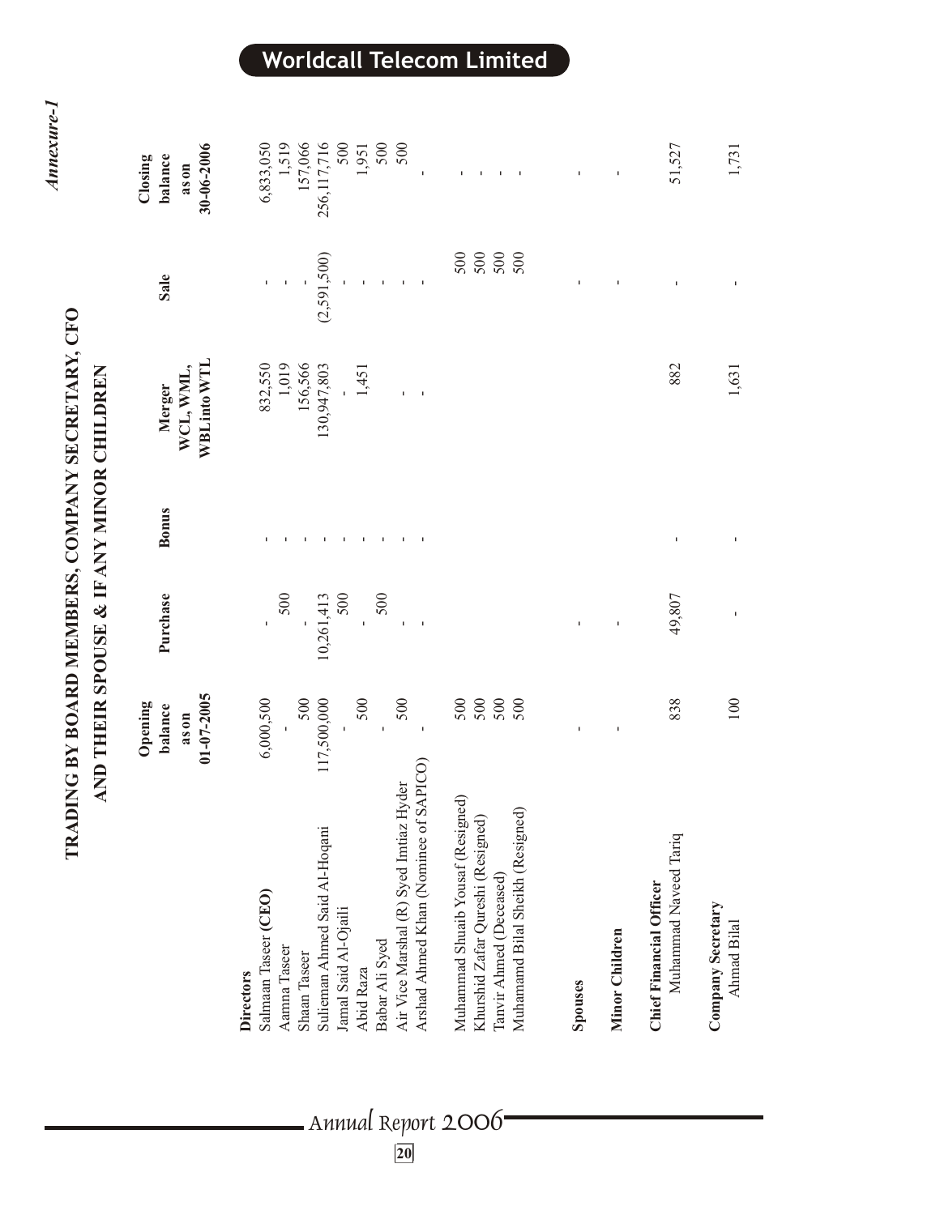*Annexure-1*

# TRADING BY BOARD MEMBERS, COMPANY SECRETARY, CFO AND THEIR SPOUSE & IF ANY MINOR CHILDREN

| | Opening balance as on 01-07-2005 | Purchase | Bonus | Merger WCL, WML, WBL into WTL | Sale | Closing balance as on 30-06-2006 |
|---|---|---|---|---|---|---|
| **Directors** | | | | | | |
| Salmaan Taseer **(CEO)** | 6,000,500 | - | - | 832,550 | - | 6,833,050 |
| Aamna Taseer | - | 500 | - | 1,019 | - | 1,519 |
| Shaan Taseer | 500 | - | - | 156,566 | - | 157,066 |
| Sulieman Ahmed Said Al-Hoqani | 117,500,000 | 10,261,413 | - | 130,947,803 | (2,591,500) | 256,117,716 |
| Jamal Said Al-Ojaili | - | 500 | - | - | - | 500 |
| Abid Raza | 500 | - | - | 1,451 | - | 1,951 |
| Babar Ali Syed | - | 500 | - | | - | 500 |
| Air Vice Marshal (R) Syed Imtiaz Hyder | 500 | - | - | - | - | 500 |
| Arshad Ahmed Khan (Nominee of SAPICO) | - | - | - | - | - | - |
| | | | | | | |
| Muhammad Shuaib Yousaf (Resigned) | 500 | | | | 500 | - |
| Khurshid Zafar Qureshi (Resigned) | 500 | | | | 500 | - |
| Tanvir Ahmed (Deceased) | 500 | | | | 500 | - |
| Muhamamd Bilal Sheikh (Resigned) | 500 | | | | 500 | - |
| | | | | | | |
| **Spouses** | - | - | | | - | - |
| | | | | | | |
| **Minor Children** | - | - | | | - | - |
| | | | | | | |
| **Chief Financial Officer** | | | | | | |
| Muhammad Naveed Tariq | 838 | 49,807 | - | 882 | - | 51,527 |
| | | | | | | |
| **Company Secretary** | | | | | | |
| Ahmad Bilal | 100 | - | - | 1,631 | - | 1,731 |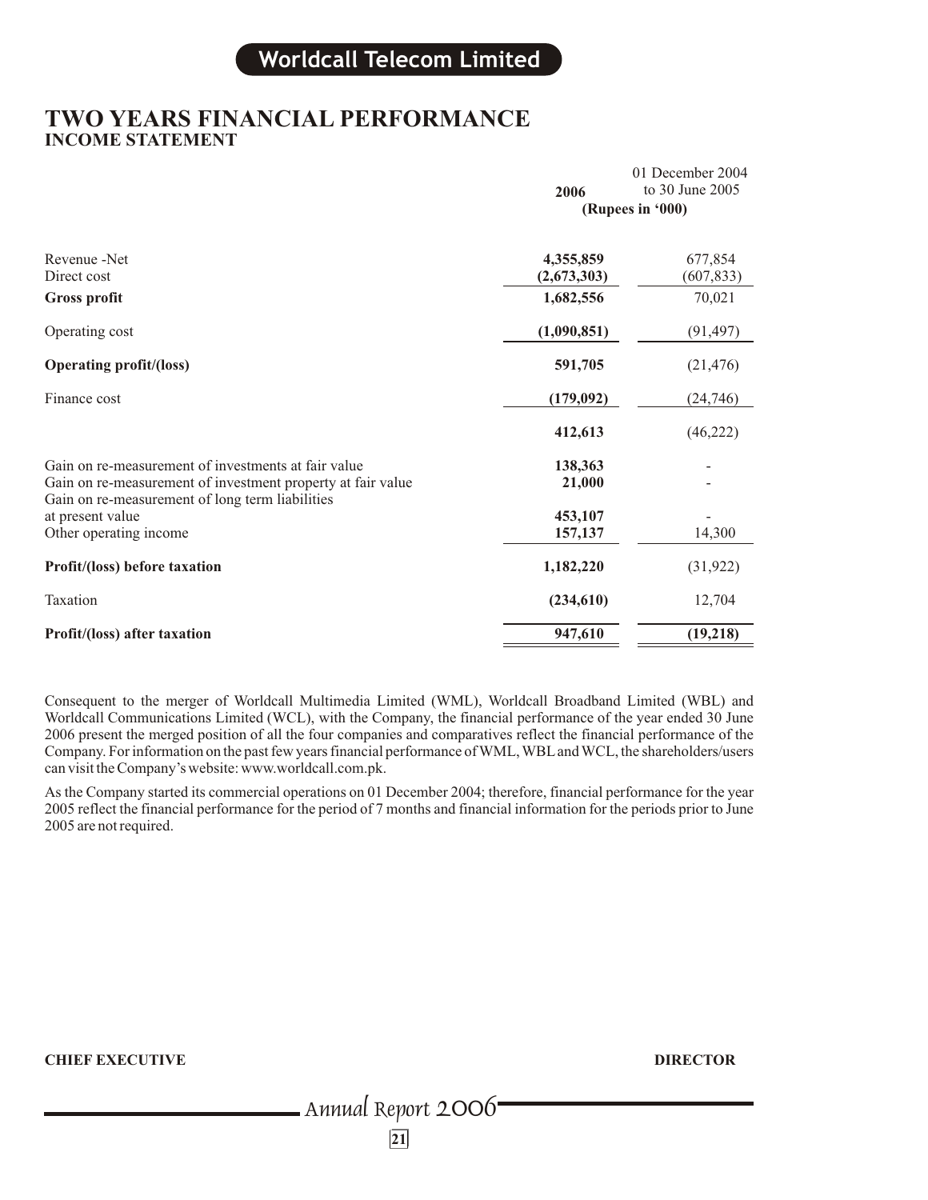# TWO YEARS FINANCIAL PERFORMANCE
## INCOME STATEMENT

| | 2006 | 01 December 2004 to 30 June 2005 |
|---|---|---|
| | (Rupees in '000) | |
| Revenue -Net | **4,355,859** | 677,854 |
| Direct cost | **(2,673,303)** | (607,833) |
| **Gross profit** | **1,682,556** | 70,021 |
| Operating cost | **(1,090,851)** | (91,497) |
| **Operating profit/(loss)** | **591,705** | (21,476) |
| Finance cost | **(179,092)** | (24,746) |
| | **412,613** | (46,222) |
| Gain on re-measurement of investments at fair value | **138,363** | - |
| Gain on re-measurement of investment property at fair value | **21,000** | - |
| Gain on re-measurement of long term liabilities at present value | **453,107** | - |
| Other operating income | **157,137** | 14,300 |
| **Profit/(loss) before taxation** | **1,182,220** | (31,922) |
| Taxation | **(234,610)** | 12,704 |
| **Profit/(loss) after taxation** | **947,610** | **(19,218)** |

Consequent to the merger of Worldcall Multimedia Limited (WML), Worldcall Broadband Limited (WBL) and Worldcall Communications Limited (WCL), with the Company, the financial performance of the year ended 30 June 2006 present the merged position of all the four companies and comparatives reflect the financial performance of the Company. For information on the past few years financial performance of WML, WBL and WCL, the shareholders/users can visit the Company's website: www.worldcall.com.pk.

As the Company started its commercial operations on 01 December 2004; therefore, financial performance for the year 2005 reflect the financial performance for the period of 7 months and financial information for the periods prior to June 2005 are not required.

**CHIEF EXECUTIVE** **DIRECTOR**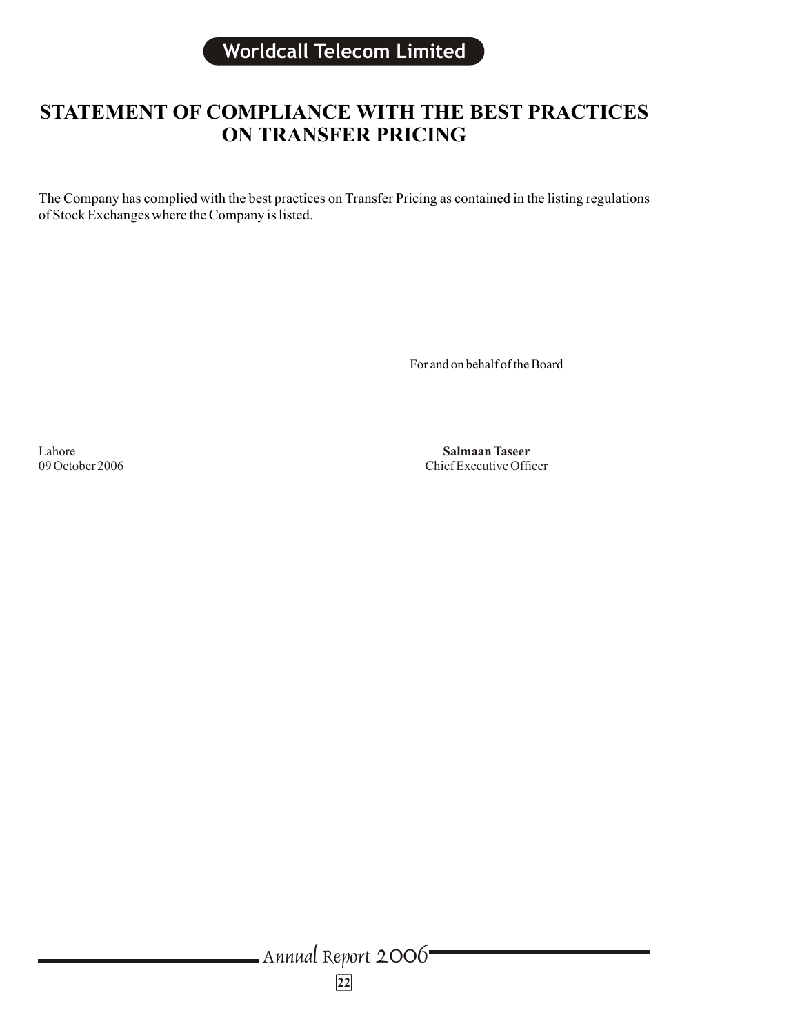# STATEMENT OF COMPLIANCE WITH THE BEST PRACTICES ON TRANSFER PRICING

The Company has complied with the best practices on Transfer Pricing as contained in the listing regulations of Stock Exchanges where the Company is listed.

For and on behalf of the Board

Lahore
09 October 2006

**Salmaan Taseer**
Chief Executive Officer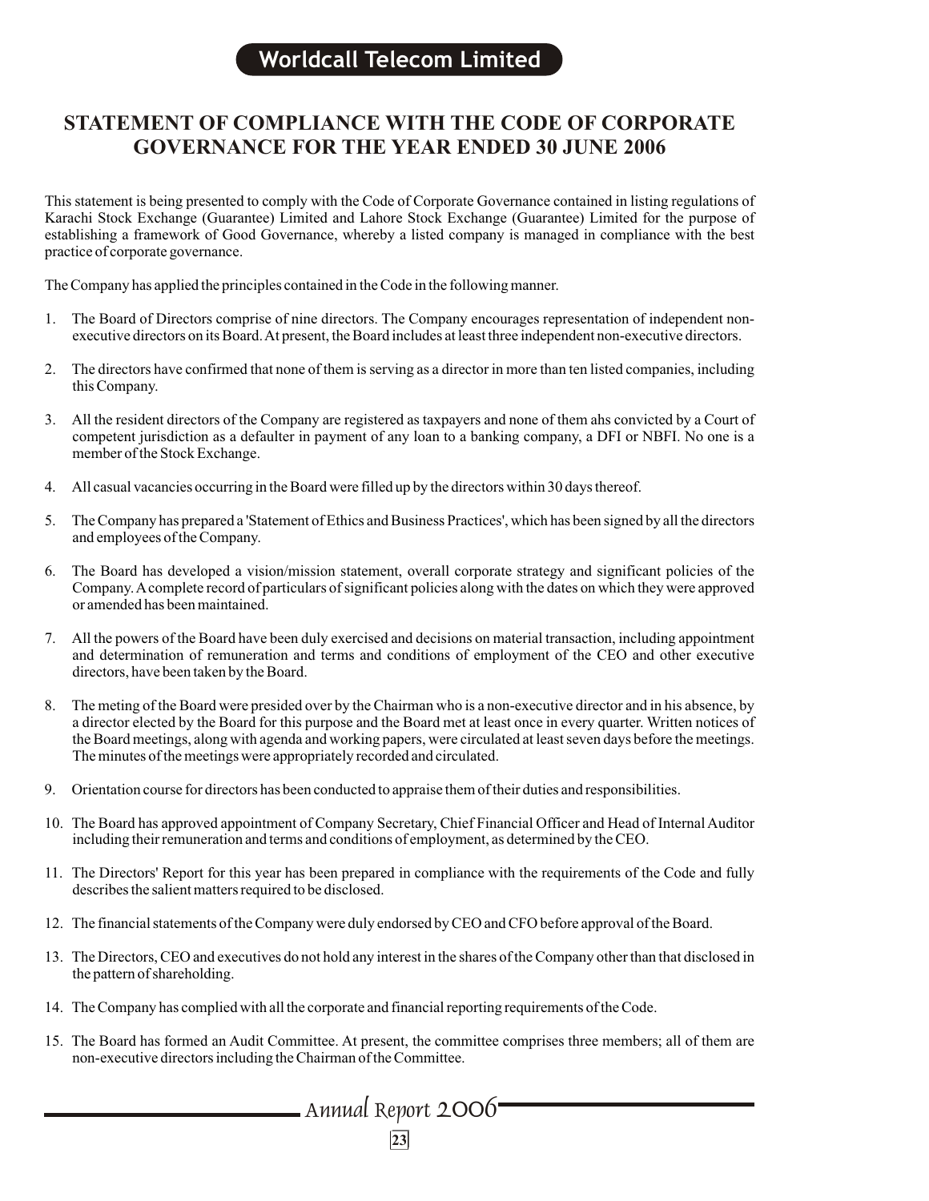# STATEMENT OF COMPLIANCE WITH THE CODE OF CORPORATE GOVERNANCE FOR THE YEAR ENDED 30 JUNE 2006

This statement is being presented to comply with the Code of Corporate Governance contained in listing regulations of Karachi Stock Exchange (Guarantee) Limited and Lahore Stock Exchange (Guarantee) Limited for the purpose of establishing a framework of Good Governance, whereby a listed company is managed in compliance with the best practice of corporate governance.

The Company has applied the principles contained in the Code in the following manner.

1. The Board of Directors comprise of nine directors. The Company encourages representation of independent non-executive directors on its Board. At present, the Board includes at least three independent non-executive directors.

2. The directors have confirmed that none of them is serving as a director in more than ten listed companies, including this Company.

3. All the resident directors of the Company are registered as taxpayers and none of them ahs convicted by a Court of competent jurisdiction as a defaulter in payment of any loan to a banking company, a DFI or NBFI. No one is a member of the Stock Exchange.

4. All casual vacancies occurring in the Board were filled up by the directors within 30 days thereof.

5. The Company has prepared a 'Statement of Ethics and Business Practices', which has been signed by all the directors and employees of the Company.

6. The Board has developed a vision/mission statement, overall corporate strategy and significant policies of the Company. A complete record of particulars of significant policies along with the dates on which they were approved or amended has been maintained.

7. All the powers of the Board have been duly exercised and decisions on material transaction, including appointment and determination of remuneration and terms and conditions of employment of the CEO and other executive directors, have been taken by the Board.

8. The meting of the Board were presided over by the Chairman who is a non-executive director and in his absence, by a director elected by the Board for this purpose and the Board met at least once in every quarter. Written notices of the Board meetings, along with agenda and working papers, were circulated at least seven days before the meetings. The minutes of the meetings were appropriately recorded and circulated.

9. Orientation course for directors has been conducted to appraise them of their duties and responsibilities.

10. The Board has approved appointment of Company Secretary, Chief Financial Officer and Head of Internal Auditor including their remuneration and terms and conditions of employment, as determined by the CEO.

11. The Directors' Report for this year has been prepared in compliance with the requirements of the Code and fully describes the salient matters required to be disclosed.

12. The financial statements of the Company were duly endorsed by CEO and CFO before approval of the Board.

13. The Directors, CEO and executives do not hold any interest in the shares of the Company other than that disclosed in the pattern of shareholding.

14. The Company has complied with all the corporate and financial reporting requirements of the Code.

15. The Board has formed an Audit Committee. At present, the committee comprises three members; all of them are non-executive directors including the Chairman of the Committee.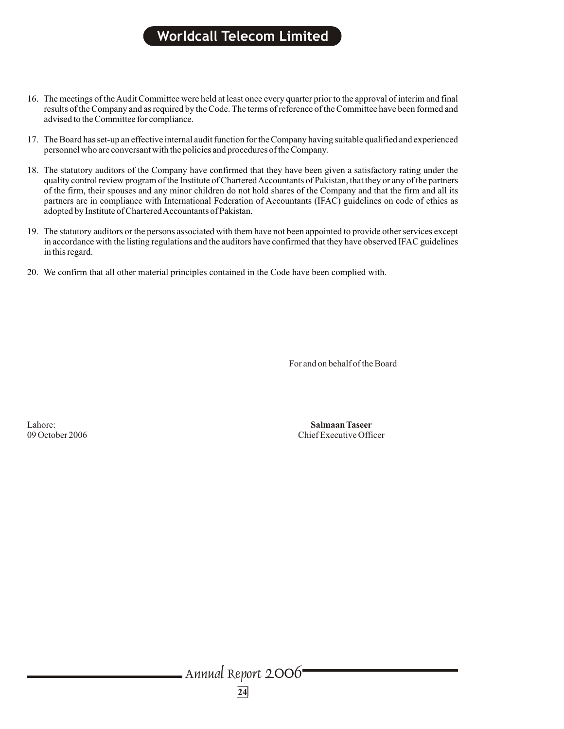16. The meetings of the Audit Committee were held at least once every quarter prior to the approval of interim and final results of the Company and as required by the Code. The terms of reference of the Committee have been formed and advised to the Committee for compliance.

17. The Board has set-up an effective internal audit function for the Company having suitable qualified and experienced personnel who are conversant with the policies and procedures of the Company.

18. The statutory auditors of the Company have confirmed that they have been given a satisfactory rating under the quality control review program of the Institute of Chartered Accountants of Pakistan, that they or any of the partners of the firm, their spouses and any minor children do not hold shares of the Company and that the firm and all its partners are in compliance with International Federation of Accountants (IFAC) guidelines on code of ethics as adopted by Institute of Chartered Accountants of Pakistan.

19. The statutory auditors or the persons associated with them have not been appointed to provide other services except in accordance with the listing regulations and the auditors have confirmed that they have observed IFAC guidelines in this regard.

20. We confirm that all other material principles contained in the Code have been complied with.

For and on behalf of the Board

Lahore:
09 October 2006

**Salmaan Taseer**
Chief Executive Officer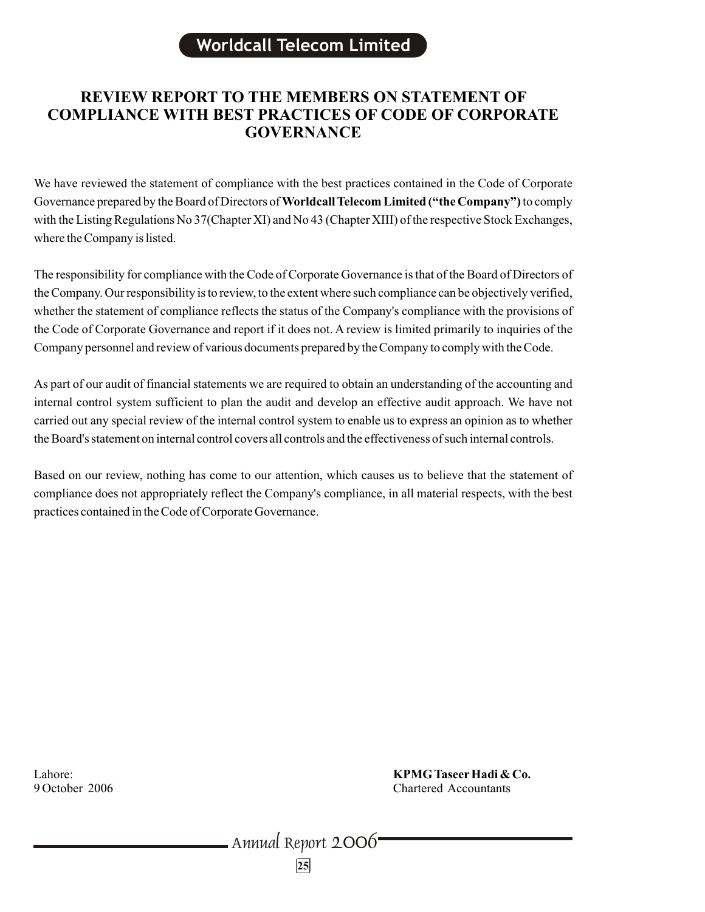# REVIEW REPORT TO THE MEMBERS ON STATEMENT OF COMPLIANCE WITH BEST PRACTICES OF CODE OF CORPORATE GOVERNANCE

We have reviewed the statement of compliance with the best practices contained in the Code of Corporate Governance prepared by the Board of Directors of **Worldcall Telecom Limited ("the Company")** to comply with the Listing Regulations No 37(Chapter XI) and No 43 (Chapter XIII) of the respective Stock Exchanges, where the Company is listed.

The responsibility for compliance with the Code of Corporate Governance is that of the Board of Directors of the Company. Our responsibility is to review, to the extent where such compliance can be objectively verified, whether the statement of compliance reflects the status of the Company's compliance with the provisions of the Code of Corporate Governance and report if it does not. A review is limited primarily to inquiries of the Company personnel and review of various documents prepared by the Company to comply with the Code.

As part of our audit of financial statements we are required to obtain an understanding of the accounting and internal control system sufficient to plan the audit and develop an effective audit approach. We have not carried out any special review of the internal control system to enable us to express an opinion as to whether the Board's statement on internal control covers all controls and the effectiveness of such internal controls.

Based on our review, nothing has come to our attention, which causes us to believe that the statement of compliance does not appropriately reflect the Company's compliance, in all material respects, with the best practices contained in the Code of Corporate Governance.

Lahore:
9 October 2006

**KPMG Taseer Hadi & Co.**
Chartered Accountants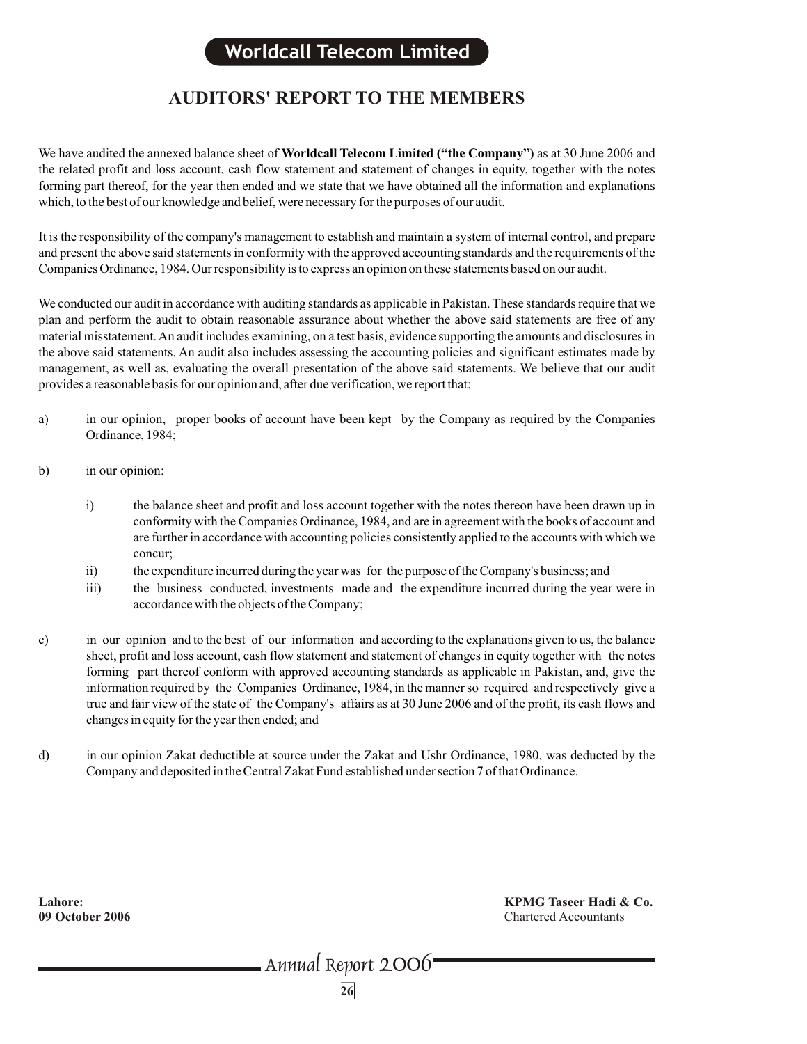# AUDITORS' REPORT TO THE MEMBERS

We have audited the annexed balance sheet of **Worldcall Telecom Limited ("the Company")** as at 30 June 2006 and the related profit and loss account, cash flow statement and statement of changes in equity, together with the notes forming part thereof, for the year then ended and we state that we have obtained all the information and explanations which, to the best of our knowledge and belief, were necessary for the purposes of our audit.

It is the responsibility of the company's management to establish and maintain a system of internal control, and prepare and present the above said statements in conformity with the approved accounting standards and the requirements of the Companies Ordinance, 1984. Our responsibility is to express an opinion on these statements based on our audit.

We conducted our audit in accordance with auditing standards as applicable in Pakistan. These standards require that we plan and perform the audit to obtain reasonable assurance about whether the above said statements are free of any material misstatement. An audit includes examining, on a test basis, evidence supporting the amounts and disclosures in the above said statements. An audit also includes assessing the accounting policies and significant estimates made by management, as well as, evaluating the overall presentation of the above said statements. We believe that our audit provides a reasonable basis for our opinion and, after due verification, we report that:

a) in our opinion, proper books of account have been kept by the Company as required by the Companies Ordinance, 1984;

b) in our opinion:

   i) the balance sheet and profit and loss account together with the notes thereon have been drawn up in conformity with the Companies Ordinance, 1984, and are in agreement with the books of account and are further in accordance with accounting policies consistently applied to the accounts with which we concur;

   ii) the expenditure incurred during the year was for the purpose of the Company's business; and

   iii) the business conducted, investments made and the expenditure incurred during the year were in accordance with the objects of the Company;

c) in our opinion and to the best of our information and according to the explanations given to us, the balance sheet, profit and loss account, cash flow statement and statement of changes in equity together with the notes forming part thereof conform with approved accounting standards as applicable in Pakistan, and, give the information required by the Companies Ordinance, 1984, in the manner so required and respectively give a true and fair view of the state of the Company's affairs as at 30 June 2006 and of the profit, its cash flows and changes in equity for the year then ended; and

d) in our opinion Zakat deductible at source under the Zakat and Ushr Ordinance, 1980, was deducted by the Company and deposited in the Central Zakat Fund established under section 7 of that Ordinance.

**Lahore:**
**09 October 2006**

**KPMG Taseer Hadi & Co.**
Chartered Accountants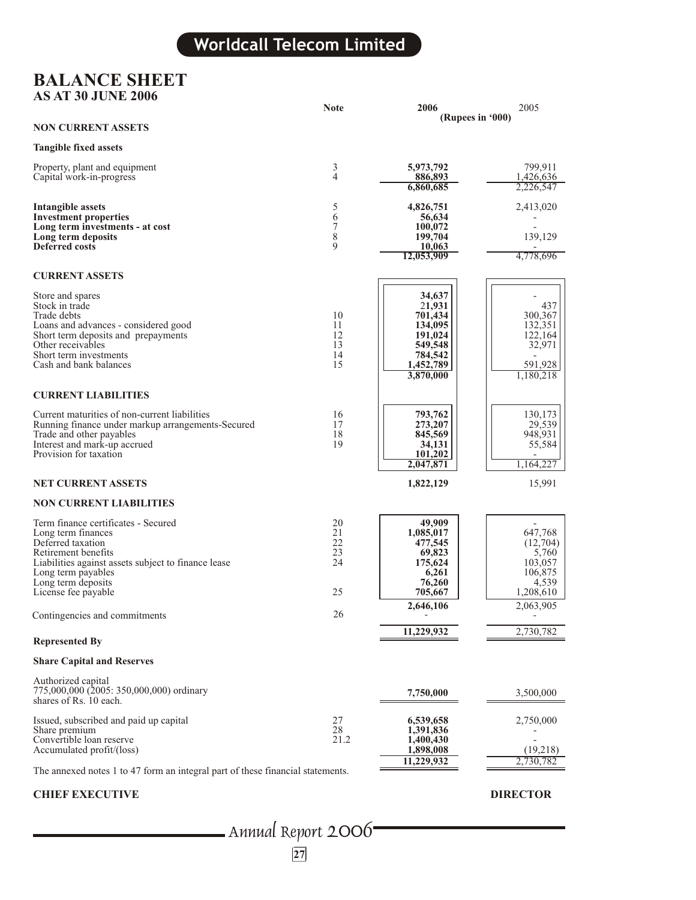# Worldcall Telecom Limited

## BALANCE SHEET
### AS AT 30 JUNE 2006

| | Note | 2006 | 2005 |
|---|---|---|---|
| | | (Rupees in '000) | |
| **NON CURRENT ASSETS** | | | |
| **Tangible fixed assets** | | | |
| Property, plant and equipment | 3 | 5,973,792 | 799,911 |
| Capital work-in-progress | 4 | 886,893 | 1,426,636 |
| | | 6,860,685 | 2,226,547 |
| **Intangible assets** | 5 | 4,826,751 | 2,413,020 |
| **Investment properties** | 6 | 56,634 | - |
| **Long term investments - at cost** | 7 | 100,072 | - |
| **Long term deposits** | 8 | 199,704 | 139,129 |
| **Deferred costs** | 9 | 10,063 | - |
| | | 12,053,909 | 4,778,696 |
| **CURRENT ASSETS** | | | |
| Store and spares | | 34,637 | - |
| Stock in trade | | 21,931 | 437 |
| Trade debts | 10 | 701,434 | 300,367 |
| Loans and advances - considered good | 11 | 134,095 | 132,351 |
| Short term deposits and prepayments | 12 | 191,024 | 122,164 |
| Other receivables | 13 | 549,548 | 32,971 |
| Short term investments | 14 | 784,542 | - |
| Cash and bank balances | 15 | 1,452,789 | 591,928 |
| | | 3,870,000 | 1,180,218 |
| **CURRENT LIABILITIES** | | | |
| Current maturities of non-current liabilities | 16 | 793,762 | 130,173 |
| Running finance under markup arrangements-Secured | 17 | 273,207 | 29,539 |
| Trade and other payables | 18 | 845,569 | 948,931 |
| Interest and mark-up accrued | 19 | 34,131 | 55,584 |
| Provision for taxation | | 101,202 | - |
| | | 2,047,871 | 1,164,227 |
| **NET CURRENT ASSETS** | | 1,822,129 | 15,991 |
| **NON CURRENT LIABILITIES** | | | |
| Term finance certificates - Secured | 20 | 49,909 | - |
| Long term finances | 21 | 1,085,017 | 647,768 |
| Deferred taxation | 22 | 477,545 | (12,704) |
| Retirement benefits | 23 | 69,823 | 5,760 |
| Liabilities against assets subject to finance lease | 24 | 175,624 | 103,057 |
| Long term payables | | 6,261 | 106,875 |
| Long term deposits | | 76,260 | 4,539 |
| License fee payable | 25 | 705,667 | 1,208,610 |
| | | 2,646,106 | 2,063,905 |
| Contingencies and commitments | 26 | - | - |
| | | 11,229,932 | 2,730,782 |
| **Represented By** | | | |
| **Share Capital and Reserves** | | | |
| Authorized capital 775,000,000 (2005: 350,000,000) ordinary shares of Rs. 10 each. | | 7,750,000 | 3,500,000 |
| Issued, subscribed and paid up capital | 27 | 6,539,658 | 2,750,000 |
| Share premium | 28 | 1,391,836 | - |
| Convertible loan reserve | 21.2 | 1,400,430 | - |
| Accumulated profit/(loss) | | 1,898,008 | (19,218) |
| | | 11,229,932 | 2,730,782 |

The annexed notes 1 to 47 form an integral part of these financial statements.

**CHIEF EXECUTIVE** **DIRECTOR**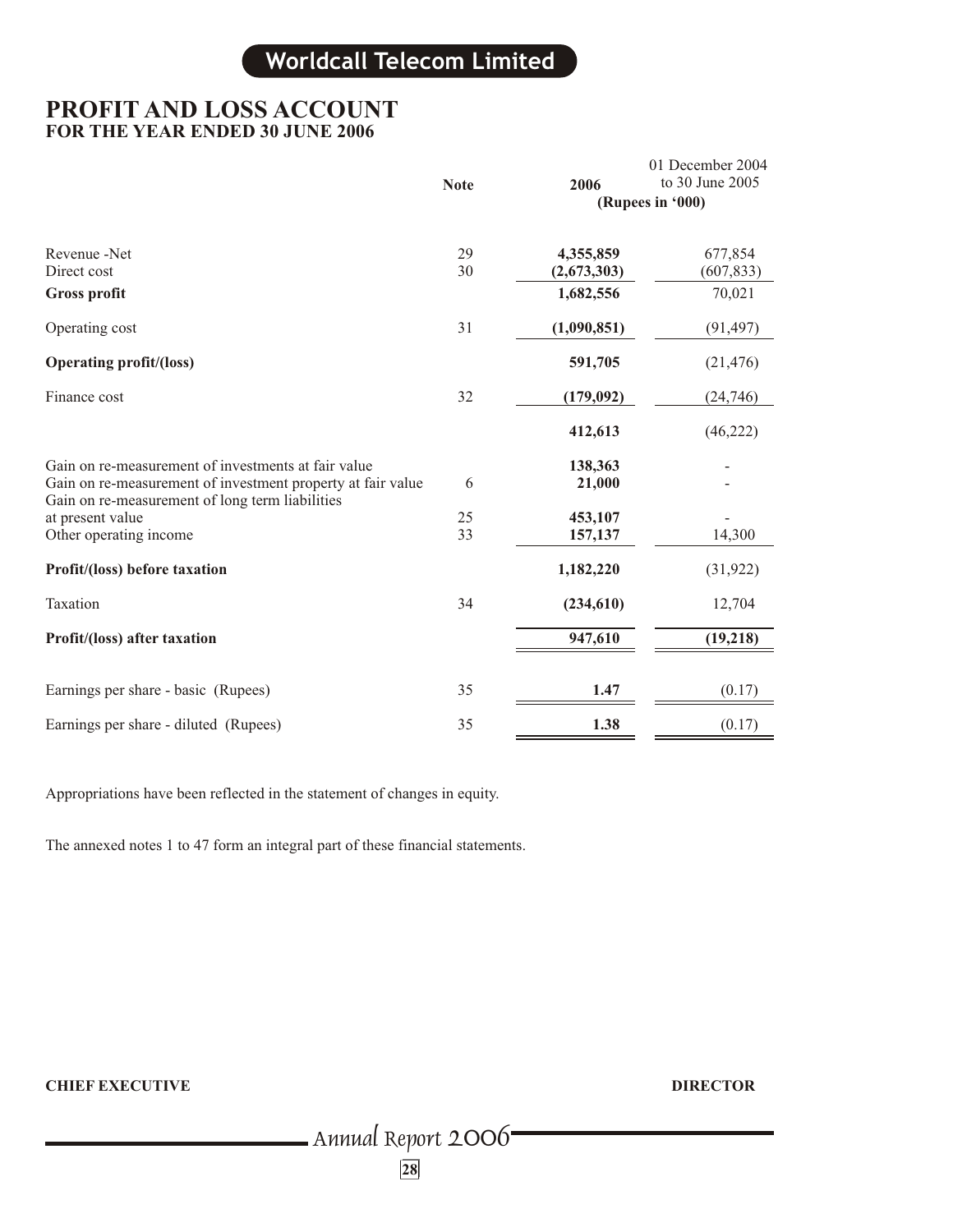# PROFIT AND LOSS ACCOUNT

## FOR THE YEAR ENDED 30 JUNE 2006

| | Note | 2006 | 01 December 2004 to 30 June 2005 |
|---|---|---|---|
| | | (Rupees in '000) | |
| Revenue -Net | 29 | **4,355,859** | 677,854 |
| Direct cost | 30 | **(2,673,303)** | (607,833) |
| **Gross profit** | | **1,682,556** | 70,021 |
| Operating cost | 31 | **(1,090,851)** | (91,497) |
| **Operating profit/(loss)** | | **591,705** | (21,476) |
| Finance cost | 32 | **(179,092)** | (24,746) |
| | | **412,613** | (46,222) |
| Gain on re-measurement of investments at fair value | | **138,363** | - |
| Gain on re-measurement of investment property at fair value | 6 | **21,000** | - |
| Gain on re-measurement of long term liabilities at present value | 25 | **453,107** | - |
| Other operating income | 33 | **157,137** | 14,300 |
| **Profit/(loss) before taxation** | | **1,182,220** | (31,922) |
| Taxation | 34 | **(234,610)** | 12,704 |
| **Profit/(loss) after taxation** | | **947,610** | **(19,218)** |
| Earnings per share - basic (Rupees) | 35 | **1.47** | (0.17) |
| Earnings per share - diluted (Rupees) | 35 | **1.38** | (0.17) |

Appropriations have been reflected in the statement of changes in equity.

The annexed notes 1 to 47 form an integral part of these financial statements.

**CHIEF EXECUTIVE** **DIRECTOR**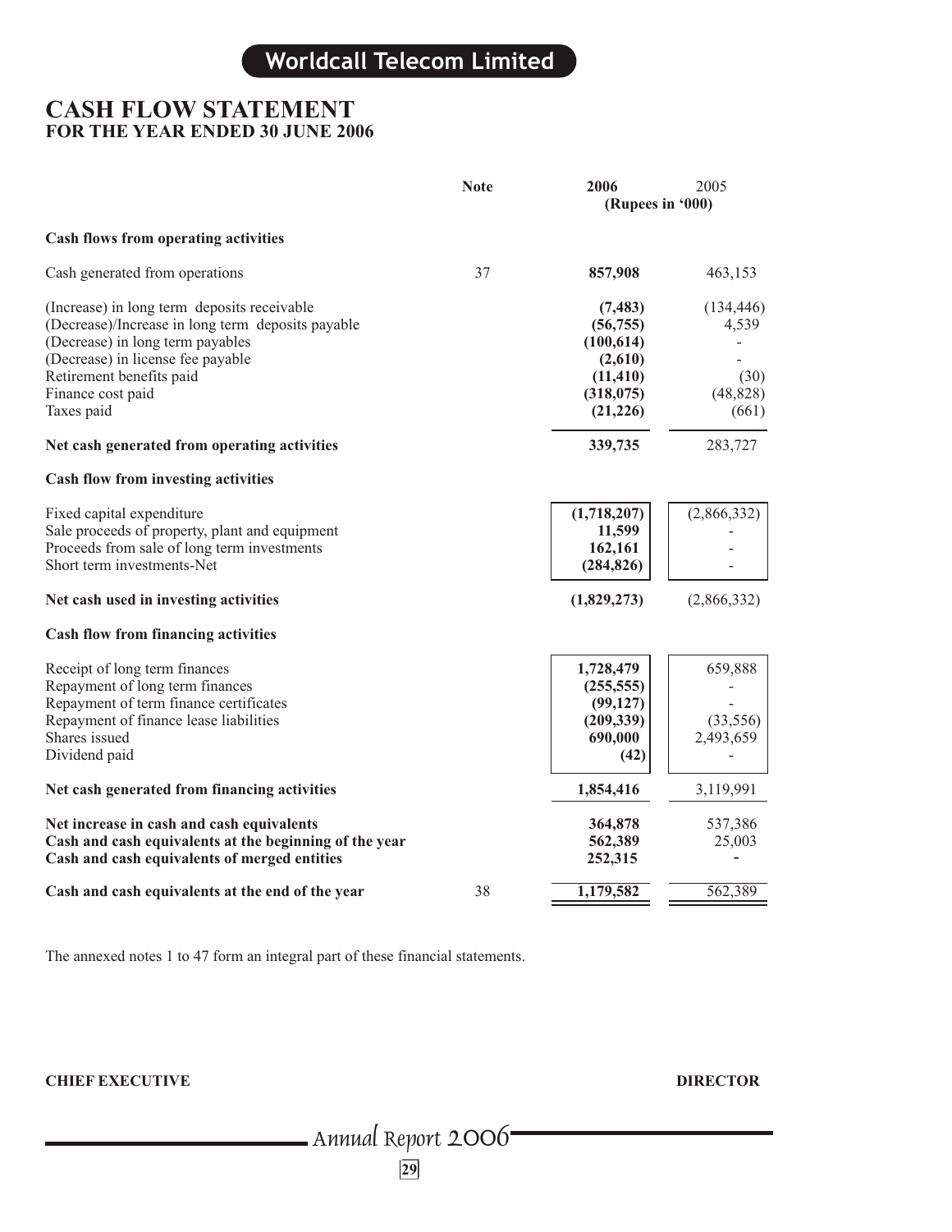# CASH FLOW STATEMENT
## FOR THE YEAR ENDED 30 JUNE 2006

| | Note | 2006 | 2005 |
|---|---|---|---|
| | | (Rupees in '000) | |
| **Cash flows from operating activities** | | | |
| Cash generated from operations | 37 | **857,908** | 463,153 |
| (Increase) in long term deposits receivable | | **(7,483)** | (134,446) |
| (Decrease)/Increase in long term deposits payable | | **(56,755)** | 4,539 |
| (Decrease) in long term payables | | **(100,614)** | - |
| (Decrease) in license fee payable | | **(2,610)** | - |
| Retirement benefits paid | | **(11,410)** | (30) |
| Finance cost paid | | **(318,075)** | (48,828) |
| Taxes paid | | **(21,226)** | (661) |
| **Net cash generated from operating activities** | | **339,735** | 283,727 |
| **Cash flow from investing activities** | | | |
| Fixed capital expenditure | | **(1,718,207)** | (2,866,332) |
| Sale proceeds of property, plant and equipment | | **11,599** | - |
| Proceeds from sale of long term investments | | **162,161** | - |
| Short term investments-Net | | **(284,826)** | - |
| **Net cash used in investing activities** | | **(1,829,273)** | (2,866,332) |
| **Cash flow from financing activities** | | | |
| Receipt of long term finances | | **1,728,479** | 659,888 |
| Repayment of long term finances | | **(255,555)** | - |
| Repayment of term finance certificates | | **(99,127)** | - |
| Repayment of finance lease liabilities | | **(209,339)** | (33,556) |
| Shares issued | | **690,000** | 2,493,659 |
| Dividend paid | | **(42)** | - |
| **Net cash generated from financing activities** | | **1,854,416** | 3,119,991 |
| **Net increase in cash and cash equivalents** | | **364,878** | 537,386 |
| **Cash and cash equivalents at the beginning of the year** | | **562,389** | 25,003 |
| **Cash and cash equivalents of merged entities** | | **252,315** | - |
| **Cash and cash equivalents at the end of the year** | 38 | **1,179,582** | 562,389 |

The annexed notes 1 to 47 form an integral part of these financial statements.

**CHIEF EXECUTIVE** **DIRECTOR**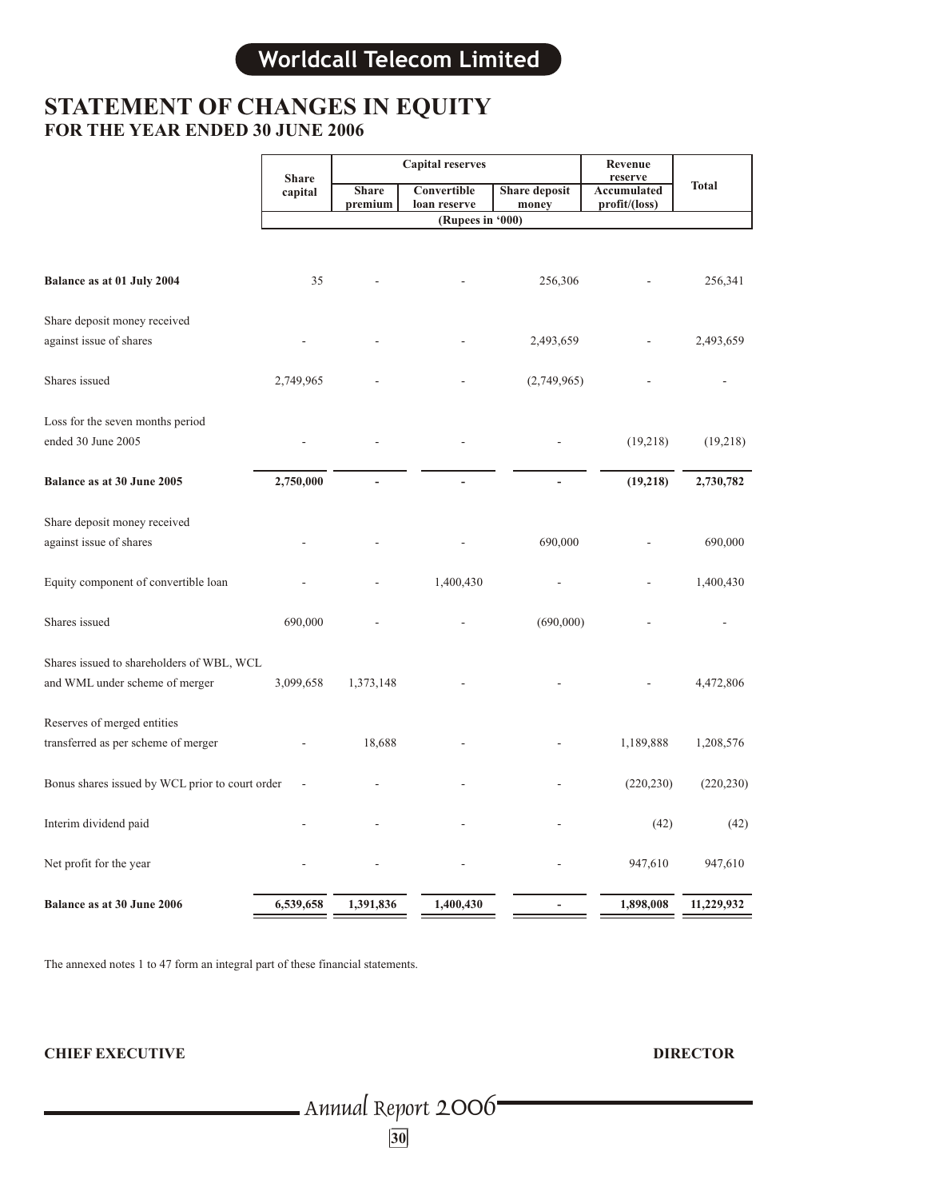# STATEMENT OF CHANGES IN EQUITY
## FOR THE YEAR ENDED 30 JUNE 2006

| | Share capital | Capital reserves | | | Revenue reserve | Total |
|---|---|---|---|---|---|---|
| | | Share premium | Convertible loan reserve | Share deposit money | Accumulated profit/(loss) | |
| | (Rupees in '000) | | | | | |
| **Balance as at 01 July 2004** | 35 | - | - | 256,306 | - | 256,341 |
| Share deposit money received against issue of shares | - | - | - | 2,493,659 | - | 2,493,659 |
| Shares issued | 2,749,965 | - | - | (2,749,965) | - | - |
| Loss for the seven months period ended 30 June 2005 | - | - | - | - | (19,218) | (19,218) |
| **Balance as at 30 June 2005** | **2,750,000** | **-** | **-** | **-** | **(19,218)** | **2,730,782** |
| Share deposit money received against issue of shares | - | - | - | 690,000 | - | 690,000 |
| Equity component of convertible loan | - | - | 1,400,430 | - | - | 1,400,430 |
| Shares issued | 690,000 | - | - | (690,000) | - | - |
| Shares issued to shareholders of WBL, WCL and WML under scheme of merger | 3,099,658 | 1,373,148 | - | - | - | 4,472,806 |
| Reserves of merged entities transferred as per scheme of merger | - | 18,688 | - | - | 1,189,888 | 1,208,576 |
| Bonus shares issued by WCL prior to court order | - | - | - | - | (220,230) | (220,230) |
| Interim dividend paid | - | - | - | - | (42) | (42) |
| Net profit for the year | - | - | - | - | 947,610 | 947,610 |
| **Balance as at 30 June 2006** | **6,539,658** | **1,391,836** | **1,400,430** | **-** | **1,898,008** | **11,229,932** |

The annexed notes 1 to 47 form an integral part of these financial statements.

**CHIEF EXECUTIVE** **DIRECTOR**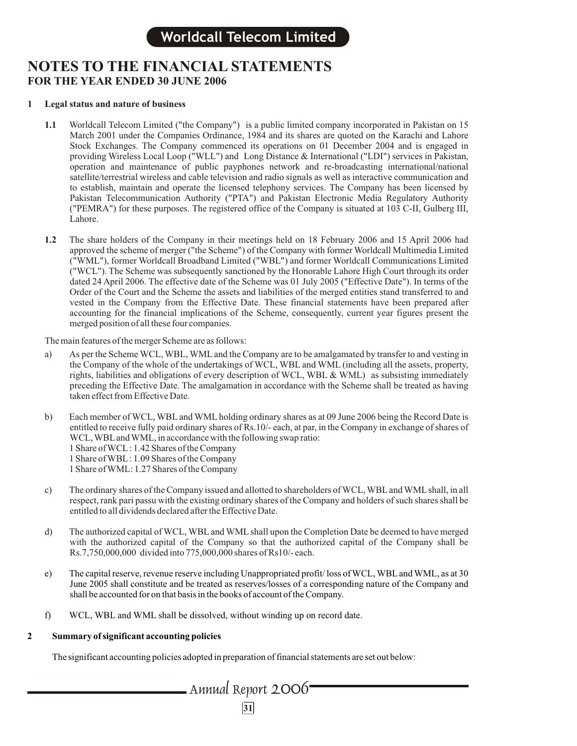# NOTES TO THE FINANCIAL STATEMENTS
## FOR THE YEAR ENDED 30 JUNE 2006

### 1 Legal status and nature of business

**1.1** Worldcall Telecom Limited ("the Company") is a public limited company incorporated in Pakistan on 15 March 2001 under the Companies Ordinance, 1984 and its shares are quoted on the Karachi and Lahore Stock Exchanges. The Company commenced its operations on 01 December 2004 and is engaged in providing Wireless Local Loop ("WLL") and Long Distance & International ("LDI") services in Pakistan, operation and maintenance of public payphones network and re-broadcasting international/national satellite/terrestrial wireless and cable television and radio signals as well as interactive communication and to establish, maintain and operate the licensed telephony services. The Company has been licensed by Pakistan Telecommunication Authority ("PTA") and Pakistan Electronic Media Regulatory Authority ("PEMRA") for these purposes. The registered office of the Company is situated at 103 C-II, Gulberg III, Lahore.

**1.2** The share holders of the Company in their meetings held on 18 February 2006 and 15 April 2006 had approved the scheme of merger ("the Scheme") of the Company with former Worldcall Multimedia Limited ("WML"), former Worldcall Broadband Limited ("WBL") and former Worldcall Communications Limited ("WCL"). The Scheme was subsequently sanctioned by the Honorable Lahore High Court through its order dated 24 April 2006. The effective date of the Scheme was 01 July 2005 ("Effective Date"). In terms of the Order of the Court and the Scheme the assets and liabilities of the merged entities stand transferred to and vested in the Company from the Effective Date. These financial statements have been prepared after accounting for the financial implications of the Scheme, consequently, current year figures present the merged position of all these four companies.

The main features of the merger Scheme are as follows:

a) As per the Scheme WCL, WBL, WML and the Company are to be amalgamated by transfer to and vesting in the Company of the whole of the undertakings of WCL, WBL and WML (including all the assets, property, rights, liabilities and obligations of every description of WCL, WBL & WML) as subsisting immediately preceding the Effective Date. The amalgamation in accordance with the Scheme shall be treated as having taken effect from Effective Date.

b) Each member of WCL, WBL and WML holding ordinary shares as at 09 June 2006 being the Record Date is entitled to receive fully paid ordinary shares of Rs.10/- each, at par, in the Company in exchange of shares of WCL, WBL and WML, in accordance with the following swap ratio:
1 Share of WCL : 1.42 Shares of the Company
1 Share of WBL : 1.09 Shares of the Company
1 Share of WML: 1.27 Shares of the Company

c) The ordinary shares of the Company issued and allotted to shareholders of WCL, WBL and WML shall, in all respect, rank pari passu with the existing ordinary shares of the Company and holders of such shares shall be entitled to all dividends declared after the Effective Date.

d) The authorized capital of WCL, WBL and WML shall upon the Completion Date be deemed to have merged with the authorized capital of the Company so that the authorized capital of the Company shall be Rs.7,750,000,000 divided into 775,000,000 shares of Rs10/- each.

e) The capital reserve, revenue reserve including Unappropriated profit/ loss of WCL, WBL and WML, as at 30 June 2005 shall constitute and be treated as reserves/losses of a corresponding nature of the Company and shall be accounted for on that basis in the books of account of the Company.

f) WCL, WBL and WML shall be dissolved, without winding up on record date.

### 2 Summary of significant accounting policies

The significant accounting policies adopted in preparation of financial statements are set out below: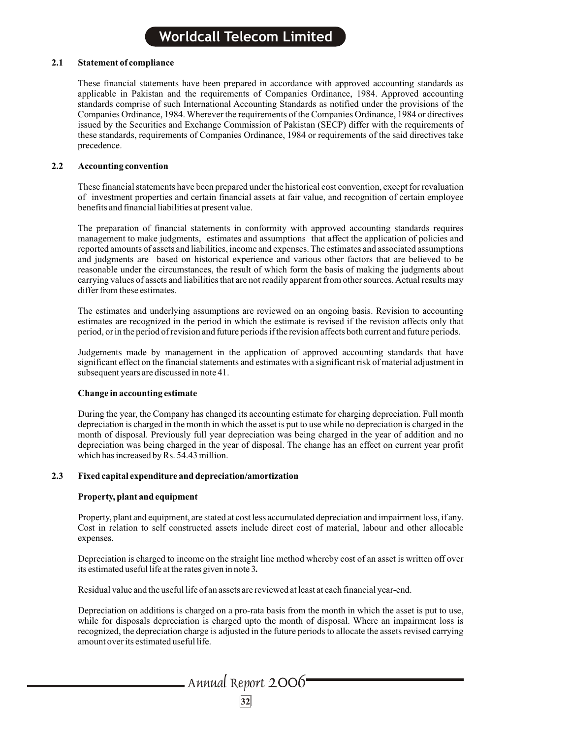### 2.1 Statement of compliance

These financial statements have been prepared in accordance with approved accounting standards as applicable in Pakistan and the requirements of Companies Ordinance, 1984. Approved accounting standards comprise of such International Accounting Standards as notified under the provisions of the Companies Ordinance, 1984. Wherever the requirements of the Companies Ordinance, 1984 or directives issued by the Securities and Exchange Commission of Pakistan (SECP) differ with the requirements of these standards, requirements of Companies Ordinance, 1984 or requirements of the said directives take precedence.

### 2.2 Accounting convention

These financial statements have been prepared under the historical cost convention, except for revaluation of investment properties and certain financial assets at fair value, and recognition of certain employee benefits and financial liabilities at present value.

The preparation of financial statements in conformity with approved accounting standards requires management to make judgments, estimates and assumptions that affect the application of policies and reported amounts of assets and liabilities, income and expenses. The estimates and associated assumptions and judgments are based on historical experience and various other factors that are believed to be reasonable under the circumstances, the result of which form the basis of making the judgments about carrying values of assets and liabilities that are not readily apparent from other sources. Actual results may differ from these estimates.

The estimates and underlying assumptions are reviewed on an ongoing basis. Revision to accounting estimates are recognized in the period in which the estimate is revised if the revision affects only that period, or in the period of revision and future periods if the revision affects both current and future periods.

Judgements made by management in the application of approved accounting standards that have significant effect on the financial statements and estimates with a significant risk of material adjustment in subsequent years are discussed in note 41.

**Change in accounting estimate**

During the year, the Company has changed its accounting estimate for charging depreciation. Full month depreciation is charged in the month in which the asset is put to use while no depreciation is charged in the month of disposal. Previously full year depreciation was being charged in the year of addition and no depreciation was being charged in the year of disposal. The change has an effect on current year profit which has increased by Rs. 54.43 million.

### 2.3 Fixed capital expenditure and depreciation/amortization

**Property, plant and equipment**

Property, plant and equipment, are stated at cost less accumulated depreciation and impairment loss, if any. Cost in relation to self constructed assets include direct cost of material, labour and other allocable expenses.

Depreciation is charged to income on the straight line method whereby cost of an asset is written off over its estimated useful life at the rates given in note 3**.**

Residual value and the useful life of an assets are reviewed at least at each financial year-end.

Depreciation on additions is charged on a pro-rata basis from the month in which the asset is put to use, while for disposals depreciation is charged upto the month of disposal. Where an impairment loss is recognized, the depreciation charge is adjusted in the future periods to allocate the assets revised carrying amount over its estimated useful life.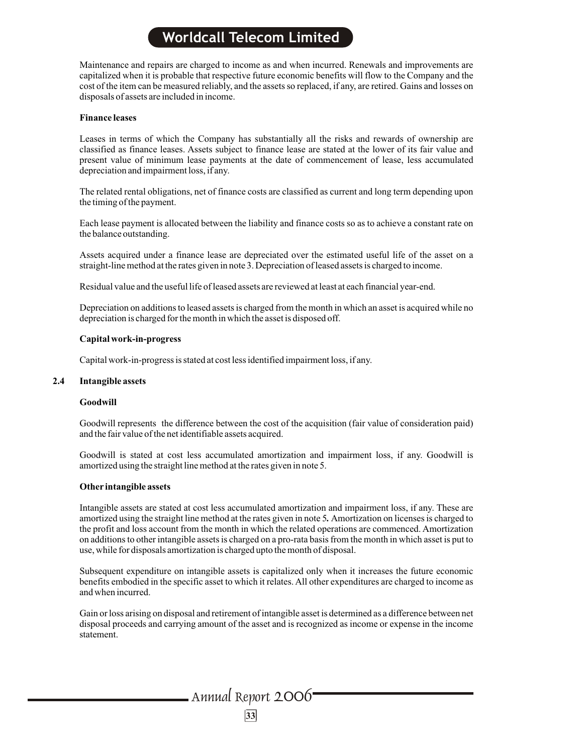Maintenance and repairs are charged to income as and when incurred. Renewals and improvements are capitalized when it is probable that respective future economic benefits will flow to the Company and the cost of the item can be measured reliably, and the assets so replaced, if any, are retired. Gains and losses on disposals of assets are included in income.

**Finance leases**

Leases in terms of which the Company has substantially all the risks and rewards of ownership are classified as finance leases. Assets subject to finance lease are stated at the lower of its fair value and present value of minimum lease payments at the date of commencement of lease, less accumulated depreciation and impairment loss, if any.

The related rental obligations, net of finance costs are classified as current and long term depending upon the timing of the payment.

Each lease payment is allocated between the liability and finance costs so as to achieve a constant rate on the balance outstanding.

Assets acquired under a finance lease are depreciated over the estimated useful life of the asset on a straight-line method at the rates given in note 3. Depreciation of leased assets is charged to income.

Residual value and the useful life of leased assets are reviewed at least at each financial year-end.

Depreciation on additions to leased assets is charged from the month in which an asset is acquired while no depreciation is charged for the month in which the asset is disposed off.

**Capital work-in-progress**

Capital work-in-progress is stated at cost less identified impairment loss, if any.

## 2.4 Intangible assets

**Goodwill**

Goodwill represents the difference between the cost of the acquisition (fair value of consideration paid) and the fair value of the net identifiable assets acquired.

Goodwill is stated at cost less accumulated amortization and impairment loss, if any. Goodwill is amortized using the straight line method at the rates given in note 5.

**Other intangible assets**

Intangible assets are stated at cost less accumulated amortization and impairment loss, if any. These are amortized using the straight line method at the rates given in note 5**.** Amortization on licenses is charged to the profit and loss account from the month in which the related operations are commenced. Amortization on additions to other intangible assets is charged on a pro-rata basis from the month in which asset is put to use, while for disposals amortization is charged upto the month of disposal.

Subsequent expenditure on intangible assets is capitalized only when it increases the future economic benefits embodied in the specific asset to which it relates. All other expenditures are charged to income as and when incurred.

Gain or loss arising on disposal and retirement of intangible asset is determined as a difference between net disposal proceeds and carrying amount of the asset and is recognized as income or expense in the income statement.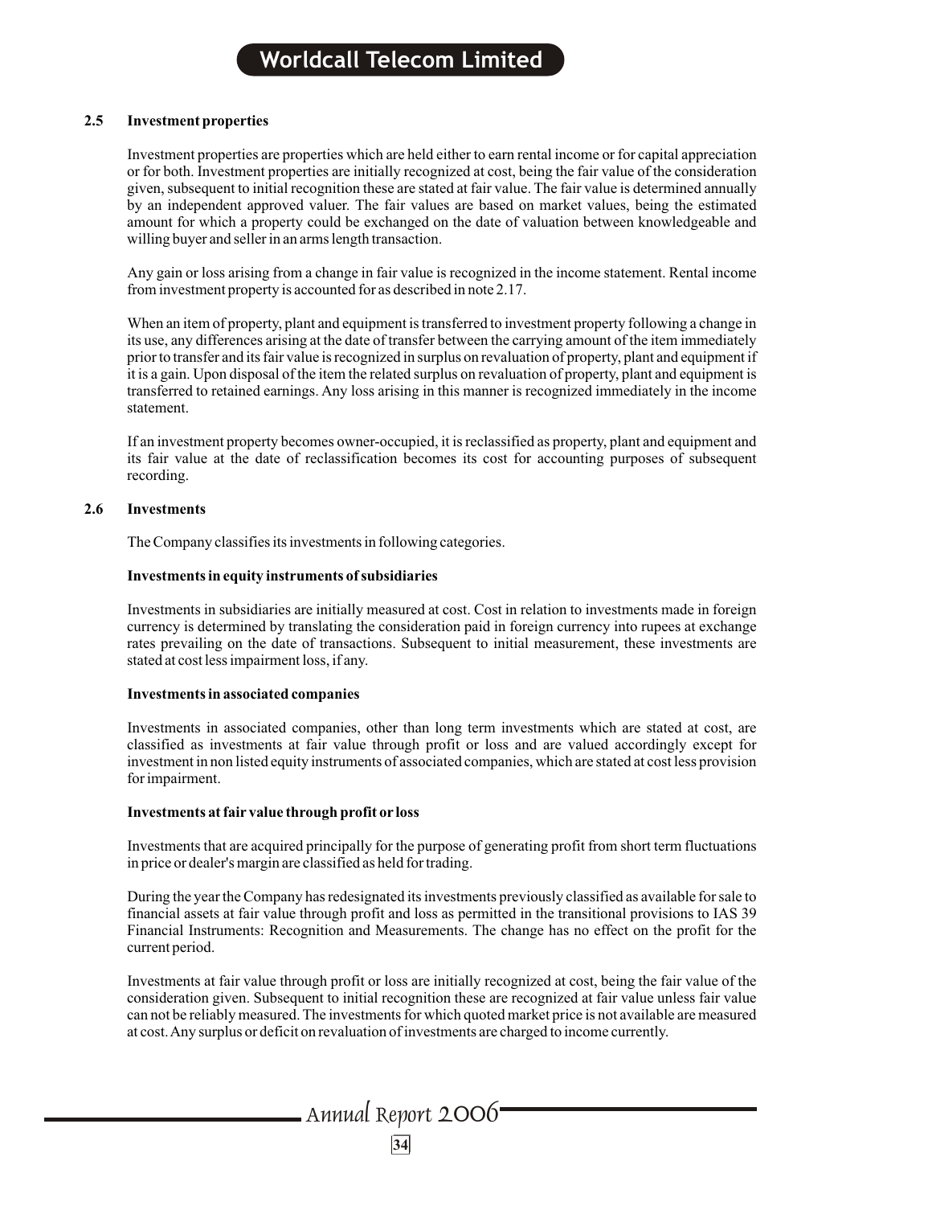### 2.5 Investment properties

Investment properties are properties which are held either to earn rental income or for capital appreciation or for both. Investment properties are initially recognized at cost, being the fair value of the consideration given, subsequent to initial recognition these are stated at fair value. The fair value is determined annually by an independent approved valuer. The fair values are based on market values, being the estimated amount for which a property could be exchanged on the date of valuation between knowledgeable and willing buyer and seller in an arms length transaction.

Any gain or loss arising from a change in fair value is recognized in the income statement. Rental income from investment property is accounted for as described in note 2.17.

When an item of property, plant and equipment is transferred to investment property following a change in its use, any differences arising at the date of transfer between the carrying amount of the item immediately prior to transfer and its fair value is recognized in surplus on revaluation of property, plant and equipment if it is a gain. Upon disposal of the item the related surplus on revaluation of property, plant and equipment is transferred to retained earnings. Any loss arising in this manner is recognized immediately in the income statement.

If an investment property becomes owner-occupied, it is reclassified as property, plant and equipment and its fair value at the date of reclassification becomes its cost for accounting purposes of subsequent recording.

### 2.6 Investments

The Company classifies its investments in following categories.

**Investments in equity instruments of subsidiaries**

Investments in subsidiaries are initially measured at cost. Cost in relation to investments made in foreign currency is determined by translating the consideration paid in foreign currency into rupees at exchange rates prevailing on the date of transactions. Subsequent to initial measurement, these investments are stated at cost less impairment loss, if any.

**Investments in associated companies**

Investments in associated companies, other than long term investments which are stated at cost, are classified as investments at fair value through profit or loss and are valued accordingly except for investment in non listed equity instruments of associated companies, which are stated at cost less provision for impairment.

**Investments at fair value through profit or loss**

Investments that are acquired principally for the purpose of generating profit from short term fluctuations in price or dealer's margin are classified as held for trading.

During the year the Company has redesignated its investments previously classified as available for sale to financial assets at fair value through profit and loss as permitted in the transitional provisions to IAS 39 Financial Instruments: Recognition and Measurements. The change has no effect on the profit for the current period.

Investments at fair value through profit or loss are initially recognized at cost, being the fair value of the consideration given. Subsequent to initial recognition these are recognized at fair value unless fair value can not be reliably measured. The investments for which quoted market price is not available are measured at cost. Any surplus or deficit on revaluation of investments are charged to income currently.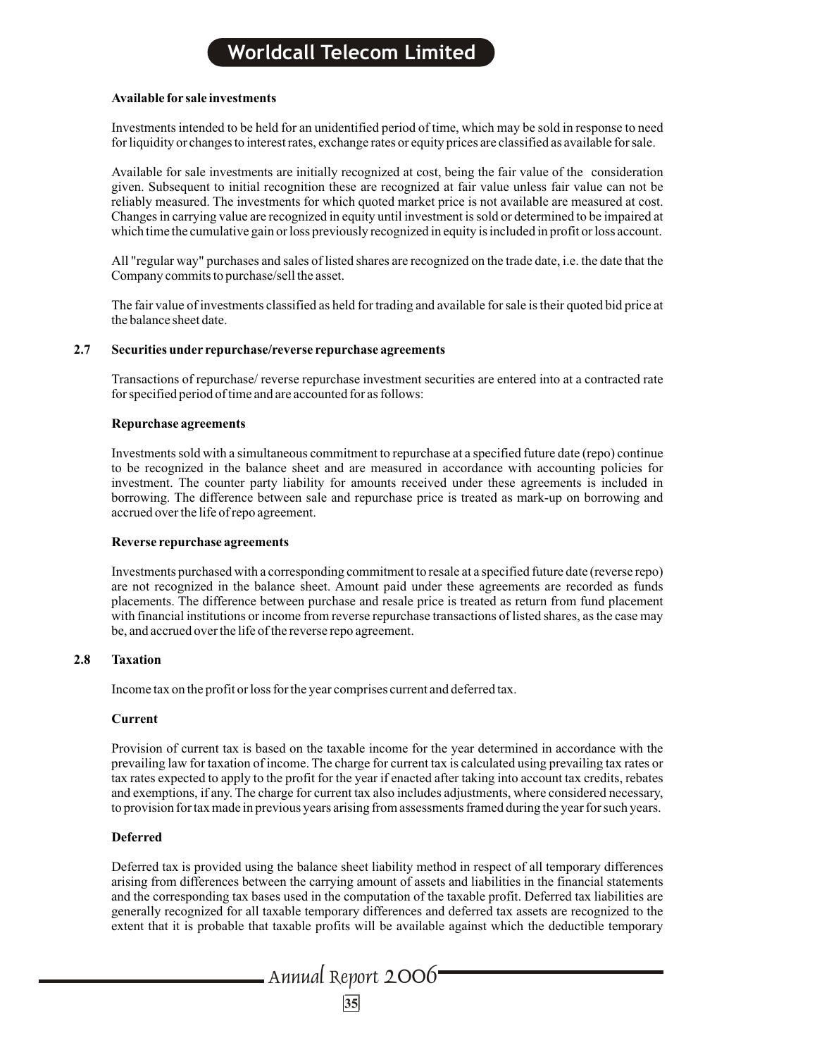**Available for sale investments**

Investments intended to be held for an unidentified period of time, which may be sold in response to need for liquidity or changes to interest rates, exchange rates or equity prices are classified as available for sale.

Available for sale investments are initially recognized at cost, being the fair value of the consideration given. Subsequent to initial recognition these are recognized at fair value unless fair value can not be reliably measured. The investments for which quoted market price is not available are measured at cost. Changes in carrying value are recognized in equity until investment is sold or determined to be impaired at which time the cumulative gain or loss previously recognized in equity is included in profit or loss account.

All "regular way" purchases and sales of listed shares are recognized on the trade date, i.e. the date that the Company commits to purchase/sell the asset.

The fair value of investments classified as held for trading and available for sale is their quoted bid price at the balance sheet date.

### 2.7 Securities under repurchase/reverse repurchase agreements

Transactions of repurchase/ reverse repurchase investment securities are entered into at a contracted rate for specified period of time and are accounted for as follows:

**Repurchase agreements**

Investments sold with a simultaneous commitment to repurchase at a specified future date (repo) continue to be recognized in the balance sheet and are measured in accordance with accounting policies for investment. The counter party liability for amounts received under these agreements is included in borrowing. The difference between sale and repurchase price is treated as mark-up on borrowing and accrued over the life of repo agreement.

**Reverse repurchase agreements**

Investments purchased with a corresponding commitment to resale at a specified future date (reverse repo) are not recognized in the balance sheet. Amount paid under these agreements are recorded as funds placements. The difference between purchase and resale price is treated as return from fund placement with financial institutions or income from reverse repurchase transactions of listed shares, as the case may be, and accrued over the life of the reverse repo agreement.

### 2.8 Taxation

Income tax on the profit or loss for the year comprises current and deferred tax.

**Current**

Provision of current tax is based on the taxable income for the year determined in accordance with the prevailing law for taxation of income. The charge for current tax is calculated using prevailing tax rates or tax rates expected to apply to the profit for the year if enacted after taking into account tax credits, rebates and exemptions, if any. The charge for current tax also includes adjustments, where considered necessary, to provision for tax made in previous years arising from assessments framed during the year for such years.

**Deferred**

Deferred tax is provided using the balance sheet liability method in respect of all temporary differences arising from differences between the carrying amount of assets and liabilities in the financial statements and the corresponding tax bases used in the computation of the taxable profit. Deferred tax liabilities are generally recognized for all taxable temporary differences and deferred tax assets are recognized to the extent that it is probable that taxable profits will be available against which the deductible temporary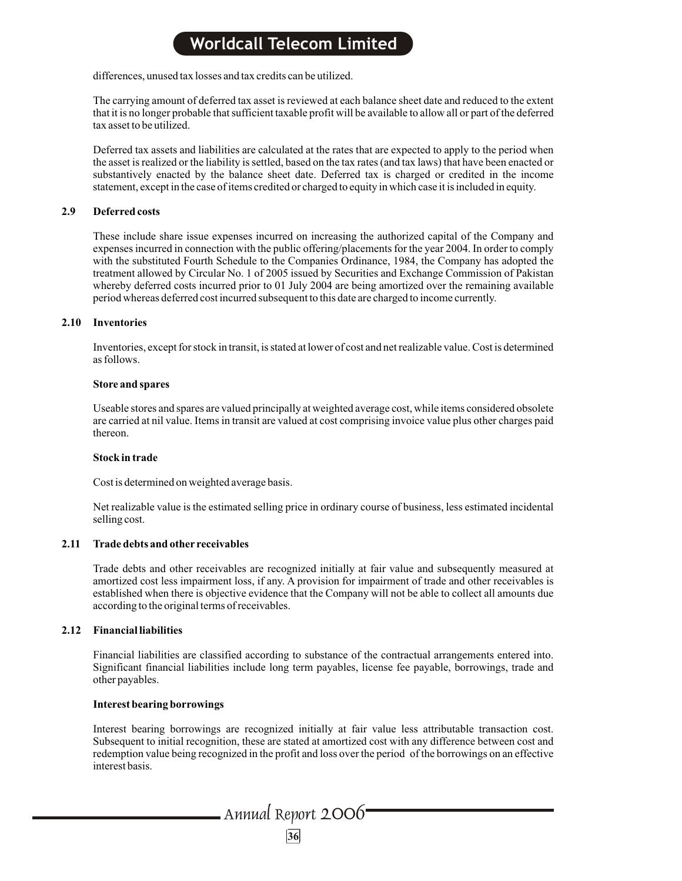differences, unused tax losses and tax credits can be utilized.

The carrying amount of deferred tax asset is reviewed at each balance sheet date and reduced to the extent that it is no longer probable that sufficient taxable profit will be available to allow all or part of the deferred tax asset to be utilized.

Deferred tax assets and liabilities are calculated at the rates that are expected to apply to the period when the asset is realized or the liability is settled, based on the tax rates (and tax laws) that have been enacted or substantively enacted by the balance sheet date. Deferred tax is charged or credited in the income statement, except in the case of items credited or charged to equity in which case it is included in equity.

### 2.9 Deferred costs

These include share issue expenses incurred on increasing the authorized capital of the Company and expenses incurred in connection with the public offering/placements for the year 2004. In order to comply with the substituted Fourth Schedule to the Companies Ordinance, 1984, the Company has adopted the treatment allowed by Circular No. 1 of 2005 issued by Securities and Exchange Commission of Pakistan whereby deferred costs incurred prior to 01 July 2004 are being amortized over the remaining available period whereas deferred cost incurred subsequent to this date are charged to income currently.

### 2.10 Inventories

Inventories, except for stock in transit, is stated at lower of cost and net realizable value. Cost is determined as follows.

**Store and spares**

Useable stores and spares are valued principally at weighted average cost, while items considered obsolete are carried at nil value. Items in transit are valued at cost comprising invoice value plus other charges paid thereon.

**Stock in trade**

Cost is determined on weighted average basis.

Net realizable value is the estimated selling price in ordinary course of business, less estimated incidental selling cost.

### 2.11 Trade debts and other receivables

Trade debts and other receivables are recognized initially at fair value and subsequently measured at amortized cost less impairment loss, if any. A provision for impairment of trade and other receivables is established when there is objective evidence that the Company will not be able to collect all amounts due according to the original terms of receivables.

### 2.12 Financial liabilities

Financial liabilities are classified according to substance of the contractual arrangements entered into. Significant financial liabilities include long term payables, license fee payable, borrowings, trade and other payables.

**Interest bearing borrowings**

Interest bearing borrowings are recognized initially at fair value less attributable transaction cost. Subsequent to initial recognition, these are stated at amortized cost with any difference between cost and redemption value being recognized in the profit and loss over the period of the borrowings on an effective interest basis.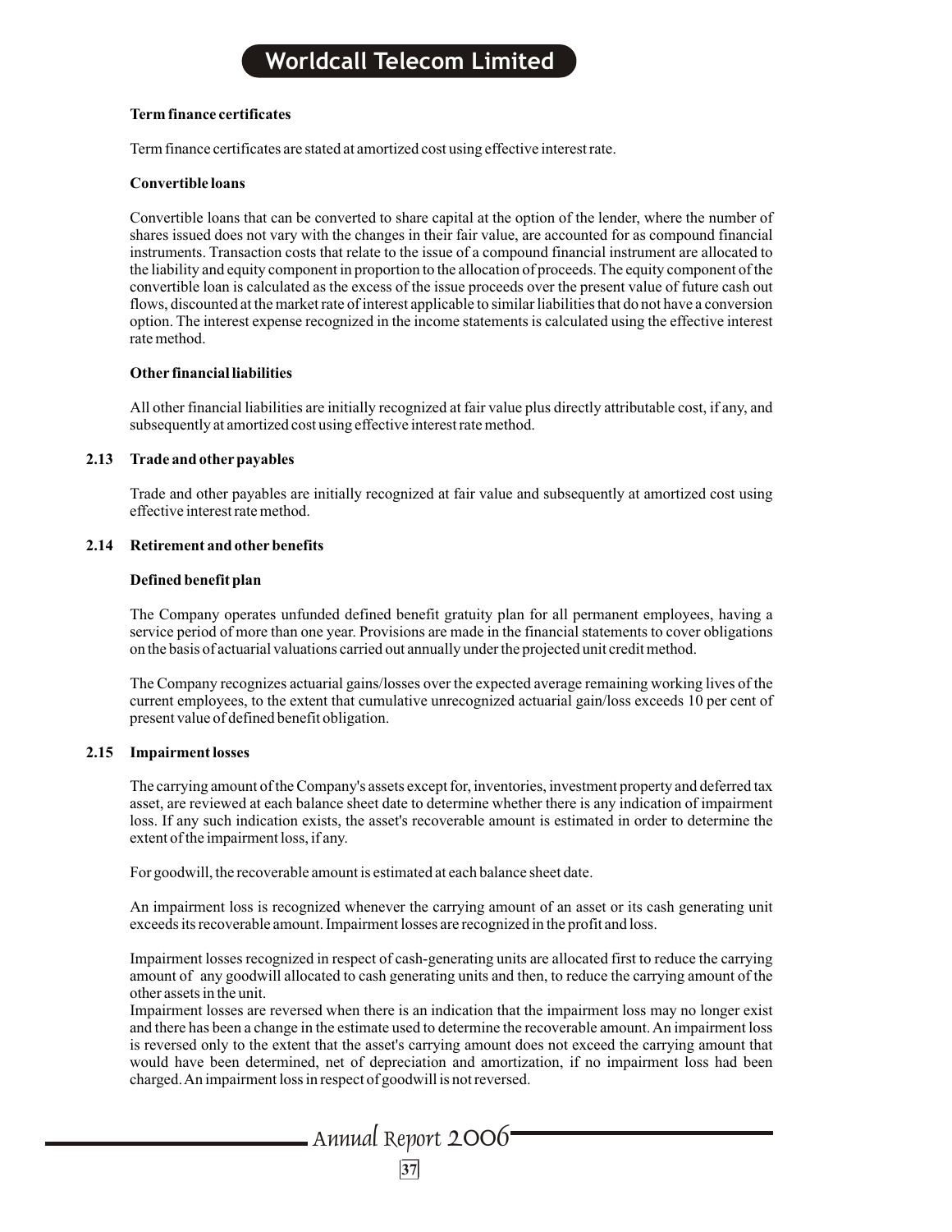**Term finance certificates**

Term finance certificates are stated at amortized cost using effective interest rate.

**Convertible loans**

Convertible loans that can be converted to share capital at the option of the lender, where the number of shares issued does not vary with the changes in their fair value, are accounted for as compound financial instruments. Transaction costs that relate to the issue of a compound financial instrument are allocated to the liability and equity component in proportion to the allocation of proceeds. The equity component of the convertible loan is calculated as the excess of the issue proceeds over the present value of future cash out flows, discounted at the market rate of interest applicable to similar liabilities that do not have a conversion option. The interest expense recognized in the income statements is calculated using the effective interest rate method.

**Other financial liabilities**

All other financial liabilities are initially recognized at fair value plus directly attributable cost, if any, and subsequently at amortized cost using effective interest rate method.

### 2.13 Trade and other payables

Trade and other payables are initially recognized at fair value and subsequently at amortized cost using effective interest rate method.

### 2.14 Retirement and other benefits

**Defined benefit plan**

The Company operates unfunded defined benefit gratuity plan for all permanent employees, having a service period of more than one year. Provisions are made in the financial statements to cover obligations on the basis of actuarial valuations carried out annually under the projected unit credit method.

The Company recognizes actuarial gains/losses over the expected average remaining working lives of the current employees, to the extent that cumulative unrecognized actuarial gain/loss exceeds 10 per cent of present value of defined benefit obligation.

### 2.15 Impairment losses

The carrying amount of the Company's assets except for, inventories, investment property and deferred tax asset, are reviewed at each balance sheet date to determine whether there is any indication of impairment loss. If any such indication exists, the asset's recoverable amount is estimated in order to determine the extent of the impairment loss, if any.

For goodwill, the recoverable amount is estimated at each balance sheet date.

An impairment loss is recognized whenever the carrying amount of an asset or its cash generating unit exceeds its recoverable amount. Impairment losses are recognized in the profit and loss.

Impairment losses recognized in respect of cash-generating units are allocated first to reduce the carrying amount of any goodwill allocated to cash generating units and then, to reduce the carrying amount of the other assets in the unit.

Impairment losses are reversed when there is an indication that the impairment loss may no longer exist and there has been a change in the estimate used to determine the recoverable amount. An impairment loss is reversed only to the extent that the asset's carrying amount does not exceed the carrying amount that would have been determined, net of depreciation and amortization, if no impairment loss had been charged. An impairment loss in respect of goodwill is not reversed.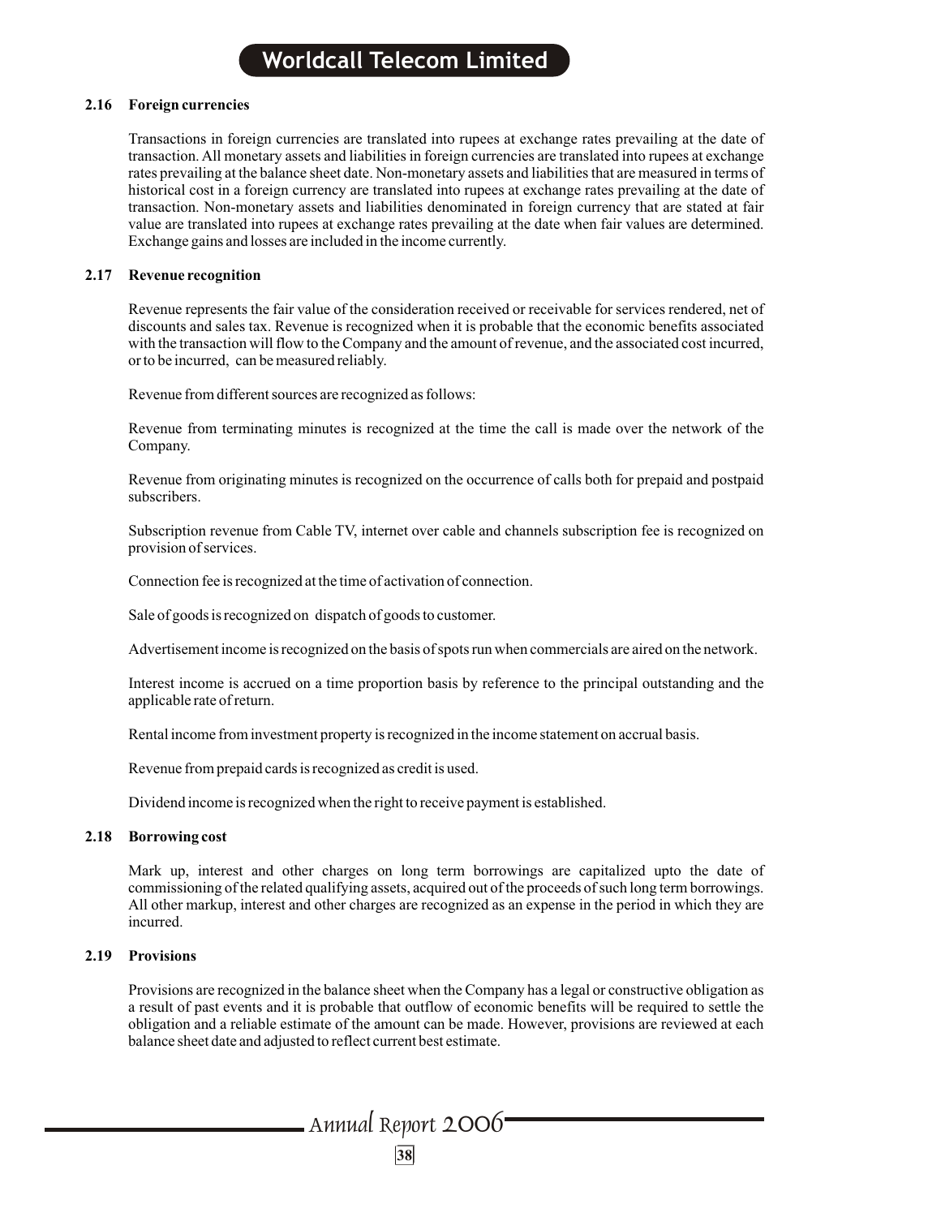### 2.16 Foreign currencies

Transactions in foreign currencies are translated into rupees at exchange rates prevailing at the date of transaction. All monetary assets and liabilities in foreign currencies are translated into rupees at exchange rates prevailing at the balance sheet date. Non-monetary assets and liabilities that are measured in terms of historical cost in a foreign currency are translated into rupees at exchange rates prevailing at the date of transaction. Non-monetary assets and liabilities denominated in foreign currency that are stated at fair value are translated into rupees at exchange rates prevailing at the date when fair values are determined. Exchange gains and losses are included in the income currently.

### 2.17 Revenue recognition

Revenue represents the fair value of the consideration received or receivable for services rendered, net of discounts and sales tax. Revenue is recognized when it is probable that the economic benefits associated with the transaction will flow to the Company and the amount of revenue, and the associated cost incurred, or to be incurred, can be measured reliably.

Revenue from different sources are recognized as follows:

Revenue from terminating minutes is recognized at the time the call is made over the network of the Company.

Revenue from originating minutes is recognized on the occurrence of calls both for prepaid and postpaid subscribers.

Subscription revenue from Cable TV, internet over cable and channels subscription fee is recognized on provision of services.

Connection fee is recognized at the time of activation of connection.

Sale of goods is recognized on dispatch of goods to customer.

Advertisement income is recognized on the basis of spots run when commercials are aired on the network.

Interest income is accrued on a time proportion basis by reference to the principal outstanding and the applicable rate of return.

Rental income from investment property is recognized in the income statement on accrual basis.

Revenue from prepaid cards is recognized as credit is used.

Dividend income is recognized when the right to receive payment is established.

### 2.18 Borrowing cost

Mark up, interest and other charges on long term borrowings are capitalized upto the date of commissioning of the related qualifying assets, acquired out of the proceeds of such long term borrowings. All other markup, interest and other charges are recognized as an expense in the period in which they are incurred.

### 2.19 Provisions

Provisions are recognized in the balance sheet when the Company has a legal or constructive obligation as a result of past events and it is probable that outflow of economic benefits will be required to settle the obligation and a reliable estimate of the amount can be made. However, provisions are reviewed at each balance sheet date and adjusted to reflect current best estimate.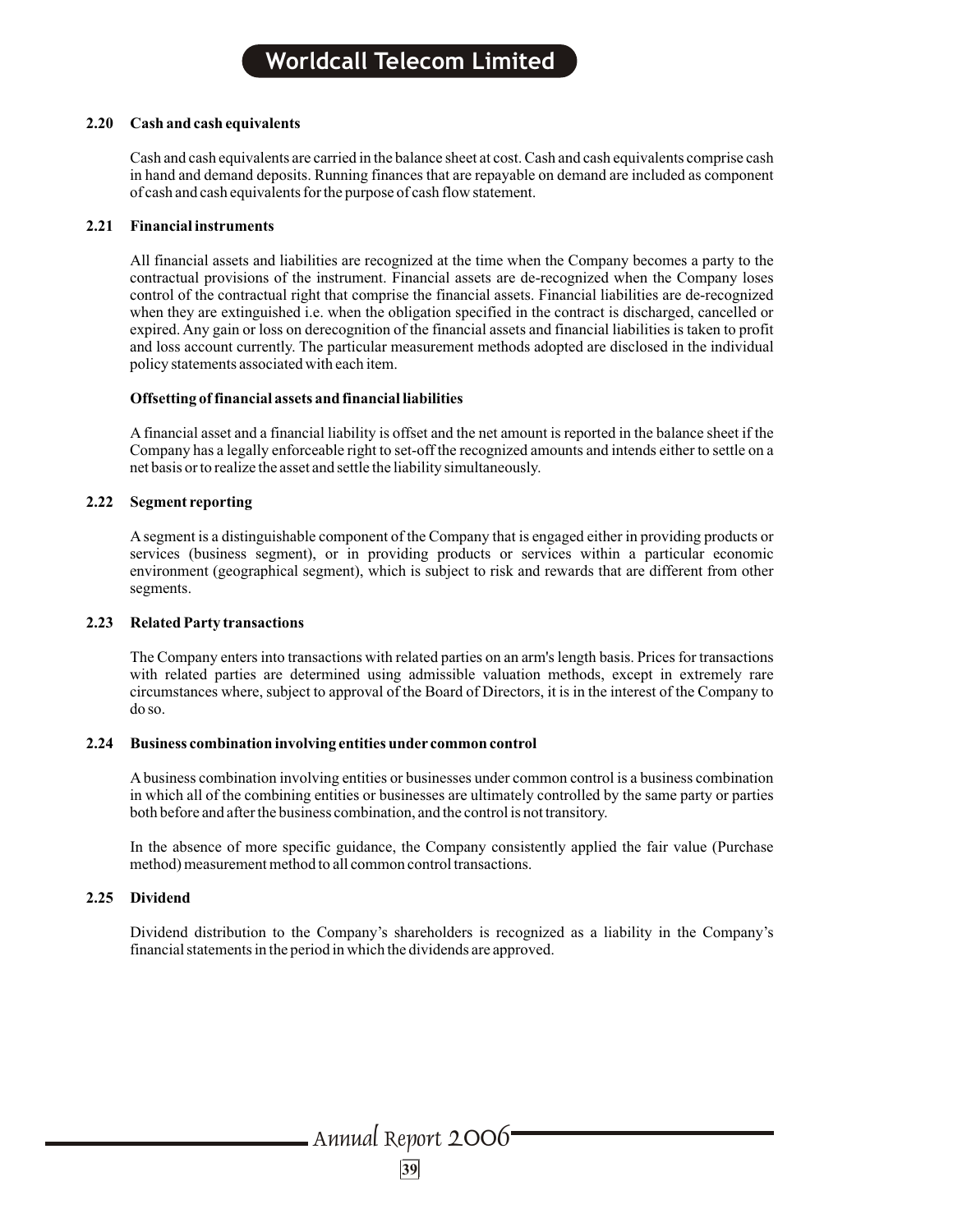### 2.20 Cash and cash equivalents

Cash and cash equivalents are carried in the balance sheet at cost. Cash and cash equivalents comprise cash in hand and demand deposits. Running finances that are repayable on demand are included as component of cash and cash equivalents for the purpose of cash flow statement.

### 2.21 Financial instruments

All financial assets and liabilities are recognized at the time when the Company becomes a party to the contractual provisions of the instrument. Financial assets are de-recognized when the Company loses control of the contractual right that comprise the financial assets. Financial liabilities are de-recognized when they are extinguished i.e. when the obligation specified in the contract is discharged, cancelled or expired. Any gain or loss on derecognition of the financial assets and financial liabilities is taken to profit and loss account currently. The particular measurement methods adopted are disclosed in the individual policy statements associated with each item.

**Offsetting of financial assets and financial liabilities**

A financial asset and a financial liability is offset and the net amount is reported in the balance sheet if the Company has a legally enforceable right to set-off the recognized amounts and intends either to settle on a net basis or to realize the asset and settle the liability simultaneously.

### 2.22 Segment reporting

A segment is a distinguishable component of the Company that is engaged either in providing products or services (business segment), or in providing products or services within a particular economic environment (geographical segment), which is subject to risk and rewards that are different from other segments.

### 2.23 Related Party transactions

The Company enters into transactions with related parties on an arm's length basis. Prices for transactions with related parties are determined using admissible valuation methods, except in extremely rare circumstances where, subject to approval of the Board of Directors, it is in the interest of the Company to do so.

### 2.24 Business combination involving entities under common control

A business combination involving entities or businesses under common control is a business combination in which all of the combining entities or businesses are ultimately controlled by the same party or parties both before and after the business combination, and the control is not transitory.

In the absence of more specific guidance, the Company consistently applied the fair value (Purchase method) measurement method to all common control transactions.

### 2.25 Dividend

Dividend distribution to the Company's shareholders is recognized as a liability in the Company's financial statements in the period in which the dividends are approved.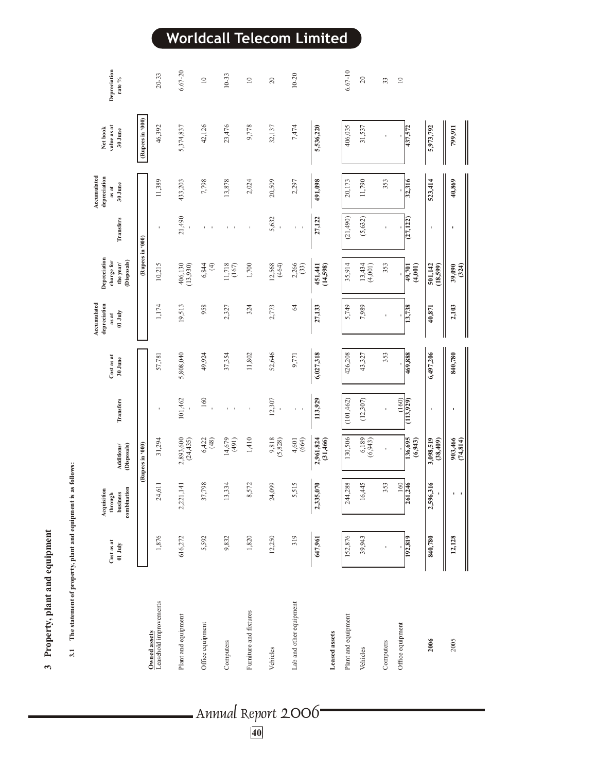## 3 Property, plant and equipment

### 3.1 The statement of property, plant and equipment is as follows:

| | Cost as at 01 July | Acquisition through business combination | Additions/ (Disposals) | Transfers | Cost as at 30 June | Accumulated depreciation as at 01 July | Depreciation charge for the year/ (Disposals) | Transfers | Accumulated depreciation as at 30 June | Net book value as at 30 June | Depreciation rate % |
|---|---|---|---|---|---|---|---|---|---|---|---|
| | | | (Rupees in '000) | | | | (Rupees in '000) | | | (Rupees in '000) | |
| **Owned assets** | | | | | | | | | | | |
| Leasehold improvements | 1,876 | 24,611 | 31,294 | - | 57,781 | 1,174 | 10,215 | - | 11,389 | 46,392 | 20-33 |
| Plant and equipment | 616,272 | 2,221,141 | 2,893,600 (24,435) | 101,462 - | 5,808,040 | 19,513 | 406,130 (13,930) | 21,490 - | 433,203 | 5,374,837 | 6.67-20 |
| Office equipment | 5,592 | 37,798 | 6,422 (48) | 160 - | 49,924 | 958 | 6,844 (4) | - - | 7,798 | 42,126 | 10 |
| Computers | 9,832 | 13,334 | 14,679 (491) | - - | 37,354 | 2,327 | 11,718 (167) | - - | 13,878 | 23,476 | 10-33 |
| Furniture and fixtures | 1,820 | 8,572 | 1,410 | - | 11,802 | 324 | 1,700 | - | 2,024 | 9,778 | 10 |
| Vehicles | 12,250 | 24,099 | 9,818 (5,828) | 12,307 - | 52,646 | 2,773 | 12,568 (464) | 5,632 - | 20,509 | 32,137 | 20 |
| Lab and other equipment | 319 | 5,515 | 4,601 (664) | - - | 9,771 | 64 | 2,266 (33) | - - | 2,297 | 7,474 | 10-20 |
| | **647,961** | **2,335,070** | **2,961,824 (31,466)** | **113,929** | **6,027,318** | **27,133** | **451,441 (14,598)** | **27,122** | **491,098** | **5,536,220** | |
| **Leased assets** | | | | | | | | | | | |
| Plant and equipment | 152,876 | 244,288 | 130,506 | (101,462) | 426,208 | 5,749 | 35,914 | (21,490) | 20,173 | 406,035 | 6.67-10 |
| Vehicles | 39,943 | 16,445 | 6,189 (6,943) | (12,307) | 43,327 | 7,989 | 13,434 (4,001) | (5,632) | 11,790 | 31,537 | 20 |
| Computers | - | 353 | - | - | 353 | - | 353 | - | 353 | - | 33 |
| Office equipment | - | 160 | - | (160) | - | - | - | - | - | - | 10 |
| | **192,819** | **261,246** | **136,695 (6,943)** | **(113,929)** | **469,888** | **13,738** | **49,701 (4,001)** | **(27,122)** | **32,316** | **437,572** | |
| **2006** | **840,780** | **2,596,316** | **3,098,519 (38,409)** | **-** | **6,497,206** | **40,871** | **501,142 (18,599)** | **-** | **523,414** | **5,973,792** | |
| 2005 | **12,128** | **-** | **903,466 (74,814)** | **-** | **840,780** | **2,103** | **39,090 (324)** | **-** | **40,869** | **799,911** | |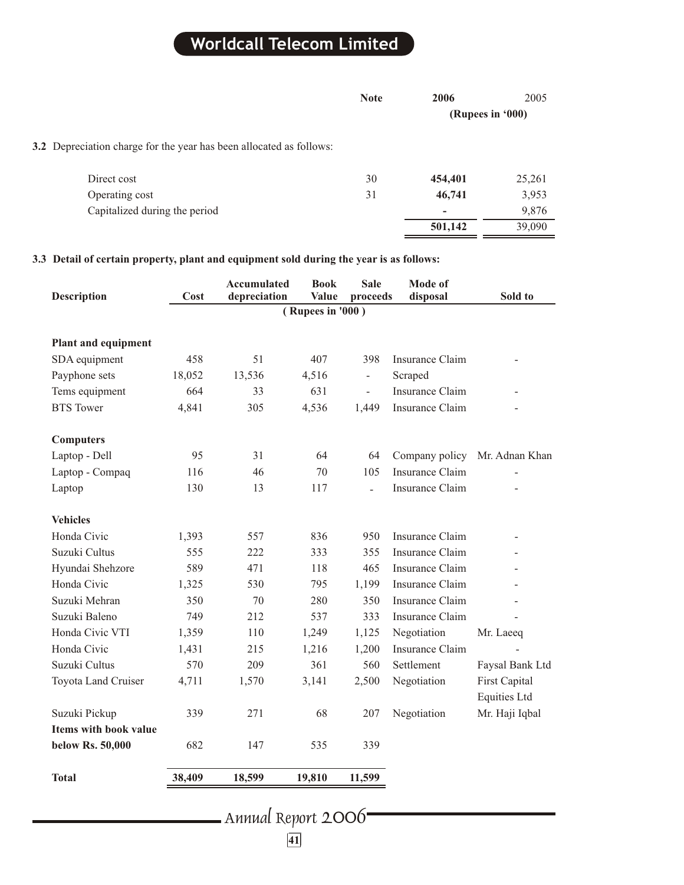| | Note | 2006 | 2005 |
|---|---|---|---|
| | | (Rupees in '000) | |

**3.2** Depreciation charge for the year has been allocated as follows:

| | Note | 2006 | 2005 |
|---|---|---|---|
| Direct cost | 30 | **454,401** | 25,261 |
| Operating cost | 31 | **46,741** | 3,953 |
| Capitalized during the period | | - | 9,876 |
| | | **501,142** | 39,090 |

**3.3 Detail of certain property, plant and equipment sold during the year is as follows:**

| Description | Cost | Accumulated depreciation | Book Value | Sale proceeds | Mode of disposal | Sold to |
|---|---|---|---|---|---|---|
| | | ( Rupees in '000 ) | | | | |
| **Plant and equipment** | | | | | | |
| SDA equipment | 458 | 51 | 407 | 398 | Insurance Claim | - |
| Payphone sets | 18,052 | 13,536 | 4,516 | - | Scraped | |
| Tems equipment | 664 | 33 | 631 | - | Insurance Claim | - |
| BTS Tower | 4,841 | 305 | 4,536 | 1,449 | Insurance Claim | - |
| **Computers** | | | | | | |
| Laptop - Dell | 95 | 31 | 64 | 64 | Company policy | Mr. Adnan Khan |
| Laptop - Compaq | 116 | 46 | 70 | 105 | Insurance Claim | - |
| Laptop | 130 | 13 | 117 | - | Insurance Claim | - |
| **Vehicles** | | | | | | |
| Honda Civic | 1,393 | 557 | 836 | 950 | Insurance Claim | - |
| Suzuki Cultus | 555 | 222 | 333 | 355 | Insurance Claim | - |
| Hyundai Shehzore | 589 | 471 | 118 | 465 | Insurance Claim | - |
| Honda Civic | 1,325 | 530 | 795 | 1,199 | Insurance Claim | - |
| Suzuki Mehran | 350 | 70 | 280 | 350 | Insurance Claim | - |
| Suzuki Baleno | 749 | 212 | 537 | 333 | Insurance Claim | - |
| Honda Civic VTI | 1,359 | 110 | 1,249 | 1,125 | Negotiation | Mr. Laeeq |
| Honda Civic | 1,431 | 215 | 1,216 | 1,200 | Insurance Claim | - |
| Suzuki Cultus | 570 | 209 | 361 | 560 | Settlement | Faysal Bank Ltd |
| Toyota Land Cruiser | 4,711 | 1,570 | 3,141 | 2,500 | Negotiation | First Capital Equities Ltd |
| Suzuki Pickup | 339 | 271 | 68 | 207 | Negotiation | Mr. Haji Iqbal |
| **Items with book value below Rs. 50,000** | 682 | 147 | 535 | 339 | | |
| **Total** | **38,409** | **18,599** | **19,810** | **11,599** | | |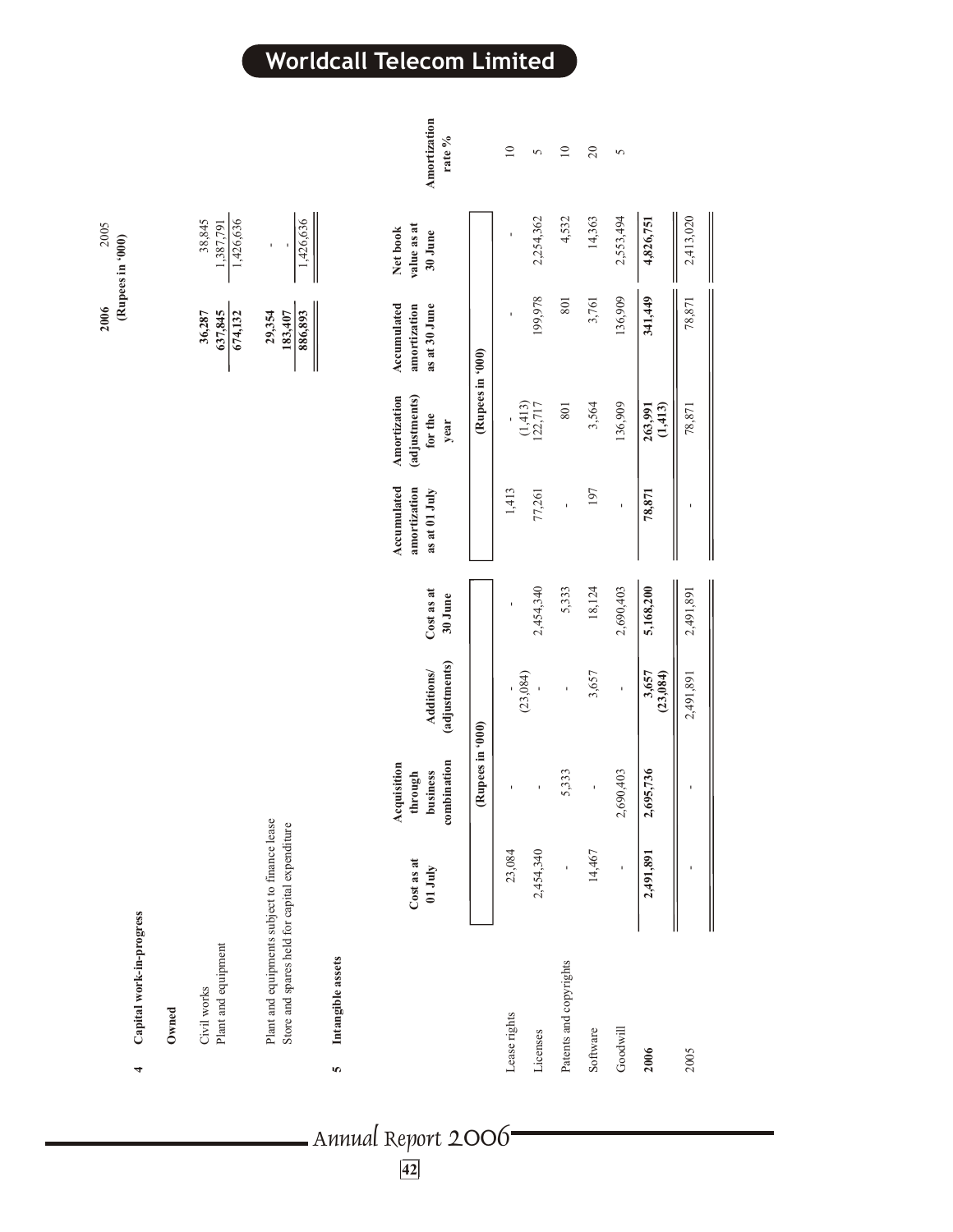## 4 Capital work-in-progress

| | 2006 | 2005 |
|---|---|---|
| | (Rupees in '000) | |
| **Owned** | | |
| Civil works | 36,287 | 38,845 |
| Plant and equipment | 637,845 | 1,387,791 |
| | 674,132 | 1,426,636 |
| Plant and equipments subject to finance lease | 29,354 | - |
| Store and spares held for capital expenditure | 183,407 | - |
| | 886,893 | 1,426,636 |

## 5 Intangible assets

| | Cost as at 01 July | Acquisition through business combination | Additions/ (adjustments) | Cost as at 30 June | Accumulated amortization as at 01 July | Amortization (adjustments) for the year | Accumulated amortization as at 30 June | Net book value as at 30 June | Amortization rate % |
|---|---|---|---|---|---|---|---|---|---|
| | (Rupees in '000) | | | | (Rupees in '000) | | | | |
| Lease rights | 23,084 | - | - (23,084) | - | 1,413 | - (1,413) | - | - | 10 |
| Licenses | 2,454,340 | - | - | 2,454,340 | 77,261 | 122,717 | 199,978 | 2,254,362 | 5 |
| Patents and copyrights | - | 5,333 | - | 5,333 | - | 801 | 801 | 4,532 | 10 |
| Software | 14,467 | - | 3,657 | 18,124 | 197 | 3,564 | 3,761 | 14,363 | 20 |
| Goodwill | - | 2,690,403 | - | 2,690,403 | - | 136,909 | 136,909 | 2,553,494 | 5 |
| **2006** | **2,491,891** | **2,695,736** | **3,657 (23,084)** | **5,168,200** | **78,871** | **263,991 (1,413)** | **341,449** | **4,826,751** | |
| 2005 | - | - | 2,491,891 | 2,491,891 | - | 78,871 | 78,871 | 2,413,020 | |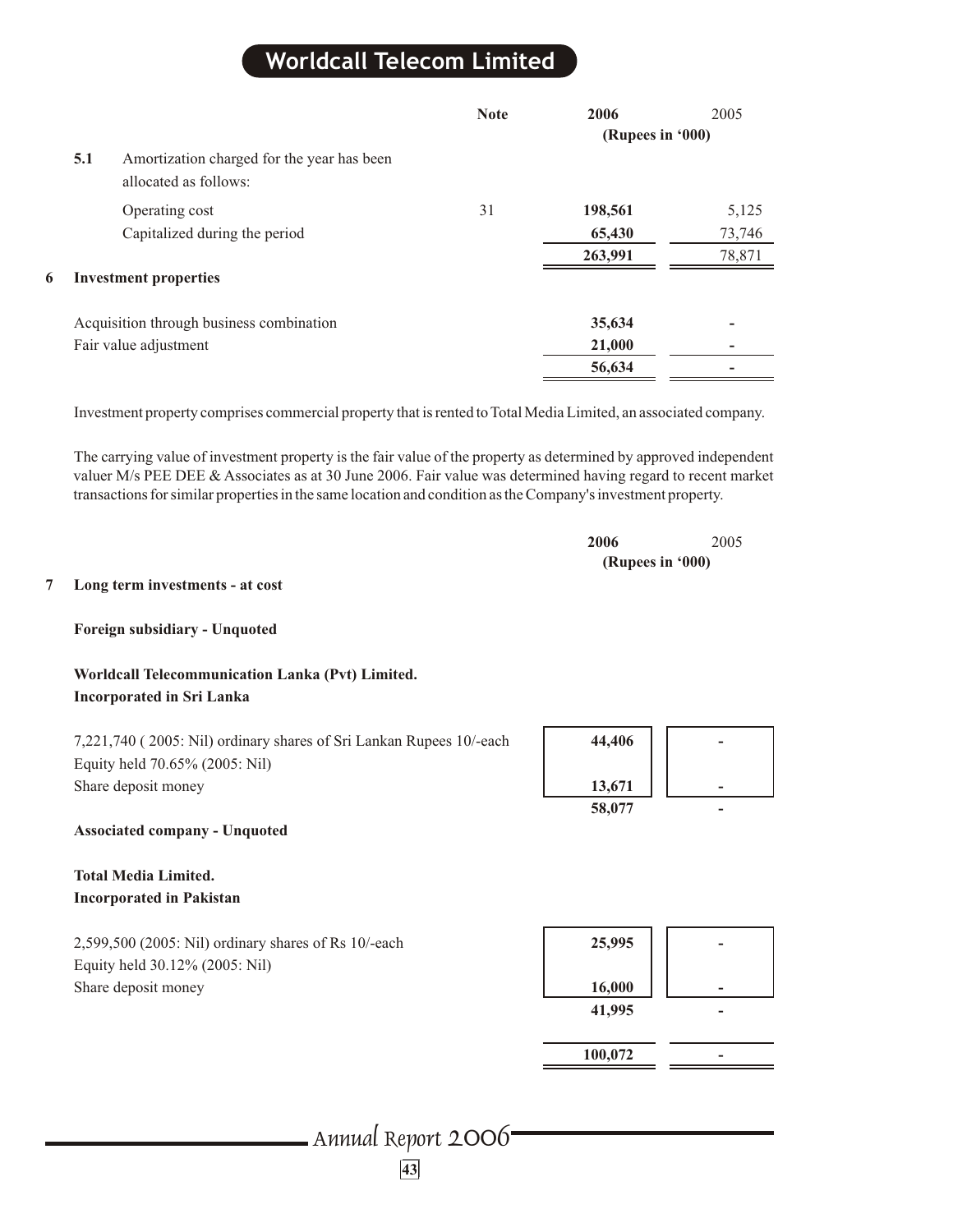| | Note | 2006 | 2005 |
|---|---|---|---|
| | | (Rupees in '000) | |
| **5.1** Amortization charged for the year has been allocated as follows: | | | |
| Operating cost | 31 | **198,561** | 5,125 |
| Capitalized during the period | | **65,430** | 73,746 |
| | | **263,991** | 78,871 |

## 6 Investment properties

| | 2006 | 2005 |
|---|---|---|
| Acquisition through business combination | **35,634** | - |
| Fair value adjustment | **21,000** | - |
| | **56,634** | - |

Investment property comprises commercial property that is rented to Total Media Limited, an associated company.

The carrying value of investment property is the fair value of the property as determined by approved independent valuer M/s PEE DEE & Associates as at 30 June 2006. Fair value was determined having regard to recent market transactions for similar properties in the same location and condition as the Company's investment property.

## 7 Long term investments - at cost

| | 2006 | 2005 |
|---|---|---|
| | (Rupees in '000) | |
| **Foreign subsidiary - Unquoted** | | |
| **Worldcall Telecommunication Lanka (Pvt) Limited.** | | |
| **Incorporated in Sri Lanka** | | |
| 7,221,740 ( 2005: Nil) ordinary shares of Sri Lankan Rupees 10/-each | **44,406** | - |
| Equity held 70.65% (2005: Nil) | | |
| Share deposit money | **13,671** | - |
| | **58,077** | - |
| **Associated company - Unquoted** | | |
| **Total Media Limited.** | | |
| **Incorporated in Pakistan** | | |
| 2,599,500 (2005: Nil) ordinary shares of Rs 10/-each | **25,995** | - |
| Equity held 30.12% (2005: Nil) | | |
| Share deposit money | **16,000** | - |
| | **41,995** | - |
| | **100,072** | - |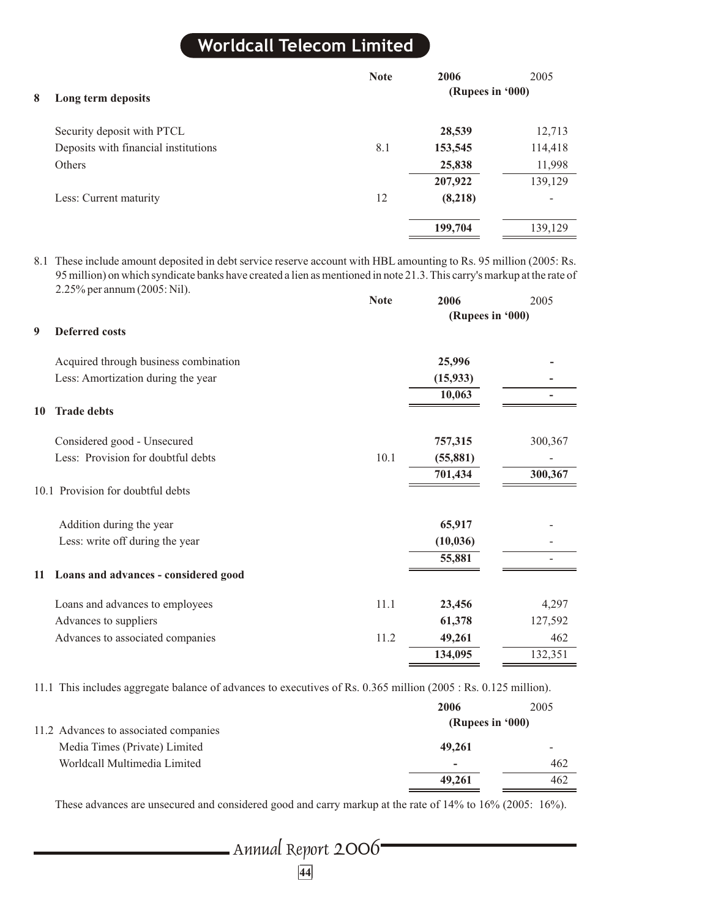| | | Note | 2006 | 2005 |
|---|---|---|---|---|
| | | | (Rupees in '000) | |
| **8** | **Long term deposits** | | | |
| | Security deposit with PTCL | | **28,539** | 12,713 |
| | Deposits with financial institutions | 8.1 | **153,545** | 114,418 |
| | Others | | **25,838** | 11,998 |
| | | | **207,922** | 139,129 |
| | Less: Current maturity | 12 | **(8,218)** | - |
| | | | **199,704** | 139,129 |

8.1 These include amount deposited in debt service reserve account with HBL amounting to Rs. 95 million (2005: Rs. 95 million) on which syndicate banks have created a lien as mentioned in note 21.3. This carry's markup at the rate of 2.25% per annum (2005: Nil).

| | | Note | 2006 | 2005 |
|---|---|---|---|---|
| | | | (Rupees in '000) | |
| **9** | **Deferred costs** | | | |
| | Acquired through business combination | | **25,996** | - |
| | Less: Amortization during the year | | **(15,933)** | - |
| | | | **10,063** | - |
| **10** | **Trade debts** | | | |
| | Considered good - Unsecured | | **757,315** | 300,367 |
| | Less: Provision for doubtful debts | 10.1 | **(55,881)** | - |
| | | | **701,434** | **300,367** |
| 10.1 | Provision for doubtful debts | | | |
| | Addition during the year | | **65,917** | - |
| | Less: write off during the year | | **(10,036)** | - |
| | | | **55,881** | - |
| **11** | **Loans and advances - considered good** | | | |
| | Loans and advances to employees | 11.1 | **23,456** | 4,297 |
| | Advances to suppliers | | **61,378** | 127,592 |
| | Advances to associated companies | 11.2 | **49,261** | 462 |
| | | | **134,095** | 132,351 |

11.1 This includes aggregate balance of advances to executives of Rs. 0.365 million (2005 : Rs. 0.125 million).

| | 2006 | 2005 |
|---|---|---|
| | (Rupees in '000) | |
| 11.2 Advances to associated companies | | |
| Media Times (Private) Limited | **49,261** | - |
| Worldcall Multimedia Limited | **-** | 462 |
| | **49,261** | 462 |

These advances are unsecured and considered good and carry markup at the rate of 14% to 16% (2005: 16%).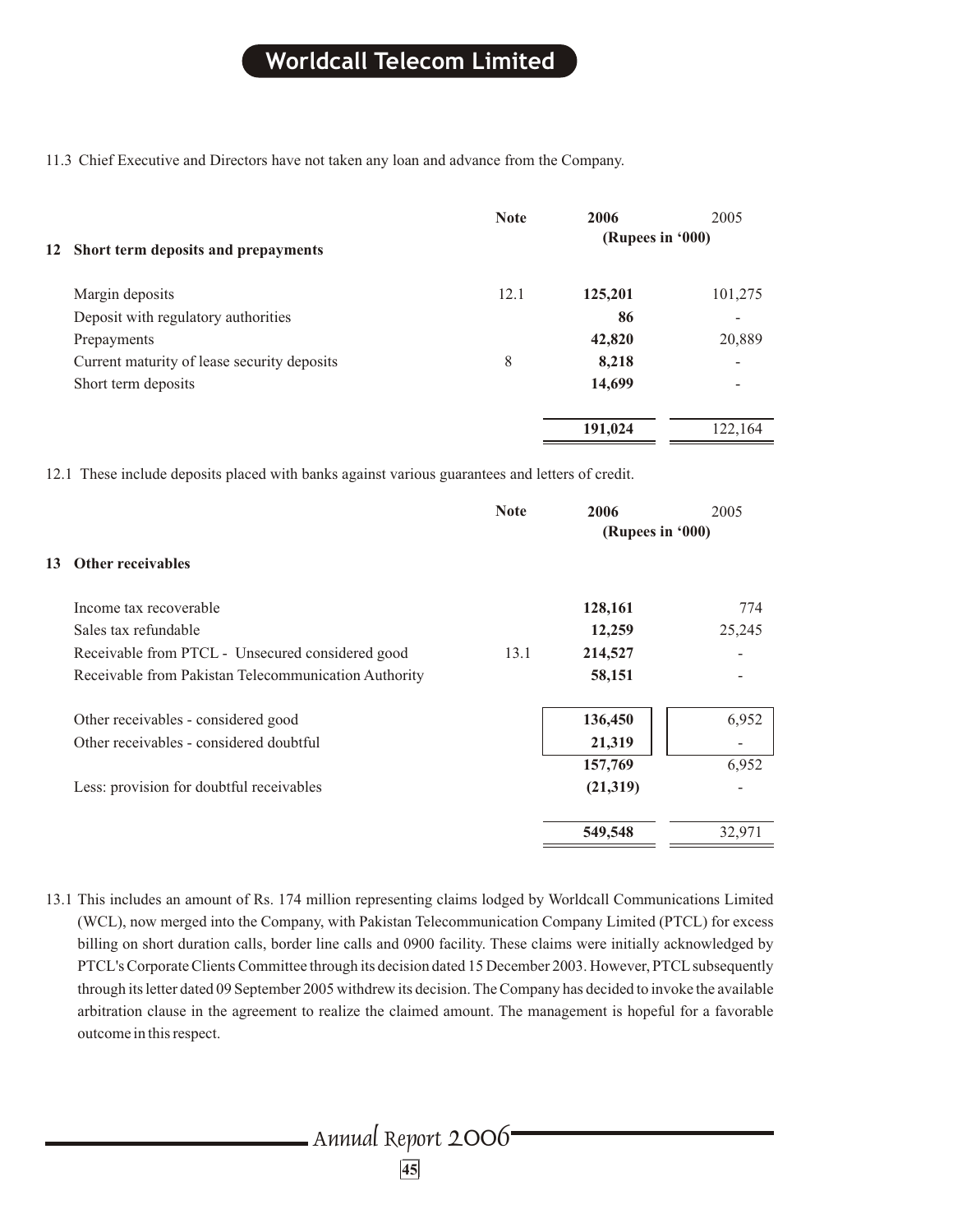11.3 Chief Executive and Directors have not taken any loan and advance from the Company.

| | Note | 2006 | 2005 |
|---|---|---|---|
| | | (Rupees in '000) | |
| **12 Short term deposits and prepayments** | | | |
| Margin deposits | 12.1 | **125,201** | 101,275 |
| Deposit with regulatory authorities | | **86** | - |
| Prepayments | | **42,820** | 20,889 |
| Current maturity of lease security deposits | 8 | **8,218** | - |
| Short term deposits | | **14,699** | - |
| | | **191,024** | 122,164 |

12.1 These include deposits placed with banks against various guarantees and letters of credit.

| | Note | 2006 | 2005 |
|---|---|---|---|
| | | (Rupees in '000) | |
| **13 Other receivables** | | | |
| Income tax recoverable | | **128,161** | 774 |
| Sales tax refundable | | **12,259** | 25,245 |
| Receivable from PTCL - Unsecured considered good | 13.1 | **214,527** | - |
| Receivable from Pakistan Telecommunication Authority | | **58,151** | - |
| Other receivables - considered good | | **136,450** | 6,952 |
| Other receivables - considered doubtful | | **21,319** | - |
| | | **157,769** | 6,952 |
| Less: provision for doubtful receivables | | **(21,319)** | - |
| | | **549,548** | 32,971 |

13.1 This includes an amount of Rs. 174 million representing claims lodged by Worldcall Communications Limited (WCL), now merged into the Company, with Pakistan Telecommunication Company Limited (PTCL) for excess billing on short duration calls, border line calls and 0900 facility. These claims were initially acknowledged by PTCL's Corporate Clients Committee through its decision dated 15 December 2003. However, PTCL subsequently through its letter dated 09 September 2005 withdrew its decision. The Company has decided to invoke the available arbitration clause in the agreement to realize the claimed amount. The management is hopeful for a favorable outcome in this respect.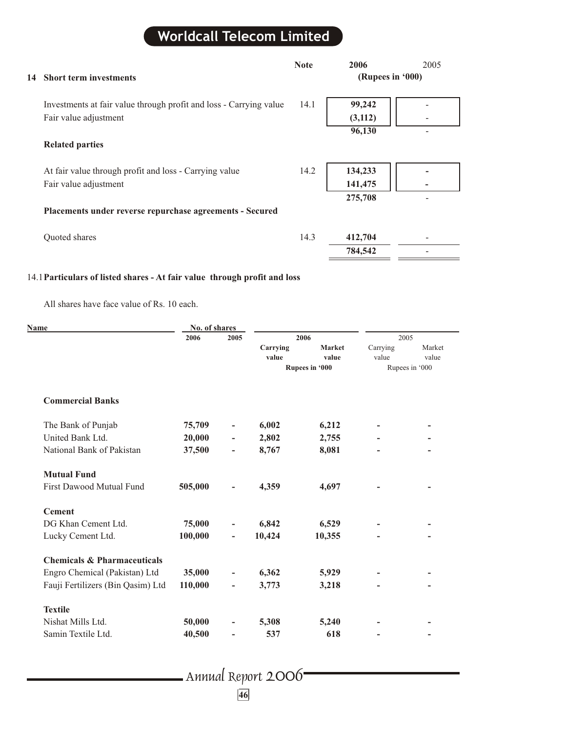## 14 Short term investments

| | Note | 2006 | 2005 |
|---|---|---|---|
| | | (Rupees in '000) | |
| Investments at fair value through profit and loss - Carrying value | 14.1 | 99,242 | - |
| Fair value adjustment | | (3,112) | - |
| | | 96,130 | - |
| **Related parties** | | | |
| At fair value through profit and loss - Carrying value | 14.2 | 134,233 | - |
| Fair value adjustment | | 141,475 | - |
| | | 275,708 | - |
| **Placements under reverse repurchase agreements - Secured** | | | |
| Quoted shares | 14.3 | 412,704 | - |
| | | 784,542 | - |

### 14.1 Particulars of listed shares - At fair value through profit and loss

All shares have face value of Rs. 10 each.

| Name | No. of shares 2006 | No. of shares 2005 | 2006 Carrying value | 2006 Market value | 2005 Carrying value | 2005 Market value |
|---|---|---|---|---|---|---|
| | | | Rupees in '000 | | Rupees in '000 | |
| **Commercial Banks** | | | | | | |
| The Bank of Punjab | 75,709 | - | 6,002 | 6,212 | - | - |
| United Bank Ltd. | 20,000 | - | 2,802 | 2,755 | - | - |
| National Bank of Pakistan | 37,500 | - | 8,767 | 8,081 | - | - |
| **Mutual Fund** | | | | | | |
| First Dawood Mutual Fund | 505,000 | - | 4,359 | 4,697 | - | - |
| **Cement** | | | | | | |
| DG Khan Cement Ltd. | 75,000 | - | 6,842 | 6,529 | - | - |
| Lucky Cement Ltd. | 100,000 | - | 10,424 | 10,355 | - | - |
| **Chemicals & Pharmaceuticals** | | | | | | |
| Engro Chemical (Pakistan) Ltd | 35,000 | - | 6,362 | 5,929 | - | - |
| Fauji Fertilizers (Bin Qasim) Ltd | 110,000 | - | 3,773 | 3,218 | - | - |
| **Textile** | | | | | | |
| Nishat Mills Ltd. | 50,000 | - | 5,308 | 5,240 | - | - |
| Samin Textile Ltd. | 40,500 | - | 537 | 618 | - | - |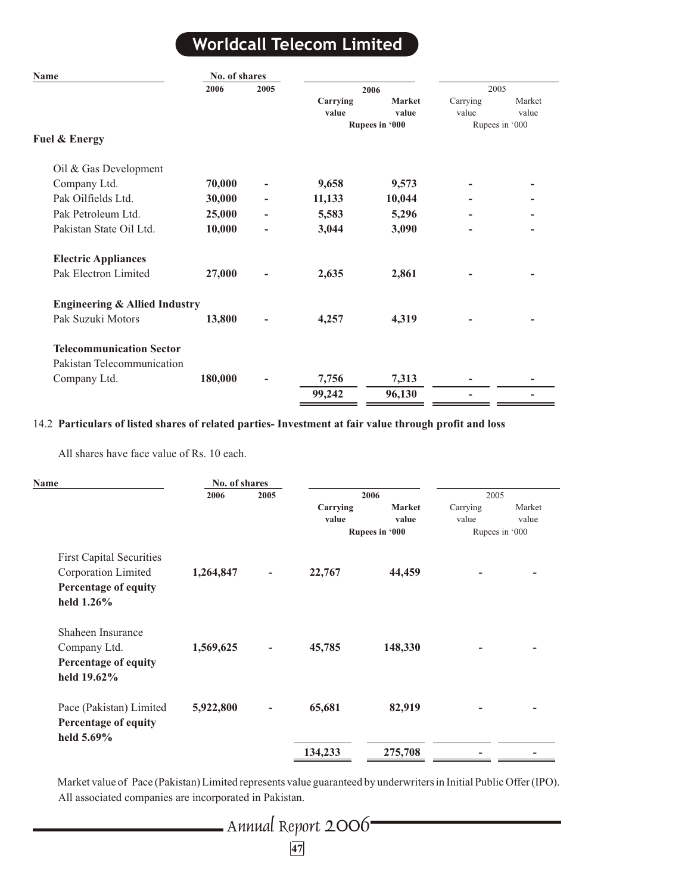| Name | No. of shares | | 2006 | | 2005 | |
|---|---|---|---|---|---|---|
| | 2006 | 2005 | Carrying value | Market value | Carrying value | Market value |
| | | | Rupees in '000 | | Rupees in '000 | |
| **Fuel & Energy** | | | | | | |
| Oil & Gas Development Company Ltd. | **70,000** | **-** | **9,658** | **9,573** | **-** | **-** |
| Pak Oilfields Ltd. | **30,000** | **-** | **11,133** | **10,044** | **-** | **-** |
| Pak Petroleum Ltd. | **25,000** | **-** | **5,583** | **5,296** | **-** | **-** |
| Pakistan State Oil Ltd. | **10,000** | **-** | **3,044** | **3,090** | **-** | **-** |
| **Electric Appliances** | | | | | | |
| Pak Electron Limited | **27,000** | **-** | **2,635** | **2,861** | **-** | **-** |
| **Engineering & Allied Industry** | | | | | | |
| Pak Suzuki Motors | **13,800** | **-** | **4,257** | **4,319** | **-** | **-** |
| **Telecommunication Sector** | | | | | | |
| Pakistan Telecommunication Company Ltd. | **180,000** | **-** | **7,756** | **7,313** | **-** | **-** |
| | | | **99,242** | **96,130** | **-** | **-** |

14.2 **Particulars of listed shares of related parties- Investment at fair value through profit and loss**

All shares have face value of Rs. 10 each.

| Name | No. of shares | | 2006 | | 2005 | |
|---|---|---|---|---|---|---|
| | 2006 | 2005 | Carrying value | Market value | Carrying value | Market value |
| | | | Rupees in '000 | | Rupees in '000 | |
| First Capital Securities Corporation Limited **Percentage of equity held 1.26%** | **1,264,847** | **-** | **22,767** | **44,459** | **-** | **-** |
| Shaheen Insurance Company Ltd. **Percentage of equity held 19.62%** | **1,569,625** | **-** | **45,785** | **148,330** | **-** | **-** |
| Pace (Pakistan) Limited **Percentage of equity held 5.69%** | **5,922,800** | **-** | **65,681** | **82,919** | **-** | **-** |
| | | | **134,233** | **275,708** | **-** | **-** |

Market value of Pace (Pakistan) Limited represents value guaranteed by underwriters in Initial Public Offer (IPO). All associated companies are incorporated in Pakistan.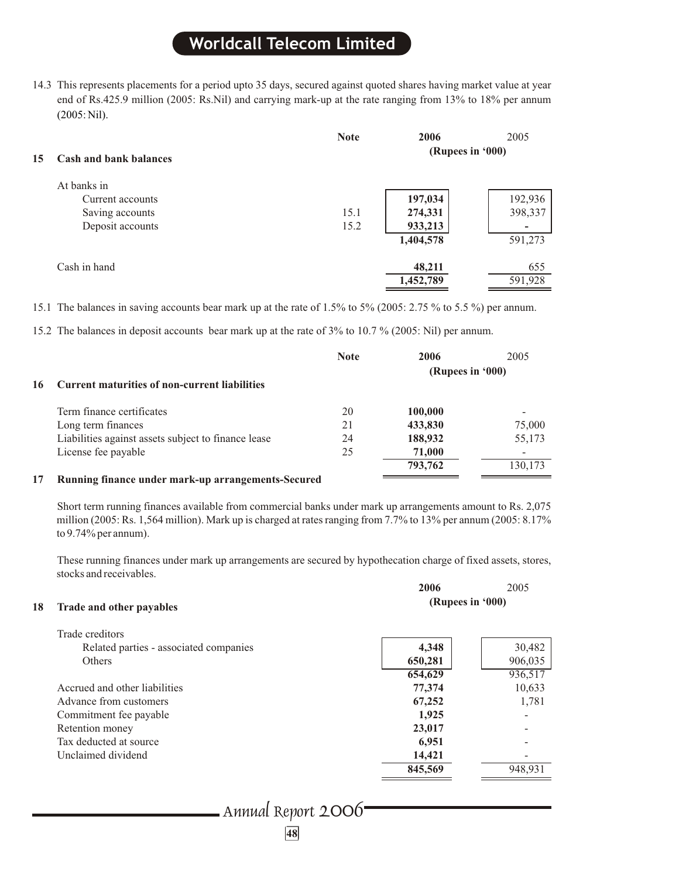14.3 This represents placements for a period upto 35 days, secured against quoted shares having market value at year end of Rs.425.9 million (2005: Rs.Nil) and carrying mark-up at the rate ranging from 13% to 18% per annum (2005: Nil).

## 15 Cash and bank balances

| | Note | 2006 | 2005 |
|---|---|---|---|
| | | (Rupees in '000) | |
| At banks in | | | |
| Current accounts | | **197,034** | 192,936 |
| Saving accounts | 15.1 | **274,331** | 398,337 |
| Deposit accounts | 15.2 | **933,213** | - |
| | | **1,404,578** | 591,273 |
| Cash in hand | | **48,211** | 655 |
| | | **1,452,789** | 591,928 |

15.1 The balances in saving accounts bear mark up at the rate of 1.5% to 5% (2005: 2.75 % to 5.5 %) per annum.

15.2 The balances in deposit accounts bear mark up at the rate of 3% to 10.7 % (2005: Nil) per annum.

## 16 Current maturities of non-current liabilities

| | Note | 2006 | 2005 |
|---|---|---|---|
| | | (Rupees in '000) | |
| Term finance certificates | 20 | **100,000** | - |
| Long term finances | 21 | **433,830** | 75,000 |
| Liabilities against assets subject to finance lease | 24 | **188,932** | 55,173 |
| License fee payable | 25 | **71,000** | - |
| | | **793,762** | 130,173 |

## 17 Running finance under mark-up arrangements-Secured

Short term running finances available from commercial banks under mark up arrangements amount to Rs. 2,075 million (2005: Rs. 1,564 million). Mark up is charged at rates ranging from 7.7% to 13% per annum (2005: 8.17% to 9.74% per annum).

These running finances under mark up arrangements are secured by hypothecation charge of fixed assets, stores, stocks and receivables.

## 18 Trade and other payables

| | 2006 | 2005 |
|---|---|---|
| | (Rupees in '000) | |
| Trade creditors | | |
| Related parties - associated companies | **4,348** | 30,482 |
| Others | **650,281** | 906,035 |
| | **654,629** | 936,517 |
| Accrued and other liabilities | **77,374** | 10,633 |
| Advance from customers | **67,252** | 1,781 |
| Commitment fee payable | **1,925** | - |
| Retention money | **23,017** | - |
| Tax deducted at source | **6,951** | - |
| Unclaimed dividend | **14,421** | - |
| | **845,569** | 948,931 |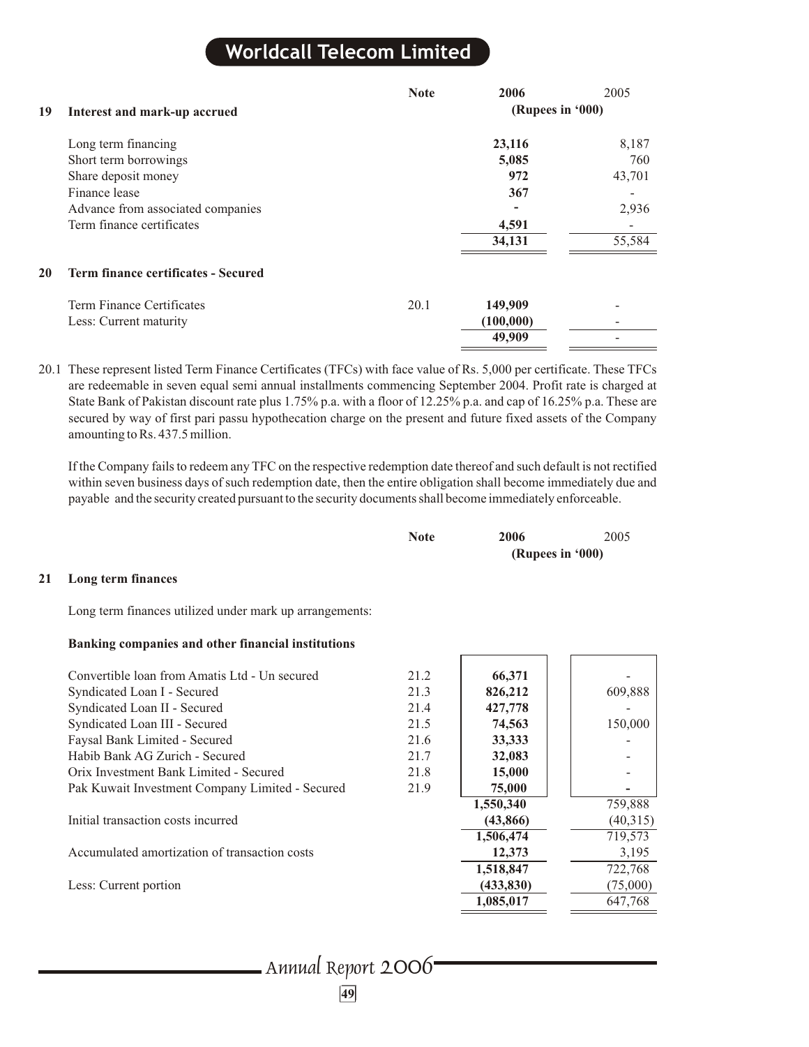| | | Note | 2006 | 2005 |
|---|---|---|---|---|
| | | | (Rupees in '000) | |
| **19** | **Interest and mark-up accrued** | | | |
| | Long term financing | | **23,116** | 8,187 |
| | Short term borrowings | | **5,085** | 760 |
| | Share deposit money | | **972** | 43,701 |
| | Finance lease | | **367** | - |
| | Advance from associated companies | | **-** | 2,936 |
| | Term finance certificates | | **4,591** | - |
| | | | **34,131** | 55,584 |
| **20** | **Term finance certificates - Secured** | | | |
| | Term Finance Certificates | 20.1 | **149,909** | - |
| | Less: Current maturity | | **(100,000)** | - |
| | | | **49,909** | - |

20.1 These represent listed Term Finance Certificates (TFCs) with face value of Rs. 5,000 per certificate. These TFCs are redeemable in seven equal semi annual installments commencing September 2004. Profit rate is charged at State Bank of Pakistan discount rate plus 1.75% p.a. with a floor of 12.25% p.a. and cap of 16.25% p.a. These are secured by way of first pari passu hypothecation charge on the present and future fixed assets of the Company amounting to Rs. 437.5 million.

If the Company fails to redeem any TFC on the respective redemption date thereof and such default is not rectified within seven business days of such redemption date, then the entire obligation shall become immediately due and payable and the security created pursuant to the security documents shall become immediately enforceable.

| | | Note | 2006 | 2005 |
|---|---|---|---|---|
| | | | (Rupees in '000) | |
| **21** | **Long term finances** | | | |
| | Long term finances utilized under mark up arrangements: | | | |
| | **Banking companies and other financial institutions** | | | |
| | Convertible loan from Amatis Ltd - Un secured | 21.2 | **66,371** | - |
| | Syndicated Loan I - Secured | 21.3 | **826,212** | 609,888 |
| | Syndicated Loan II - Secured | 21.4 | **427,778** | - |
| | Syndicated Loan III - Secured | 21.5 | **74,563** | 150,000 |
| | Faysal Bank Limited - Secured | 21.6 | **33,333** | - |
| | Habib Bank AG Zurich - Secured | 21.7 | **32,083** | - |
| | Orix Investment Bank Limited - Secured | 21.8 | **15,000** | - |
| | Pak Kuwait Investment Company Limited - Secured | 21.9 | **75,000** | - |
| | | | **1,550,340** | 759,888 |
| | Initial transaction costs incurred | | **(43,866)** | (40,315) |
| | | | **1,506,474** | 719,573 |
| | Accumulated amortization of transaction costs | | **12,373** | 3,195 |
| | | | **1,518,847** | 722,768 |
| | Less: Current portion | | **(433,830)** | (75,000) |
| | | | **1,085,017** | 647,768 |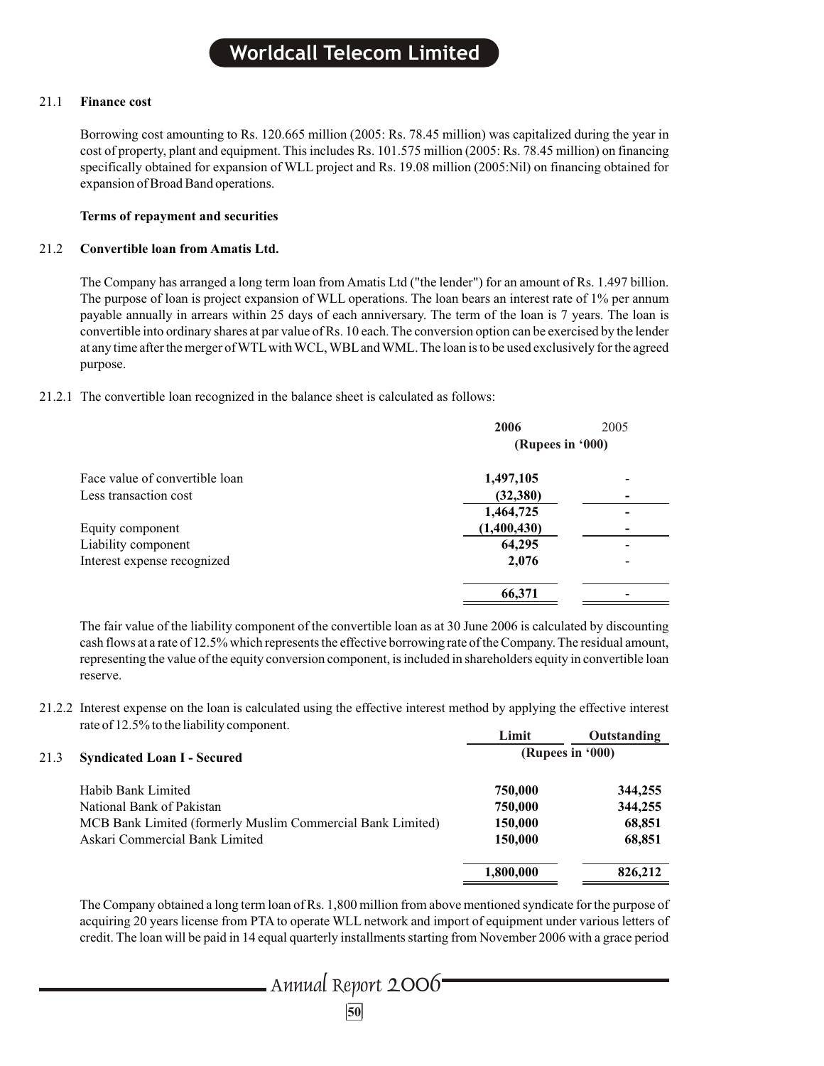### 21.1 Finance cost

Borrowing cost amounting to Rs. 120.665 million (2005: Rs. 78.45 million) was capitalized during the year in cost of property, plant and equipment. This includes Rs. 101.575 million (2005: Rs. 78.45 million) on financing specifically obtained for expansion of WLL project and Rs. 19.08 million (2005:Nil) on financing obtained for expansion of Broad Band operations.

**Terms of repayment and securities**

### 21.2 Convertible loan from Amatis Ltd.

The Company has arranged a long term loan from Amatis Ltd ("the lender") for an amount of Rs. 1.497 billion. The purpose of loan is project expansion of WLL operations. The loan bears an interest rate of 1% per annum payable annually in arrears within 25 days of each anniversary. The term of the loan is 7 years. The loan is convertible into ordinary shares at par value of Rs. 10 each. The conversion option can be exercised by the lender at any time after the merger of WTL with WCL, WBL and WML. The loan is to be used exclusively for the agreed purpose.

21.2.1 The convertible loan recognized in the balance sheet is calculated as follows:

| | 2006 | 2005 |
|---|---|---|
| | (Rupees in '000) | |
| Face value of convertible loan | 1,497,105 | - |
| Less transaction cost | (32,380) | - |
| | 1,464,725 | - |
| Equity component | (1,400,430) | - |
| Liability component | 64,295 | - |
| Interest expense recognized | 2,076 | - |
| | 66,371 | - |

The fair value of the liability component of the convertible loan as at 30 June 2006 is calculated by discounting cash flows at a rate of 12.5% which represents the effective borrowing rate of the Company. The residual amount, representing the value of the equity conversion component, is included in shareholders equity in convertible loan reserve.

21.2.2 Interest expense on the loan is calculated using the effective interest method by applying the effective interest rate of 12.5% to the liability component.

### 21.3 Syndicated Loan I - Secured

| | Limit | Outstanding |
|---|---|---|
| | (Rupees in '000) | |
| Habib Bank Limited | 750,000 | 344,255 |
| National Bank of Pakistan | 750,000 | 344,255 |
| MCB Bank Limited (formerly Muslim Commercial Bank Limited) | 150,000 | 68,851 |
| Askari Commercial Bank Limited | 150,000 | 68,851 |
| | 1,800,000 | 826,212 |

The Company obtained a long term loan of Rs. 1,800 million from above mentioned syndicate for the purpose of acquiring 20 years license from PTA to operate WLL network and import of equipment under various letters of credit. The loan will be paid in 14 equal quarterly installments starting from November 2006 with a grace period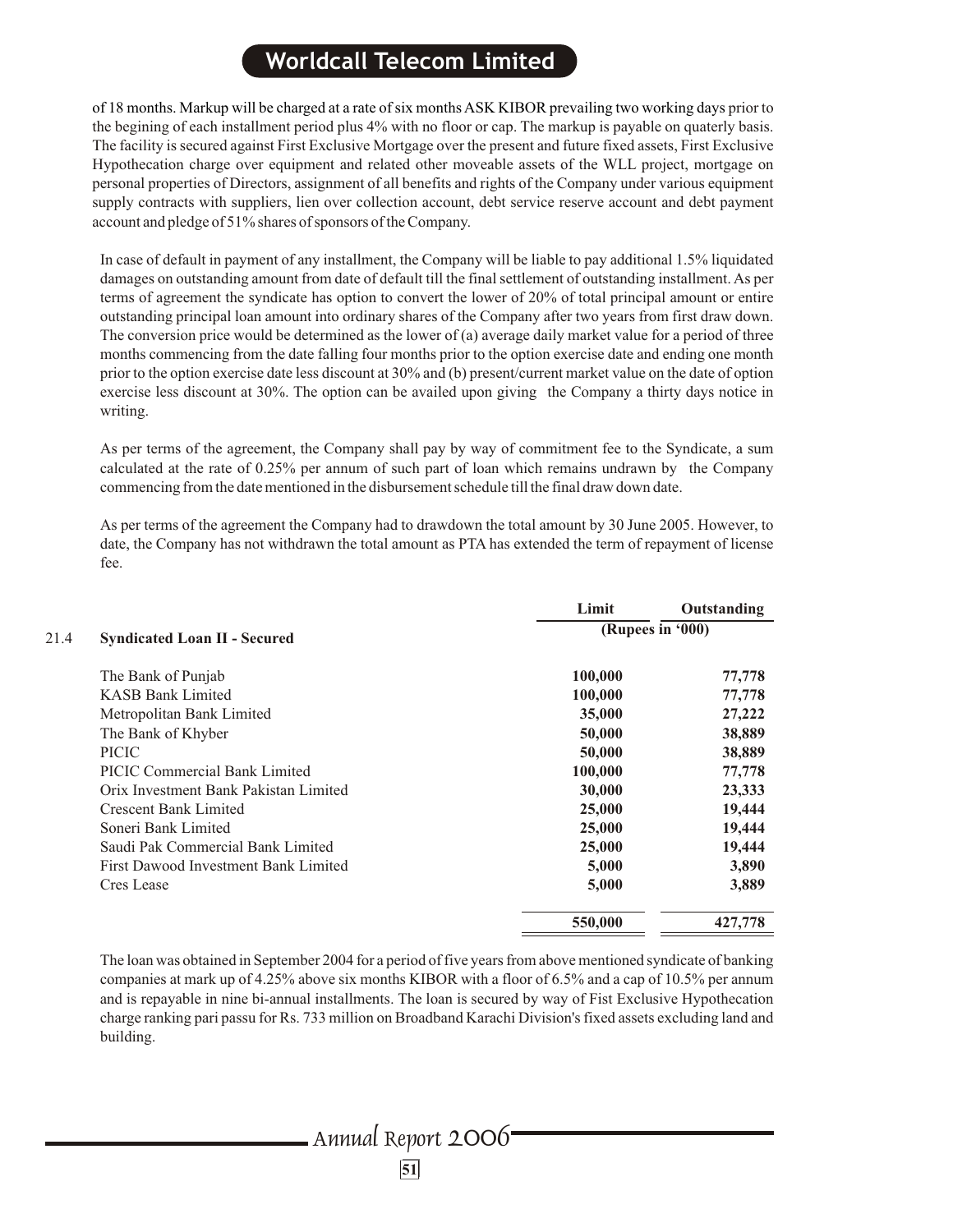of 18 months. Markup will be charged at a rate of six months ASK KIBOR prevailing two working days prior to the begining of each installment period plus 4% with no floor or cap. The markup is payable on quaterly basis. The facility is secured against First Exclusive Mortgage over the present and future fixed assets, First Exclusive Hypothecation charge over equipment and related other moveable assets of the WLL project, mortgage on personal properties of Directors, assignment of all benefits and rights of the Company under various equipment supply contracts with suppliers, lien over collection account, debt service reserve account and debt payment account and pledge of 51% shares of sponsors of the Company.

In case of default in payment of any installment, the Company will be liable to pay additional 1.5% liquidated damages on outstanding amount from date of default till the final settlement of outstanding installment. As per terms of agreement the syndicate has option to convert the lower of 20% of total principal amount or entire outstanding principal loan amount into ordinary shares of the Company after two years from first draw down. The conversion price would be determined as the lower of (a) average daily market value for a period of three months commencing from the date falling four months prior to the option exercise date and ending one month prior to the option exercise date less discount at 30% and (b) present/current market value on the date of option exercise less discount at 30%. The option can be availed upon giving the Company a thirty days notice in writing.

As per terms of the agreement, the Company shall pay by way of commitment fee to the Syndicate, a sum calculated at the rate of 0.25% per annum of such part of loan which remains undrawn by the Company commencing from the date mentioned in the disbursement schedule till the final draw down date.

As per terms of the agreement the Company had to drawdown the total amount by 30 June 2005. However, to date, the Company has not withdrawn the total amount as PTA has extended the term of repayment of license fee.

## 21.4 Syndicated Loan II - Secured

| | Limit | Outstanding |
|---|---|---|
| | (Rupees in '000) | |
| The Bank of Punjab | 100,000 | 77,778 |
| KASB Bank Limited | 100,000 | 77,778 |
| Metropolitan Bank Limited | 35,000 | 27,222 |
| The Bank of Khyber | 50,000 | 38,889 |
| PICIC | 50,000 | 38,889 |
| PICIC Commercial Bank Limited | 100,000 | 77,778 |
| Orix Investment Bank Pakistan Limited | 30,000 | 23,333 |
| Crescent Bank Limited | 25,000 | 19,444 |
| Soneri Bank Limited | 25,000 | 19,444 |
| Saudi Pak Commercial Bank Limited | 25,000 | 19,444 |
| First Dawood Investment Bank Limited | 5,000 | 3,890 |
| Cres Lease | 5,000 | 3,889 |
| | **550,000** | **427,778** |

The loan was obtained in September 2004 for a period of five years from above mentioned syndicate of banking companies at mark up of 4.25% above six months KIBOR with a floor of 6.5% and a cap of 10.5% per annum and is repayable in nine bi-annual installments. The loan is secured by way of Fist Exclusive Hypothecation charge ranking pari passu for Rs. 733 million on Broadband Karachi Division's fixed assets excluding land and building.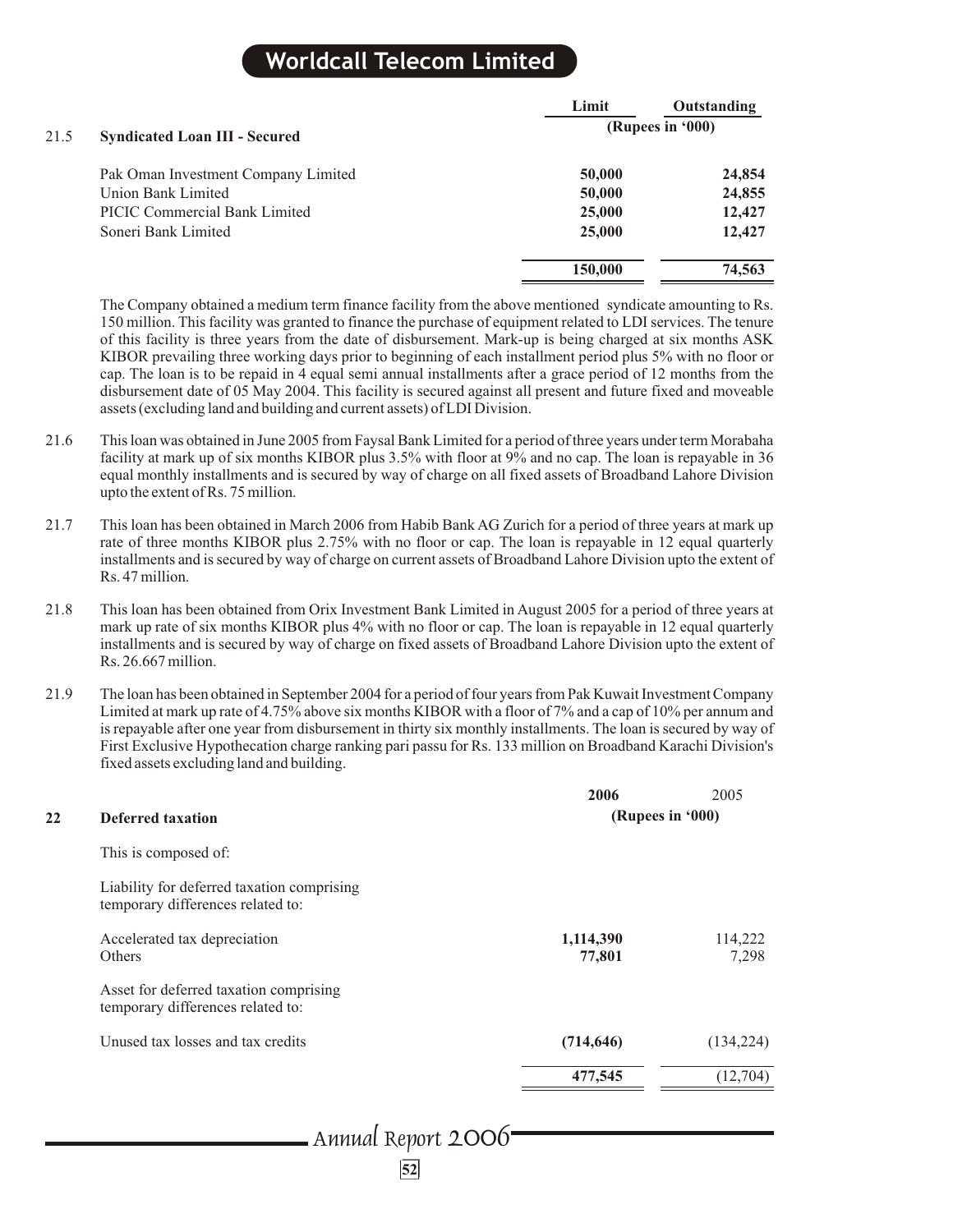| 21.5 Syndicated Loan III - Secured | Limit | Outstanding |
|---|---|---|
| | (Rupees in '000) | |
| Pak Oman Investment Company Limited | 50,000 | 24,854 |
| Union Bank Limited | 50,000 | 24,855 |
| PICIC Commercial Bank Limited | 25,000 | 12,427 |
| Soneri Bank Limited | 25,000 | 12,427 |
| | **150,000** | **74,563** |

The Company obtained a medium term finance facility from the above mentioned syndicate amounting to Rs. 150 million. This facility was granted to finance the purchase of equipment related to LDI services. The tenure of this facility is three years from the date of disbursement. Mark-up is being charged at six months ASK KIBOR prevailing three working days prior to beginning of each installment period plus 5% with no floor or cap. The loan is to be repaid in 4 equal semi annual installments after a grace period of 12 months from the disbursement date of 05 May 2004. This facility is secured against all present and future fixed and moveable assets (excluding land and building and current assets) of LDI Division.

21.6 This loan was obtained in June 2005 from Faysal Bank Limited for a period of three years under term Morabaha facility at mark up of six months KIBOR plus 3.5% with floor at 9% and no cap. The loan is repayable in 36 equal monthly installments and is secured by way of charge on all fixed assets of Broadband Lahore Division upto the extent of Rs. 75 million.

21.7 This loan has been obtained in March 2006 from Habib Bank AG Zurich for a period of three years at mark up rate of three months KIBOR plus 2.75% with no floor or cap. The loan is repayable in 12 equal quarterly installments and is secured by way of charge on current assets of Broadband Lahore Division upto the extent of Rs. 47 million.

21.8 This loan has been obtained from Orix Investment Bank Limited in August 2005 for a period of three years at mark up rate of six months KIBOR plus 4% with no floor or cap. The loan is repayable in 12 equal quarterly installments and is secured by way of charge on fixed assets of Broadband Lahore Division upto the extent of Rs. 26.667 million.

21.9 The loan has been obtained in September 2004 for a period of four years from Pak Kuwait Investment Company Limited at mark up rate of 4.75% above six months KIBOR with a floor of 7% and a cap of 10% per annum and is repayable after one year from disbursement in thirty six monthly installments. The loan is secured by way of First Exclusive Hypothecation charge ranking pari passu for Rs. 133 million on Broadband Karachi Division's fixed assets excluding land and building.

## 22 Deferred taxation

| | 2006 | 2005 |
|---|---|---|
| | (Rupees in '000) | |
| This is composed of: | | |
| Liability for deferred taxation comprising temporary differences related to: | | |
| Accelerated tax depreciation | **1,114,390** | 114,222 |
| Others | **77,801** | 7,298 |
| Asset for deferred taxation comprising temporary differences related to: | | |
| Unused tax losses and tax credits | **(714,646)** | (134,224) |
| | **477,545** | (12,704) |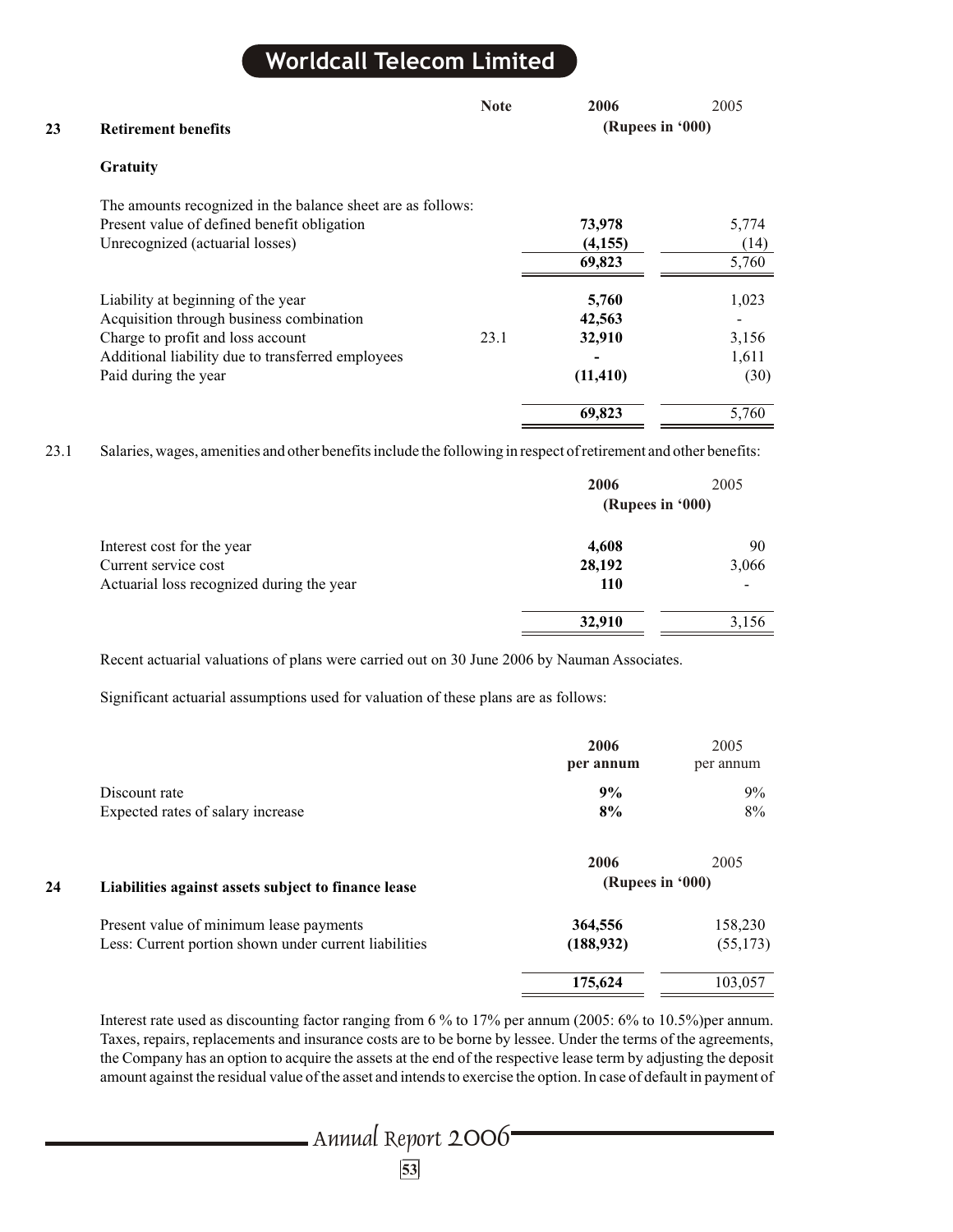## 23 Retirement benefits

| | Note | 2006 | 2005 |
|---|---|---|---|
| | | (Rupees in '000) | |

### Gratuity

The amounts recognized in the balance sheet are as follows:

| | Note | 2006 | 2005 |
|---|---|---|---|
| Present value of defined benefit obligation | | **73,978** | 5,774 |
| Unrecognized (actuarial losses) | | **(4,155)** | (14) |
| | | **69,823** | 5,760 |
| Liability at beginning of the year | | **5,760** | 1,023 |
| Acquisition through business combination | | **42,563** | - |
| Charge to profit and loss account | 23.1 | **32,910** | 3,156 |
| Additional liability due to transferred employees | | **-** | 1,611 |
| Paid during the year | | **(11,410)** | (30) |
| | | **69,823** | 5,760 |

23.1 Salaries, wages, amenities and other benefits include the following in respect of retirement and other benefits:

| | 2006 | 2005 |
|---|---|---|
| | (Rupees in '000) | |
| Interest cost for the year | **4,608** | 90 |
| Current service cost | **28,192** | 3,066 |
| Actuarial loss recognized during the year | **110** | - |
| | **32,910** | 3,156 |

Recent actuarial valuations of plans were carried out on 30 June 2006 by Nauman Associates.

Significant actuarial assumptions used for valuation of these plans are as follows:

| | 2006 per annum | 2005 per annum |
|---|---|---|
| Discount rate | **9%** | 9% |
| Expected rates of salary increase | **8%** | 8% |

## 24 Liabilities against assets subject to finance lease

| | 2006 | 2005 |
|---|---|---|
| | (Rupees in '000) | |
| Present value of minimum lease payments | **364,556** | 158,230 |
| Less: Current portion shown under current liabilities | **(188,932)** | (55,173) |
| | **175,624** | 103,057 |

Interest rate used as discounting factor ranging from 6 % to 17% per annum (2005: 6% to 10.5%)per annum. Taxes, repairs, replacements and insurance costs are to be borne by lessee. Under the terms of the agreements, the Company has an option to acquire the assets at the end of the respective lease term by adjusting the deposit amount against the residual value of the asset and intends to exercise the option. In case of default in payment of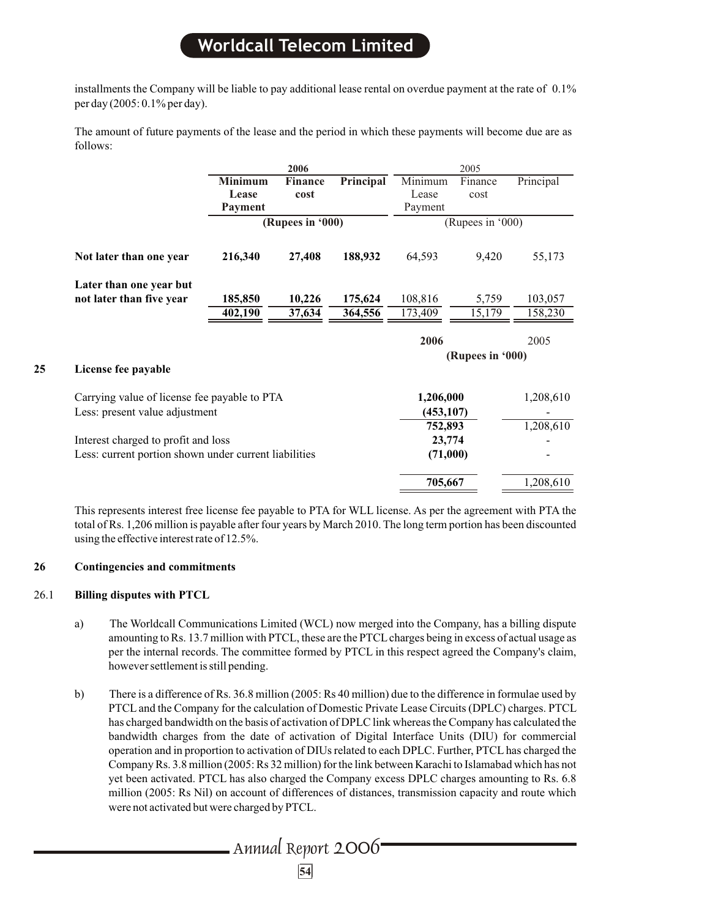installments the Company will be liable to pay additional lease rental on overdue payment at the rate of 0.1% per day (2005: 0.1% per day).

The amount of future payments of the lease and the period in which these payments will become due are as follows:

| | 2006 | | | 2005 | | |
|---|---|---|---|---|---|---|
| | **Minimum Lease Payment** | **Finance cost** | **Principal** | Minimum Lease Payment | Finance cost | Principal |
| | **(Rupees in '000)** | | | (Rupees in '000) | | |
| **Not later than one year** | **216,340** | **27,408** | **188,932** | 64,593 | 9,420 | 55,173 |
| **Later than one year but not later than five year** | **185,850** | **10,226** | **175,624** | 108,816 | 5,759 | 103,057 |
| | **402,190** | **37,634** | **364,556** | 173,409 | 15,179 | 158,230 |

## 25 License fee payable

| | **2006** | 2005 |
|---|---|---|
| | **(Rupees in '000)** | |
| Carrying value of license fee payable to PTA | **1,206,000** | 1,208,610 |
| Less: present value adjustment | **(453,107)** | - |
| | **752,893** | 1,208,610 |
| Interest charged to profit and loss | **23,774** | - |
| Less: current portion shown under current liabilities | **(71,000)** | - |
| | **705,667** | 1,208,610 |

This represents interest free license fee payable to PTA for WLL license. As per the agreement with PTA the total of Rs. 1,206 million is payable after four years by March 2010. The long term portion has been discounted using the effective interest rate of 12.5%.

## 26 Contingencies and commitments

### 26.1 Billing disputes with PTCL

a) The Worldcall Communications Limited (WCL) now merged into the Company, has a billing dispute amounting to Rs. 13.7 million with PTCL, these are the PTCL charges being in excess of actual usage as per the internal records. The committee formed by PTCL in this respect agreed the Company's claim, however settlement is still pending.

b) There is a difference of Rs. 36.8 million (2005: Rs 40 million) due to the difference in formulae used by PTCL and the Company for the calculation of Domestic Private Lease Circuits (DPLC) charges. PTCL has charged bandwidth on the basis of activation of DPLC link whereas the Company has calculated the bandwidth charges from the date of activation of Digital Interface Units (DIU) for commercial operation and in proportion to activation of DIUs related to each DPLC. Further, PTCL has charged the Company Rs. 3.8 million (2005: Rs 32 million) for the link between Karachi to Islamabad which has not yet been activated. PTCL has also charged the Company excess DPLC charges amounting to Rs. 6.8 million (2005: Rs Nil) on account of differences of distances, transmission capacity and route which were not activated but were charged by PTCL.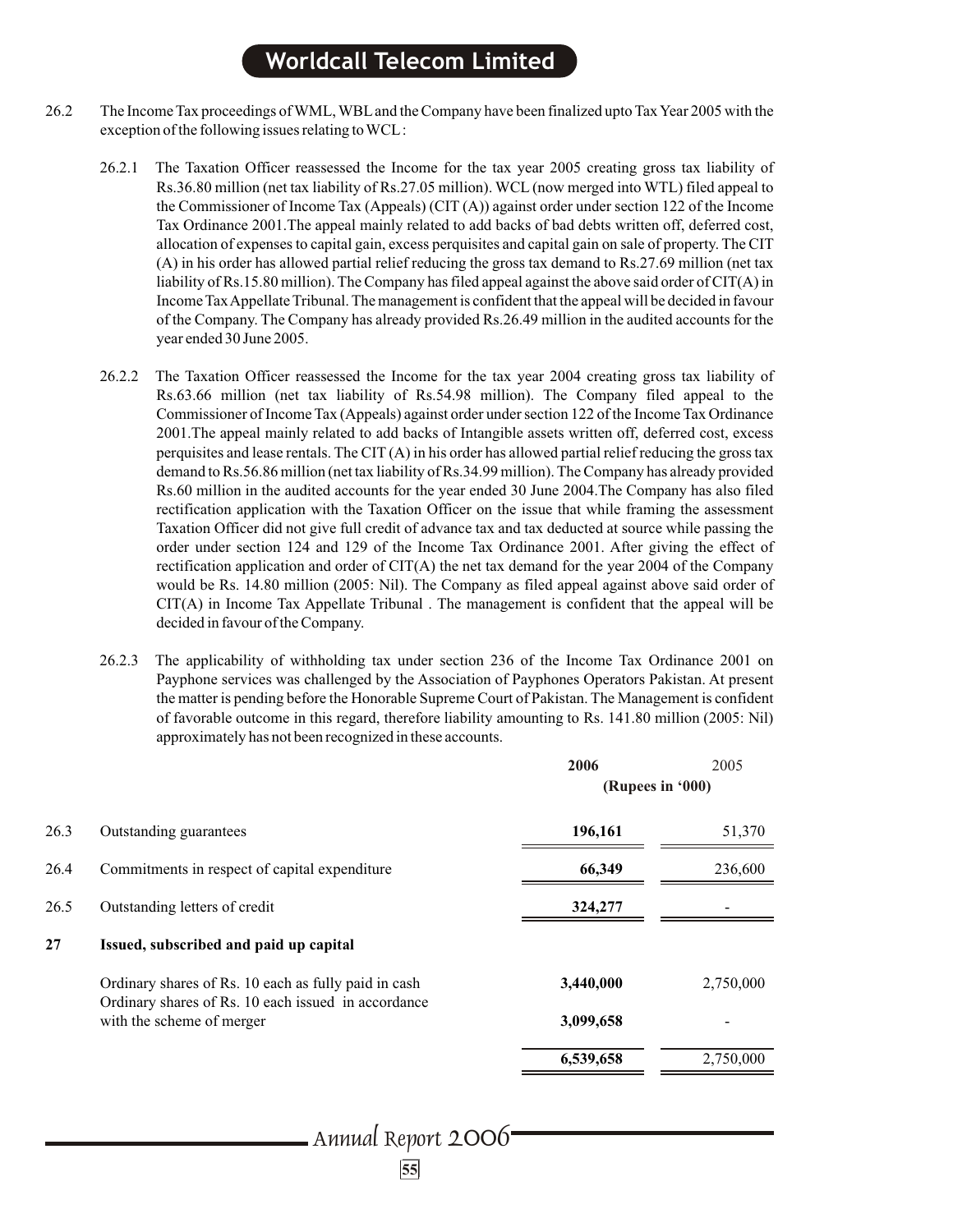26.2 The Income Tax proceedings of WML, WBL and the Company have been finalized upto Tax Year 2005 with the exception of the following issues relating to WCL :

26.2.1 The Taxation Officer reassessed the Income for the tax year 2005 creating gross tax liability of Rs.36.80 million (net tax liability of Rs.27.05 million). WCL (now merged into WTL) filed appeal to the Commissioner of Income Tax (Appeals) (CIT (A)) against order under section 122 of the Income Tax Ordinance 2001.The appeal mainly related to add backs of bad debts written off, deferred cost, allocation of expenses to capital gain, excess perquisites and capital gain on sale of property. The CIT (A) in his order has allowed partial relief reducing the gross tax demand to Rs.27.69 million (net tax liability of Rs.15.80 million). The Company has filed appeal against the above said order of CIT(A) in Income Tax Appellate Tribunal. The management is confident that the appeal will be decided in favour of the Company. The Company has already provided Rs.26.49 million in the audited accounts for the year ended 30 June 2005.

26.2.2 The Taxation Officer reassessed the Income for the tax year 2004 creating gross tax liability of Rs.63.66 million (net tax liability of Rs.54.98 million). The Company filed appeal to the Commissioner of Income Tax (Appeals) against order under section 122 of the Income Tax Ordinance 2001.The appeal mainly related to add backs of Intangible assets written off, deferred cost, excess perquisites and lease rentals. The CIT (A) in his order has allowed partial relief reducing the gross tax demand to Rs.56.86 million (net tax liability of Rs.34.99 million). The Company has already provided Rs.60 million in the audited accounts for the year ended 30 June 2004.The Company has also filed rectification application with the Taxation Officer on the issue that while framing the assessment Taxation Officer did not give full credit of advance tax and tax deducted at source while passing the order under section 124 and 129 of the Income Tax Ordinance 2001. After giving the effect of rectification application and order of CIT(A) the net tax demand for the year 2004 of the Company would be Rs. 14.80 million (2005: Nil). The Company as filed appeal against above said order of CIT(A) in Income Tax Appellate Tribunal . The management is confident that the appeal will be decided in favour of the Company.

26.2.3 The applicability of withholding tax under section 236 of the Income Tax Ordinance 2001 on Payphone services was challenged by the Association of Payphones Operators Pakistan. At present the matter is pending before the Honorable Supreme Court of Pakistan. The Management is confident of favorable outcome in this regard, therefore liability amounting to Rs. 141.80 million (2005: Nil) approximately has not been recognized in these accounts.

| | | **2006** | 2005 |
|---|---|---|---|
| | | **(Rupees in '000)** | |
| 26.3 | Outstanding guarantees | **196,161** | 51,370 |
| 26.4 | Commitments in respect of capital expenditure | **66,349** | 236,600 |
| 26.5 | Outstanding letters of credit | **324,277** | - |

## 27 Issued, subscribed and paid up capital

| | **2006** | 2005 |
|---|---|---|
| Ordinary shares of Rs. 10 each as fully paid in cash | **3,440,000** | 2,750,000 |
| Ordinary shares of Rs. 10 each issued in accordance with the scheme of merger | **3,099,658** | - |
| | **6,539,658** | 2,750,000 |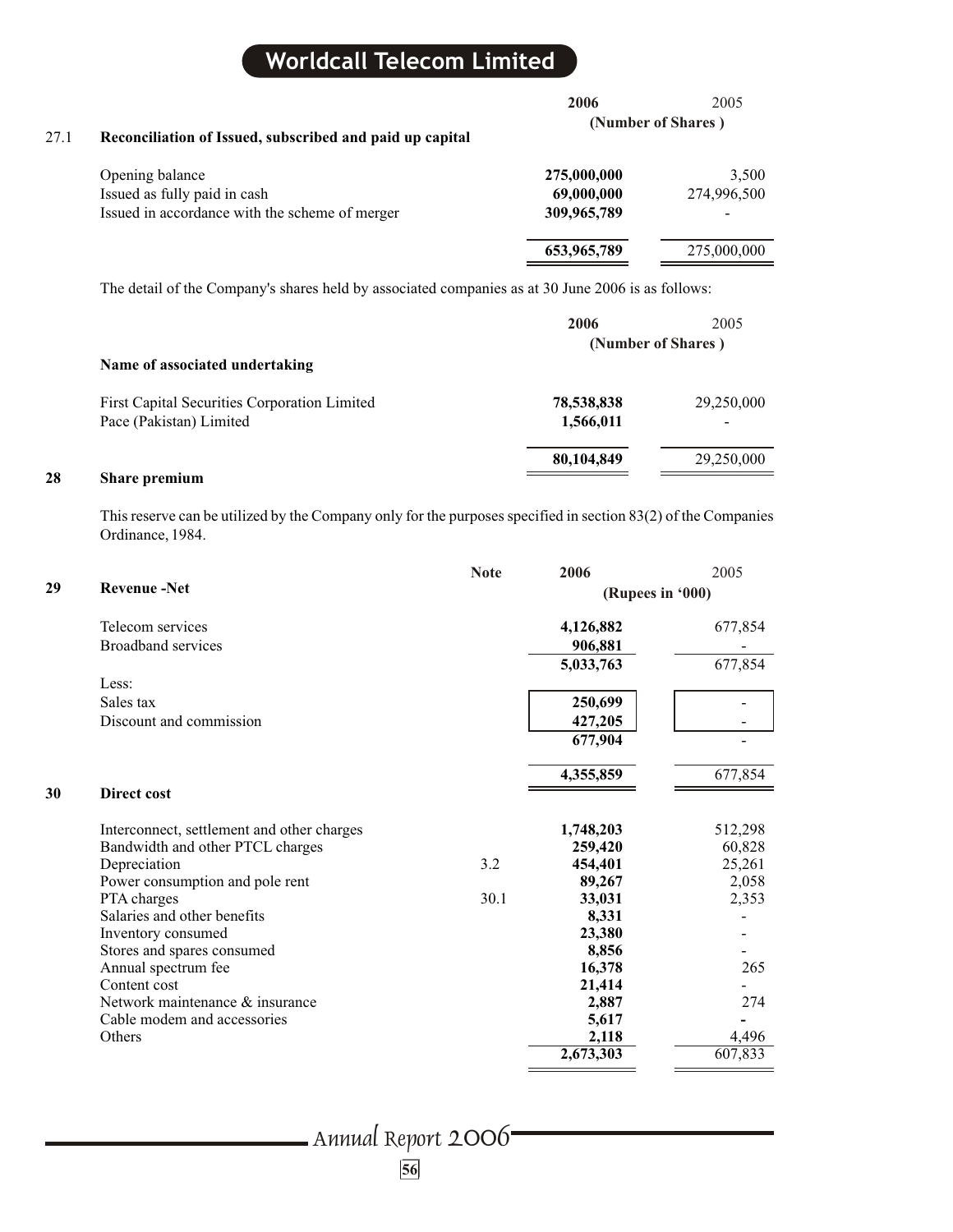### 27.1 Reconciliation of Issued, subscribed and paid up capital

| | 2006 | 2005 |
|---|---|---|
| | (Number of Shares ) | |
| Opening balance | **275,000,000** | 3,500 |
| Issued as fully paid in cash | **69,000,000** | 274,996,500 |
| Issued in accordance with the scheme of merger | **309,965,789** | - |
| | **653,965,789** | 275,000,000 |

The detail of the Company's shares held by associated companies as at 30 June 2006 is as follows:

| Name of associated undertaking | 2006 | 2005 |
|---|---|---|
| | (Number of Shares ) | |
| First Capital Securities Corporation Limited | **78,538,838** | 29,250,000 |
| Pace (Pakistan) Limited | **1,566,011** | - |
| | **80,104,849** | 29,250,000 |

## 28 Share premium

This reserve can be utilized by the Company only for the purposes specified in section 83(2) of the Companies Ordinance, 1984.

## 29 Revenue -Net

| | Note | 2006 | 2005 |
|---|---|---|---|
| | | (Rupees in '000) | |
| Telecom services | | **4,126,882** | 677,854 |
| Broadband services | | **906,881** | - |
| | | **5,033,763** | 677,854 |
| Less: | | | |
| Sales tax | | **250,699** | - |
| Discount and commission | | **427,205** | - |
| | | **677,904** | - |
| | | **4,355,859** | 677,854 |

## 30 Direct cost

| | Note | 2006 | 2005 |
|---|---|---|---|
| Interconnect, settlement and other charges | | **1,748,203** | 512,298 |
| Bandwidth and other PTCL charges | | **259,420** | 60,828 |
| Depreciation | 3.2 | **454,401** | 25,261 |
| Power consumption and pole rent | | **89,267** | 2,058 |
| PTA charges | 30.1 | **33,031** | 2,353 |
| Salaries and other benefits | | **8,331** | - |
| Inventory consumed | | **23,380** | - |
| Stores and spares consumed | | **8,856** | - |
| Annual spectrum fee | | **16,378** | 265 |
| Content cost | | **21,414** | - |
| Network maintenance & insurance | | **2,887** | 274 |
| Cable modem and accessories | | **5,617** | - |
| Others | | **2,118** | 4,496 |
| | | **2,673,303** | 607,833 |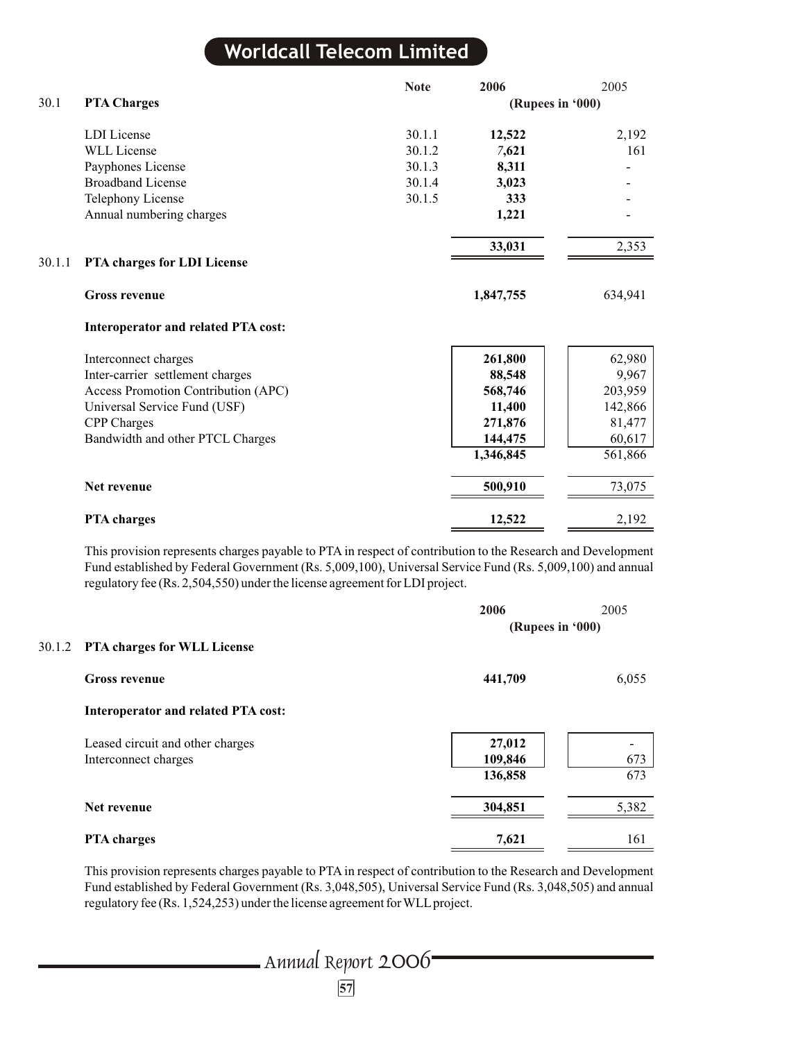### 30.1 PTA Charges

| | Note | 2006 | 2005 |
|---|---|---|---|
| | | (Rupees in '000) | |
| LDI License | 30.1.1 | **12,522** | 2,192 |
| WLL License | 30.1.2 | **7,621** | 161 |
| Payphones License | 30.1.3 | **8,311** | - |
| Broadband License | 30.1.4 | **3,023** | - |
| Telephony License | 30.1.5 | **333** | - |
| Annual numbering charges | | **1,221** | - |
| | | **33,031** | 2,353 |

### 30.1.1 PTA charges for LDI License

| | 2006 | 2005 |
|---|---|---|
| **Gross revenue** | **1,847,755** | 634,941 |
| **Interoperator and related PTA cost:** | | |
| Interconnect charges | **261,800** | 62,980 |
| Inter-carrier settlement charges | **88,548** | 9,967 |
| Access Promotion Contribution (APC) | **568,746** | 203,959 |
| Universal Service Fund (USF) | **11,400** | 142,866 |
| CPP Charges | **271,876** | 81,477 |
| Bandwidth and other PTCL Charges | **144,475** | 60,617 |
| | **1,346,845** | 561,866 |
| **Net revenue** | **500,910** | 73,075 |
| **PTA charges** | **12,522** | 2,192 |

This provision represents charges payable to PTA in respect of contribution to the Research and Development Fund established by Federal Government (Rs. 5,009,100), Universal Service Fund (Rs. 5,009,100) and annual regulatory fee (Rs. 2,504,550) under the license agreement for LDI project.

### 30.1.2 PTA charges for WLL License

| | 2006 | 2005 |
|---|---|---|
| | (Rupees in '000) | |
| **Gross revenue** | **441,709** | 6,055 |
| **Interoperator and related PTA cost:** | | |
| Leased circuit and other charges | **27,012** | - |
| Interconnect charges | **109,846** | 673 |
| | **136,858** | 673 |
| **Net revenue** | **304,851** | 5,382 |
| **PTA charges** | **7,621** | 161 |

This provision represents charges payable to PTA in respect of contribution to the Research and Development Fund established by Federal Government (Rs. 3,048,505), Universal Service Fund (Rs. 3,048,505) and annual regulatory fee (Rs. 1,524,253) under the license agreement for WLL project.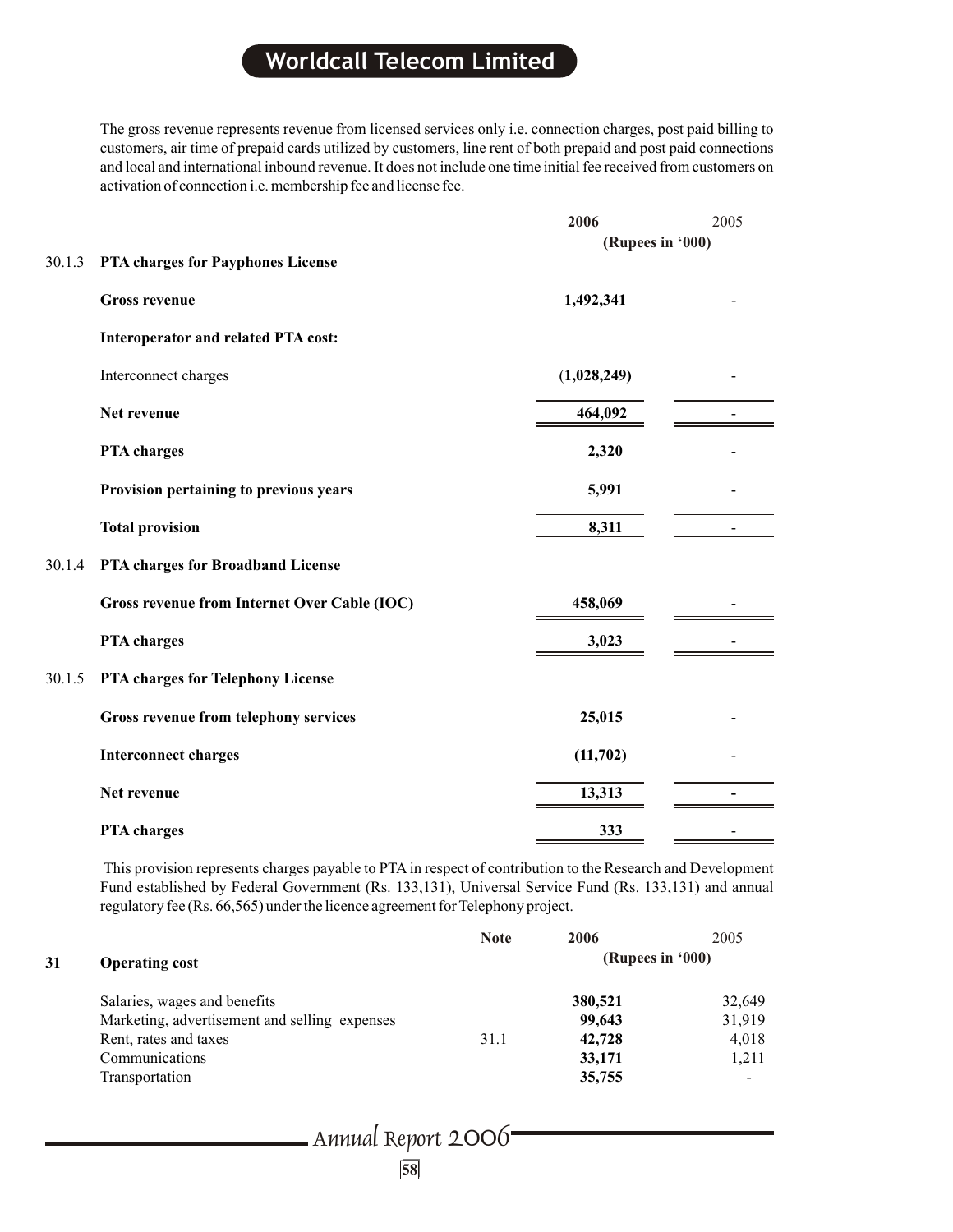The gross revenue represents revenue from licensed services only i.e. connection charges, post paid billing to customers, air time of prepaid cards utilized by customers, line rent of both prepaid and post paid connections and local and international inbound revenue. It does not include one time initial fee received from customers on activation of connection i.e. membership fee and license fee.

| | | 2006 | 2005 |
|---|---|---|---|
| | | (Rupees in '000) | |
| 30.1.3 | **PTA charges for Payphones License** | | |
| | **Gross revenue** | **1,492,341** | - |
| | **Interoperator and related PTA cost:** | | |
| | Interconnect charges | **(1,028,249)** | - |
| | **Net revenue** | **464,092** | - |
| | **PTA charges** | **2,320** | - |
| | **Provision pertaining to previous years** | **5,991** | - |
| | **Total provision** | **8,311** | - |
| 30.1.4 | **PTA charges for Broadband License** | | |
| | **Gross revenue from Internet Over Cable (IOC)** | **458,069** | - |
| | **PTA charges** | **3,023** | - |
| 30.1.5 | **PTA charges for Telephony License** | | |
| | **Gross revenue from telephony services** | **25,015** | - |
| | **Interconnect charges** | **(11,702)** | - |
| | **Net revenue** | **13,313** | - |
| | **PTA charges** | **333** | - |

This provision represents charges payable to PTA in respect of contribution to the Research and Development Fund established by Federal Government (Rs. 133,131), Universal Service Fund (Rs. 133,131) and annual regulatory fee (Rs. 66,565) under the licence agreement for Telephony project.

| | | Note | 2006 | 2005 |
|---|---|---|---|---|
| **31** | **Operating cost** | | (Rupees in '000) | |
| | Salaries, wages and benefits | | **380,521** | 32,649 |
| | Marketing, advertisement and selling expenses | | **99,643** | 31,919 |
| | Rent, rates and taxes | 31.1 | **42,728** | 4,018 |
| | Communications | | **33,171** | 1,211 |
| | Transportation | | **35,755** | - |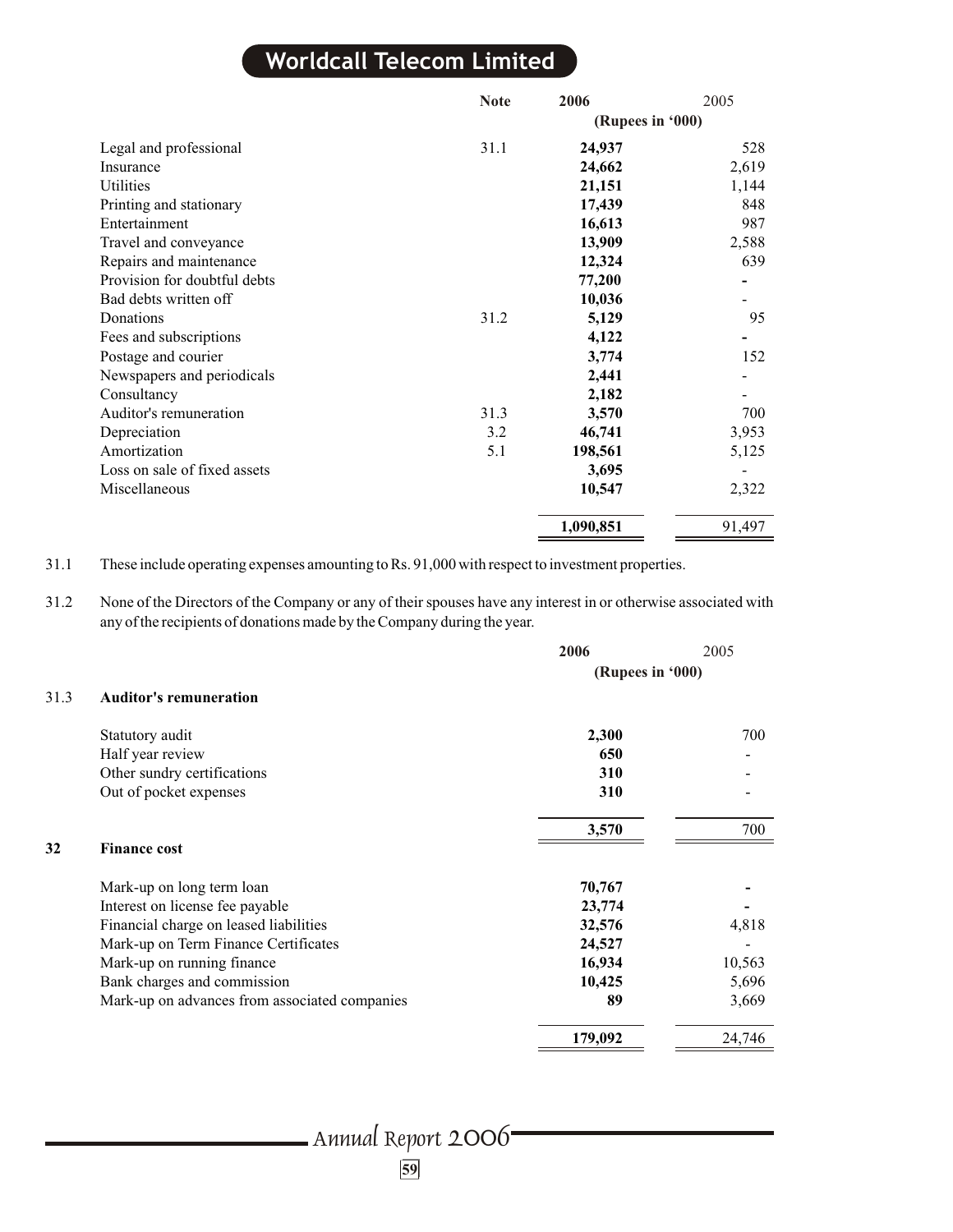| | Note | 2006 | 2005 |
|---|---|---|---|
| | | (Rupees in '000) | |
| Legal and professional | 31.1 | **24,937** | 528 |
| Insurance | | **24,662** | 2,619 |
| Utilities | | **21,151** | 1,144 |
| Printing and stationary | | **17,439** | 848 |
| Entertainment | | **16,613** | 987 |
| Travel and conveyance | | **13,909** | 2,588 |
| Repairs and maintenance | | **12,324** | 639 |
| Provision for doubtful debts | | **77,200** | - |
| Bad debts written off | | **10,036** | - |
| Donations | 31.2 | **5,129** | 95 |
| Fees and subscriptions | | **4,122** | - |
| Postage and courier | | **3,774** | 152 |
| Newspapers and periodicals | | **2,441** | - |
| Consultancy | | **2,182** | - |
| Auditor's remuneration | 31.3 | **3,570** | 700 |
| Depreciation | 3.2 | **46,741** | 3,953 |
| Amortization | 5.1 | **198,561** | 5,125 |
| Loss on sale of fixed assets | | **3,695** | - |
| Miscellaneous | | **10,547** | 2,322 |
| | | **1,090,851** | 91,497 |

31.1 These include operating expenses amounting to Rs. 91,000 with respect to investment properties.

31.2 None of the Directors of the Company or any of their spouses have any interest in or otherwise associated with any of the recipients of donations made by the Company during the year.

| | 2006 | 2005 |
|---|---|---|
| | (Rupees in '000) | |
| **31.3 Auditor's remuneration** | | |
| Statutory audit | **2,300** | 700 |
| Half year review | **650** | - |
| Other sundry certifications | **310** | - |
| Out of pocket expenses | **310** | - |
| | **3,570** | 700 |

| | 2006 | 2005 |
|---|---|---|
| **32 Finance cost** | | |
| Mark-up on long term loan | **70,767** | - |
| Interest on license fee payable | **23,774** | - |
| Financial charge on leased liabilities | **32,576** | 4,818 |
| Mark-up on Term Finance Certificates | **24,527** | - |
| Mark-up on running finance | **16,934** | 10,563 |
| Bank charges and commission | **10,425** | 5,696 |
| Mark-up on advances from associated companies | **89** | 3,669 |
| | **179,092** | 24,746 |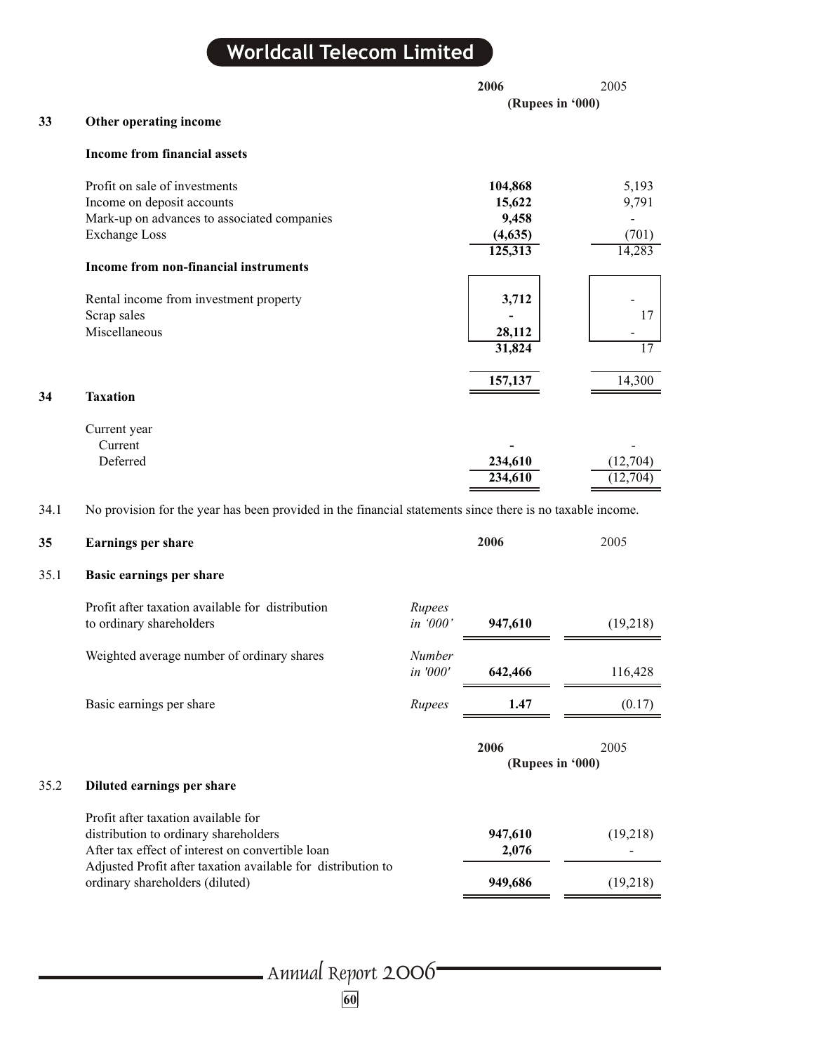| | 2006 | 2005 |
|---|---|---|
| | (Rupees in '000) | |

## 33 Other operating income

| | 2006 | 2005 |
|---|---|---|
| **Income from financial assets** | | |
| Profit on sale of investments | **104,868** | 5,193 |
| Income on deposit accounts | **15,622** | 9,791 |
| Mark-up on advances to associated companies | **9,458** | - |
| Exchange Loss | **(4,635)** | (701) |
| | **125,313** | 14,283 |
| **Income from non-financial instruments** | | |
| Rental income from investment property | **3,712** | - |
| Scrap sales | **-** | 17 |
| Miscellaneous | **28,112** | - |
| | **31,824** | 17 |
| | **157,137** | 14,300 |

## 34 Taxation

| | 2006 | 2005 |
|---|---|---|
| Current year | | |
| Current | **-** | - |
| Deferred | **234,610** | (12,704) |
| | **234,610** | (12,704) |

34.1 No provision for the year has been provided in the financial statements since there is no taxable income.

## 35 Earnings per share

### 35.1 Basic earnings per share

| | | 2006 | 2005 |
|---|---|---|---|
| Profit after taxation available for distribution to ordinary shareholders | *Rupees in '000'* | **947,610** | (19,218) |
| Weighted average number of ordinary shares | *Number in '000'* | **642,466** | 116,428 |
| Basic earnings per share | *Rupees* | **1.47** | (0.17) |

### 35.2 Diluted earnings per share

| | 2006 | 2005 |
|---|---|---|
| | (Rupees in '000) | |
| Profit after taxation available for distribution to ordinary shareholders | **947,610** | (19,218) |
| After tax effect of interest on convertible loan | **2,076** | - |
| Adjusted Profit after taxation available for distribution to ordinary shareholders (diluted) | **949,686** | (19,218) |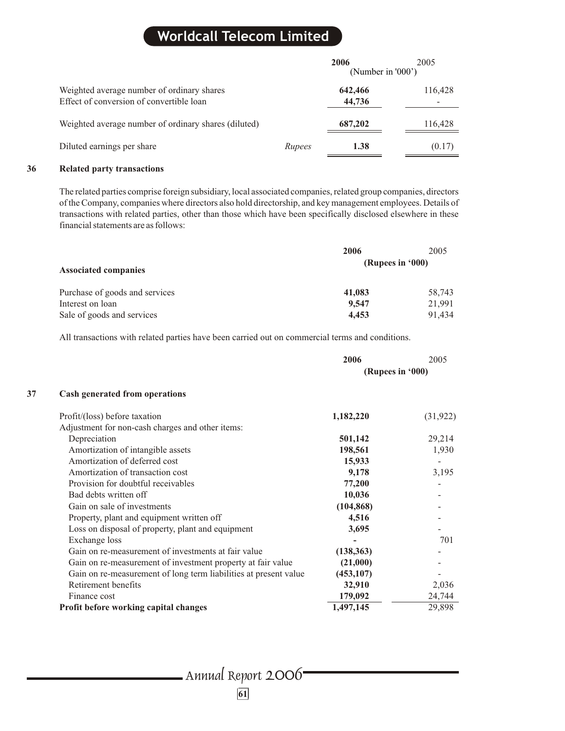| | | 2006 | 2005 |
|---|---|---|---|
| | | (Number in '000') | |
| Weighted average number of ordinary shares | | **642,466** | 116,428 |
| Effect of conversion of convertible loan | | **44,736** | - |
| Weighted average number of ordinary shares (diluted) | | **687,202** | 116,428 |
| Diluted earnings per share | *Rupees* | **1.38** | (0.17) |

## 36 Related party transactions

The related parties comprise foreign subsidiary, local associated companies, related group companies, directors of the Company, companies where directors also hold directorship, and key management employees. Details of transactions with related parties, other than those which have been specifically disclosed elsewhere in these financial statements are as follows:

| | 2006 | 2005 |
|---|---|---|
| | (Rupees in '000) | |
| **Associated companies** | | |
| Purchase of goods and services | **41,083** | 58,743 |
| Interest on loan | **9,547** | 21,991 |
| Sale of goods and services | **4,453** | 91,434 |

All transactions with related parties have been carried out on commercial terms and conditions.

## 37 Cash generated from operations

| | 2006 | 2005 |
|---|---|---|
| | (Rupees in '000) | |
| Profit/(loss) before taxation | **1,182,220** | (31,922) |
| Adjustment for non-cash charges and other items: | | |
| Depreciation | **501,142** | 29,214 |
| Amortization of intangible assets | **198,561** | 1,930 |
| Amortization of deferred cost | **15,933** | - |
| Amortization of transaction cost | **9,178** | 3,195 |
| Provision for doubtful receivables | **77,200** | - |
| Bad debts written off | **10,036** | - |
| Gain on sale of investments | **(104,868)** | - |
| Property, plant and equipment written off | **4,516** | - |
| Loss on disposal of property, plant and equipment | **3,695** | - |
| Exchange loss | **-** | 701 |
| Gain on re-measurement of investments at fair value | **(138,363)** | - |
| Gain on re-measurement of investment property at fair value | **(21,000)** | - |
| Gain on re-measurement of long term liabilities at present value | **(453,107)** | - |
| Retirement benefits | **32,910** | 2,036 |
| Finance cost | **179,092** | 24,744 |
| **Profit before working capital changes** | **1,497,145** | 29,898 |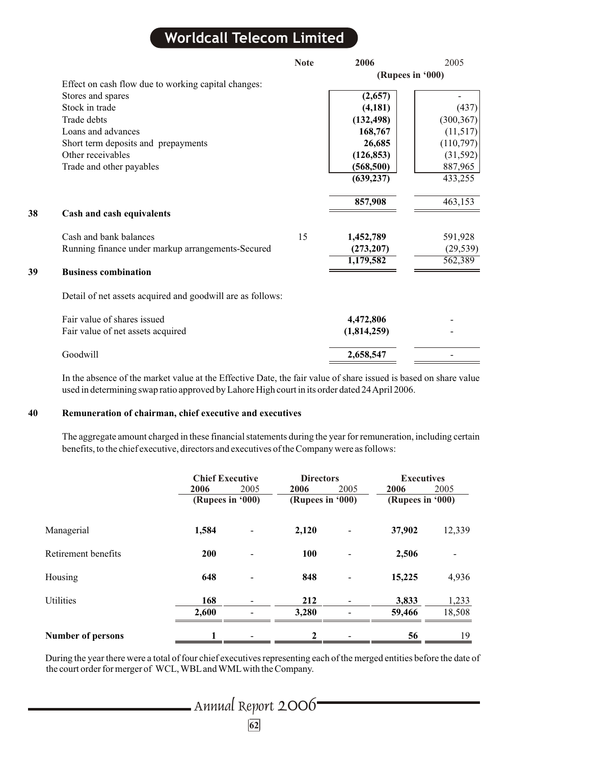| | Note | 2006 | 2005 |
|---|---|---|---|
| | | (Rupees in '000) | |
| Effect on cash flow due to working capital changes: | | | |
| Stores and spares | | (2,657) | - |
| Stock in trade | | (4,181) | (437) |
| Trade debts | | (132,498) | (300,367) |
| Loans and advances | | 168,767 | (11,517) |
| Short term deposits and prepayments | | 26,685 | (110,797) |
| Other receivables | | (126,853) | (31,592) |
| Trade and other payables | | (568,500) | 887,965 |
| | | (639,237) | 433,255 |
| | | 857,908 | 463,153 |

## 38 Cash and cash equivalents

| | Note | 2006 | 2005 |
|---|---|---|---|
| Cash and bank balances | 15 | 1,452,789 | 591,928 |
| Running finance under markup arrangements-Secured | | (273,207) | (29,539) |
| | | 1,179,582 | 562,389 |

## 39 Business combination

Detail of net assets acquired and goodwill are as follows:

| | 2006 | 2005 |
|---|---|---|
| Fair value of shares issued | 4,472,806 | - |
| Fair value of net assets acquired | (1,814,259) | - |
| Goodwill | 2,658,547 | - |

In the absence of the market value at the Effective Date, the fair value of share issued is based on share value used in determining swap ratio approved by Lahore High court in its order dated 24 April 2006.

## 40 Remuneration of chairman, chief executive and executives

The aggregate amount charged in these financial statements during the year for remuneration, including certain benefits, to the chief executive, directors and executives of the Company were as follows:

| | Chief Executive | | Directors | | Executives | |
|---|---|---|---|---|---|---|
| | 2006 | 2005 | 2006 | 2005 | 2006 | 2005 |
| | (Rupees in '000) | | (Rupees in '000) | | (Rupees in '000) | |
| Managerial | 1,584 | - | 2,120 | - | 37,902 | 12,339 |
| Retirement benefits | 200 | - | 100 | - | 2,506 | - |
| Housing | 648 | - | 848 | - | 15,225 | 4,936 |
| Utilities | 168 | - | 212 | - | 3,833 | 1,233 |
| | 2,600 | - | 3,280 | - | 59,466 | 18,508 |
| **Number of persons** | 1 | - | 2 | - | 56 | 19 |

During the year there were a total of four chief executives representing each of the merged entities before the date of the court order for merger of WCL, WBL and WML with the Company.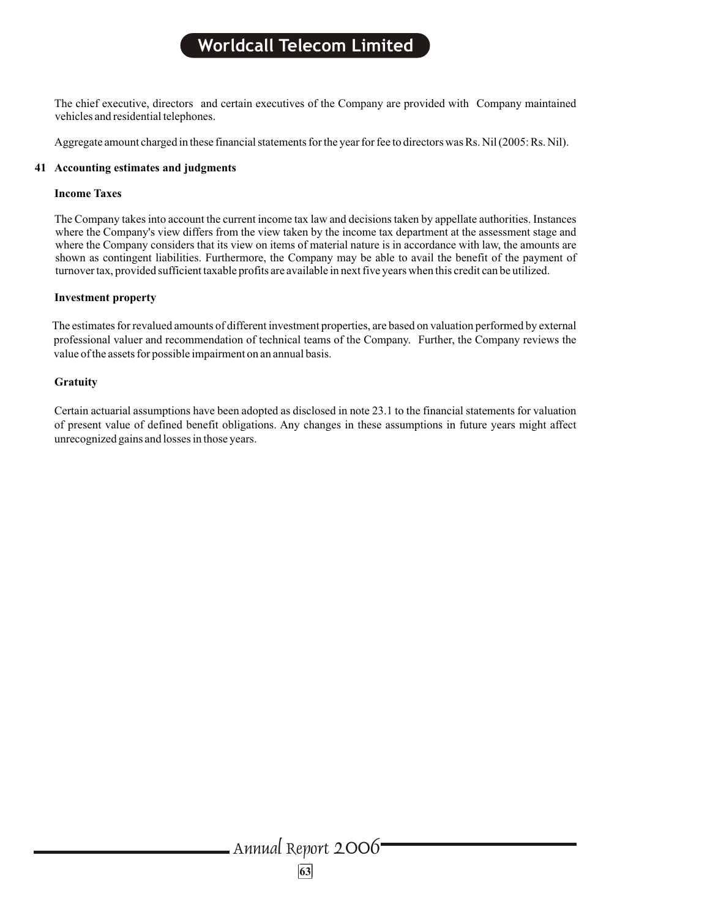The chief executive, directors and certain executives of the Company are provided with Company maintained vehicles and residential telephones.

Aggregate amount charged in these financial statements for the year for fee to directors was Rs. Nil (2005: Rs. Nil).

## 41 Accounting estimates and judgments

### Income Taxes

The Company takes into account the current income tax law and decisions taken by appellate authorities. Instances where the Company's view differs from the view taken by the income tax department at the assessment stage and where the Company considers that its view on items of material nature is in accordance with law, the amounts are shown as contingent liabilities. Furthermore, the Company may be able to avail the benefit of the payment of turnover tax, provided sufficient taxable profits are available in next five years when this credit can be utilized.

### Investment property

The estimates for revalued amounts of different investment properties, are based on valuation performed by external professional valuer and recommendation of technical teams of the Company. Further, the Company reviews the value of the assets for possible impairment on an annual basis.

### Gratuity

Certain actuarial assumptions have been adopted as disclosed in note 23.1 to the financial statements for valuation of present value of defined benefit obligations. Any changes in these assumptions in future years might affect unrecognized gains and losses in those years.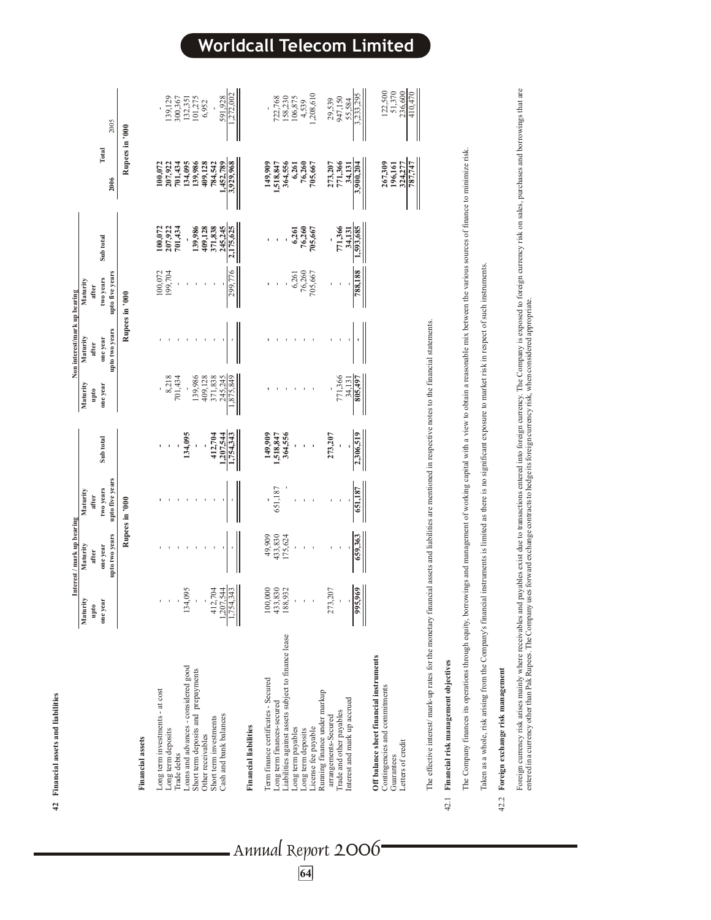## 42 Financial assets and liabilities

| | Interest / mark up bearing | | | | Non interest/mark up bearing | | | | Total | |
|---|---|---|---|---|---|---|---|---|---|---|
| | Maturity upto one year | Maturity after one year upto two years | Maturity after two years upto five years | Sub total | Maturity upto one year | Maturity after one year upto two years | Maturity after two years upto five years | Sub total | 2006 | 2005 |
| | Rupees in '000 | | | | Rupees in '000 | | | | Rupees in '000 | |
| **Financial assets** | | | | | | | | | | |
| Long term investments - at cost | - | - | - | - | - | - | 100,072 | 100,072 | 100,072 | - |
| Long term deposits | - | - | - | - | 8,218 | - | 199,704 | 207,922 | 207,922 | 139,129 |
| Trade debts | - | - | - | - | 701,434 | - | - | 701,434 | 701,434 | 300,367 |
| Loans and advances - considered good | 134,095 | - | - | 134,095 | - | - | - | - | 134,095 | 132,351 |
| Short term deposits and prepayments | - | - | - | - | 139,986 | - | - | 139,986 | 139,986 | 101,275 |
| Other receivables | - | - | - | - | 409,128 | - | - | 409,128 | 409,128 | 6,952 |
| Short term investments | 412,704 | - | - | 412,704 | 371,838 | - | - | 371,838 | 784,542 | - |
| Cash and bank balances | 1,207,544 | - | - | 1,207,544 | 245,245 | - | - | 245,245 | 1,452,789 | 591,928 |
| | 1,754,343 | - | - | 1,754,343 | 1,875,849 | - | 299,776 | 2,175,625 | 3,929,968 | 1,272,002 |
| **Financial liabilities** | | | | | | | | | | |
| Term finance certificates - Secured | 100,000 | 49,909 | - | 149,909 | - | - | - | - | 149,909 | - |
| Long term finances-secured | 433,830 | 433,830 | 651,187 | 1,518,847 | - | - | - | - | 1,518,847 | 722,768 |
| Liabilities against assets subject to finance lease | 188,932 | 175,624 | - | 364,556 | - | - | - | - | 364,556 | 158,230 |
| Long term payables | - | - | - | - | - | - | 6,261 | 6,261 | 6,261 | 106,875 |
| Long term deposits | - | - | - | - | - | - | 76,260 | 76,260 | 76,260 | 4,539 |
| License fee payable | - | - | - | - | - | - | 705,667 | 705,667 | 705,667 | 1,208,610 |
| Running finance under markup arrangements-Secured | 273,207 | - | - | 273,207 | - | - | - | - | 273,207 | 29,539 |
| Trade and other payables | - | - | - | - | 771,366 | - | - | 771,366 | 771,366 | 947,150 |
| Interest and mark up accrued | - | - | - | - | 34,131 | - | - | 34,131 | 34,131 | 55,584 |
| | 995,969 | 659,363 | 651,187 | 2,306,519 | 805,497 | - | 788,188 | 1,593,685 | 3,900,204 | 3,233,295 |
| **Off balance sheet financial instruments** | | | | | | | | | | |
| Contingencies and commitments | | | | | | | | | 267,309 | 122,500 |
| Guarantees | | | | | | | | | 196,161 | 51,370 |
| Letters of credit | | | | | | | | | 324,277 | 236,600 |
| | | | | | | | | | 787,747 | 410,470 |

The effective interest/ mark-up rates for the monetary financial assets and liabilities are mentioned in respective notes to the financial statements.

### 42.1 Financial risk management objectives

The Company finances its operations through equity, borrowings and management of working capital with a view to obtain a reasonable mix between the various sources of finance to minimize risk.

Taken as a whole, risk arising from the Company's financial instruments is limited as there is no significant exposure to market risk in respect of such instruments.

### 42.2 Foreign exchange risk management

Foreign currency risk arises mainly where receivables and payables exist due to transactions entered into foreign currency. The Company is exposed to foreign currency risk on sales, purchases and borrowings that are entered in a currency other than Pak Rupees. The Company uses forward exchange contracts to hedge its foreign currency risk, when considered appropriate.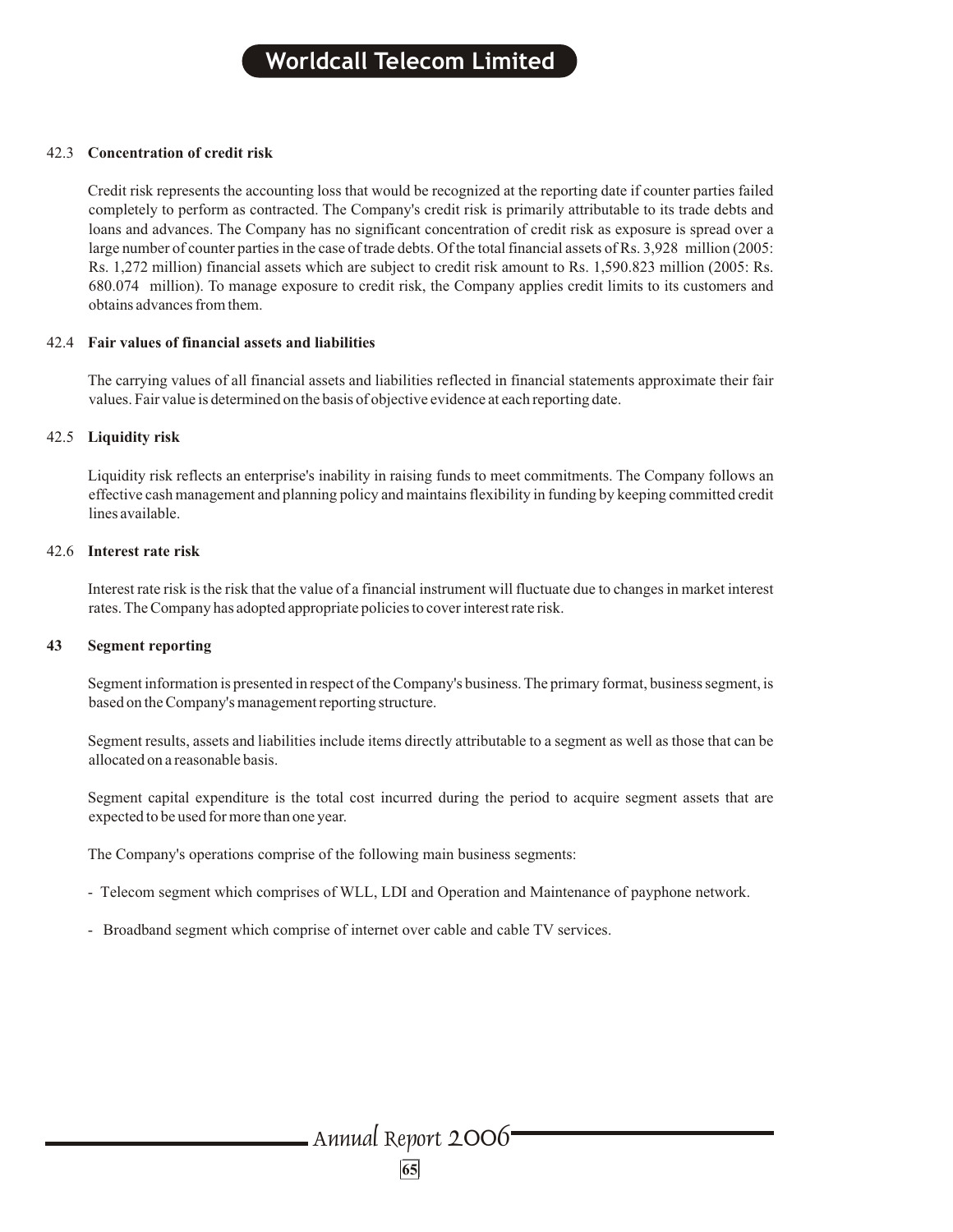### 42.3 Concentration of credit risk

Credit risk represents the accounting loss that would be recognized at the reporting date if counter parties failed completely to perform as contracted. The Company's credit risk is primarily attributable to its trade debts and loans and advances. The Company has no significant concentration of credit risk as exposure is spread over a large number of counter parties in the case of trade debts. Of the total financial assets of Rs. 3,928 million (2005: Rs. 1,272 million) financial assets which are subject to credit risk amount to Rs. 1,590.823 million (2005: Rs. 680.074 million). To manage exposure to credit risk, the Company applies credit limits to its customers and obtains advances from them.

### 42.4 Fair values of financial assets and liabilities

The carrying values of all financial assets and liabilities reflected in financial statements approximate their fair values. Fair value is determined on the basis of objective evidence at each reporting date.

### 42.5 Liquidity risk

Liquidity risk reflects an enterprise's inability in raising funds to meet commitments. The Company follows an effective cash management and planning policy and maintains flexibility in funding by keeping committed credit lines available.

### 42.6 Interest rate risk

Interest rate risk is the risk that the value of a financial instrument will fluctuate due to changes in market interest rates. The Company has adopted appropriate policies to cover interest rate risk.

## 43 Segment reporting

Segment information is presented in respect of the Company's business. The primary format, business segment, is based on the Company's management reporting structure.

Segment results, assets and liabilities include items directly attributable to a segment as well as those that can be allocated on a reasonable basis.

Segment capital expenditure is the total cost incurred during the period to acquire segment assets that are expected to be used for more than one year.

The Company's operations comprise of the following main business segments:

- Telecom segment which comprises of WLL, LDI and Operation and Maintenance of payphone network.
- Broadband segment which comprise of internet over cable and cable TV services.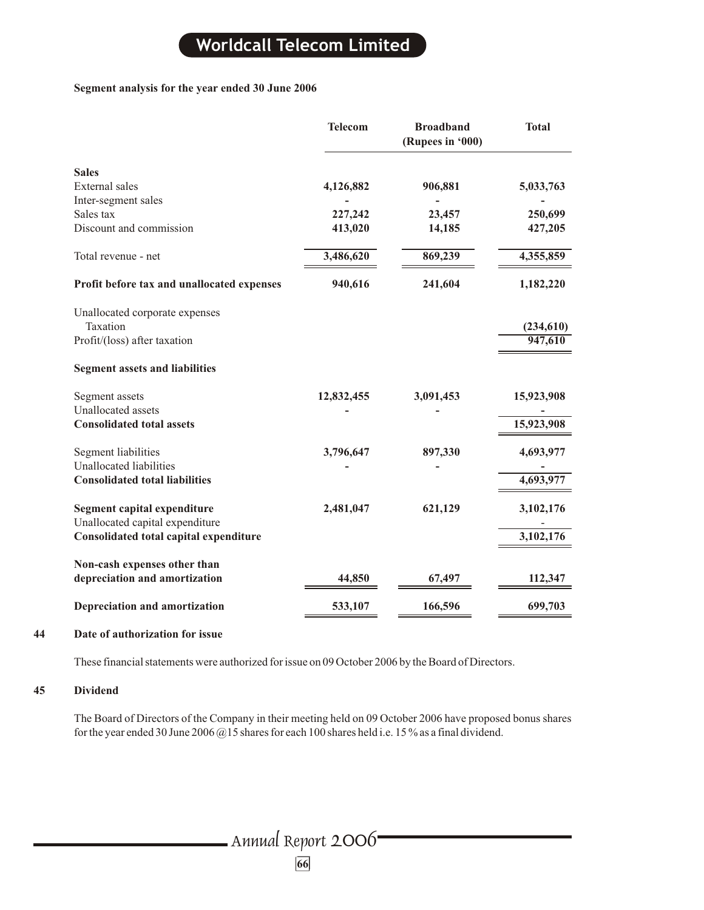**Segment analysis for the year ended 30 June 2006**

| | Telecom | Broadband (Rupees in '000) | Total |
|---|---|---|---|
| **Sales** | | | |
| External sales | **4,126,882** | **906,881** | **5,033,763** |
| Inter-segment sales | **-** | **-** | **-** |
| Sales tax | **227,242** | **23,457** | **250,699** |
| Discount and commission | **413,020** | **14,185** | **427,205** |
| Total revenue - net | **3,486,620** | **869,239** | **4,355,859** |
| **Profit before tax and unallocated expenses** | **940,616** | **241,604** | **1,182,220** |
| Unallocated corporate expenses | | | |
| Taxation | | | **(234,610)** |
| Profit/(loss) after taxation | | | **947,610** |
| **Segment assets and liabilities** | | | |
| Segment assets | **12,832,455** | **3,091,453** | **15,923,908** |
| Unallocated assets | **-** | **-** | **-** |
| **Consolidated total assets** | | | **15,923,908** |
| Segment liabilities | **3,796,647** | **897,330** | **4,693,977** |
| Unallocated liabilities | **-** | **-** | **-** |
| **Consolidated total liabilities** | | | **4,693,977** |
| **Segment capital expenditure** | **2,481,047** | **621,129** | **3,102,176** |
| Unallocated capital expenditure | | | - |
| **Consolidated total capital expenditure** | | | **3,102,176** |
| **Non-cash expenses other than depreciation and amortization** | **44,850** | **67,497** | **112,347** |
| **Depreciation and amortization** | **533,107** | **166,596** | **699,703** |

**44 Date of authorization for issue**

These financial statements were authorized for issue on 09 October 2006 by the Board of Directors.

**45 Dividend**

The Board of Directors of the Company in their meeting held on 09 October 2006 have proposed bonus shares for the year ended 30 June 2006 @15 shares for each 100 shares held i.e. 15 % as a final dividend.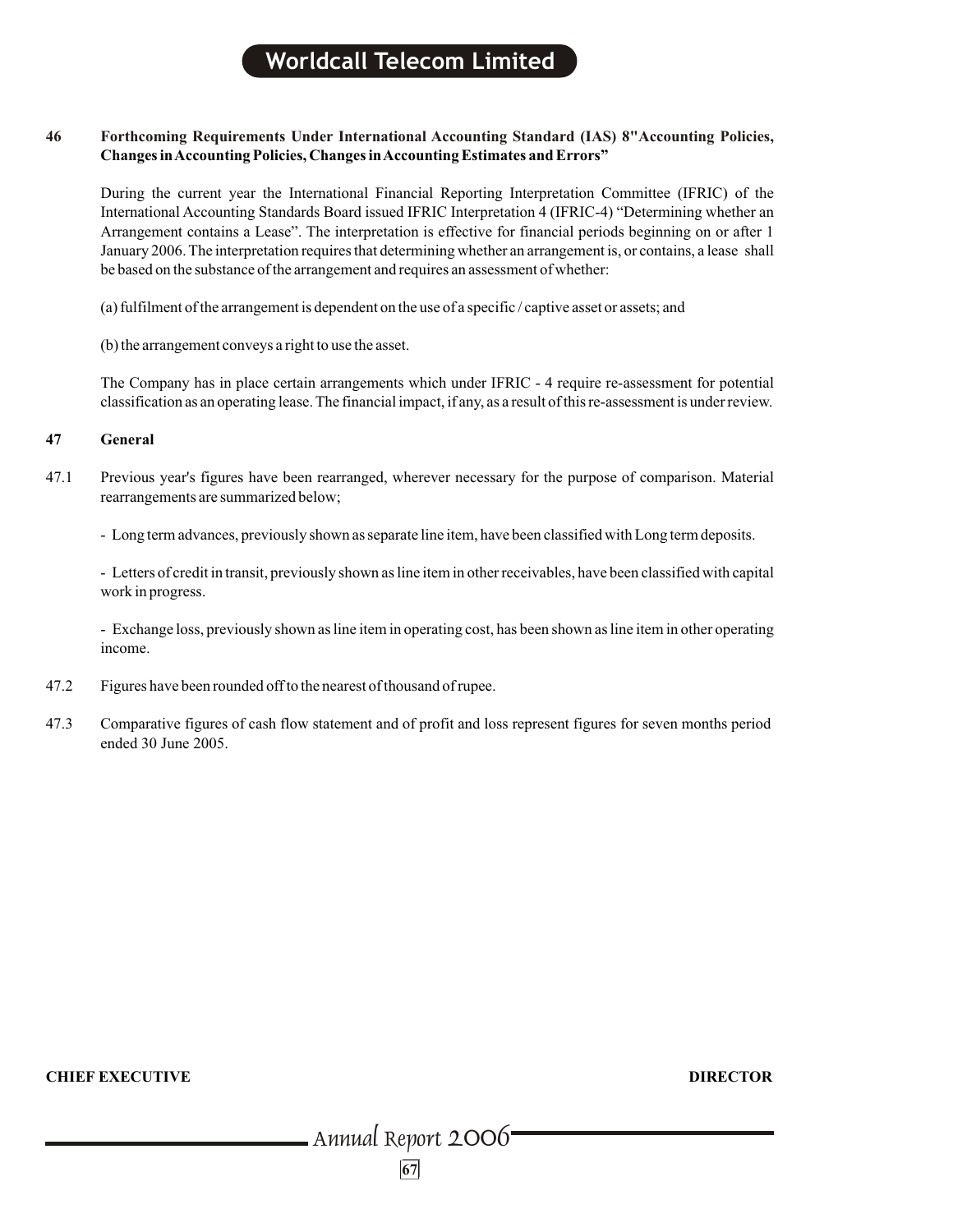## 46 Forthcoming Requirements Under International Accounting Standard (IAS) 8"Accounting Policies, Changes in Accounting Policies, Changes in Accounting Estimates and Errors"

During the current year the International Financial Reporting Interpretation Committee (IFRIC) of the International Accounting Standards Board issued IFRIC Interpretation 4 (IFRIC-4) "Determining whether an Arrangement contains a Lease". The interpretation is effective for financial periods beginning on or after 1 January 2006. The interpretation requires that determining whether an arrangement is, or contains, a lease shall be based on the substance of the arrangement and requires an assessment of whether:

(a) fulfilment of the arrangement is dependent on the use of a specific / captive asset or assets; and

(b) the arrangement conveys a right to use the asset.

The Company has in place certain arrangements which under IFRIC - 4 require re-assessment for potential classification as an operating lease. The financial impact, if any, as a result of this re-assessment is under review.

## 47 General

47.1 Previous year's figures have been rearranged, wherever necessary for the purpose of comparison. Material rearrangements are summarized below;

- Long term advances, previously shown as separate line item, have been classified with Long term deposits.

- Letters of credit in transit, previously shown as line item in other receivables, have been classified with capital work in progress.

- Exchange loss, previously shown as line item in operating cost, has been shown as line item in other operating income.

47.2 Figures have been rounded off to the nearest of thousand of rupee.

47.3 Comparative figures of cash flow statement and of profit and loss represent figures for seven months period ended 30 June 2005.

**CHIEF EXECUTIVE** **DIRECTOR**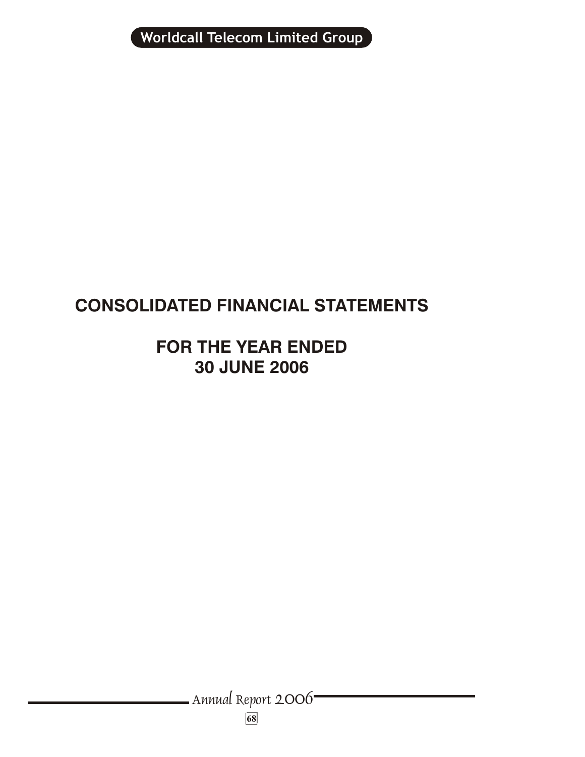# CONSOLIDATED FINANCIAL STATEMENTS

## FOR THE YEAR ENDED 30 JUNE 2006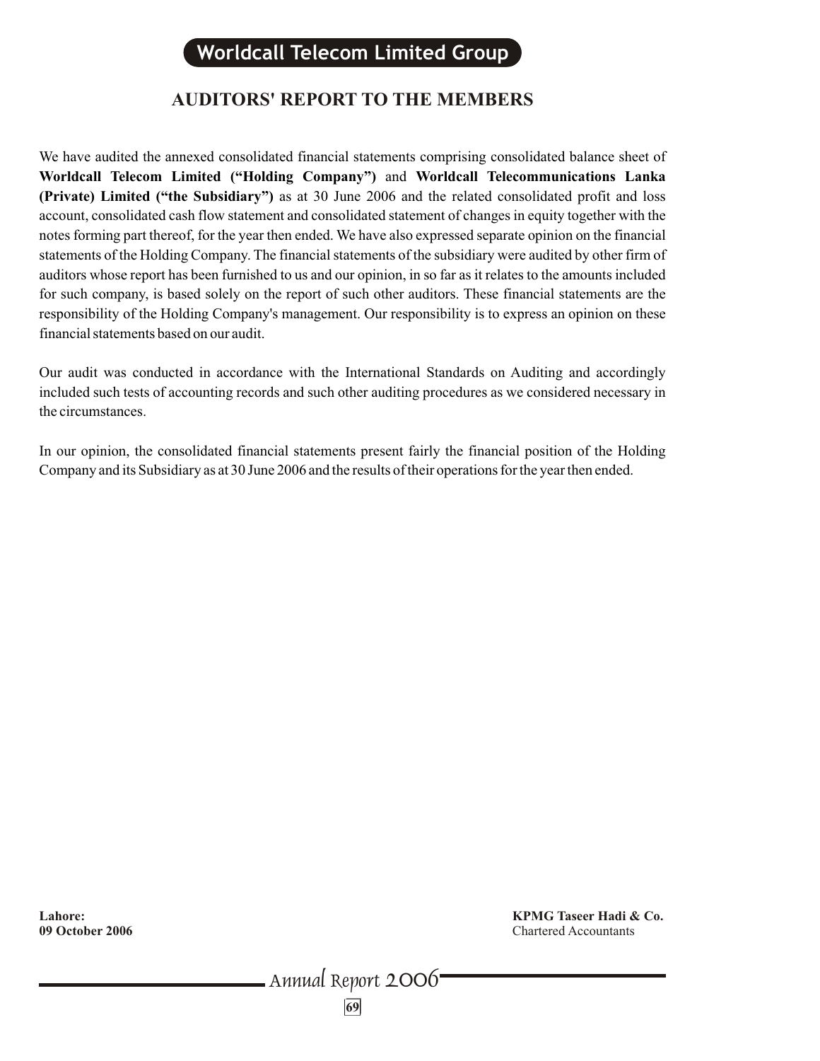# AUDITORS' REPORT TO THE MEMBERS

We have audited the annexed consolidated financial statements comprising consolidated balance sheet of **Worldcall Telecom Limited ("Holding Company")** and **Worldcall Telecommunications Lanka (Private) Limited ("the Subsidiary")** as at 30 June 2006 and the related consolidated profit and loss account, consolidated cash flow statement and consolidated statement of changes in equity together with the notes forming part thereof, for the year then ended. We have also expressed separate opinion on the financial statements of the Holding Company. The financial statements of the subsidiary were audited by other firm of auditors whose report has been furnished to us and our opinion, in so far as it relates to the amounts included for such company, is based solely on the report of such other auditors. These financial statements are the responsibility of the Holding Company's management. Our responsibility is to express an opinion on these financial statements based on our audit.

Our audit was conducted in accordance with the International Standards on Auditing and accordingly included such tests of accounting records and such other auditing procedures as we considered necessary in the circumstances.

In our opinion, the consolidated financial statements present fairly the financial position of the Holding Company and its Subsidiary as at 30 June 2006 and the results of their operations for the year then ended.

**Lahore:**
**09 October 2006**

**KPMG Taseer Hadi & Co.**
Chartered Accountants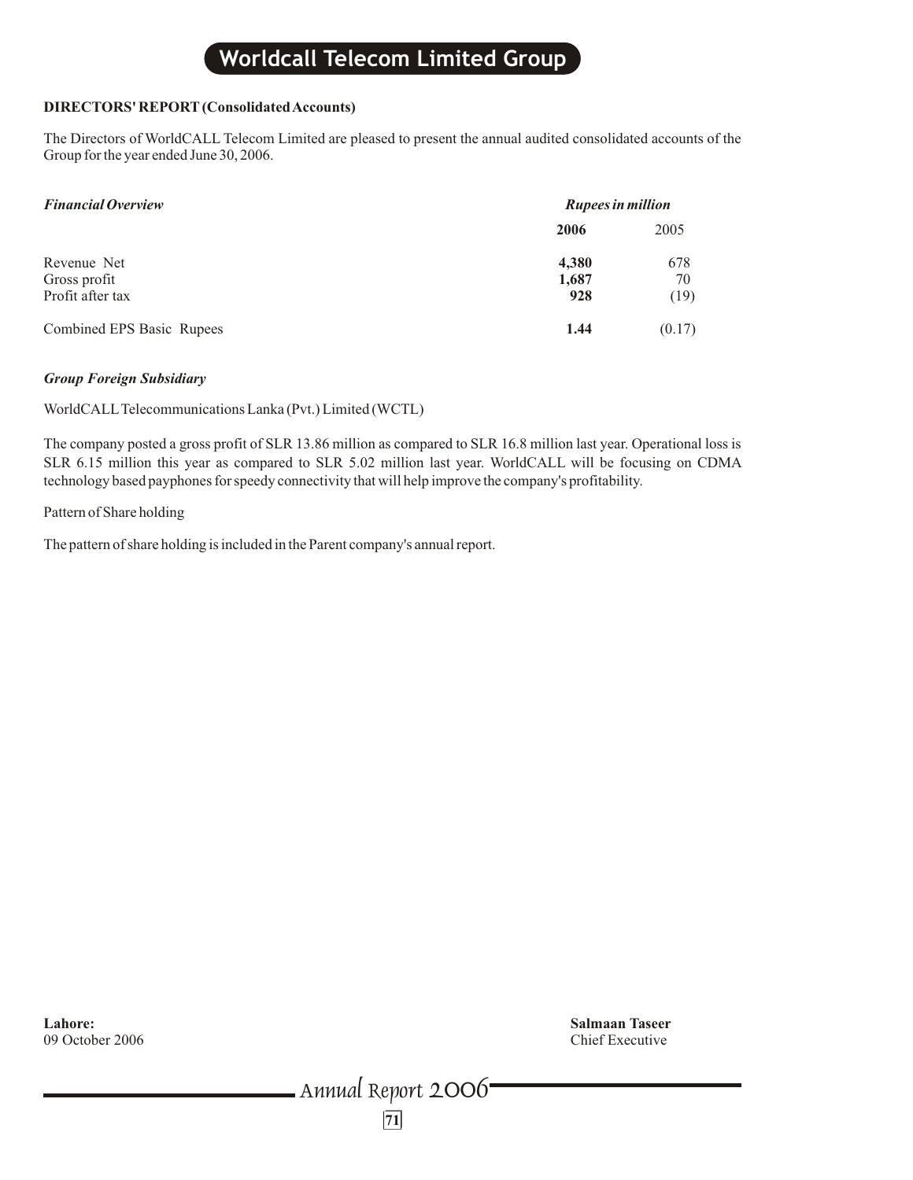**DIRECTORS' REPORT (Consolidated Accounts)**

The Directors of WorldCALL Telecom Limited are pleased to present the annual audited consolidated accounts of the Group for the year ended June 30, 2006.

| *Financial Overview* | *Rupees in million* | |
|---|---|---|
| | **2006** | 2005 |
| Revenue Net | **4,380** | 678 |
| Gross profit | **1,687** | 70 |
| Profit after tax | **928** | (19) |
| Combined EPS Basic Rupees | **1.44** | (0.17) |

***Group Foreign Subsidiary***

WorldCALL Telecommunications Lanka (Pvt.) Limited (WCTL)

The company posted a gross profit of SLR 13.86 million as compared to SLR 16.8 million last year. Operational loss is SLR 6.15 million this year as compared to SLR 5.02 million last year. WorldCALL will be focusing on CDMA technology based payphones for speedy connectivity that will help improve the company's profitability.

Pattern of Share holding

The pattern of share holding is included in the Parent company's annual report.

**Lahore:**
09 October 2006

**Salmaan Taseer**
Chief Executive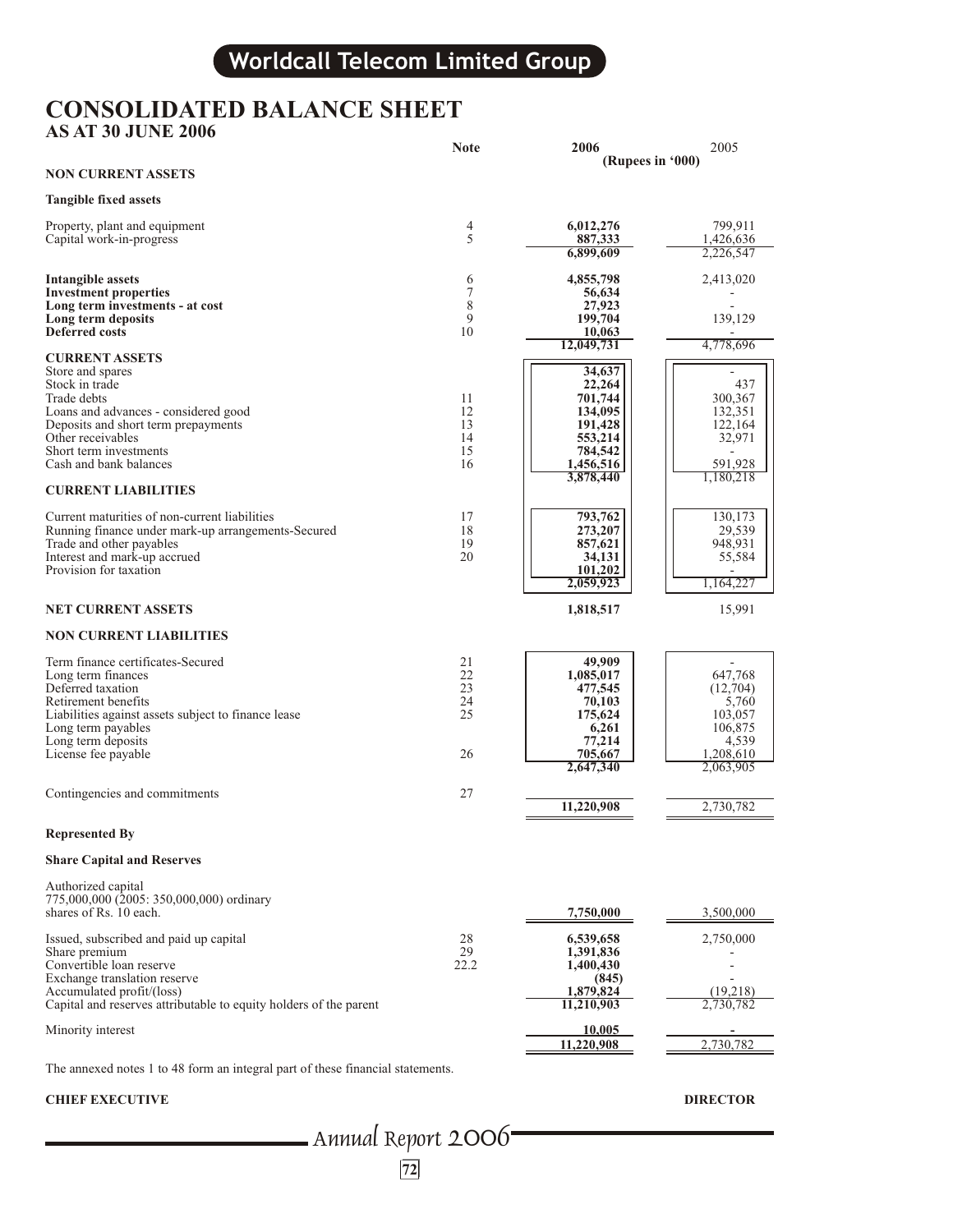# Worldcall Telecom Limited Group

# CONSOLIDATED BALANCE SHEET
## AS AT 30 JUNE 2006

| | Note | 2006 | 2005 |
|---|---|---|---|
| | | (Rupees in '000) | |
| **NON CURRENT ASSETS** | | | |
| **Tangible fixed assets** | | | |
| Property, plant and equipment | 4 | **6,012,276** | 799,911 |
| Capital work-in-progress | 5 | **887,333** | 1,426,636 |
| | | **6,899,609** | 2,226,547 |
| **Intangible assets** | 6 | **4,855,798** | 2,413,020 |
| **Investment properties** | 7 | **56,634** | - |
| **Long term investments - at cost** | 8 | **27,923** | - |
| **Long term deposits** | 9 | **199,704** | 139,129 |
| **Deferred costs** | 10 | **10,063** | - |
| | | **12,049,731** | 4,778,696 |
| **CURRENT ASSETS** | | | |
| Store and spares | | **34,637** | - |
| Stock in trade | | **22,264** | 437 |
| Trade debts | 11 | **701,744** | 300,367 |
| Loans and advances - considered good | 12 | **134,095** | 132,351 |
| Deposits and short term prepayments | 13 | **191,428** | 122,164 |
| Other receivables | 14 | **553,214** | 32,971 |
| Short term investments | 15 | **784,542** | - |
| Cash and bank balances | 16 | **1,456,516** | 591,928 |
| | | **3,878,440** | 1,180,218 |
| **CURRENT LIABILITIES** | | | |
| Current maturities of non-current liabilities | 17 | **793,762** | 130,173 |
| Running finance under mark-up arrangements-Secured | 18 | **273,207** | 29,539 |
| Trade and other payables | 19 | **857,621** | 948,931 |
| Interest and mark-up accrued | 20 | **34,131** | 55,584 |
| Provision for taxation | | **101,202** | - |
| | | **2,059,923** | 1,164,227 |
| **NET CURRENT ASSETS** | | **1,818,517** | 15,991 |
| **NON CURRENT LIABILITIES** | | | |
| Term finance certificates-Secured | 21 | **49,909** | - |
| Long term finances | 22 | **1,085,017** | 647,768 |
| Deferred taxation | 23 | **477,545** | (12,704) |
| Retirement benefits | 24 | **70,103** | 5,760 |
| Liabilities against assets subject to finance lease | 25 | **175,624** | 103,057 |
| Long term payables | | **6,261** | 106,875 |
| Long term deposits | | **77,214** | 4,539 |
| License fee payable | 26 | **705,667** | 1,208,610 |
| | | **2,647,340** | 2,063,905 |
| Contingencies and commitments | 27 | | |
| | | **11,220,908** | 2,730,782 |
| **Represented By** | | | |
| **Share Capital and Reserves** | | | |
| Authorized capital 775,000,000 (2005: 350,000,000) ordinary shares of Rs. 10 each. | | **7,750,000** | 3,500,000 |
| Issued, subscribed and paid up capital | 28 | **6,539,658** | 2,750,000 |
| Share premium | 29 | **1,391,836** | - |
| Convertible loan reserve | 22.2 | **1,400,430** | - |
| Exchange translation reserve | | **(845)** | - |
| Accumulated profit/(loss) | | **1,879,824** | (19,218) |
| Capital and reserves attributable to equity holders of the parent | | **11,210,903** | 2,730,782 |
| Minority interest | | **10,005** | - |
| | | **11,220,908** | 2,730,782 |

The annexed notes 1 to 48 form an integral part of these financial statements.

**CHIEF EXECUTIVE** **DIRECTOR**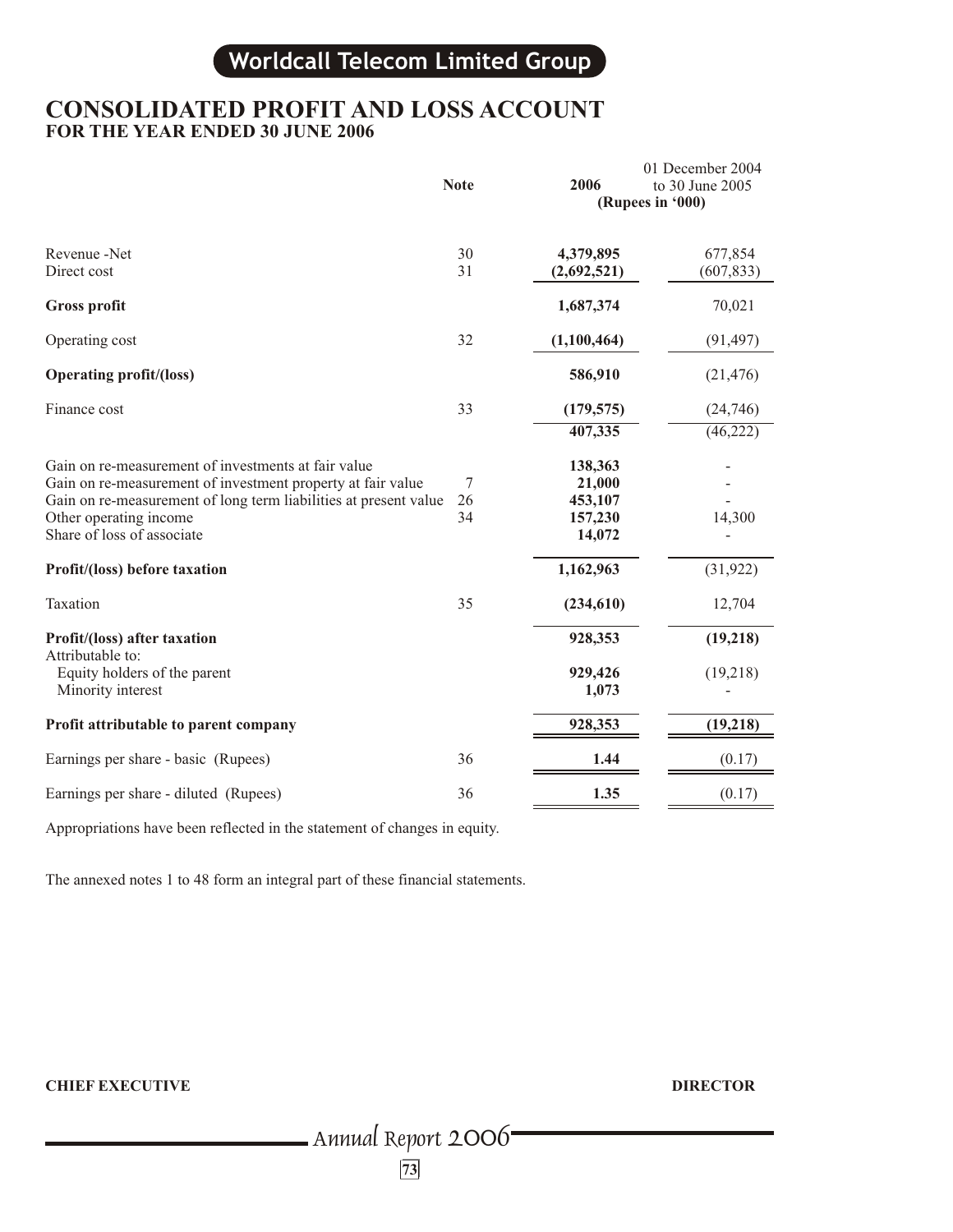# Worldcall Telecom Limited Group

## CONSOLIDATED PROFIT AND LOSS ACCOUNT
### FOR THE YEAR ENDED 30 JUNE 2006

| | Note | 2006 | 01 December 2004 to 30 June 2005 |
|---|---|---|---|
| | | (Rupees in '000) | |
| Revenue -Net | 30 | **4,379,895** | 677,854 |
| Direct cost | 31 | **(2,692,521)** | (607,833) |
| **Gross profit** | | **1,687,374** | 70,021 |
| Operating cost | 32 | **(1,100,464)** | (91,497) |
| **Operating profit/(loss)** | | **586,910** | (21,476) |
| Finance cost | 33 | **(179,575)** | (24,746) |
| | | **407,335** | (46,222) |
| Gain on re-measurement of investments at fair value | | **138,363** | - |
| Gain on re-measurement of investment property at fair value | 7 | **21,000** | - |
| Gain on re-measurement of long term liabilities at present value | 26 | **453,107** | - |
| Other operating income | 34 | **157,230** | 14,300 |
| Share of loss of associate | | **14,072** | - |
| **Profit/(loss) before taxation** | | **1,162,963** | (31,922) |
| Taxation | 35 | **(234,610)** | 12,704 |
| **Profit/(loss) after taxation** | | **928,353** | **(19,218)** |
| Attributable to: | | | |
| Equity holders of the parent | | **929,426** | (19,218) |
| Minority interest | | **1,073** | - |
| **Profit attributable to parent company** | | **928,353** | **(19,218)** |
| Earnings per share - basic (Rupees) | 36 | **1.44** | (0.17) |
| Earnings per share - diluted (Rupees) | 36 | **1.35** | (0.17) |

Appropriations have been reflected in the statement of changes in equity.

The annexed notes 1 to 48 form an integral part of these financial statements.

**CHIEF EXECUTIVE** | **DIRECTOR**

Annual Report 2006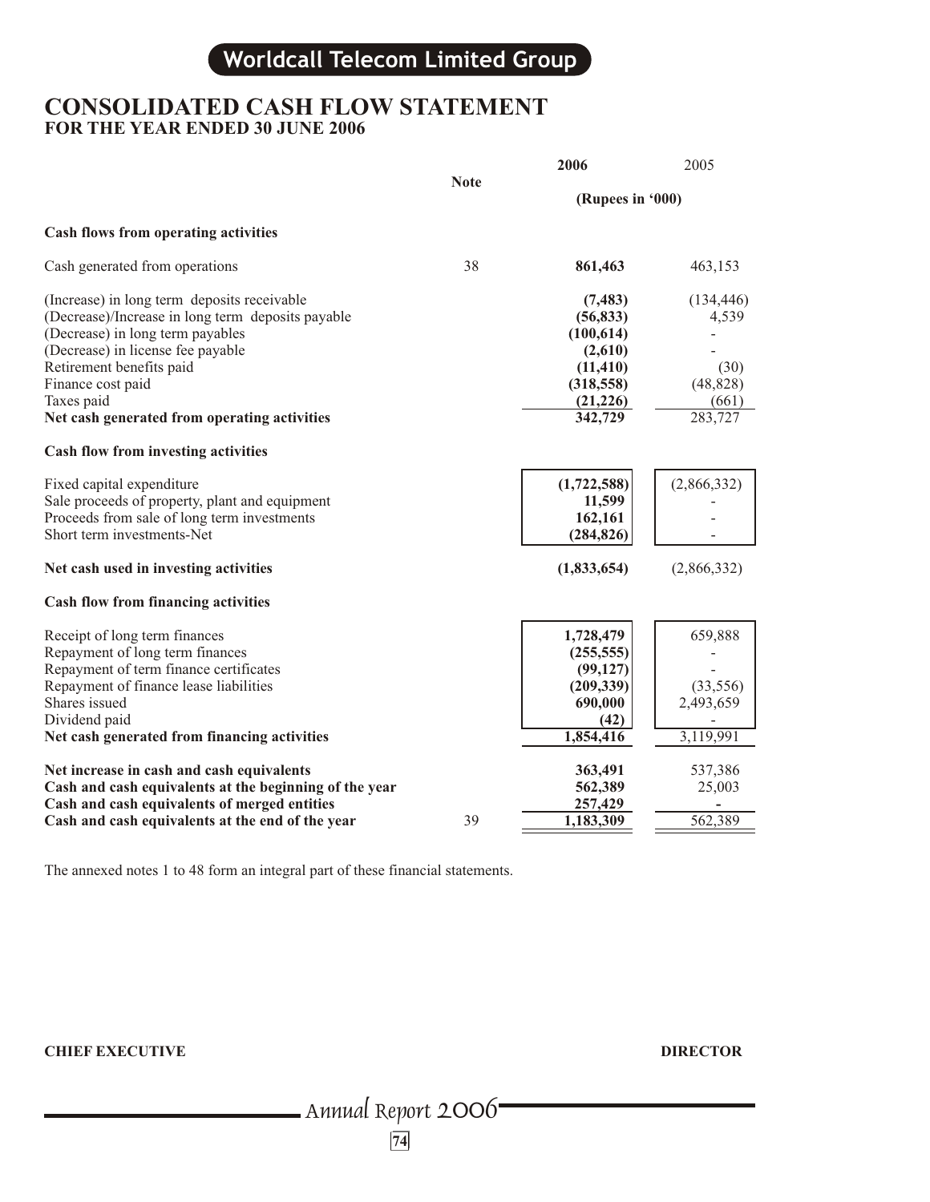# CONSOLIDATED CASH FLOW STATEMENT
## FOR THE YEAR ENDED 30 JUNE 2006

| | Note | 2006 | 2005 |
|---|---|---|---|
| | | (Rupees in '000) | |
| **Cash flows from operating activities** | | | |
| Cash generated from operations | 38 | **861,463** | 463,153 |
| (Increase) in long term deposits receivable | | **(7,483)** | (134,446) |
| (Decrease)/Increase in long term deposits payable | | **(56,833)** | 4,539 |
| (Decrease) in long term payables | | **(100,614)** | - |
| (Decrease) in license fee payable | | **(2,610)** | - |
| Retirement benefits paid | | **(11,410)** | (30) |
| Finance cost paid | | **(318,558)** | (48,828) |
| Taxes paid | | **(21,226)** | (661) |
| **Net cash generated from operating activities** | | **342,729** | 283,727 |
| **Cash flow from investing activities** | | | |
| Fixed capital expenditure | | **(1,722,588)** | (2,866,332) |
| Sale proceeds of property, plant and equipment | | **11,599** | - |
| Proceeds from sale of long term investments | | **162,161** | - |
| Short term investments-Net | | **(284,826)** | - |
| **Net cash used in investing activities** | | **(1,833,654)** | (2,866,332) |
| **Cash flow from financing activities** | | | |
| Receipt of long term finances | | **1,728,479** | 659,888 |
| Repayment of long term finances | | **(255,555)** | - |
| Repayment of term finance certificates | | **(99,127)** | - |
| Repayment of finance lease liabilities | | **(209,339)** | (33,556) |
| Shares issued | | **690,000** | 2,493,659 |
| Dividend paid | | **(42)** | - |
| **Net cash generated from financing activities** | | **1,854,416** | 3,119,991 |
| **Net increase in cash and cash equivalents** | | **363,491** | 537,386 |
| **Cash and cash equivalents at the beginning of the year** | | **562,389** | 25,003 |
| **Cash and cash equivalents of merged entities** | | **257,429** | **-** |
| **Cash and cash equivalents at the end of the year** | 39 | **1,183,309** | 562,389 |

The annexed notes 1 to 48 form an integral part of these financial statements.

**CHIEF EXECUTIVE** **DIRECTOR**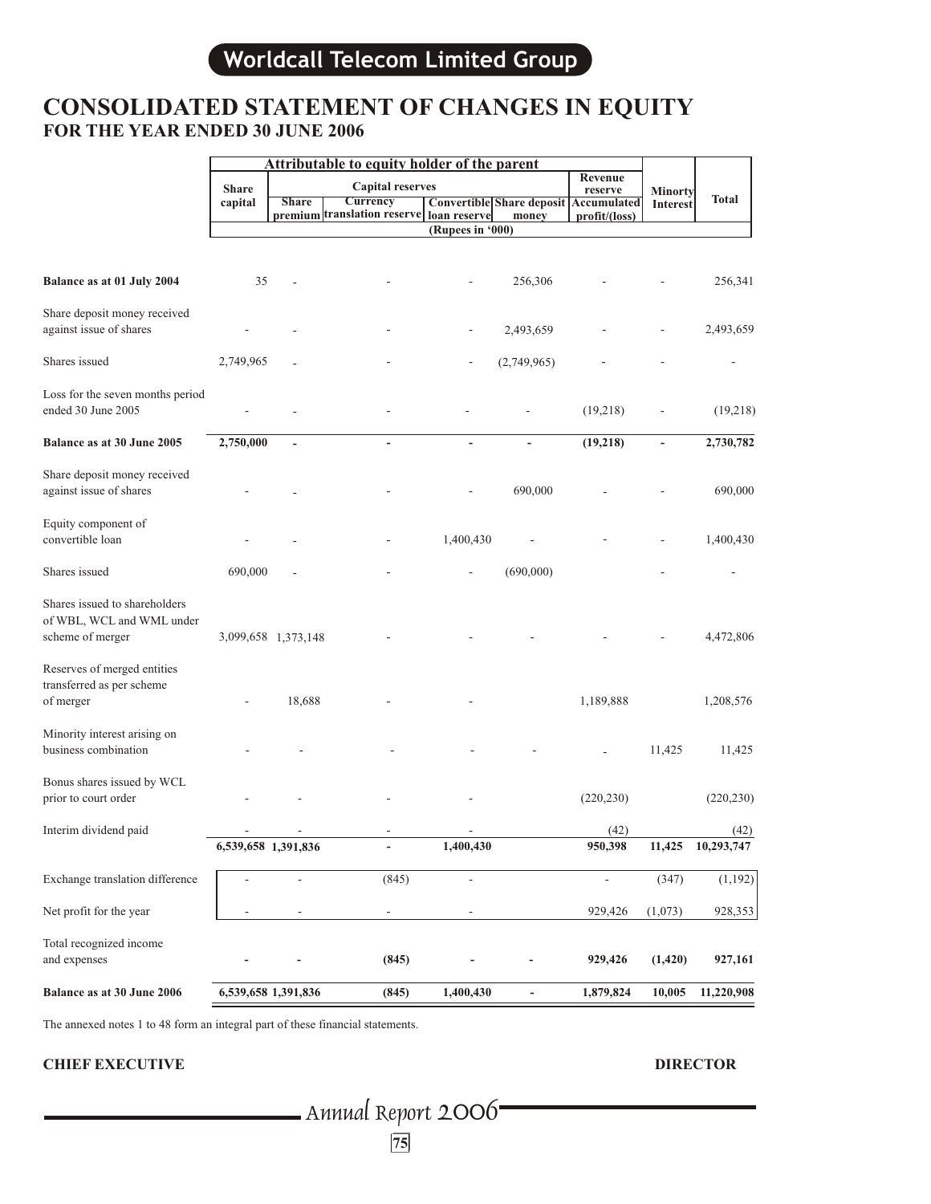# CONSOLIDATED STATEMENT OF CHANGES IN EQUITY
## FOR THE YEAR ENDED 30 JUNE 2006

| | Attributable to equity holder of the parent | | | | | | | |
|---|---|---|---|---|---|---|---|---|
| | Share capital | Capital reserves | | | | Revenue reserve | Minorty Interest | Total |
| | | Share premium | Currency translation reserve | Convertible loan reserve | Share deposit money | Accumulated profit/(loss) | | |
| | (Rupees in '000) | | | | | | | |
| **Balance as at 01 July 2004** | 35 | - | - | - | 256,306 | - | - | 256,341 |
| Share deposit money received against issue of shares | - | - | - | - | 2,493,659 | - | - | 2,493,659 |
| Shares issued | 2,749,965 | - | - | - | (2,749,965) | - | - | - |
| Loss for the seven months period ended 30 June 2005 | - | - | - | - | - | (19,218) | - | (19,218) |
| **Balance as at 30 June 2005** | **2,750,000** | **-** | **-** | **-** | **-** | **(19,218)** | **-** | **2,730,782** |
| Share deposit money received against issue of shares | - | - | - | - | 690,000 | - | - | 690,000 |
| Equity component of convertible loan | - | - | - | 1,400,430 | - | - | - | 1,400,430 |
| Shares issued | 690,000 | - | - | - | (690,000) | | - | - |
| Shares issued to shareholders of WBL, WCL and WML under scheme of merger | 3,099,658 | 1,373,148 | - | - | - | - | - | 4,472,806 |
| Reserves of merged entities transferred as per scheme of merger | - | 18,688 | - | - | | 1,189,888 | | 1,208,576 |
| Minority interest arising on business combination | - | - | - | - | - | - | 11,425 | 11,425 |
| Bonus shares issued by WCL prior to court order | - | - | - | - | | (220,230) | | (220,230) |
| Interim dividend paid | - | - | - | - | | (42) | | (42) |
| | **6,539,658** | **1,391,836** | **-** | **1,400,430** | | **950,398** | **11,425** | **10,293,747** |
| Exchange translation difference | - | - | (845) | - | | - | (347) | (1,192) |
| Net profit for the year | - | - | - | - | | 929,426 | (1,073) | 928,353 |
| Total recognized income and expenses | **-** | **-** | **(845)** | **-** | **-** | **929,426** | **(1,420)** | **927,161** |
| **Balance as at 30 June 2006** | **6,539,658** | **1,391,836** | **(845)** | **1,400,430** | **-** | **1,879,824** | **10,005** | **11,220,908** |

The annexed notes 1 to 48 form an integral part of these financial statements.

**CHIEF EXECUTIVE** **DIRECTOR**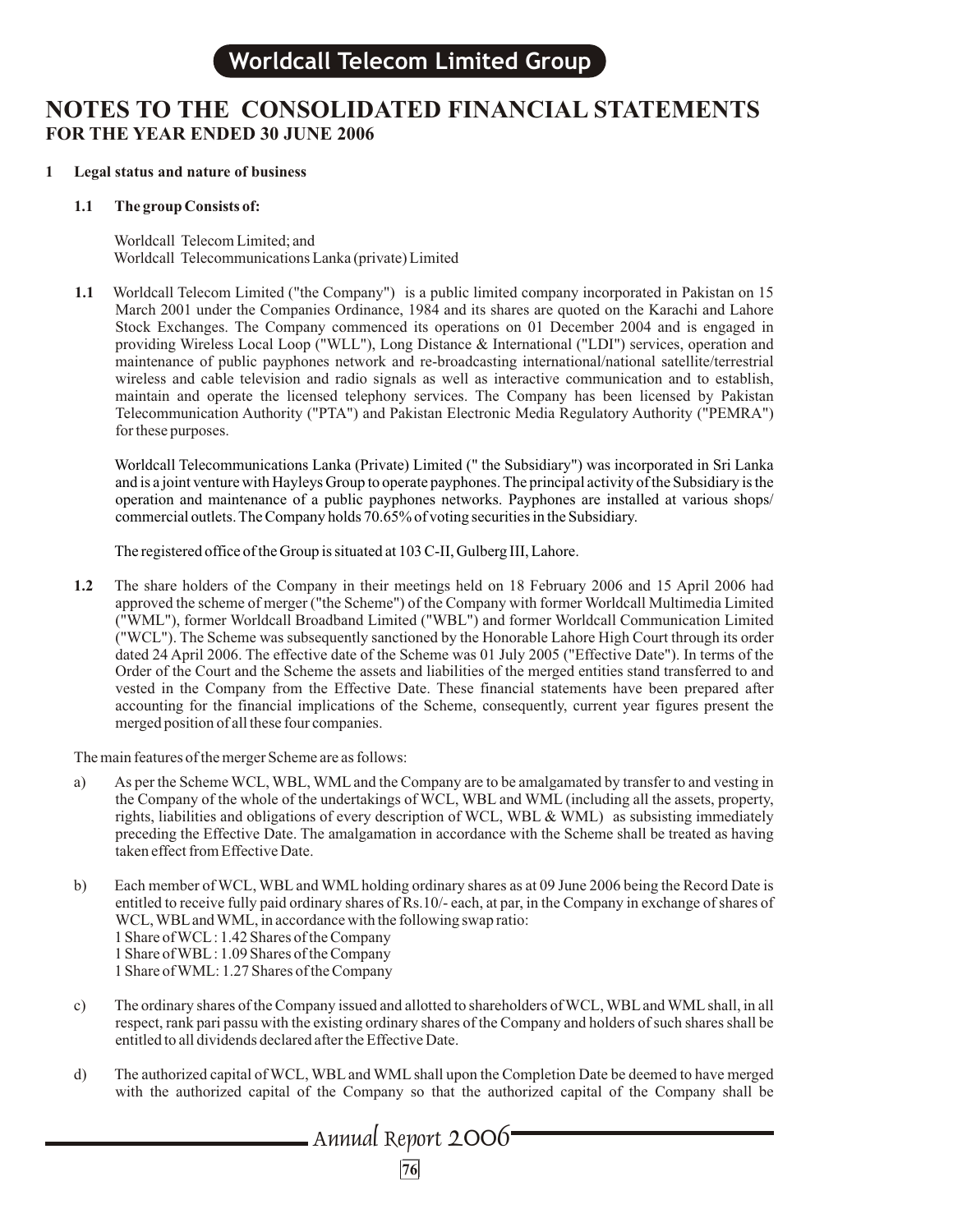# NOTES TO THE CONSOLIDATED FINANCIAL STATEMENTS
## FOR THE YEAR ENDED 30 JUNE 2006

**1 Legal status and nature of business**

**1.1 The group Consists of:**

Worldcall Telecom Limited; and
Worldcall Telecommunications Lanka (private) Limited

**1.1** Worldcall Telecom Limited ("the Company") is a public limited company incorporated in Pakistan on 15 March 2001 under the Companies Ordinance, 1984 and its shares are quoted on the Karachi and Lahore Stock Exchanges. The Company commenced its operations on 01 December 2004 and is engaged in providing Wireless Local Loop ("WLL"), Long Distance & International ("LDI") services, operation and maintenance of public payphones network and re-broadcasting international/national satellite/terrestrial wireless and cable television and radio signals as well as interactive communication and to establish, maintain and operate the licensed telephony services. The Company has been licensed by Pakistan Telecommunication Authority ("PTA") and Pakistan Electronic Media Regulatory Authority ("PEMRA") for these purposes.

Worldcall Telecommunications Lanka (Private) Limited (" the Subsidiary") was incorporated in Sri Lanka and is a joint venture with Hayleys Group to operate payphones. The principal activity of the Subsidiary is the operation and maintenance of a public payphones networks. Payphones are installed at various shops/ commercial outlets. The Company holds 70.65% of voting securities in the Subsidiary.

The registered office of the Group is situated at 103 C-II, Gulberg III, Lahore.

**1.2** The share holders of the Company in their meetings held on 18 February 2006 and 15 April 2006 had approved the scheme of merger ("the Scheme") of the Company with former Worldcall Multimedia Limited ("WML"), former Worldcall Broadband Limited ("WBL") and former Worldcall Communication Limited ("WCL"). The Scheme was subsequently sanctioned by the Honorable Lahore High Court through its order dated 24 April 2006. The effective date of the Scheme was 01 July 2005 ("Effective Date"). In terms of the Order of the Court and the Scheme the assets and liabilities of the merged entities stand transferred to and vested in the Company from the Effective Date. These financial statements have been prepared after accounting for the financial implications of the Scheme, consequently, current year figures present the merged position of all these four companies.

The main features of the merger Scheme are as follows:

a) As per the Scheme WCL, WBL, WML and the Company are to be amalgamated by transfer to and vesting in the Company of the whole of the undertakings of WCL, WBL and WML (including all the assets, property, rights, liabilities and obligations of every description of WCL, WBL & WML) as subsisting immediately preceding the Effective Date. The amalgamation in accordance with the Scheme shall be treated as having taken effect from Effective Date.

b) Each member of WCL, WBL and WML holding ordinary shares as at 09 June 2006 being the Record Date is entitled to receive fully paid ordinary shares of Rs.10/- each, at par, in the Company in exchange of shares of WCL, WBL and WML, in accordance with the following swap ratio:
1 Share of WCL : 1.42 Shares of the Company
1 Share of WBL : 1.09 Shares of the Company
1 Share of WML: 1.27 Shares of the Company

c) The ordinary shares of the Company issued and allotted to shareholders of WCL, WBL and WML shall, in all respect, rank pari passu with the existing ordinary shares of the Company and holders of such shares shall be entitled to all dividends declared after the Effective Date.

d) The authorized capital of WCL, WBL and WML shall upon the Completion Date be deemed to have merged with the authorized capital of the Company so that the authorized capital of the Company shall be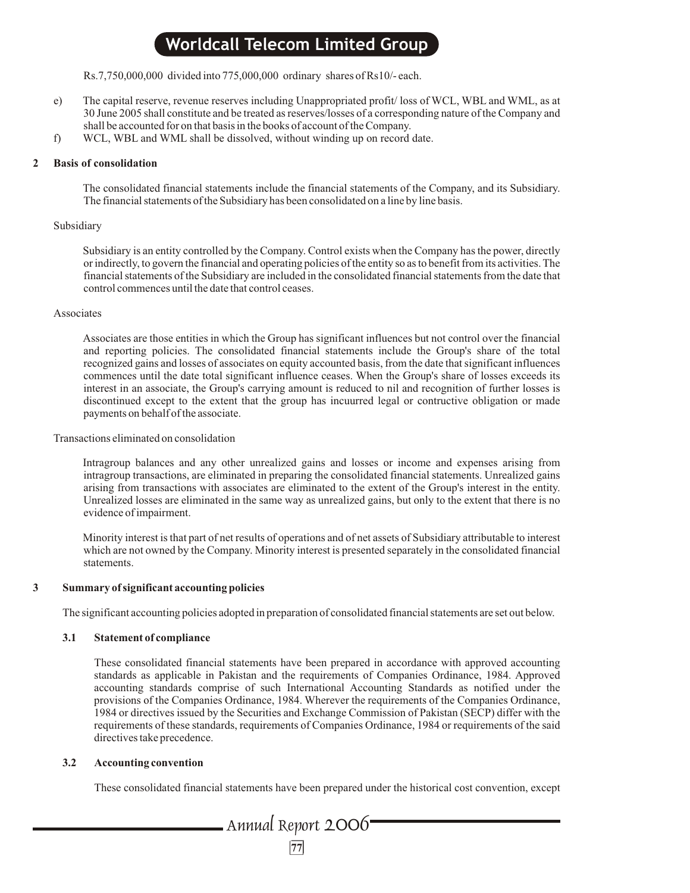Rs.7,750,000,000 divided into 775,000,000 ordinary shares of Rs10/- each.

e) The capital reserve, revenue reserves including Unappropriated profit/ loss of WCL, WBL and WML, as at 30 June 2005 shall constitute and be treated as reserves/losses of a corresponding nature of the Company and shall be accounted for on that basis in the books of account of the Company.

f) WCL, WBL and WML shall be dissolved, without winding up on record date.

## 2 Basis of consolidation

The consolidated financial statements include the financial statements of the Company, and its Subsidiary. The financial statements of the Subsidiary has been consolidated on a line by line basis.

Subsidiary

Subsidiary is an entity controlled by the Company. Control exists when the Company has the power, directly or indirectly, to govern the financial and operating policies of the entity so as to benefit from its activities. The financial statements of the Subsidiary are included in the consolidated financial statements from the date that control commences until the date that control ceases.

Associates

Associates are those entities in which the Group has significant influences but not control over the financial and reporting policies. The consolidated financial statements include the Group's share of the total recognized gains and losses of associates on equity accounted basis, from the date that significant influences commences until the date total significant influence ceases. When the Group's share of losses exceeds its interest in an associate, the Group's carrying amount is reduced to nil and recognition of further losses is discontinued except to the extent that the group has incuurred legal or contructive obligation or made payments on behalf of the associate.

Transactions eliminated on consolidation

Intragroup balances and any other unrealized gains and losses or income and expenses arising from intragroup transactions, are eliminated in preparing the consolidated financial statements. Unrealized gains arising from transactions with associates are eliminated to the extent of the Group's interest in the entity. Unrealized losses are eliminated in the same way as unrealized gains, but only to the extent that there is no evidence of impairment.

Minority interest is that part of net results of operations and of net assets of Subsidiary attributable to interest which are not owned by the Company. Minority interest is presented separately in the consolidated financial statements.

## 3 Summary of significant accounting policies

The significant accounting policies adopted in preparation of consolidated financial statements are set out below.

### 3.1 Statement of compliance

These consolidated financial statements have been prepared in accordance with approved accounting standards as applicable in Pakistan and the requirements of Companies Ordinance, 1984. Approved accounting standards comprise of such International Accounting Standards as notified under the provisions of the Companies Ordinance, 1984. Wherever the requirements of the Companies Ordinance, 1984 or directives issued by the Securities and Exchange Commission of Pakistan (SECP) differ with the requirements of these standards, requirements of Companies Ordinance, 1984 or requirements of the said directives take precedence.

### 3.2 Accounting convention

These consolidated financial statements have been prepared under the historical cost convention, except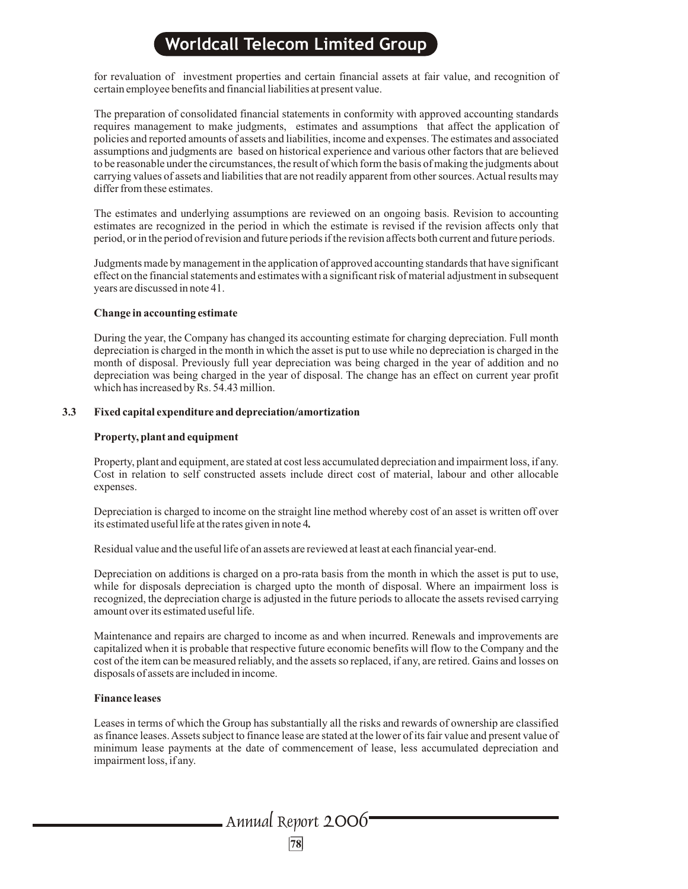for revaluation of investment properties and certain financial assets at fair value, and recognition of certain employee benefits and financial liabilities at present value.

The preparation of consolidated financial statements in conformity with approved accounting standards requires management to make judgments, estimates and assumptions that affect the application of policies and reported amounts of assets and liabilities, income and expenses. The estimates and associated assumptions and judgments are based on historical experience and various other factors that are believed to be reasonable under the circumstances, the result of which form the basis of making the judgments about carrying values of assets and liabilities that are not readily apparent from other sources. Actual results may differ from these estimates.

The estimates and underlying assumptions are reviewed on an ongoing basis. Revision to accounting estimates are recognized in the period in which the estimate is revised if the revision affects only that period, or in the period of revision and future periods if the revision affects both current and future periods.

Judgments made by management in the application of approved accounting standards that have significant effect on the financial statements and estimates with a significant risk of material adjustment in subsequent years are discussed in note 41.

**Change in accounting estimate**

During the year, the Company has changed its accounting estimate for charging depreciation. Full month depreciation is charged in the month in which the asset is put to use while no depreciation is charged in the month of disposal. Previously full year depreciation was being charged in the year of addition and no depreciation was being charged in the year of disposal. The change has an effect on current year profit which has increased by Rs. 54.43 million.

### 3.3 Fixed capital expenditure and depreciation/amortization

**Property, plant and equipment**

Property, plant and equipment, are stated at cost less accumulated depreciation and impairment loss, if any. Cost in relation to self constructed assets include direct cost of material, labour and other allocable expenses.

Depreciation is charged to income on the straight line method whereby cost of an asset is written off over its estimated useful life at the rates given in note **4.**

Residual value and the useful life of an assets are reviewed at least at each financial year-end.

Depreciation on additions is charged on a pro-rata basis from the month in which the asset is put to use, while for disposals depreciation is charged upto the month of disposal. Where an impairment loss is recognized, the depreciation charge is adjusted in the future periods to allocate the assets revised carrying amount over its estimated useful life.

Maintenance and repairs are charged to income as and when incurred. Renewals and improvements are capitalized when it is probable that respective future economic benefits will flow to the Company and the cost of the item can be measured reliably, and the assets so replaced, if any, are retired. Gains and losses on disposals of assets are included in income.

**Finance leases**

Leases in terms of which the Group has substantially all the risks and rewards of ownership are classified as finance leases. Assets subject to finance lease are stated at the lower of its fair value and present value of minimum lease payments at the date of commencement of lease, less accumulated depreciation and impairment loss, if any.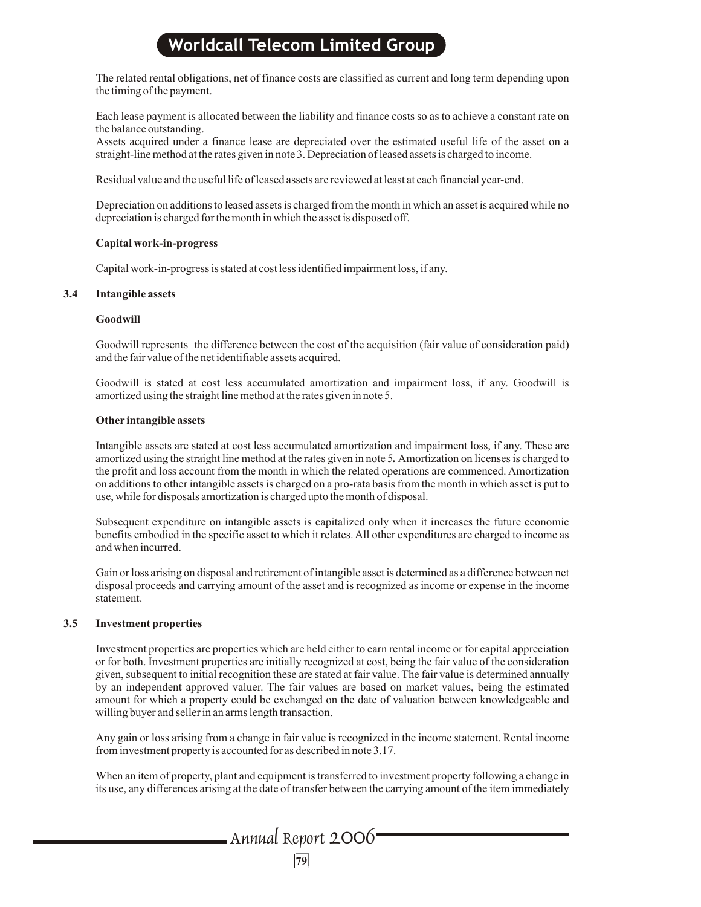The related rental obligations, net of finance costs are classified as current and long term depending upon the timing of the payment.

Each lease payment is allocated between the liability and finance costs so as to achieve a constant rate on the balance outstanding.
Assets acquired under a finance lease are depreciated over the estimated useful life of the asset on a straight-line method at the rates given in note 3. Depreciation of leased assets is charged to income.

Residual value and the useful life of leased assets are reviewed at least at each financial year-end.

Depreciation on additions to leased assets is charged from the month in which an asset is acquired while no depreciation is charged for the month in which the asset is disposed off.

**Capital work-in-progress**

Capital work-in-progress is stated at cost less identified impairment loss, if any.

### 3.4 Intangible assets

**Goodwill**

Goodwill represents the difference between the cost of the acquisition (fair value of consideration paid) and the fair value of the net identifiable assets acquired.

Goodwill is stated at cost less accumulated amortization and impairment loss, if any. Goodwill is amortized using the straight line method at the rates given in note 5.

**Other intangible assets**

Intangible assets are stated at cost less accumulated amortization and impairment loss, if any. These are amortized using the straight line method at the rates given in note 5**.** Amortization on licenses is charged to the profit and loss account from the month in which the related operations are commenced. Amortization on additions to other intangible assets is charged on a pro-rata basis from the month in which asset is put to use, while for disposals amortization is charged upto the month of disposal.

Subsequent expenditure on intangible assets is capitalized only when it increases the future economic benefits embodied in the specific asset to which it relates. All other expenditures are charged to income as and when incurred.

Gain or loss arising on disposal and retirement of intangible asset is determined as a difference between net disposal proceeds and carrying amount of the asset and is recognized as income or expense in the income statement.

### 3.5 Investment properties

Investment properties are properties which are held either to earn rental income or for capital appreciation or for both. Investment properties are initially recognized at cost, being the fair value of the consideration given, subsequent to initial recognition these are stated at fair value. The fair value is determined annually by an independent approved valuer. The fair values are based on market values, being the estimated amount for which a property could be exchanged on the date of valuation between knowledgeable and willing buyer and seller in an arms length transaction.

Any gain or loss arising from a change in fair value is recognized in the income statement. Rental income from investment property is accounted for as described in note 3.17.

When an item of property, plant and equipment is transferred to investment property following a change in its use, any differences arising at the date of transfer between the carrying amount of the item immediately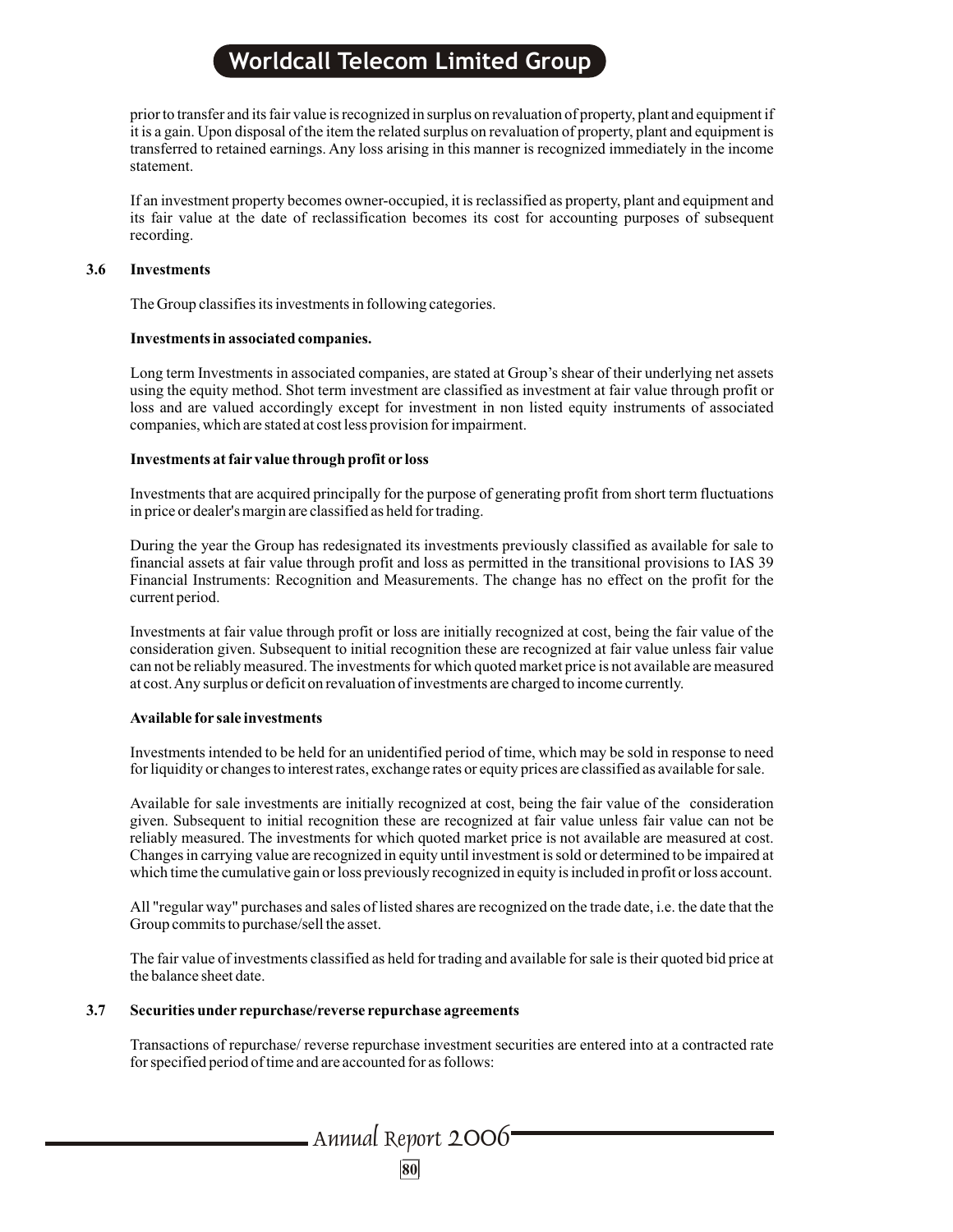prior to transfer and its fair value is recognized in surplus on revaluation of property, plant and equipment if it is a gain. Upon disposal of the item the related surplus on revaluation of property, plant and equipment is transferred to retained earnings. Any loss arising in this manner is recognized immediately in the income statement.

If an investment property becomes owner-occupied, it is reclassified as property, plant and equipment and its fair value at the date of reclassification becomes its cost for accounting purposes of subsequent recording.

### 3.6 Investments

The Group classifies its investments in following categories.

**Investments in associated companies.**

Long term Investments in associated companies, are stated at Group's shear of their underlying net assets using the equity method. Shot term investment are classified as investment at fair value through profit or loss and are valued accordingly except for investment in non listed equity instruments of associated companies, which are stated at cost less provision for impairment.

**Investments at fair value through profit or loss**

Investments that are acquired principally for the purpose of generating profit from short term fluctuations in price or dealer's margin are classified as held for trading.

During the year the Group has redesignated its investments previously classified as available for sale to financial assets at fair value through profit and loss as permitted in the transitional provisions to IAS 39 Financial Instruments: Recognition and Measurements. The change has no effect on the profit for the current period.

Investments at fair value through profit or loss are initially recognized at cost, being the fair value of the consideration given. Subsequent to initial recognition these are recognized at fair value unless fair value can not be reliably measured. The investments for which quoted market price is not available are measured at cost. Any surplus or deficit on revaluation of investments are charged to income currently.

**Available for sale investments**

Investments intended to be held for an unidentified period of time, which may be sold in response to need for liquidity or changes to interest rates, exchange rates or equity prices are classified as available for sale.

Available for sale investments are initially recognized at cost, being the fair value of the consideration given. Subsequent to initial recognition these are recognized at fair value unless fair value can not be reliably measured. The investments for which quoted market price is not available are measured at cost. Changes in carrying value are recognized in equity until investment is sold or determined to be impaired at which time the cumulative gain or loss previously recognized in equity is included in profit or loss account.

All "regular way" purchases and sales of listed shares are recognized on the trade date, i.e. the date that the Group commits to purchase/sell the asset.

The fair value of investments classified as held for trading and available for sale is their quoted bid price at the balance sheet date.

### 3.7 Securities under repurchase/reverse repurchase agreements

Transactions of repurchase/ reverse repurchase investment securities are entered into at a contracted rate for specified period of time and are accounted for as follows: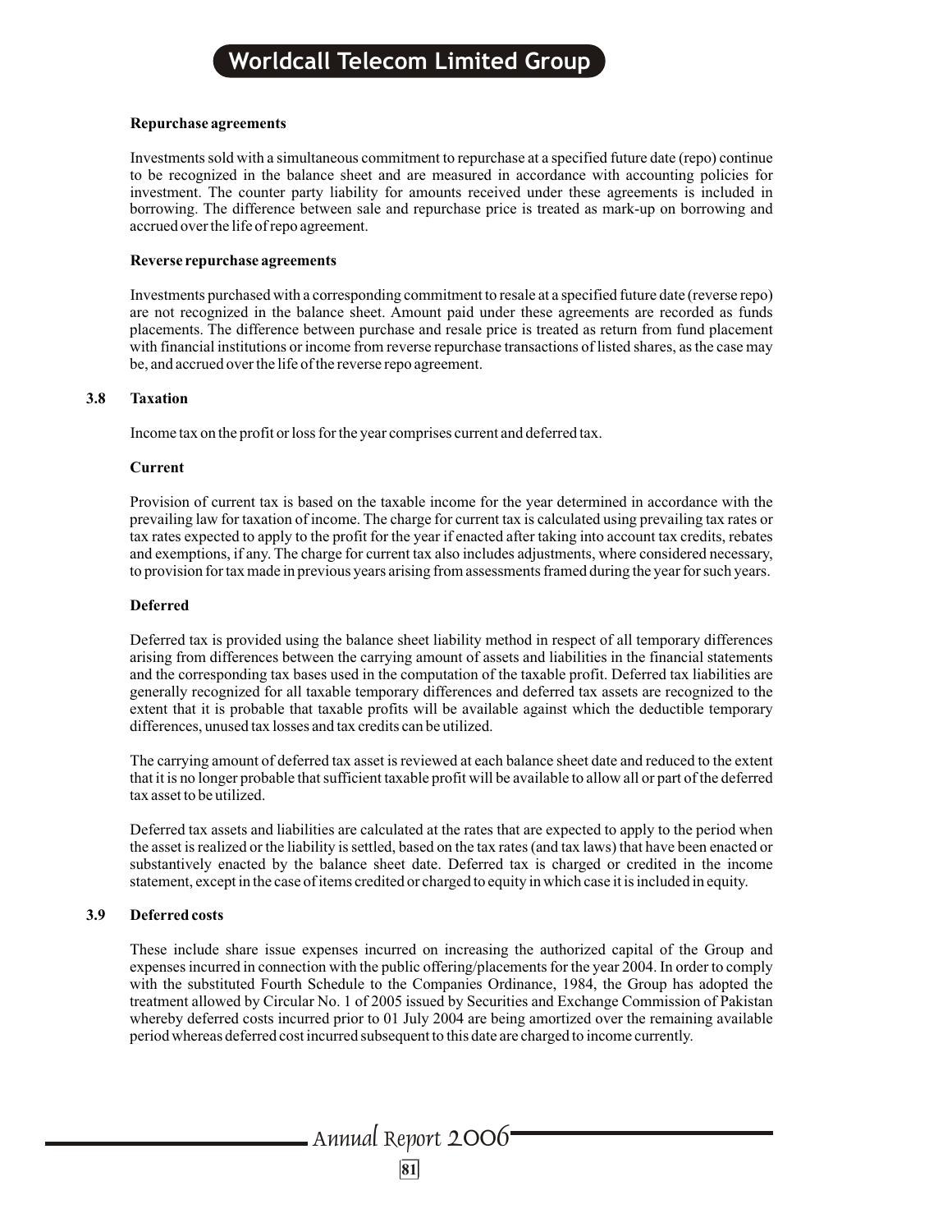**Repurchase agreements**

Investments sold with a simultaneous commitment to repurchase at a specified future date (repo) continue to be recognized in the balance sheet and are measured in accordance with accounting policies for investment. The counter party liability for amounts received under these agreements is included in borrowing. The difference between sale and repurchase price is treated as mark-up on borrowing and accrued over the life of repo agreement.

**Reverse repurchase agreements**

Investments purchased with a corresponding commitment to resale at a specified future date (reverse repo) are not recognized in the balance sheet. Amount paid under these agreements are recorded as funds placements. The difference between purchase and resale price is treated as return from fund placement with financial institutions or income from reverse repurchase transactions of listed shares, as the case may be, and accrued over the life of the reverse repo agreement.

### 3.8 Taxation

Income tax on the profit or loss for the year comprises current and deferred tax.

**Current**

Provision of current tax is based on the taxable income for the year determined in accordance with the prevailing law for taxation of income. The charge for current tax is calculated using prevailing tax rates or tax rates expected to apply to the profit for the year if enacted after taking into account tax credits, rebates and exemptions, if any. The charge for current tax also includes adjustments, where considered necessary, to provision for tax made in previous years arising from assessments framed during the year for such years.

**Deferred**

Deferred tax is provided using the balance sheet liability method in respect of all temporary differences arising from differences between the carrying amount of assets and liabilities in the financial statements and the corresponding tax bases used in the computation of the taxable profit. Deferred tax liabilities are generally recognized for all taxable temporary differences and deferred tax assets are recognized to the extent that it is probable that taxable profits will be available against which the deductible temporary differences, unused tax losses and tax credits can be utilized.

The carrying amount of deferred tax asset is reviewed at each balance sheet date and reduced to the extent that it is no longer probable that sufficient taxable profit will be available to allow all or part of the deferred tax asset to be utilized.

Deferred tax assets and liabilities are calculated at the rates that are expected to apply to the period when the asset is realized or the liability is settled, based on the tax rates (and tax laws) that have been enacted or substantively enacted by the balance sheet date. Deferred tax is charged or credited in the income statement, except in the case of items credited or charged to equity in which case it is included in equity.

### 3.9 Deferred costs

These include share issue expenses incurred on increasing the authorized capital of the Group and expenses incurred in connection with the public offering/placements for the year 2004. In order to comply with the substituted Fourth Schedule to the Companies Ordinance, 1984, the Group has adopted the treatment allowed by Circular No. 1 of 2005 issued by Securities and Exchange Commission of Pakistan whereby deferred costs incurred prior to 01 July 2004 are being amortized over the remaining available period whereas deferred cost incurred subsequent to this date are charged to income currently.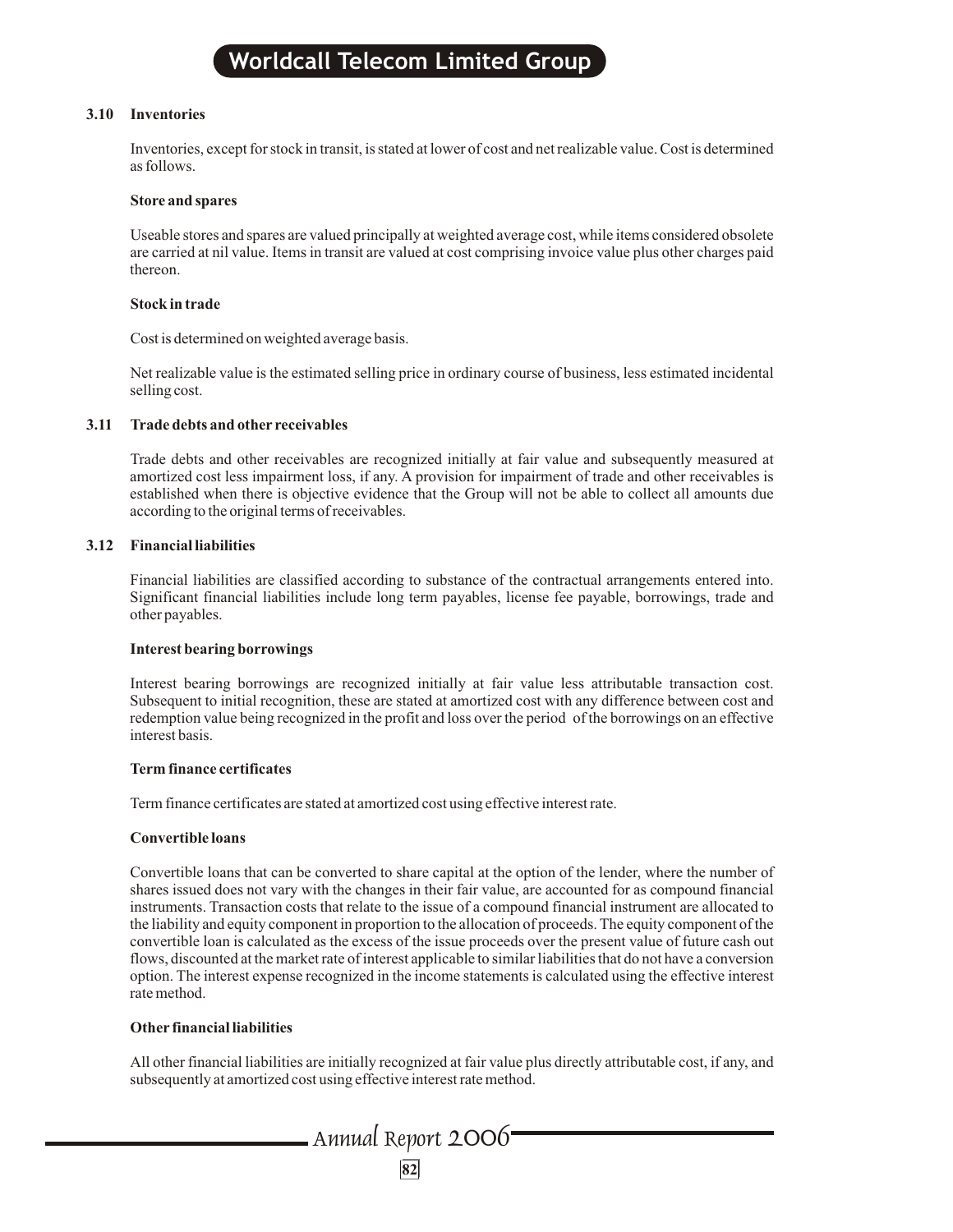### 3.10 Inventories

Inventories, except for stock in transit, is stated at lower of cost and net realizable value. Cost is determined as follows.

**Store and spares**

Useable stores and spares are valued principally at weighted average cost, while items considered obsolete are carried at nil value. Items in transit are valued at cost comprising invoice value plus other charges paid thereon.

**Stock in trade**

Cost is determined on weighted average basis.

Net realizable value is the estimated selling price in ordinary course of business, less estimated incidental selling cost.

### 3.11 Trade debts and other receivables

Trade debts and other receivables are recognized initially at fair value and subsequently measured at amortized cost less impairment loss, if any. A provision for impairment of trade and other receivables is established when there is objective evidence that the Group will not be able to collect all amounts due according to the original terms of receivables.

### 3.12 Financial liabilities

Financial liabilities are classified according to substance of the contractual arrangements entered into. Significant financial liabilities include long term payables, license fee payable, borrowings, trade and other payables.

**Interest bearing borrowings**

Interest bearing borrowings are recognized initially at fair value less attributable transaction cost. Subsequent to initial recognition, these are stated at amortized cost with any difference between cost and redemption value being recognized in the profit and loss over the period of the borrowings on an effective interest basis.

**Term finance certificates**

Term finance certificates are stated at amortized cost using effective interest rate.

**Convertible loans**

Convertible loans that can be converted to share capital at the option of the lender, where the number of shares issued does not vary with the changes in their fair value, are accounted for as compound financial instruments. Transaction costs that relate to the issue of a compound financial instrument are allocated to the liability and equity component in proportion to the allocation of proceeds. The equity component of the convertible loan is calculated as the excess of the issue proceeds over the present value of future cash out flows, discounted at the market rate of interest applicable to similar liabilities that do not have a conversion option. The interest expense recognized in the income statements is calculated using the effective interest rate method.

**Other financial liabilities**

All other financial liabilities are initially recognized at fair value plus directly attributable cost, if any, and subsequently at amortized cost using effective interest rate method.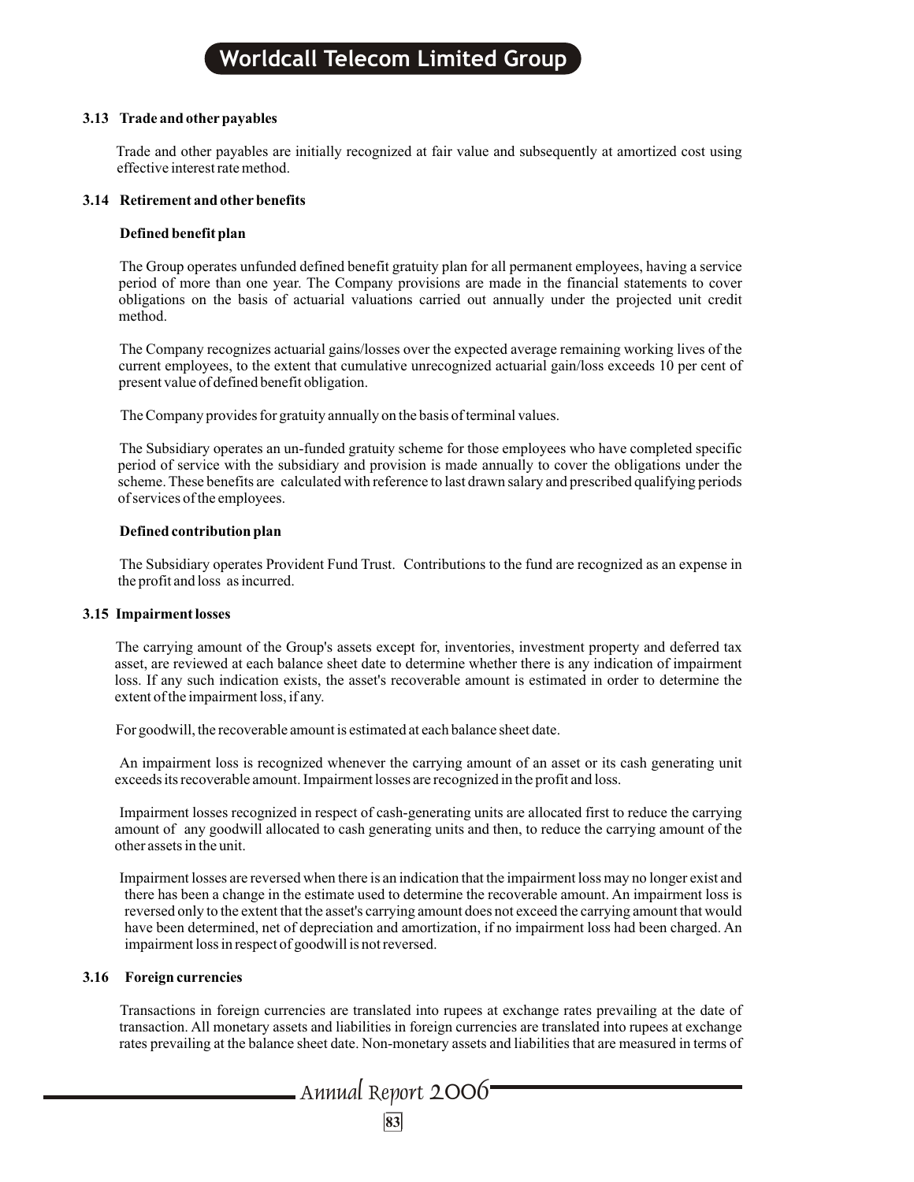### 3.13 Trade and other payables

Trade and other payables are initially recognized at fair value and subsequently at amortized cost using effective interest rate method.

### 3.14 Retirement and other benefits

**Defined benefit plan**

The Group operates unfunded defined benefit gratuity plan for all permanent employees, having a service period of more than one year. The Company provisions are made in the financial statements to cover obligations on the basis of actuarial valuations carried out annually under the projected unit credit method.

The Company recognizes actuarial gains/losses over the expected average remaining working lives of the current employees, to the extent that cumulative unrecognized actuarial gain/loss exceeds 10 per cent of present value of defined benefit obligation.

The Company provides for gratuity annually on the basis of terminal values.

The Subsidiary operates an un-funded gratuity scheme for those employees who have completed specific period of service with the subsidiary and provision is made annually to cover the obligations under the scheme. These benefits are calculated with reference to last drawn salary and prescribed qualifying periods of services of the employees.

**Defined contribution plan**

The Subsidiary operates Provident Fund Trust. Contributions to the fund are recognized as an expense in the profit and loss as incurred.

### 3.15 Impairment losses

The carrying amount of the Group's assets except for, inventories, investment property and deferred tax asset, are reviewed at each balance sheet date to determine whether there is any indication of impairment loss. If any such indication exists, the asset's recoverable amount is estimated in order to determine the extent of the impairment loss, if any.

For goodwill, the recoverable amount is estimated at each balance sheet date.

An impairment loss is recognized whenever the carrying amount of an asset or its cash generating unit exceeds its recoverable amount. Impairment losses are recognized in the profit and loss.

Impairment losses recognized in respect of cash-generating units are allocated first to reduce the carrying amount of any goodwill allocated to cash generating units and then, to reduce the carrying amount of the other assets in the unit.

Impairment losses are reversed when there is an indication that the impairment loss may no longer exist and there has been a change in the estimate used to determine the recoverable amount. An impairment loss is reversed only to the extent that the asset's carrying amount does not exceed the carrying amount that would have been determined, net of depreciation and amortization, if no impairment loss had been charged. An impairment loss in respect of goodwill is not reversed.

### 3.16 Foreign currencies

Transactions in foreign currencies are translated into rupees at exchange rates prevailing at the date of transaction. All monetary assets and liabilities in foreign currencies are translated into rupees at exchange rates prevailing at the balance sheet date. Non-monetary assets and liabilities that are measured in terms of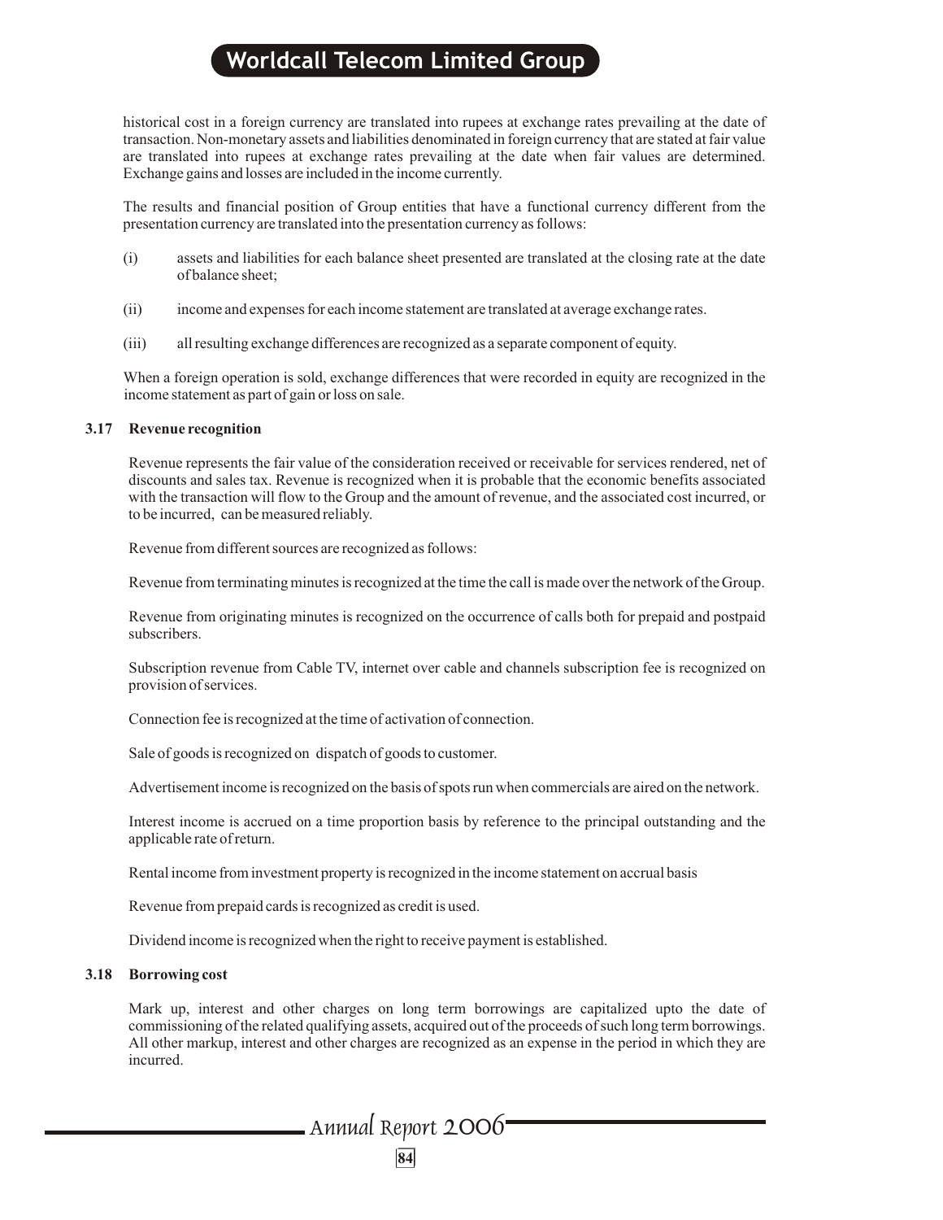historical cost in a foreign currency are translated into rupees at exchange rates prevailing at the date of transaction. Non-monetary assets and liabilities denominated in foreign currency that are stated at fair value are translated into rupees at exchange rates prevailing at the date when fair values are determined. Exchange gains and losses are included in the income currently.

The results and financial position of Group entities that have a functional currency different from the presentation currency are translated into the presentation currency as follows:

(i) assets and liabilities for each balance sheet presented are translated at the closing rate at the date of balance sheet;

(ii) income and expenses for each income statement are translated at average exchange rates.

(iii) all resulting exchange differences are recognized as a separate component of equity.

When a foreign operation is sold, exchange differences that were recorded in equity are recognized in the income statement as part of gain or loss on sale.

### 3.17 Revenue recognition

Revenue represents the fair value of the consideration received or receivable for services rendered, net of discounts and sales tax. Revenue is recognized when it is probable that the economic benefits associated with the transaction will flow to the Group and the amount of revenue, and the associated cost incurred, or to be incurred, can be measured reliably.

Revenue from different sources are recognized as follows:

Revenue from terminating minutes is recognized at the time the call is made over the network of the Group.

Revenue from originating minutes is recognized on the occurrence of calls both for prepaid and postpaid subscribers.

Subscription revenue from Cable TV, internet over cable and channels subscription fee is recognized on provision of services.

Connection fee is recognized at the time of activation of connection.

Sale of goods is recognized on dispatch of goods to customer.

Advertisement income is recognized on the basis of spots run when commercials are aired on the network.

Interest income is accrued on a time proportion basis by reference to the principal outstanding and the applicable rate of return.

Rental income from investment property is recognized in the income statement on accrual basis

Revenue from prepaid cards is recognized as credit is used.

Dividend income is recognized when the right to receive payment is established.

### 3.18 Borrowing cost

Mark up, interest and other charges on long term borrowings are capitalized upto the date of commissioning of the related qualifying assets, acquired out of the proceeds of such long term borrowings. All other markup, interest and other charges are recognized as an expense in the period in which they are incurred.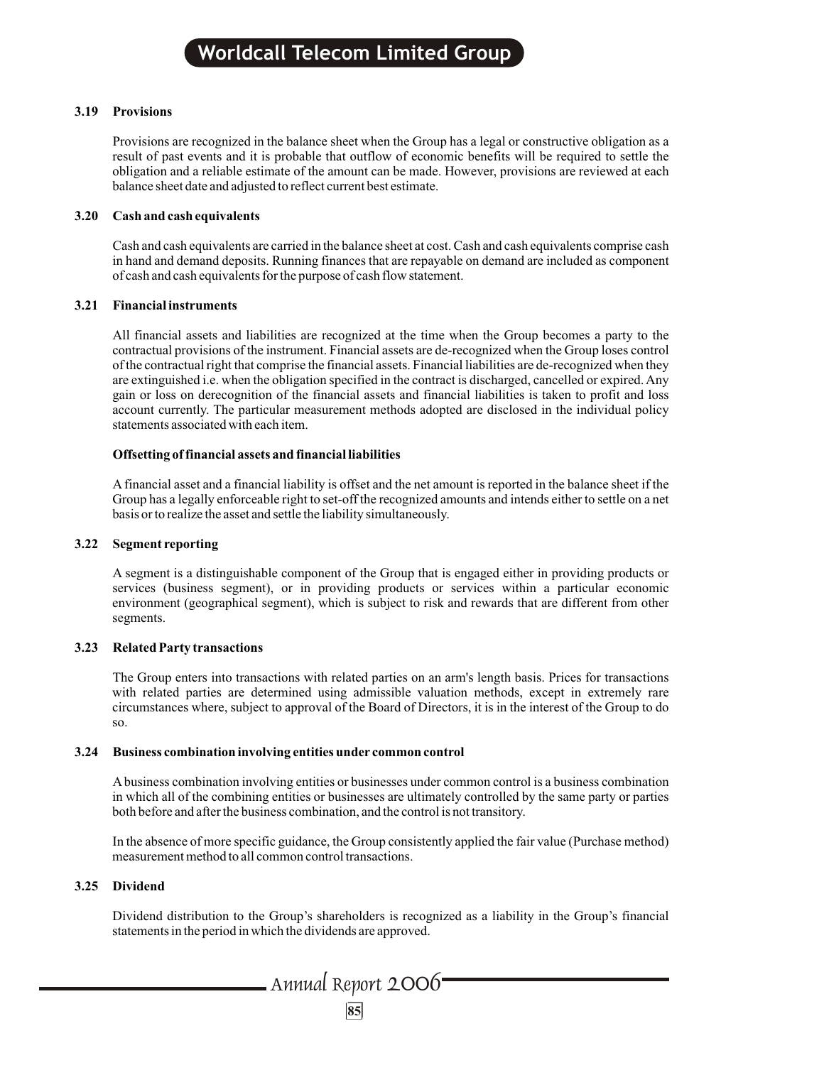### 3.19 Provisions

Provisions are recognized in the balance sheet when the Group has a legal or constructive obligation as a result of past events and it is probable that outflow of economic benefits will be required to settle the obligation and a reliable estimate of the amount can be made. However, provisions are reviewed at each balance sheet date and adjusted to reflect current best estimate.

### 3.20 Cash and cash equivalents

Cash and cash equivalents are carried in the balance sheet at cost. Cash and cash equivalents comprise cash in hand and demand deposits. Running finances that are repayable on demand are included as component of cash and cash equivalents for the purpose of cash flow statement.

### 3.21 Financial instruments

All financial assets and liabilities are recognized at the time when the Group becomes a party to the contractual provisions of the instrument. Financial assets are de-recognized when the Group loses control of the contractual right that comprise the financial assets. Financial liabilities are de-recognized when they are extinguished i.e. when the obligation specified in the contract is discharged, cancelled or expired. Any gain or loss on derecognition of the financial assets and financial liabilities is taken to profit and loss account currently. The particular measurement methods adopted are disclosed in the individual policy statements associated with each item.

**Offsetting of financial assets and financial liabilities**

A financial asset and a financial liability is offset and the net amount is reported in the balance sheet if the Group has a legally enforceable right to set-off the recognized amounts and intends either to settle on a net basis or to realize the asset and settle the liability simultaneously.

### 3.22 Segment reporting

A segment is a distinguishable component of the Group that is engaged either in providing products or services (business segment), or in providing products or services within a particular economic environment (geographical segment), which is subject to risk and rewards that are different from other segments.

### 3.23 Related Party transactions

The Group enters into transactions with related parties on an arm's length basis. Prices for transactions with related parties are determined using admissible valuation methods, except in extremely rare circumstances where, subject to approval of the Board of Directors, it is in the interest of the Group to do so.

### 3.24 Business combination involving entities under common control

A business combination involving entities or businesses under common control is a business combination in which all of the combining entities or businesses are ultimately controlled by the same party or parties both before and after the business combination, and the control is not transitory.

In the absence of more specific guidance, the Group consistently applied the fair value (Purchase method) measurement method to all common control transactions.

### 3.25 Dividend

Dividend distribution to the Group's shareholders is recognized as a liability in the Group's financial statements in the period in which the dividends are approved.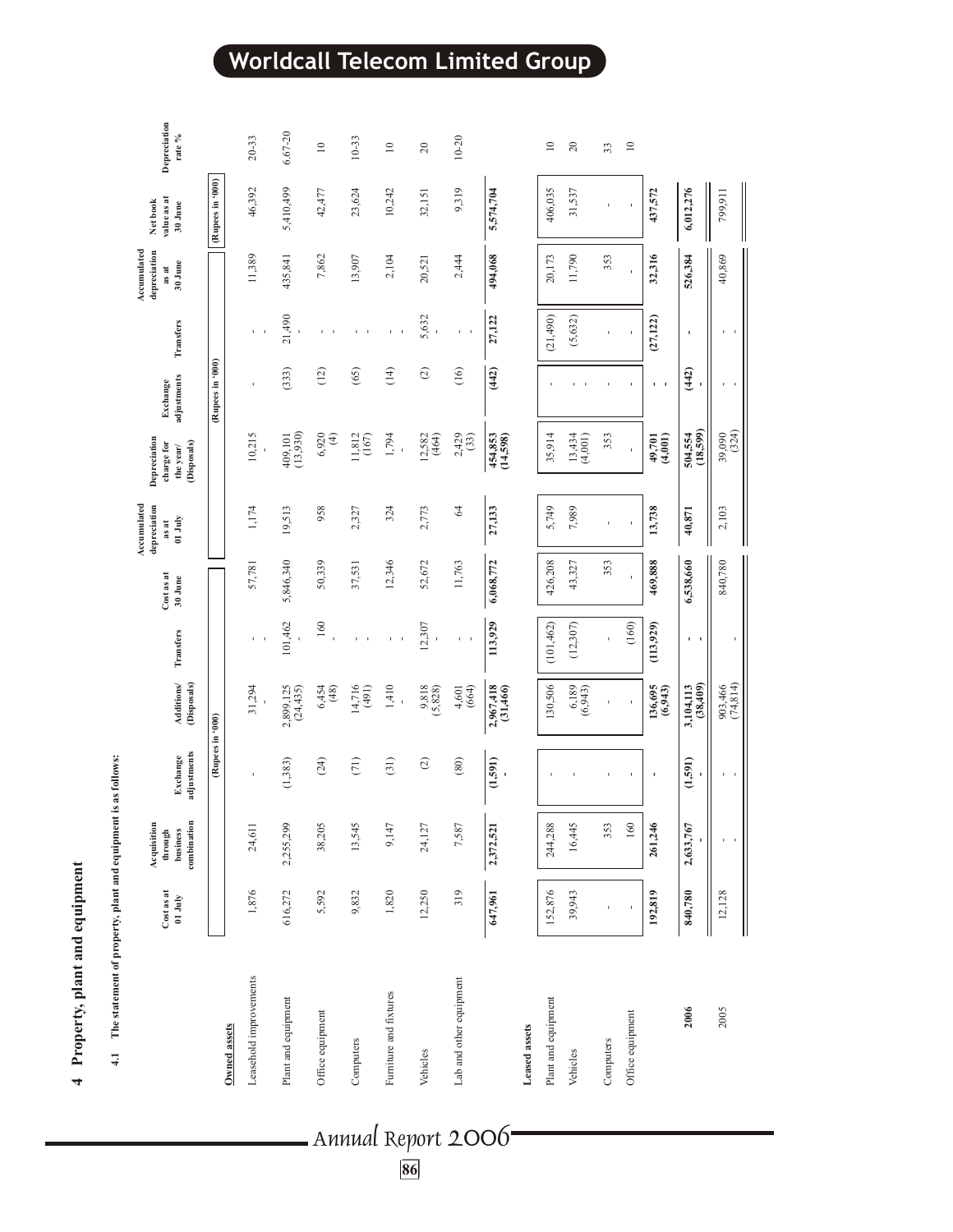## 4 Property, plant and equipment

### 4.1 The statement of property, plant and equipment is as follows:

| | Cost as at 01 July | Acquisition through business combination | Exchange adjustments | Additions/ (Disposals) | Transfers | Cost as at 30 June | Accumulated depreciation as at 01 July | Depreciation charge for the year/ (Disposals) | Exchange adjustments | Transfers | Accumulated depreciation as at 30 June | Net book value as at 30 June | Depreciation rate % |
|---|---|---|---|---|---|---|---|---|---|---|---|---|---|
| | | | (Rupees in '000) | | | | | | (Rupees in '000) | | | (Rupees in '000) | |
| **Owned assets** | | | | | | | | | | | | | |
| Leasehold improvements | 1,876 | 24,611 | - | 31,294<br>- | -<br>- | 57,781 | 1,174 | 10,215<br>- | - | -<br>- | 11,389 | 46,392 | 20-33 |
| Plant and equipment | 616,272 | 2,255,299 | (1,383) | 2,899,125<br>(24,435) | 101,462<br>- | 5,846,340 | 19,513 | 409,101<br>(13,930) | (333) | 21,490<br>- | 435,841 | 5,410,499 | 6.67-20 |
| Office equipment | 5,592 | 38,205 | (24) | 6,454<br>(48) | 160<br>- | 50,339 | 958 | 6,920<br>(4) | (12) | -<br>- | 7,862 | 42,477 | 10 |
| Computers | 9,832 | 13,545 | (71) | 14,716<br>(491) | -<br>- | 37,531 | 2,327 | 11,812<br>(167) | (65) | -<br>- | 13,907 | 23,624 | 10-33 |
| Furniture and fixtures | 1,820 | 9,147 | (31) | 1,410<br>- | -<br>- | 12,346 | 324 | 1,794<br>- | (14) | -<br>- | 2,104 | 10,242 | 10 |
| Vehicles | 12,250 | 24,127 | (2) | 9,818<br>(5,828) | 12,307<br>- | 52,672 | 2,773 | 12,582<br>(464) | (2) | 5,632<br>- | 20,521 | 32,151 | 20 |
| Lab and other equipment | 319 | 7,587 | (80) | 4,601<br>(664) | -<br>- | 11,763 | 64 | 2,429<br>(33) | (16) | -<br>- | 2,444 | 9,319 | 10-20 |
| | **647,961** | **2,372,521** | **(1,591)**<br>**-** | **2,967,418**<br>**(31,466)** | **113,929** | **6,068,772** | **27,133** | **454,853**<br>**(14,598)** | **(442)** | **27,122** | **494,068** | **5,574,704** | |
| **Leased assets** | | | | | | | | | | | | | |
| Plant and equipment | 152,876 | 244,288 | - | 130,506 | (101,462) | 426,208 | 5,749 | 35,914 | - | (21,490) | 20,173 | 406,035 | 10 |
| Vehicles | 39,943 | 16,445 | - | 6,189<br>(6,943) | (12,307) | 43,327 | 7,989 | 13,434<br>(4,001) | -<br>- | (5,632) | 11,790 | 31,537 | 20 |
| Computers | - | 353 | - | - | - | 353 | - | 353 | - | - | 353 | - | 33 |
| Office equipment | - | 160 | - | - | (160) | - | - | - | - | - | - | - | 10 |
| | **192,819** | **261,246** | **-** | **136,695**<br>**(6,943)** | **(113,929)** | **469,888** | **13,738** | **49,701**<br>**(4,001)** | **-**<br>**-** | **(27,122)** | **32,316** | **437,572** | |
| **2006** | **840,780** | **2,633,767**<br>**-** | **(1,591)**<br>**-** | **3,104,113**<br>**(38,409)** | **-**<br>**-** | **6,538,660** | **40,871** | **504,554**<br>**(18,599)** | **(442)**<br>**-** | **-** | **526,384** | **6,012,276** | |
| 2005 | 12,128 | -<br>- | -<br>- | 903,466<br>(74,814) | - | 840,780 | 2,103 | 39,090<br>(324) | -<br>- | -<br>- | 40,869 | 799,911 | |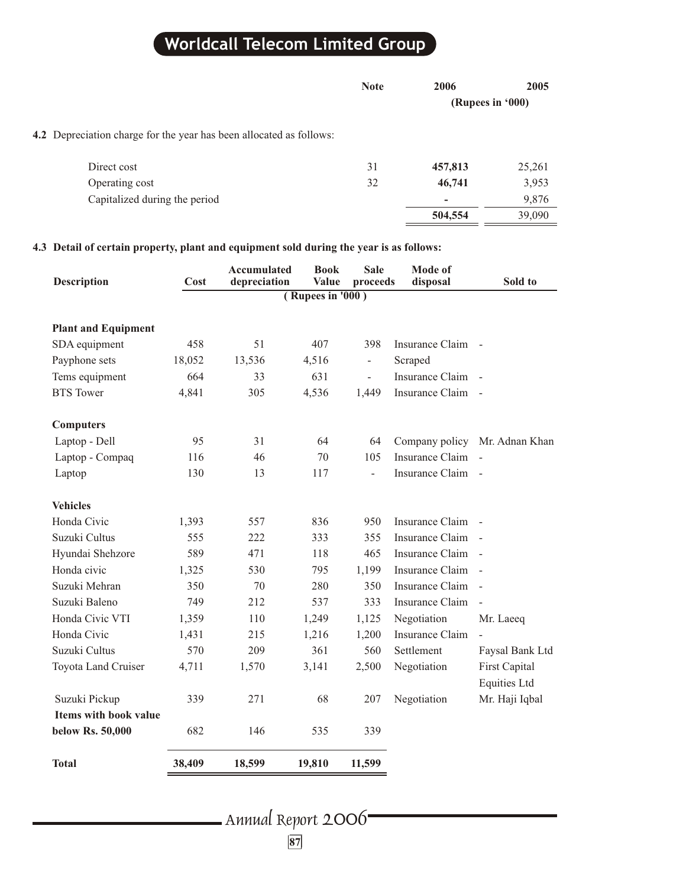| | Note | 2006 | 2005 |
|---|---|---|---|
| | | (Rupees in '000) | |

**4.2** Depreciation charge for the year has been allocated as follows:

| | Note | 2006 | 2005 |
|---|---|---|---|
| Direct cost | 31 | **457,813** | 25,261 |
| Operating cost | 32 | **46,741** | 3,953 |
| Capitalized during the period | | **-** | 9,876 |
| | | **504,554** | 39,090 |

**4.3 Detail of certain property, plant and equipment sold during the year is as follows:**

| Description | Cost | Accumulated depreciation | Book Value | Sale proceeds | Mode of disposal | Sold to |
|---|---|---|---|---|---|---|
| | ( Rupees in '000 ) | | | | | |
| **Plant and Equipment** | | | | | | |
| SDA equipment | 458 | 51 | 407 | 398 | Insurance Claim | - |
| Payphone sets | 18,052 | 13,536 | 4,516 | - | Scraped | |
| Tems equipment | 664 | 33 | 631 | - | Insurance Claim | - |
| BTS Tower | 4,841 | 305 | 4,536 | 1,449 | Insurance Claim | - |
| **Computers** | | | | | | |
| Laptop - Dell | 95 | 31 | 64 | 64 | Company policy | Mr. Adnan Khan |
| Laptop - Compaq | 116 | 46 | 70 | 105 | Insurance Claim | - |
| Laptop | 130 | 13 | 117 | - | Insurance Claim | - |
| **Vehicles** | | | | | | |
| Honda Civic | 1,393 | 557 | 836 | 950 | Insurance Claim | - |
| Suzuki Cultus | 555 | 222 | 333 | 355 | Insurance Claim | - |
| Hyundai Shehzore | 589 | 471 | 118 | 465 | Insurance Claim | - |
| Honda civic | 1,325 | 530 | 795 | 1,199 | Insurance Claim | - |
| Suzuki Mehran | 350 | 70 | 280 | 350 | Insurance Claim | - |
| Suzuki Baleno | 749 | 212 | 537 | 333 | Insurance Claim | - |
| Honda Civic VTI | 1,359 | 110 | 1,249 | 1,125 | Negotiation | Mr. Laeeq |
| Honda Civic | 1,431 | 215 | 1,216 | 1,200 | Insurance Claim | - |
| Suzuki Cultus | 570 | 209 | 361 | 560 | Settlement | Faysal Bank Ltd |
| Toyota Land Cruiser | 4,711 | 1,570 | 3,141 | 2,500 | Negotiation | First Capital Equities Ltd |
| Suzuki Pickup | 339 | 271 | 68 | 207 | Negotiation | Mr. Haji Iqbal |
| **Items with book value below Rs. 50,000** | 682 | 146 | 535 | 339 | | |
| **Total** | **38,409** | **18,599** | **19,810** | **11,599** | | |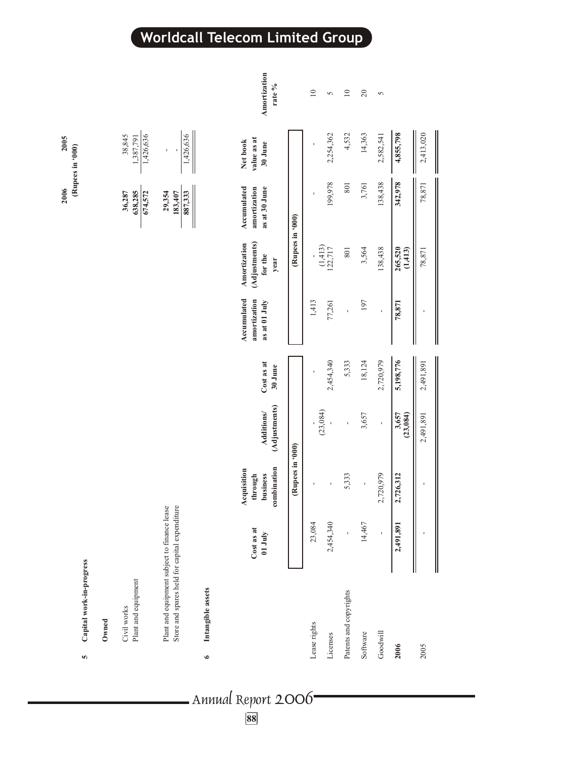## 5 Capital work-in-progress

| | 2006 | 2005 |
|---|---|---|
| | (Rupees in '000) | |
| **Owned** | | |
| Civil works | 36,287 | 38,845 |
| Plant and equipment | 638,285 | 1,387,791 |
| | 674,572 | 1,426,636 |
| Plant and equipment subject to finance lease | 29,354 | - |
| Store and spares held for capital expenditure | 183,407 | - |
| | 887,333 | 1,426,636 |

## 6 Intangible assets

| | Cost as at 01 July | Acquisition through business combination | Additions/ (Adjustments) | Cost as at 30 June | Accumulated amortization as at 01 July | Amortization (Adjustments) for the year | Accumulated amortization as at 30 June | Net book value as at 30 June | Amortization rate % |
|---|---|---|---|---|---|---|---|---|---|
| | (Rupees in '000) | | | | (Rupees in '000) | | | | |
| Lease rights | 23,084 | - | - (23,084) | - | 1,413 | - (1,413) | - | - | 10 |
| Licenses | 2,454,340 | - | - | 2,454,340 | 77,261 | 122,717 | 199,978 | 2,254,362 | 5 |
| Patents and copyrights | - | 5,333 | - | 5,333 | - | 801 | 801 | 4,532 | 10 |
| Software | 14,467 | - | 3,657 | 18,124 | 197 | 3,564 | 3,761 | 14,363 | 20 |
| Goodwill | - | 2,720,979 | - | 2,720,979 | - | 138,438 | 138,438 | 2,582,541 | 5 |
| **2006** | **2,491,891** | **2,726,312** | **3,657 (23,084)** | **5,198,776** | **78,871** | **265,520 (1,413)** | **342,978** | **4,855,798** | |
| 2005 | - | - | 2,491,891 | 2,491,891 | - | 78,871 | 78,871 | 2,413,020 | |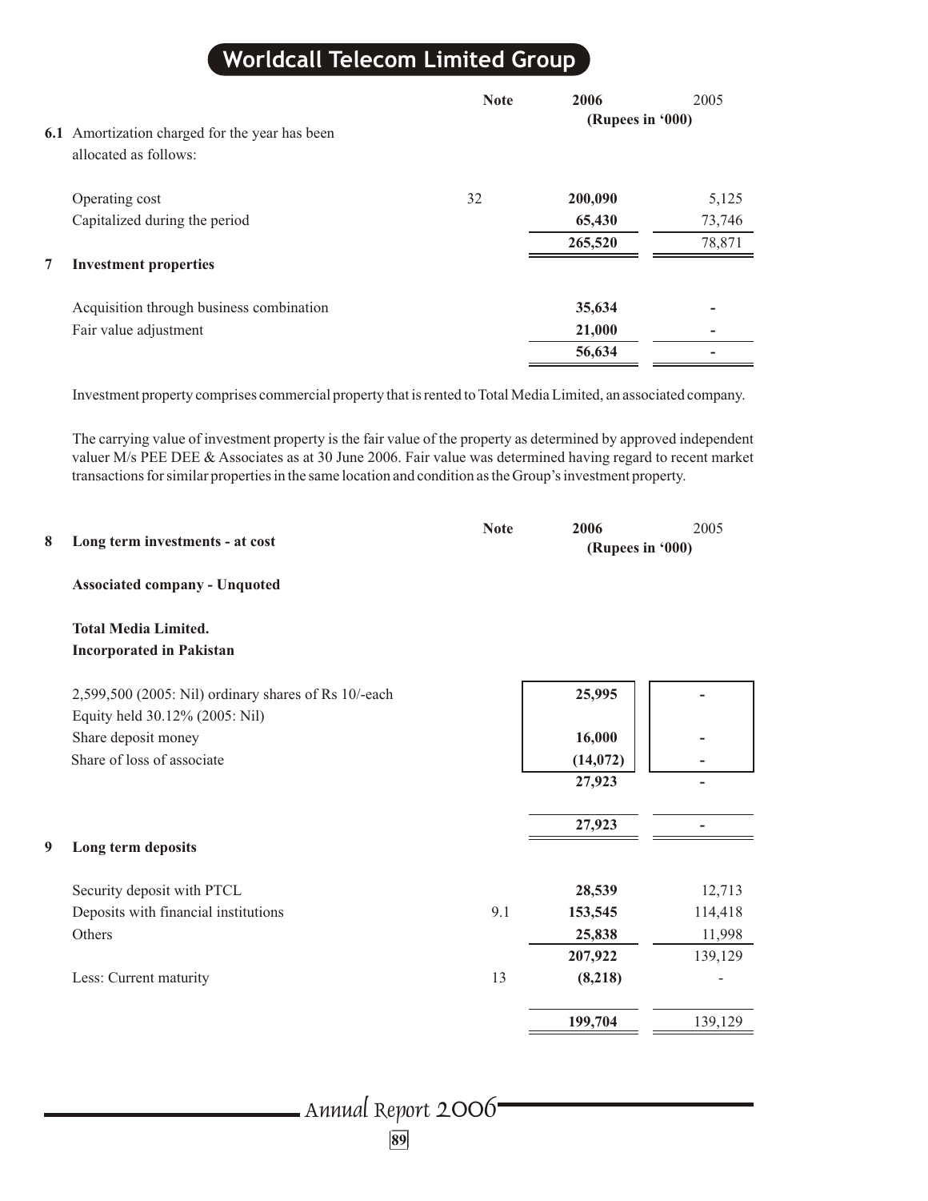| | Note | 2006 | 2005 |
|---|---|---|---|
| | | (Rupees in '000) | |
| **6.1** Amortization charged for the year has been allocated as follows: | | | |
| Operating cost | 32 | **200,090** | 5,125 |
| Capitalized during the period | | **65,430** | 73,746 |
| | | **265,520** | 78,871 |

## 7 Investment properties

| | 2006 | 2005 |
|---|---|---|
| Acquisition through business combination | **35,634** | - |
| Fair value adjustment | **21,000** | - |
| | **56,634** | - |

Investment property comprises commercial property that is rented to Total Media Limited, an associated company.

The carrying value of investment property is the fair value of the property as determined by approved independent valuer M/s PEE DEE & Associates as at 30 June 2006. Fair value was determined having regard to recent market transactions for similar properties in the same location and condition as the Group's investment property.

## 8 Long term investments - at cost

| | Note | 2006 | 2005 |
|---|---|---|---|
| | | (Rupees in '000) | |
| **Associated company - Unquoted** | | | |
| **Total Media Limited.** | | | |
| **Incorporated in Pakistan** | | | |
| 2,599,500 (2005: Nil) ordinary shares of Rs 10/-each | | **25,995** | - |
| Equity held 30.12% (2005: Nil) | | | |
| Share deposit money | | **16,000** | - |
| Share of loss of associate | | **(14,072)** | - |
| | | **27,923** | - |
| | | **27,923** | - |

## 9 Long term deposits

| | Note | 2006 | 2005 |
|---|---|---|---|
| Security deposit with PTCL | | **28,539** | 12,713 |
| Deposits with financial institutions | 9.1 | **153,545** | 114,418 |
| Others | | **25,838** | 11,998 |
| | | **207,922** | 139,129 |
| Less: Current maturity | 13 | **(8,218)** | - |
| | | **199,704** | 139,129 |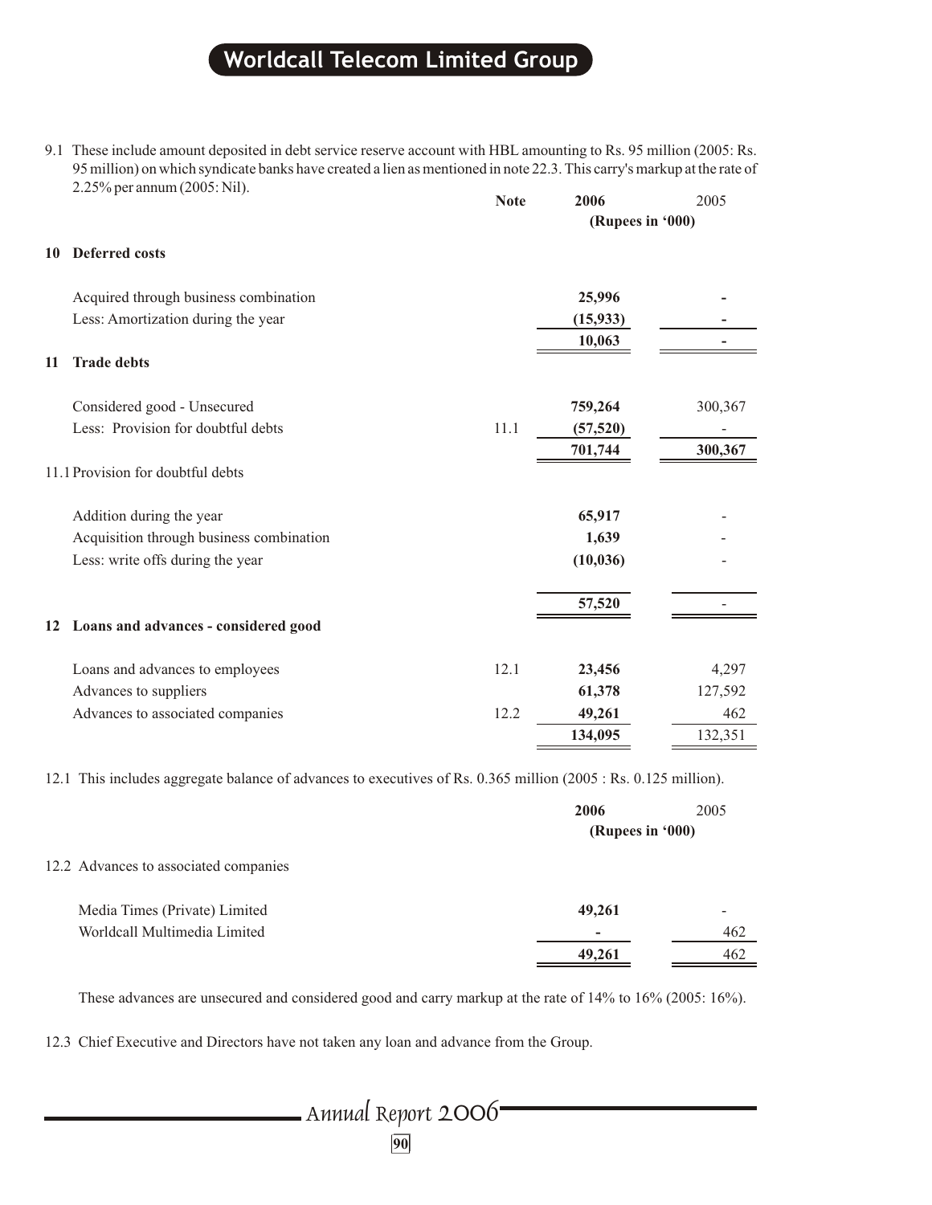9.1 These include amount deposited in debt service reserve account with HBL amounting to Rs. 95 million (2005: Rs. 95 million) on which syndicate banks have created a lien as mentioned in note 22.3. This carry's markup at the rate of 2.25% per annum (2005: Nil).

| | Note | 2006 | 2005 |
|---|---|---|---|
| | | (Rupees in '000) | |
| **10 Deferred costs** | | | |
| Acquired through business combination | | **25,996** | - |
| Less: Amortization during the year | | **(15,933)** | - |
| | | **10,063** | - |
| **11 Trade debts** | | | |
| Considered good - Unsecured | | **759,264** | 300,367 |
| Less: Provision for doubtful debts | 11.1 | **(57,520)** | - |
| | | **701,744** | 300,367 |
| 11.1 Provision for doubtful debts | | | |
| Addition during the year | | **65,917** | - |
| Acquisition through business combination | | **1,639** | - |
| Less: write offs during the year | | **(10,036)** | - |
| | | **57,520** | - |
| **12 Loans and advances - considered good** | | | |
| Loans and advances to employees | 12.1 | **23,456** | 4,297 |
| Advances to suppliers | | **61,378** | 127,592 |
| Advances to associated companies | 12.2 | **49,261** | 462 |
| | | **134,095** | 132,351 |

12.1 This includes aggregate balance of advances to executives of Rs. 0.365 million (2005 : Rs. 0.125 million).

| | 2006 | 2005 |
|---|---|---|
| | (Rupees in '000) | |
| 12.2 Advances to associated companies | | |
| Media Times (Private) Limited | **49,261** | - |
| Worldcall Multimedia Limited | **-** | 462 |
| | **49,261** | 462 |

These advances are unsecured and considered good and carry markup at the rate of 14% to 16% (2005: 16%).

12.3 Chief Executive and Directors have not taken any loan and advance from the Group.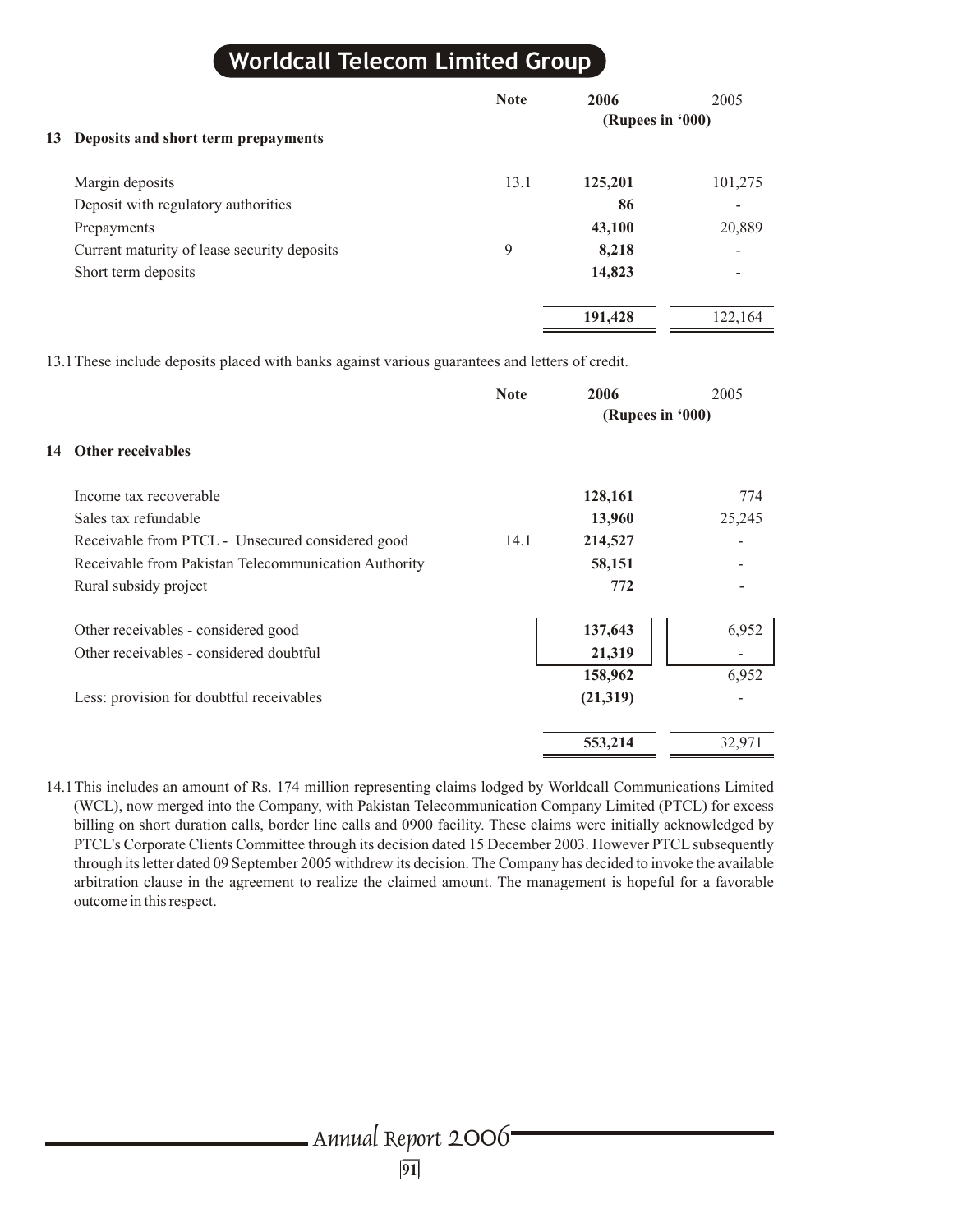| | Note | 2006 | 2005 |
|---|---|---|---|
| | | (Rupees in '000) | |
| **13 Deposits and short term prepayments** | | | |
| Margin deposits | 13.1 | **125,201** | 101,275 |
| Deposit with regulatory authorities | | **86** | - |
| Prepayments | | **43,100** | 20,889 |
| Current maturity of lease security deposits | 9 | **8,218** | - |
| Short term deposits | | **14,823** | - |
| | | **191,428** | 122,164 |

13.1 These include deposits placed with banks against various guarantees and letters of credit.

| | Note | 2006 | 2005 |
|---|---|---|---|
| | | (Rupees in '000) | |
| **14 Other receivables** | | | |
| Income tax recoverable | | **128,161** | 774 |
| Sales tax refundable | | **13,960** | 25,245 |
| Receivable from PTCL - Unsecured considered good | 14.1 | **214,527** | - |
| Receivable from Pakistan Telecommunication Authority | | **58,151** | - |
| Rural subsidy project | | **772** | - |
| Other receivables - considered good | | **137,643** | 6,952 |
| Other receivables - considered doubtful | | **21,319** | - |
| | | **158,962** | 6,952 |
| Less: provision for doubtful receivables | | **(21,319)** | - |
| | | **553,214** | 32,971 |

14.1 This includes an amount of Rs. 174 million representing claims lodged by Worldcall Communications Limited (WCL), now merged into the Company, with Pakistan Telecommunication Company Limited (PTCL) for excess billing on short duration calls, border line calls and 0900 facility. These claims were initially acknowledged by PTCL's Corporate Clients Committee through its decision dated 15 December 2003. However PTCL subsequently through its letter dated 09 September 2005 withdrew its decision. The Company has decided to invoke the available arbitration clause in the agreement to realize the claimed amount. The management is hopeful for a favorable outcome in this respect.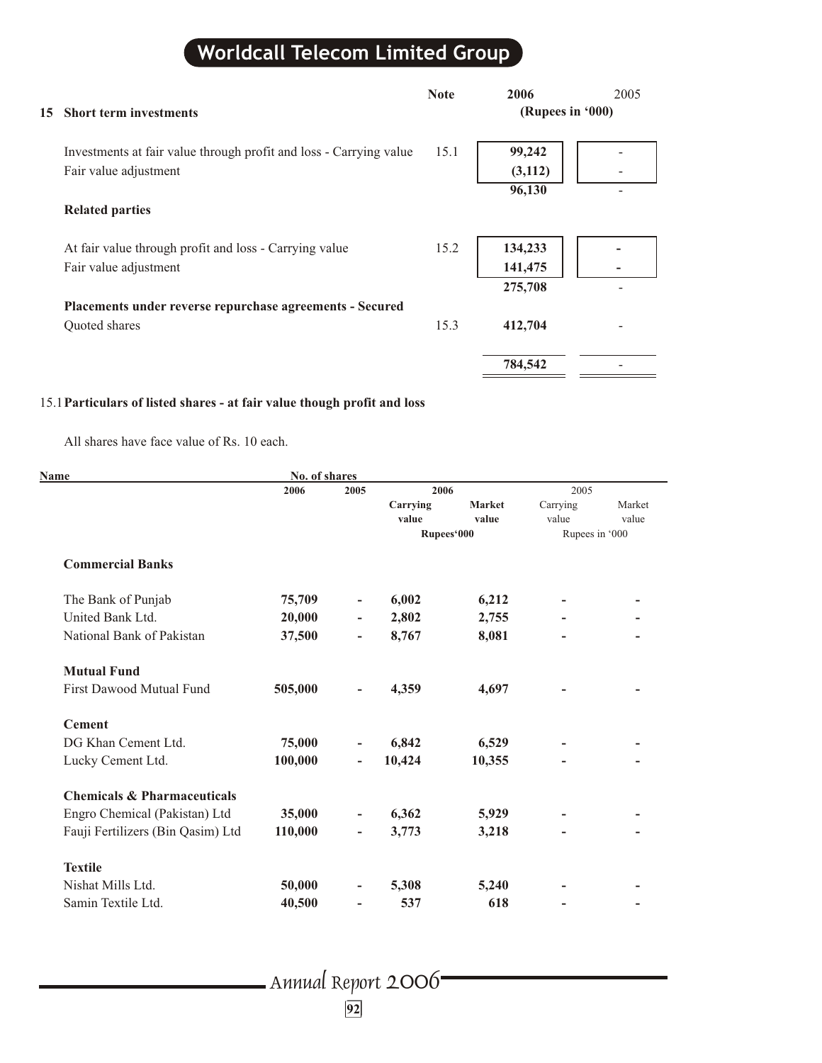## 15 Short term investments

| | Note | 2006 | 2005 |
|---|---|---|---|
| | | (Rupees in '000) | |
| Investments at fair value through profit and loss - Carrying value | 15.1 | 99,242 | - |
| Fair value adjustment | | (3,112) | - |
| | | 96,130 | - |
| **Related parties** | | | |
| At fair value through profit and loss - Carrying value | 15.2 | 134,233 | - |
| Fair value adjustment | | 141,475 | - |
| | | 275,708 | - |
| **Placements under reverse repurchase agreements - Secured** | | | |
| Quoted shares | 15.3 | 412,704 | - |
| | | 784,542 | - |

### 15.1 Particulars of listed shares - at fair value though profit and loss

All shares have face value of Rs. 10 each.

| Name | No. of shares | | 2006 | | 2005 | |
|---|---|---|---|---|---|---|
| | 2006 | 2005 | Carrying value | Market value | Carrying value | Market value |
| | | | Rupees'000 | | Rupees in '000 | |
| **Commercial Banks** | | | | | | |
| The Bank of Punjab | 75,709 | - | 6,002 | 6,212 | - | - |
| United Bank Ltd. | 20,000 | - | 2,802 | 2,755 | - | - |
| National Bank of Pakistan | 37,500 | - | 8,767 | 8,081 | - | - |
| **Mutual Fund** | | | | | | |
| First Dawood Mutual Fund | 505,000 | - | 4,359 | 4,697 | - | - |
| **Cement** | | | | | | |
| DG Khan Cement Ltd. | 75,000 | - | 6,842 | 6,529 | - | - |
| Lucky Cement Ltd. | 100,000 | - | 10,424 | 10,355 | - | - |
| **Chemicals & Pharmaceuticals** | | | | | | |
| Engro Chemical (Pakistan) Ltd | 35,000 | - | 6,362 | 5,929 | - | - |
| Fauji Fertilizers (Bin Qasim) Ltd | 110,000 | - | 3,773 | 3,218 | - | - |
| **Textile** | | | | | | |
| Nishat Mills Ltd. | 50,000 | - | 5,308 | 5,240 | - | - |
| Samin Textile Ltd. | 40,500 | - | 537 | 618 | - | - |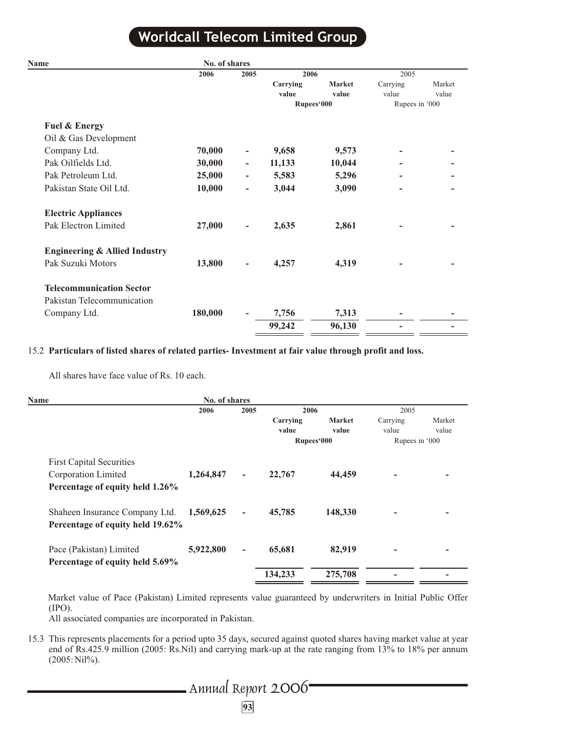| Name | No. of shares | | 2006 | | 2005 | |
|---|---|---|---|---|---|---|
| | 2006 | 2005 | Carrying value | Market value | Carrying value | Market value |
| | | | Rupees'000 | | Rupees in '000 | |
| **Fuel & Energy** | | | | | | |
| Oil & Gas Development Company Ltd. | **70,000** | **-** | **9,658** | **9,573** | **-** | **-** |
| Pak Oilfields Ltd. | **30,000** | **-** | **11,133** | **10,044** | **-** | **-** |
| Pak Petroleum Ltd. | **25,000** | **-** | **5,583** | **5,296** | **-** | **-** |
| Pakistan State Oil Ltd. | **10,000** | **-** | **3,044** | **3,090** | **-** | **-** |
| **Electric Appliances** | | | | | | |
| Pak Electron Limited | **27,000** | **-** | **2,635** | **2,861** | **-** | **-** |
| **Engineering & Allied Industry** | | | | | | |
| Pak Suzuki Motors | **13,800** | **-** | **4,257** | **4,319** | **-** | **-** |
| **Telecommunication Sector** | | | | | | |
| Pakistan Telecommunication Company Ltd. | **180,000** | **-** | **7,756** | **7,313** | **-** | **-** |
| | | | **99,242** | **96,130** | **-** | **-** |

15.2 **Particulars of listed shares of related parties- Investment at fair value through profit and loss.**

All shares have face value of Rs. 10 each.

| Name | No. of shares | | 2006 | | 2005 | |
|---|---|---|---|---|---|---|
| | 2006 | 2005 | Carrying value | Market value | Carrying value | Market value |
| | | | Rupees'000 | | Rupees in '000 | |
| First Capital Securities Corporation Limited | **1,264,847** | **-** | **22,767** | **44,459** | **-** | **-** |
| **Percentage of equity held 1.26%** | | | | | | |
| Shaheen Insurance Company Ltd. | **1,569,625** | **-** | **45,785** | **148,330** | **-** | **-** |
| **Percentage of equity held 19.62%** | | | | | | |
| Pace (Pakistan) Limited | **5,922,800** | **-** | **65,681** | **82,919** | **-** | **-** |
| **Percentage of equity held 5.69%** | | | | | | |
| | | | **134,233** | **275,708** | **-** | **-** |

Market value of Pace (Pakistan) Limited represents value guaranteed by underwriters in Initial Public Offer (IPO).
All associated companies are incorporated in Pakistan.

15.3 This represents placements for a period upto 35 days, secured against quoted shares having market value at year end of Rs.425.9 million (2005: Rs.Nil) and carrying mark-up at the rate ranging from 13% to 18% per annum (2005: Nil%).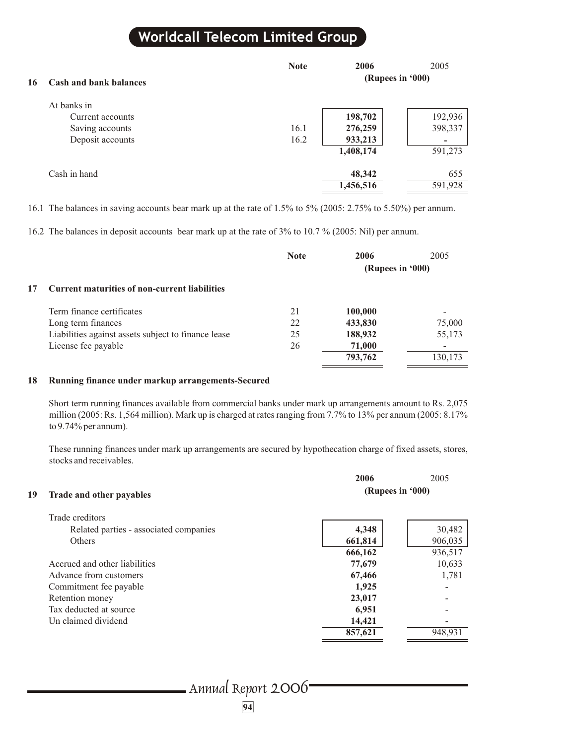## 16 Cash and bank balances

| | Note | 2006 | 2005 |
|---|---|---|---|
| | | (Rupees in '000) | |
| At banks in | | | |
| Current accounts | | **198,702** | 192,936 |
| Saving accounts | 16.1 | **276,259** | 398,337 |
| Deposit accounts | 16.2 | **933,213** | - |
| | | **1,408,174** | 591,273 |
| Cash in hand | | **48,342** | 655 |
| | | **1,456,516** | 591,928 |

16.1 The balances in saving accounts bear mark up at the rate of 1.5% to 5% (2005: 2.75% to 5.50%) per annum.

16.2 The balances in deposit accounts bear mark up at the rate of 3% to 10.7 % (2005: Nil) per annum.

## 17 Current maturities of non-current liabilities

| | Note | 2006 | 2005 |
|---|---|---|---|
| | | (Rupees in '000) | |
| Term finance certificates | 21 | **100,000** | - |
| Long term finances | 22 | **433,830** | 75,000 |
| Liabilities against assets subject to finance lease | 25 | **188,932** | 55,173 |
| License fee payable | 26 | **71,000** | - |
| | | **793,762** | 130,173 |

## 18 Running finance under markup arrangements-Secured

Short term running finances available from commercial banks under mark up arrangements amount to Rs. 2,075 million (2005: Rs. 1,564 million). Mark up is charged at rates ranging from 7.7% to 13% per annum (2005: 8.17% to 9.74% per annum).

These running finances under mark up arrangements are secured by hypothecation charge of fixed assets, stores, stocks and receivables.

## 19 Trade and other payables

| | 2006 | 2005 |
|---|---|---|
| | (Rupees in '000) | |
| Trade creditors | | |
| Related parties - associated companies | **4,348** | 30,482 |
| Others | **661,814** | 906,035 |
| | **666,162** | 936,517 |
| Accrued and other liabilities | **77,679** | 10,633 |
| Advance from customers | **67,466** | 1,781 |
| Commitment fee payable | **1,925** | - |
| Retention money | **23,017** | - |
| Tax deducted at source | **6,951** | - |
| Un claimed dividend | **14,421** | - |
| | **857,621** | 948,931 |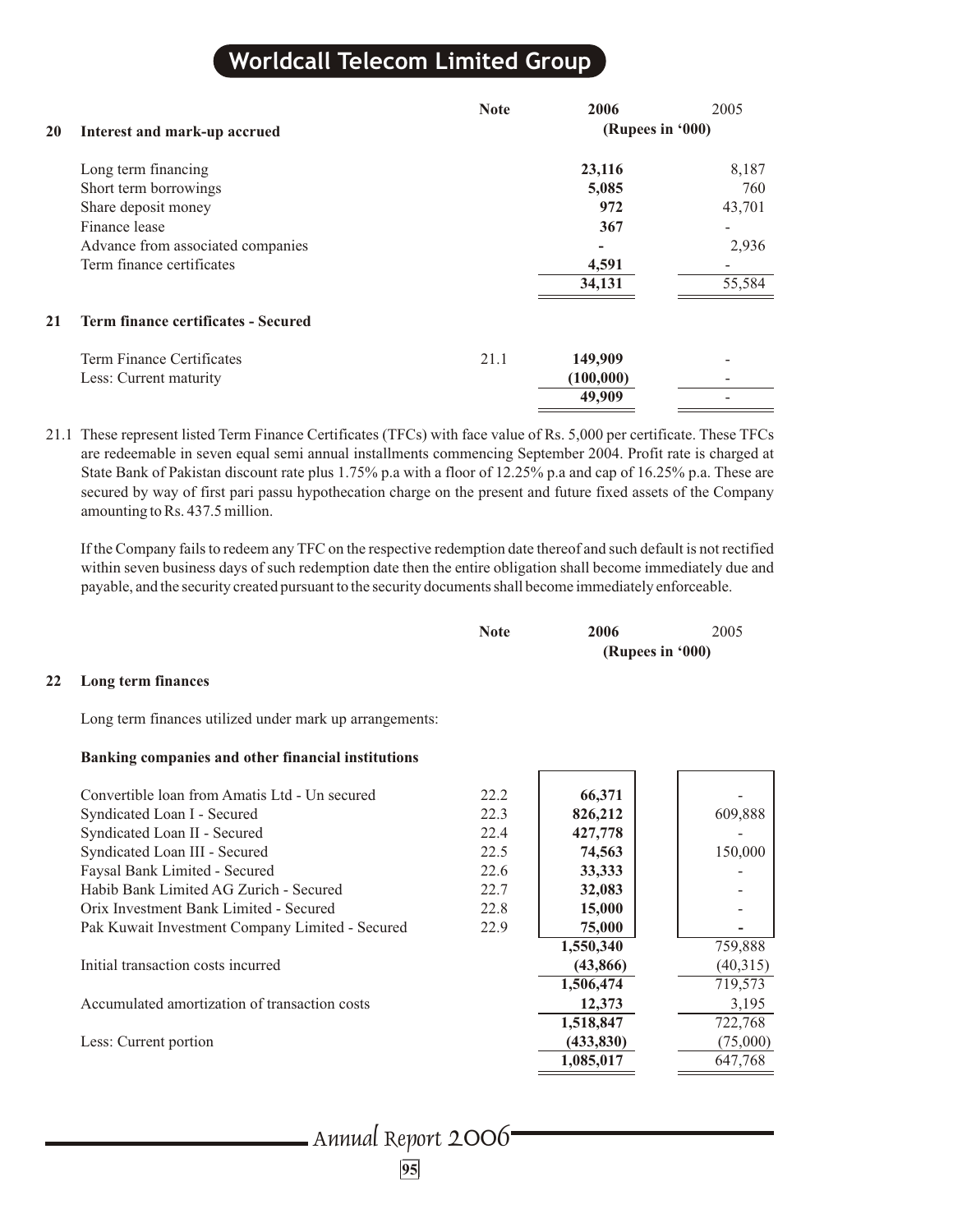| | Note | 2006 | 2005 |
|---|---|---|---|
| **20 Interest and mark-up accrued** | | **(Rupees in '000)** | |
| Long term financing | | **23,116** | 8,187 |
| Short term borrowings | | **5,085** | 760 |
| Share deposit money | | **972** | 43,701 |
| Finance lease | | **367** | - |
| Advance from associated companies | | **-** | 2,936 |
| Term finance certificates | | **4,591** | - |
| | | **34,131** | 55,584 |

## 21 Term finance certificates - Secured

| | Note | 2006 | 2005 |
|---|---|---|---|
| Term Finance Certificates | 21.1 | **149,909** | - |
| Less: Current maturity | | **(100,000)** | - |
| | | **49,909** | - |

21.1 These represent listed Term Finance Certificates (TFCs) with face value of Rs. 5,000 per certificate. These TFCs are redeemable in seven equal semi annual installments commencing September 2004. Profit rate is charged at State Bank of Pakistan discount rate plus 1.75% p.a with a floor of 12.25% p.a and cap of 16.25% p.a. These are secured by way of first pari passu hypothecation charge on the present and future fixed assets of the Company amounting to Rs. 437.5 million.

If the Company fails to redeem any TFC on the respective redemption date thereof and such default is not rectified within seven business days of such redemption date then the entire obligation shall become immediately due and payable, and the security created pursuant to the security documents shall become immediately enforceable.

## 22 Long term finances

Long term finances utilized under mark up arrangements:

**Banking companies and other financial institutions**

| | Note | 2006 | 2005 |
|---|---|---|---|
| | | **(Rupees in '000)** | |
| Convertible loan from Amatis Ltd - Un secured | 22.2 | **66,371** | - |
| Syndicated Loan I - Secured | 22.3 | **826,212** | 609,888 |
| Syndicated Loan II - Secured | 22.4 | **427,778** | - |
| Syndicated Loan III - Secured | 22.5 | **74,563** | 150,000 |
| Faysal Bank Limited - Secured | 22.6 | **33,333** | - |
| Habib Bank Limited AG Zurich - Secured | 22.7 | **32,083** | - |
| Orix Investment Bank Limited - Secured | 22.8 | **15,000** | - |
| Pak Kuwait Investment Company Limited - Secured | 22.9 | **75,000** | - |
| | | **1,550,340** | 759,888 |
| Initial transaction costs incurred | | **(43,866)** | (40,315) |
| | | **1,506,474** | 719,573 |
| Accumulated amortization of transaction costs | | **12,373** | 3,195 |
| | | **1,518,847** | 722,768 |
| Less: Current portion | | **(433,830)** | (75,000) |
| | | **1,085,017** | 647,768 |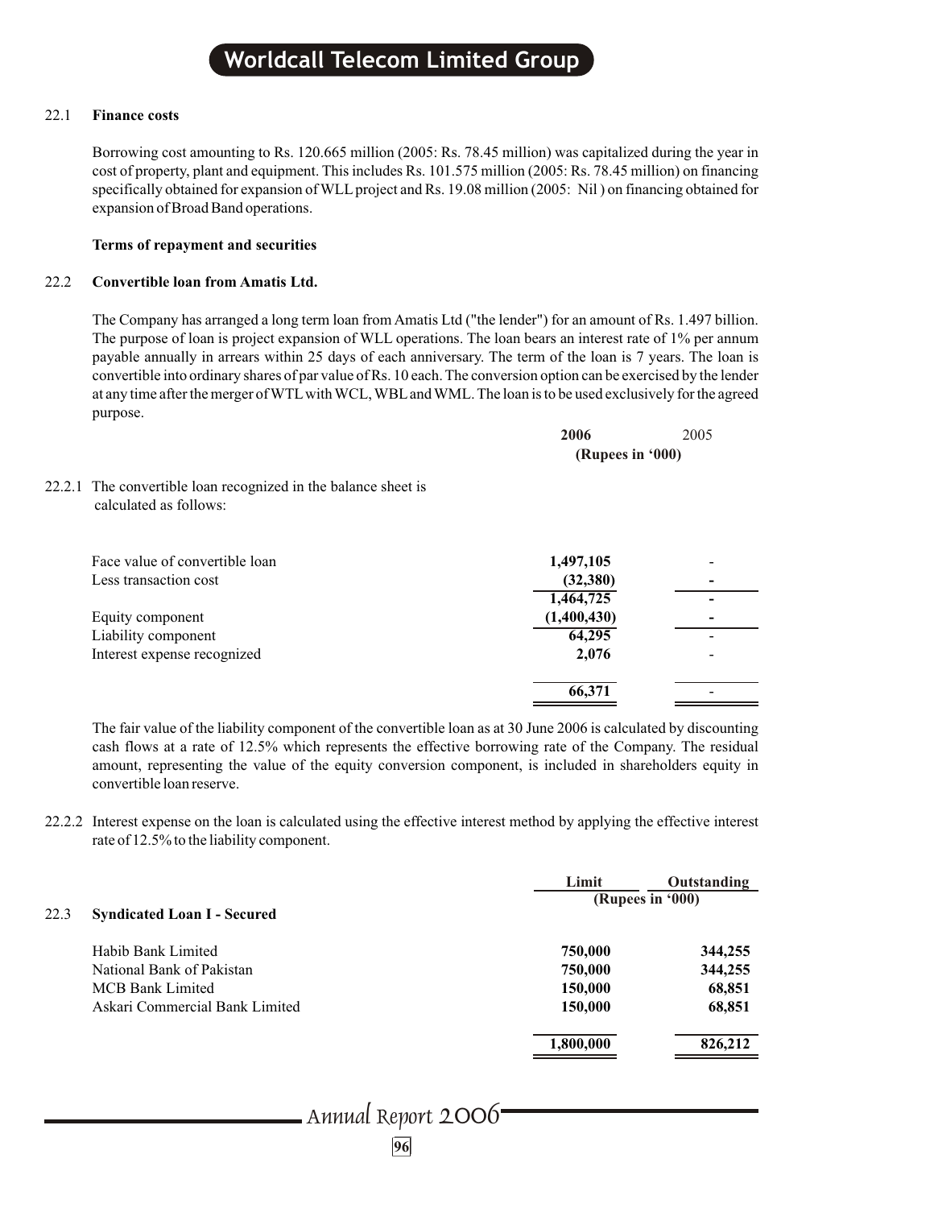### 22.1 Finance costs

Borrowing cost amounting to Rs. 120.665 million (2005: Rs. 78.45 million) was capitalized during the year in cost of property, plant and equipment. This includes Rs. 101.575 million (2005: Rs. 78.45 million) on financing specifically obtained for expansion of WLL project and Rs. 19.08 million (2005: Nil ) on financing obtained for expansion of Broad Band operations.

**Terms of repayment and securities**

### 22.2 Convertible loan from Amatis Ltd.

The Company has arranged a long term loan from Amatis Ltd ("the lender") for an amount of Rs. 1.497 billion. The purpose of loan is project expansion of WLL operations. The loan bears an interest rate of 1% per annum payable annually in arrears within 25 days of each anniversary. The term of the loan is 7 years. The loan is convertible into ordinary shares of par value of Rs. 10 each. The conversion option can be exercised by the lender at any time after the merger of WTL with WCL, WBL and WML. The loan is to be used exclusively for the agreed purpose.

22.2.1 The convertible loan recognized in the balance sheet is calculated as follows:

| | 2006 | 2005 |
|---|---|---|
| | (Rupees in '000) | |
| Face value of convertible loan | 1,497,105 | - |
| Less transaction cost | (32,380) | - |
| | 1,464,725 | - |
| Equity component | (1,400,430) | - |
| Liability component | 64,295 | - |
| Interest expense recognized | 2,076 | - |
| | 66,371 | - |

The fair value of the liability component of the convertible loan as at 30 June 2006 is calculated by discounting cash flows at a rate of 12.5% which represents the effective borrowing rate of the Company. The residual amount, representing the value of the equity conversion component, is included in shareholders equity in convertible loan reserve.

22.2.2 Interest expense on the loan is calculated using the effective interest method by applying the effective interest rate of 12.5% to the liability component.

### 22.3 Syndicated Loan I - Secured

| | Limit | Outstanding |
|---|---|---|
| | (Rupees in '000) | |
| Habib Bank Limited | 750,000 | 344,255 |
| National Bank of Pakistan | 750,000 | 344,255 |
| MCB Bank Limited | 150,000 | 68,851 |
| Askari Commercial Bank Limited | 150,000 | 68,851 |
| | 1,800,000 | 826,212 |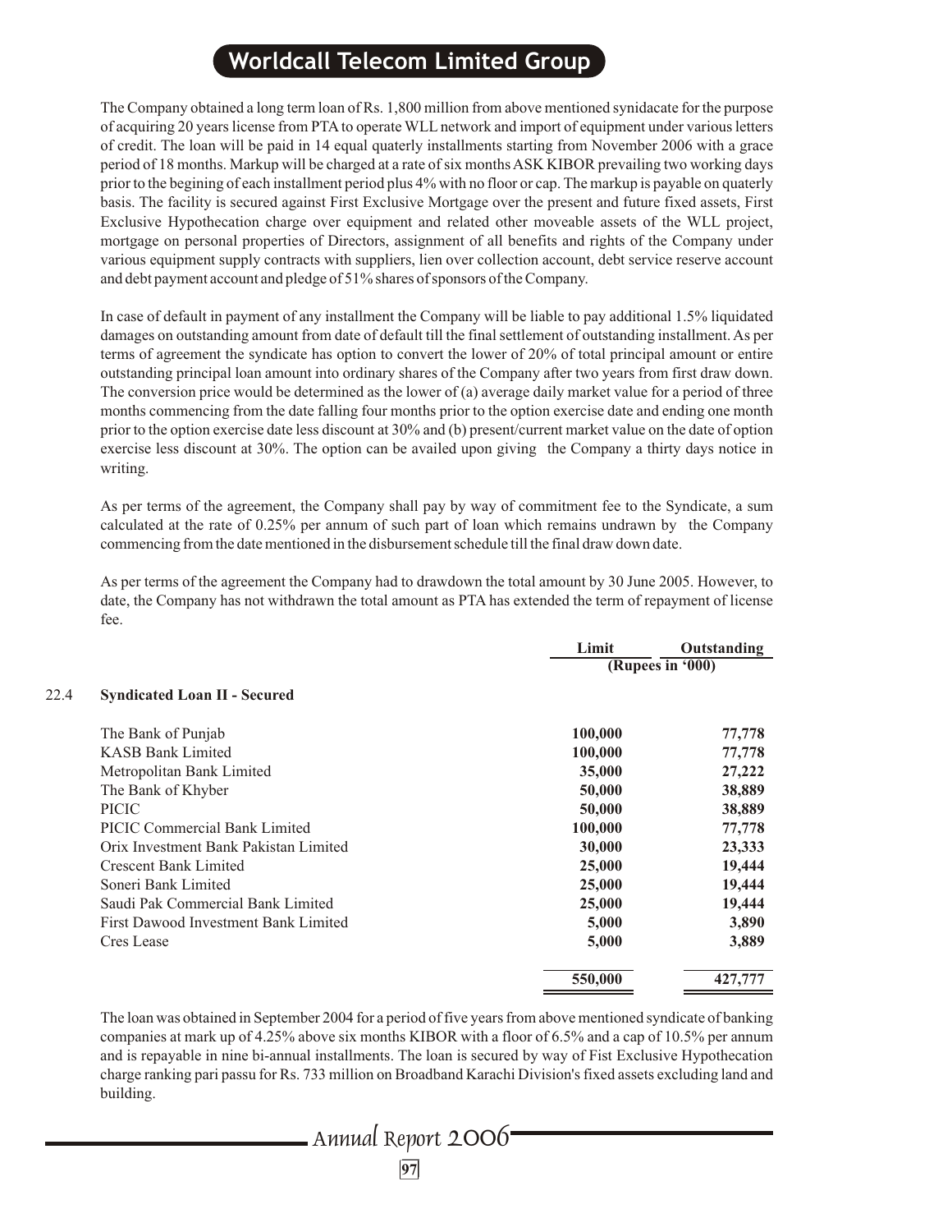The Company obtained a long term loan of Rs. 1,800 million from above mentioned synidacate for the purpose of acquiring 20 years license from PTA to operate WLL network and import of equipment under various letters of credit. The loan will be paid in 14 equal quaterly installments starting from November 2006 with a grace period of 18 months. Markup will be charged at a rate of six months ASK KIBOR prevailing two working days prior to the begining of each installment period plus 4% with no floor or cap. The markup is payable on quaterly basis. The facility is secured against First Exclusive Mortgage over the present and future fixed assets, First Exclusive Hypothecation charge over equipment and related other moveable assets of the WLL project, mortgage on personal properties of Directors, assignment of all benefits and rights of the Company under various equipment supply contracts with suppliers, lien over collection account, debt service reserve account and debt payment account and pledge of 51% shares of sponsors of the Company.

In case of default in payment of any installment the Company will be liable to pay additional 1.5% liquidated damages on outstanding amount from date of default till the final settlement of outstanding installment. As per terms of agreement the syndicate has option to convert the lower of 20% of total principal amount or entire outstanding principal loan amount into ordinary shares of the Company after two years from first draw down. The conversion price would be determined as the lower of (a) average daily market value for a period of three months commencing from the date falling four months prior to the option exercise date and ending one month prior to the option exercise date less discount at 30% and (b) present/current market value on the date of option exercise less discount at 30%. The option can be availed upon giving the Company a thirty days notice in writing.

As per terms of the agreement, the Company shall pay by way of commitment fee to the Syndicate, a sum calculated at the rate of 0.25% per annum of such part of loan which remains undrawn by the Company commencing from the date mentioned in the disbursement schedule till the final draw down date.

As per terms of the agreement the Company had to drawdown the total amount by 30 June 2005. However, to date, the Company has not withdrawn the total amount as PTA has extended the term of repayment of license fee.

### 22.4 Syndicated Loan II - Secured

| | Limit | Outstanding |
|---|---|---|
| | (Rupees in '000) | |
| The Bank of Punjab | **100,000** | **77,778** |
| KASB Bank Limited | **100,000** | **77,778** |
| Metropolitan Bank Limited | **35,000** | **27,222** |
| The Bank of Khyber | **50,000** | **38,889** |
| PICIC | **50,000** | **38,889** |
| PICIC Commercial Bank Limited | **100,000** | **77,778** |
| Orix Investment Bank Pakistan Limited | **30,000** | **23,333** |
| Crescent Bank Limited | **25,000** | **19,444** |
| Soneri Bank Limited | **25,000** | **19,444** |
| Saudi Pak Commercial Bank Limited | **25,000** | **19,444** |
| First Dawood Investment Bank Limited | **5,000** | **3,890** |
| Cres Lease | **5,000** | **3,889** |
| | **550,000** | **427,777** |

The loan was obtained in September 2004 for a period of five years from above mentioned syndicate of banking companies at mark up of 4.25% above six months KIBOR with a floor of 6.5% and a cap of 10.5% per annum and is repayable in nine bi-annual installments. The loan is secured by way of Fist Exclusive Hypothecation charge ranking pari passu for Rs. 733 million on Broadband Karachi Division's fixed assets excluding land and building.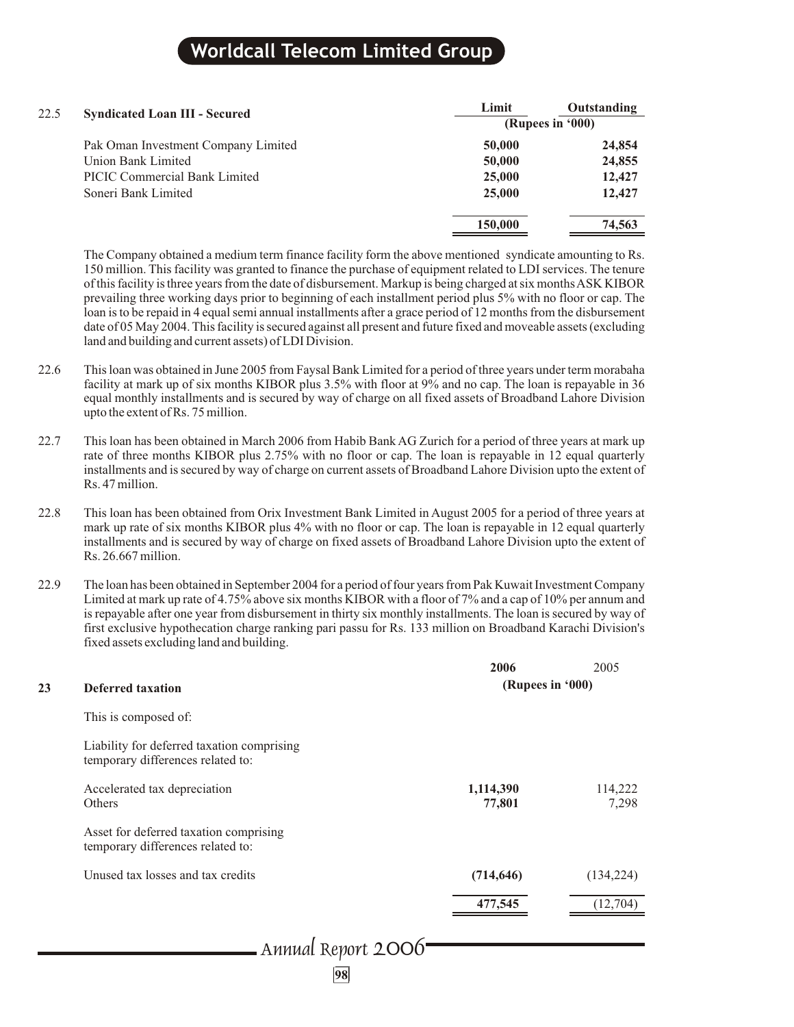### 22.5 Syndicated Loan III - Secured

| | Limit | Outstanding |
|---|---|---|
| | (Rupees in '000) | |
| Pak Oman Investment Company Limited | **50,000** | **24,854** |
| Union Bank Limited | **50,000** | **24,855** |
| PICIC Commercial Bank Limited | **25,000** | **12,427** |
| Soneri Bank Limited | **25,000** | **12,427** |
| | **150,000** | **74,563** |

The Company obtained a medium term finance facility form the above mentioned syndicate amounting to Rs. 150 million. This facility was granted to finance the purchase of equipment related to LDI services. The tenure of this facility is three years from the date of disbursement. Markup is being charged at six months ASK KIBOR prevailing three working days prior to beginning of each installment period plus 5% with no floor or cap. The loan is to be repaid in 4 equal semi annual installments after a grace period of 12 months from the disbursement date of 05 May 2004. This facility is secured against all present and future fixed and moveable assets (excluding land and building and current assets) of LDI Division.

22.6 This loan was obtained in June 2005 from Faysal Bank Limited for a period of three years under term morabaha facility at mark up of six months KIBOR plus 3.5% with floor at 9% and no cap. The loan is repayable in 36 equal monthly installments and is secured by way of charge on all fixed assets of Broadband Lahore Division upto the extent of Rs. 75 million.

22.7 This loan has been obtained in March 2006 from Habib Bank AG Zurich for a period of three years at mark up rate of three months KIBOR plus 2.75% with no floor or cap. The loan is repayable in 12 equal quarterly installments and is secured by way of charge on current assets of Broadband Lahore Division upto the extent of Rs. 47 million.

22.8 This loan has been obtained from Orix Investment Bank Limited in August 2005 for a period of three years at mark up rate of six months KIBOR plus 4% with no floor or cap. The loan is repayable in 12 equal quarterly installments and is secured by way of charge on fixed assets of Broadband Lahore Division upto the extent of Rs. 26.667 million.

22.9 The loan has been obtained in September 2004 for a period of four years from Pak Kuwait Investment Company Limited at mark up rate of 4.75% above six months KIBOR with a floor of 7% and a cap of 10% per annum and is repayable after one year from disbursement in thirty six monthly installments. The loan is secured by way of first exclusive hypothecation charge ranking pari passu for Rs. 133 million on Broadband Karachi Division's fixed assets excluding land and building.

## 23 Deferred taxation

| | 2006 | 2005 |
|---|---|---|
| | (Rupees in '000) | |
| This is composed of: | | |
| Liability for deferred taxation comprising temporary differences related to: | | |
| Accelerated tax depreciation | **1,114,390** | 114,222 |
| Others | **77,801** | 7,298 |
| Asset for deferred taxation comprising temporary differences related to: | | |
| Unused tax losses and tax credits | **(714,646)** | (134,224) |
| | **477,545** | (12,704) |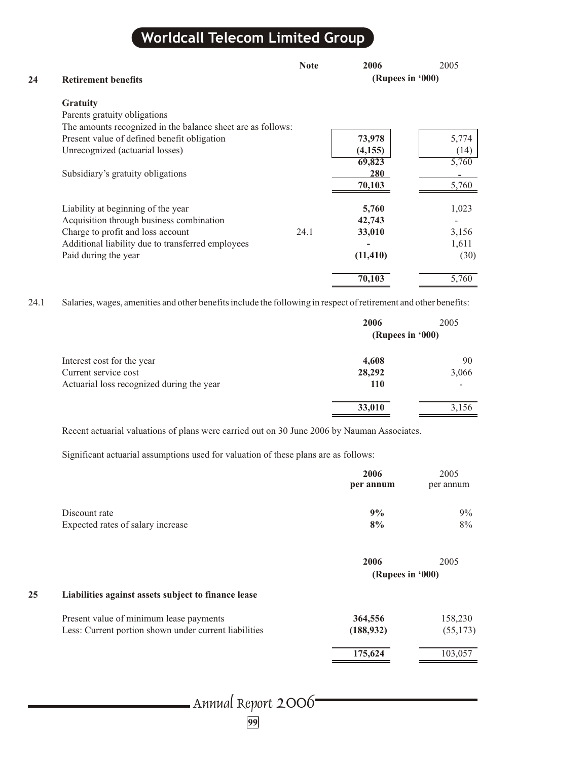| | | Note | 2006 | 2005 |
|---|---|---|---|---|
| **24** | **Retirement benefits** | | **(Rupees in '000)** | |
| | **Gratuity** | | | |
| | Parents gratuity obligations | | | |
| | The amounts recognized in the balance sheet are as follows: | | | |
| | Present value of defined benefit obligation | | **73,978** | 5,774 |
| | Unrecognized (actuarial losses) | | **(4,155)** | (14) |
| | | | **69,823** | 5,760 |
| | Subsidiary's gratuity obligations | | **280** | - |
| | | | **70,103** | 5,760 |
| | Liability at beginning of the year | | **5,760** | 1,023 |
| | Acquisition through business combination | | **42,743** | - |
| | Charge to profit and loss account | 24.1 | **33,010** | 3,156 |
| | Additional liability due to transferred employees | | **-** | 1,611 |
| | Paid during the year | | **(11,410)** | (30) |
| | | | **70,103** | 5,760 |

24.1 Salaries, wages, amenities and other benefits include the following in respect of retirement and other benefits:

| | 2006 | 2005 |
|---|---|---|
| | **(Rupees in '000)** | |
| Interest cost for the year | **4,608** | 90 |
| Current service cost | **28,292** | 3,066 |
| Actuarial loss recognized during the year | **110** | - |
| | **33,010** | 3,156 |

Recent actuarial valuations of plans were carried out on 30 June 2006 by Nauman Associates.

Significant actuarial assumptions used for valuation of these plans are as follows:

| | 2006 per annum | 2005 per annum |
|---|---|---|
| Discount rate | **9%** | 9% |
| Expected rates of salary increase | **8%** | 8% |

| | | 2006 | 2005 |
|---|---|---|---|
| | | **(Rupees in '000)** | |
| **25** | **Liabilities against assets subject to finance lease** | | |
| | Present value of minimum lease payments | **364,556** | 158,230 |
| | Less: Current portion shown under current liabilities | **(188,932)** | (55,173) |
| | | **175,624** | 103,057 |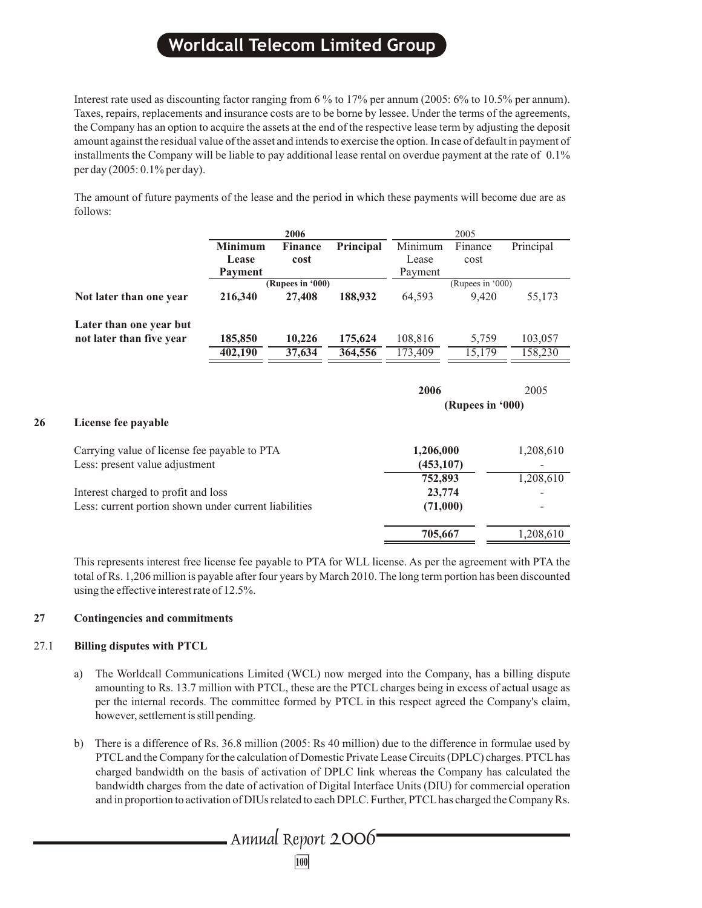Interest rate used as discounting factor ranging from 6 % to 17% per annum (2005: 6% to 10.5% per annum). Taxes, repairs, replacements and insurance costs are to be borne by lessee. Under the terms of the agreements, the Company has an option to acquire the assets at the end of the respective lease term by adjusting the deposit amount against the residual value of the asset and intends to exercise the option. In case of default in payment of installments the Company will be liable to pay additional lease rental on overdue payment at the rate of 0.1% per day (2005: 0.1% per day).

The amount of future payments of the lease and the period in which these payments will become due are as follows:

| | **2006** | | | 2005 | | |
|---|---|---|---|---|---|---|
| | **Minimum Lease Payment** | **Finance cost** | **Principal** | Minimum Lease Payment | Finance cost | Principal |
| | **(Rupees in '000)** | | | (Rupees in '000) | | |
| **Not later than one year** | **216,340** | **27,408** | **188,932** | 64,593 | 9,420 | 55,173 |
| **Later than one year but not later than five year** | **185,850** | **10,226** | **175,624** | 108,816 | 5,759 | 103,057 |
| | **402,190** | **37,634** | **364,556** | 173,409 | 15,179 | 158,230 |

## 26 License fee payable

| | **2006** | 2005 |
|---|---|---|
| | **(Rupees in '000)** | |
| Carrying value of license fee payable to PTA | **1,206,000** | 1,208,610 |
| Less: present value adjustment | **(453,107)** | - |
| | **752,893** | 1,208,610 |
| Interest charged to profit and loss | **23,774** | - |
| Less: current portion shown under current liabilities | **(71,000)** | - |
| | **705,667** | 1,208,610 |

This represents interest free license fee payable to PTA for WLL license. As per the agreement with PTA the total of Rs. 1,206 million is payable after four years by March 2010. The long term portion has been discounted using the effective interest rate of 12.5%.

## 27 Contingencies and commitments

### 27.1 Billing disputes with PTCL

a) The Worldcall Communications Limited (WCL) now merged into the Company, has a billing dispute amounting to Rs. 13.7 million with PTCL, these are the PTCL charges being in excess of actual usage as per the internal records. The committee formed by PTCL in this respect agreed the Company's claim, however, settlement is still pending.

b) There is a difference of Rs. 36.8 million (2005: Rs 40 million) due to the difference in formulae used by PTCL and the Company for the calculation of Domestic Private Lease Circuits (DPLC) charges. PTCL has charged bandwidth on the basis of activation of DPLC link whereas the Company has calculated the bandwidth charges from the date of activation of Digital Interface Units (DIU) for commercial operation and in proportion to activation of DIUs related to each DPLC. Further, PTCL has charged the Company Rs.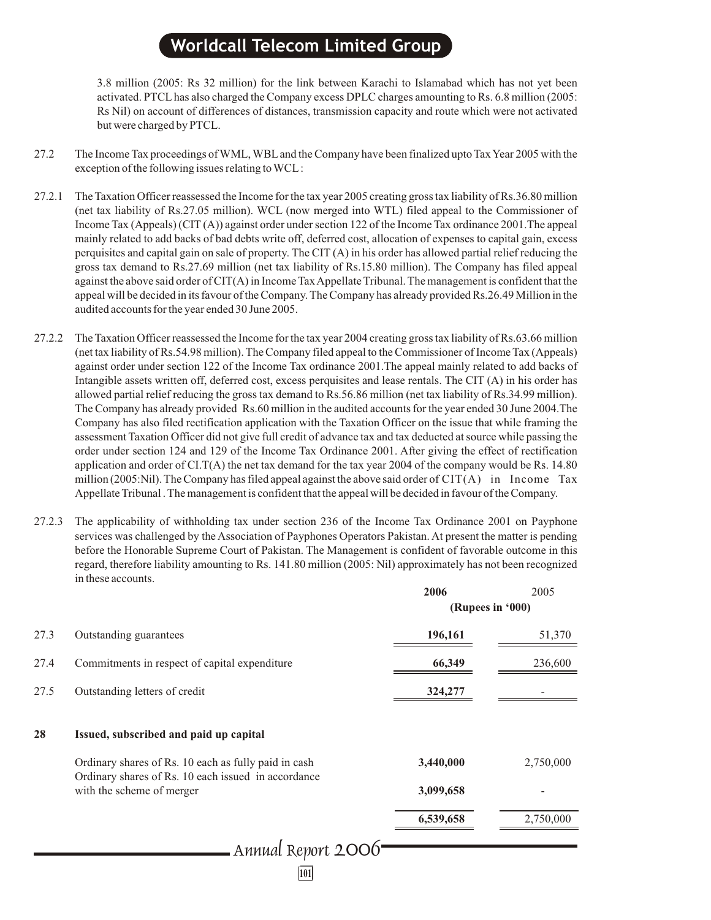3.8 million (2005: Rs 32 million) for the link between Karachi to Islamabad which has not yet been activated. PTCL has also charged the Company excess DPLC charges amounting to Rs. 6.8 million (2005: Rs Nil) on account of differences of distances, transmission capacity and route which were not activated but were charged by PTCL.

27.2 The Income Tax proceedings of WML, WBL and the Company have been finalized upto Tax Year 2005 with the exception of the following issues relating to WCL :

27.2.1 The Taxation Officer reassessed the Income for the tax year 2005 creating gross tax liability of Rs.36.80 million (net tax liability of Rs.27.05 million). WCL (now merged into WTL) filed appeal to the Commissioner of Income Tax (Appeals) (CIT (A)) against order under section 122 of the Income Tax ordinance 2001.The appeal mainly related to add backs of bad debts write off, deferred cost, allocation of expenses to capital gain, excess perquisites and capital gain on sale of property. The CIT (A) in his order has allowed partial relief reducing the gross tax demand to Rs.27.69 million (net tax liability of Rs.15.80 million). The Company has filed appeal against the above said order of CIT(A) in Income Tax Appellate Tribunal. The management is confident that the appeal will be decided in its favour of the Company. The Company has already provided Rs.26.49 Million in the audited accounts for the year ended 30 June 2005.

27.2.2 The Taxation Officer reassessed the Income for the tax year 2004 creating gross tax liability of Rs.63.66 million (net tax liability of Rs.54.98 million). The Company filed appeal to the Commissioner of Income Tax (Appeals) against order under section 122 of the Income Tax ordinance 2001.The appeal mainly related to add backs of Intangible assets written off, deferred cost, excess perquisites and lease rentals. The CIT (A) in his order has allowed partial relief reducing the gross tax demand to Rs.56.86 million (net tax liability of Rs.34.99 million). The Company has already provided Rs.60 million in the audited accounts for the year ended 30 June 2004.The Company has also filed rectification application with the Taxation Officer on the issue that while framing the assessment Taxation Officer did not give full credit of advance tax and tax deducted at source while passing the order under section 124 and 129 of the Income Tax Ordinance 2001. After giving the effect of rectification application and order of CI.T(A) the net tax demand for the tax year 2004 of the company would be Rs. 14.80 million (2005:Nil). The Company has filed appeal against the above said order of CIT(A) in Income Tax Appellate Tribunal . The management is confident that the appeal will be decided in favour of the Company.

27.2.3 The applicability of withholding tax under section 236 of the Income Tax Ordinance 2001 on Payphone services was challenged by the Association of Payphones Operators Pakistan. At present the matter is pending before the Honorable Supreme Court of Pakistan. The Management is confident of favorable outcome in this regard, therefore liability amounting to Rs. 141.80 million (2005: Nil) approximately has not been recognized in these accounts.

| | | **2006** | 2005 |
|---|---|---|---|
| | | **(Rupees in '000)** | |
| 27.3 | Outstanding guarantees | **196,161** | 51,370 |
| 27.4 | Commitments in respect of capital expenditure | **66,349** | 236,600 |
| 27.5 | Outstanding letters of credit | **324,277** | - |

## 28 Issued, subscribed and paid up capital

| | **2006** | 2005 |
|---|---|---|
| Ordinary shares of Rs. 10 each as fully paid in cash | **3,440,000** | 2,750,000 |
| Ordinary shares of Rs. 10 each issued in accordance with the scheme of merger | **3,099,658** | - |
| | **6,539,658** | 2,750,000 |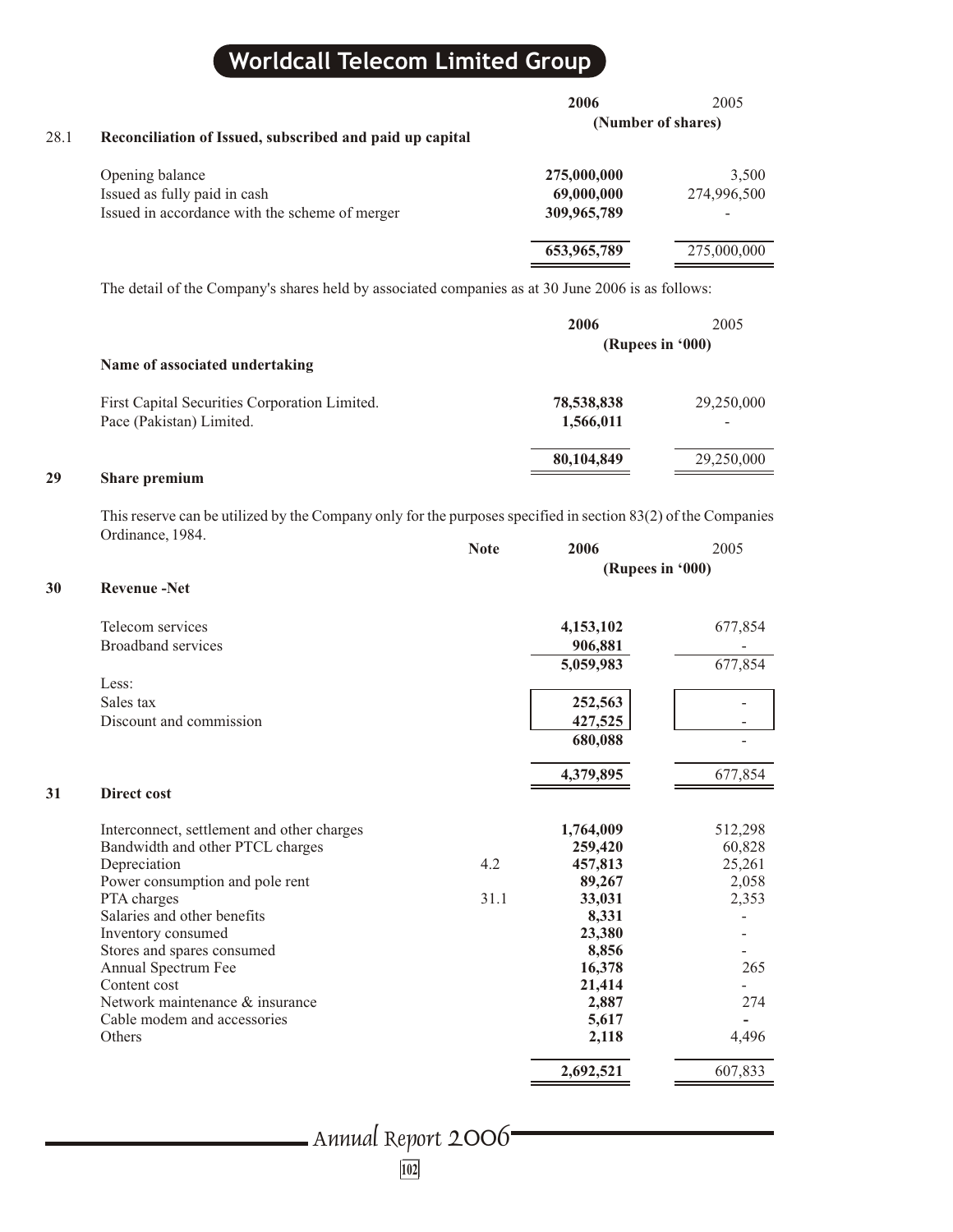### 28.1 Reconciliation of Issued, subscribed and paid up capital

| | 2006 | 2005 |
|---|---|---|
| | (Number of shares) | |
| Opening balance | 275,000,000 | 3,500 |
| Issued as fully paid in cash | 69,000,000 | 274,996,500 |
| Issued in accordance with the scheme of merger | 309,965,789 | - |
| | 653,965,789 | 275,000,000 |

The detail of the Company's shares held by associated companies as at 30 June 2006 is as follows:

| | 2006 | 2005 |
|---|---|---|
| | (Rupees in '000) | |
| **Name of associated undertaking** | | |
| First Capital Securities Corporation Limited. | 78,538,838 | 29,250,000 |
| Pace (Pakistan) Limited. | 1,566,011 | - |
| | 80,104,849 | 29,250,000 |

## 29 Share premium

This reserve can be utilized by the Company only for the purposes specified in section 83(2) of the Companies Ordinance, 1984.

## 30 Revenue -Net

| | Note | 2006 | 2005 |
|---|---|---|---|
| | | (Rupees in '000) | |
| Telecom services | | 4,153,102 | 677,854 |
| Broadband services | | 906,881 | - |
| | | 5,059,983 | 677,854 |
| Less: | | | |
| Sales tax | | 252,563 | - |
| Discount and commission | | 427,525 | - |
| | | 680,088 | - |
| | | 4,379,895 | 677,854 |

## 31 Direct cost

| | Note | 2006 | 2005 |
|---|---|---|---|
| Interconnect, settlement and other charges | | 1,764,009 | 512,298 |
| Bandwidth and other PTCL charges | | 259,420 | 60,828 |
| Depreciation | 4.2 | 457,813 | 25,261 |
| Power consumption and pole rent | | 89,267 | 2,058 |
| PTA charges | 31.1 | 33,031 | 2,353 |
| Salaries and other benefits | | 8,331 | - |
| Inventory consumed | | 23,380 | - |
| Stores and spares consumed | | 8,856 | - |
| Annual Spectrum Fee | | 16,378 | 265 |
| Content cost | | 21,414 | - |
| Network maintenance & insurance | | 2,887 | 274 |
| Cable modem and accessories | | 5,617 | - |
| Others | | 2,118 | 4,496 |
| | | 2,692,521 | 607,833 |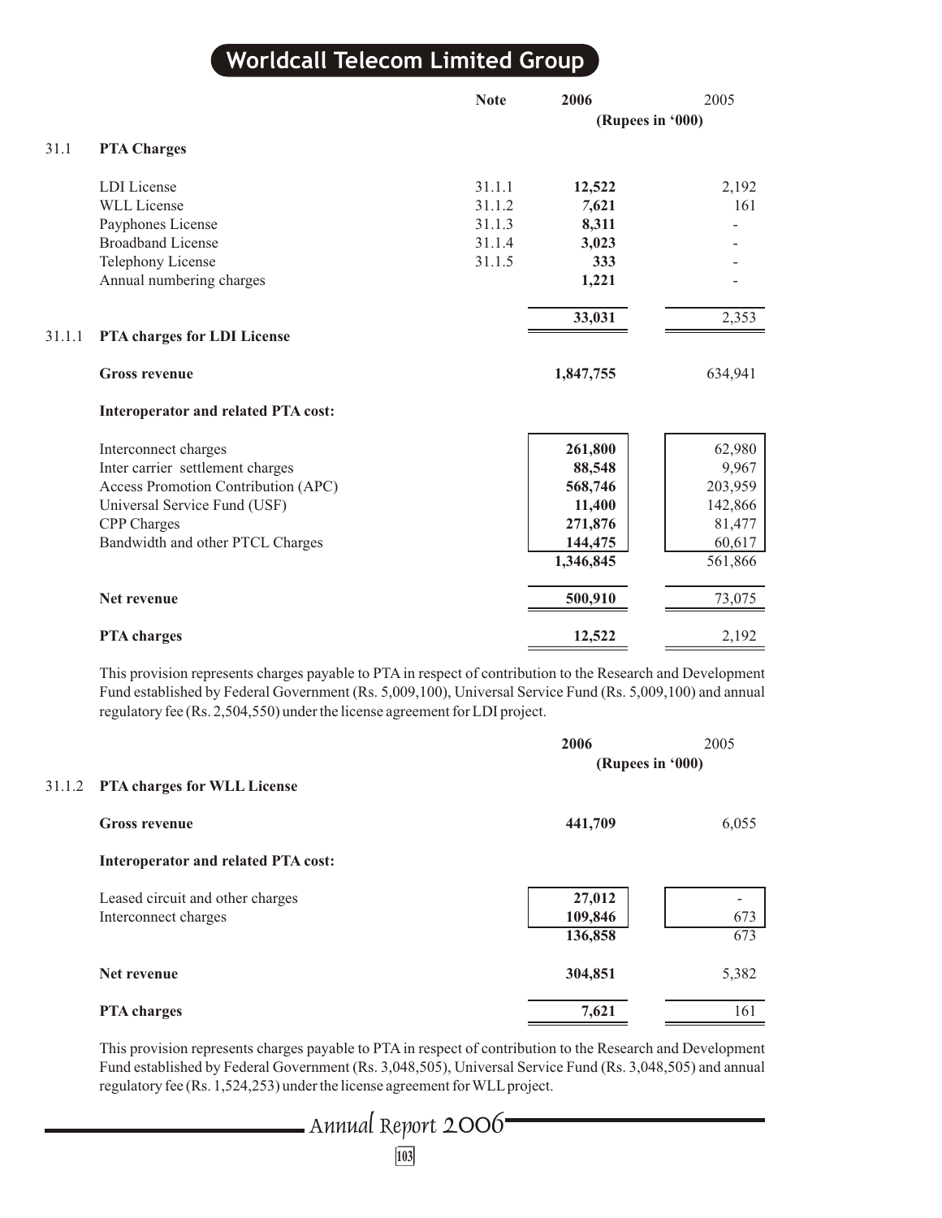|  | Note | 2006 | 2005 |
|---|---|---|---|
|  |  | (Rupees in '000) |  |

### 31.1 PTA Charges

|  | Note | 2006 | 2005 |
|---|---|---|---|
| LDI License | 31.1.1 | **12,522** | 2,192 |
| WLL License | 31.1.2 | **7,621** | 161 |
| Payphones License | 31.1.3 | **8,311** | - |
| Broadband License | 31.1.4 | **3,023** | - |
| Telephony License | 31.1.5 | **333** | - |
| Annual numbering charges |  | **1,221** | - |
|  |  | **33,031** | 2,353 |

### 31.1.1 PTA charges for LDI License

|  | 2006 | 2005 |
|---|---|---|
| **Gross revenue** | **1,847,755** | 634,941 |
| **Interoperator and related PTA cost:** |  |  |
| Interconnect charges | **261,800** | 62,980 |
| Inter carrier settlement charges | **88,548** | 9,967 |
| Access Promotion Contribution (APC) | **568,746** | 203,959 |
| Universal Service Fund (USF) | **11,400** | 142,866 |
| CPP Charges | **271,876** | 81,477 |
| Bandwidth and other PTCL Charges | **144,475** | 60,617 |
|  | **1,346,845** | 561,866 |
| **Net revenue** | **500,910** | 73,075 |
| **PTA charges** | **12,522** | 2,192 |

This provision represents charges payable to PTA in respect of contribution to the Research and Development Fund established by Federal Government (Rs. 5,009,100), Universal Service Fund (Rs. 5,009,100) and annual regulatory fee (Rs. 2,504,550) under the license agreement for LDI project.

### 31.1.2 PTA charges for WLL License

|  | 2006 | 2005 |
|---|---|---|
|  | (Rupees in '000) |  |
| **Gross revenue** | **441,709** | 6,055 |
| **Interoperator and related PTA cost:** |  |  |
| Leased circuit and other charges | **27,012** | - |
| Interconnect charges | **109,846** | 673 |
|  | **136,858** | 673 |
| **Net revenue** | **304,851** | 5,382 |
| **PTA charges** | **7,621** | 161 |

This provision represents charges payable to PTA in respect of contribution to the Research and Development Fund established by Federal Government (Rs. 3,048,505), Universal Service Fund (Rs. 3,048,505) and annual regulatory fee (Rs. 1,524,253) under the license agreement for WLL project.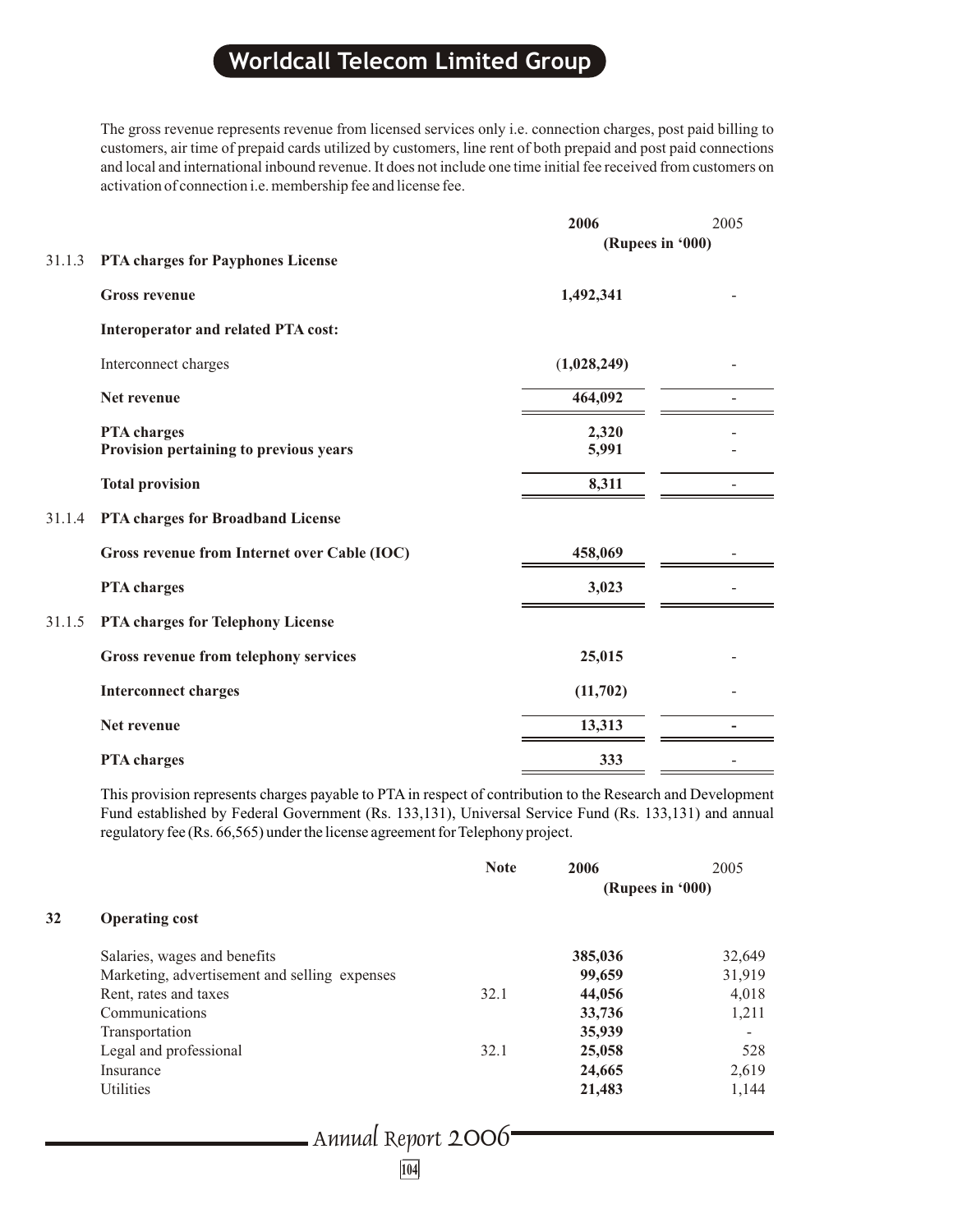The gross revenue represents revenue from licensed services only i.e. connection charges, post paid billing to customers, air time of prepaid cards utilized by customers, line rent of both prepaid and post paid connections and local and international inbound revenue. It does not include one time initial fee received from customers on activation of connection i.e. membership fee and license fee.

| | | 2006 | 2005 |
|---|---|---|---|
| | | (Rupees in '000) | |
| 31.1.3 | **PTA charges for Payphones License** | | |
| | **Gross revenue** | **1,492,341** | - |
| | **Interoperator and related PTA cost:** | | |
| | Interconnect charges | **(1,028,249)** | - |
| | **Net revenue** | **464,092** | - |
| | **PTA charges** | **2,320** | - |
| | **Provision pertaining to previous years** | **5,991** | - |
| | **Total provision** | **8,311** | - |
| 31.1.4 | **PTA charges for Broadband License** | | |
| | **Gross revenue from Internet over Cable (IOC)** | **458,069** | - |
| | **PTA charges** | **3,023** | - |
| 31.1.5 | **PTA charges for Telephony License** | | |
| | **Gross revenue from telephony services** | **25,015** | - |
| | **Interconnect charges** | **(11,702)** | - |
| | **Net revenue** | **13,313** | - |
| | **PTA charges** | **333** | - |

This provision represents charges payable to PTA in respect of contribution to the Research and Development Fund established by Federal Government (Rs. 133,131), Universal Service Fund (Rs. 133,131) and annual regulatory fee (Rs. 66,565) under the license agreement for Telephony project.

| | | Note | 2006 | 2005 |
|---|---|---|---|---|
| | | | (Rupees in '000) | |
| **32** | **Operating cost** | | | |
| | Salaries, wages and benefits | | **385,036** | 32,649 |
| | Marketing, advertisement and selling expenses | | **99,659** | 31,919 |
| | Rent, rates and taxes | 32.1 | **44,056** | 4,018 |
| | Communications | | **33,736** | 1,211 |
| | Transportation | | **35,939** | - |
| | Legal and professional | 32.1 | **25,058** | 528 |
| | Insurance | | **24,665** | 2,619 |
| | Utilities | | **21,483** | 1,144 |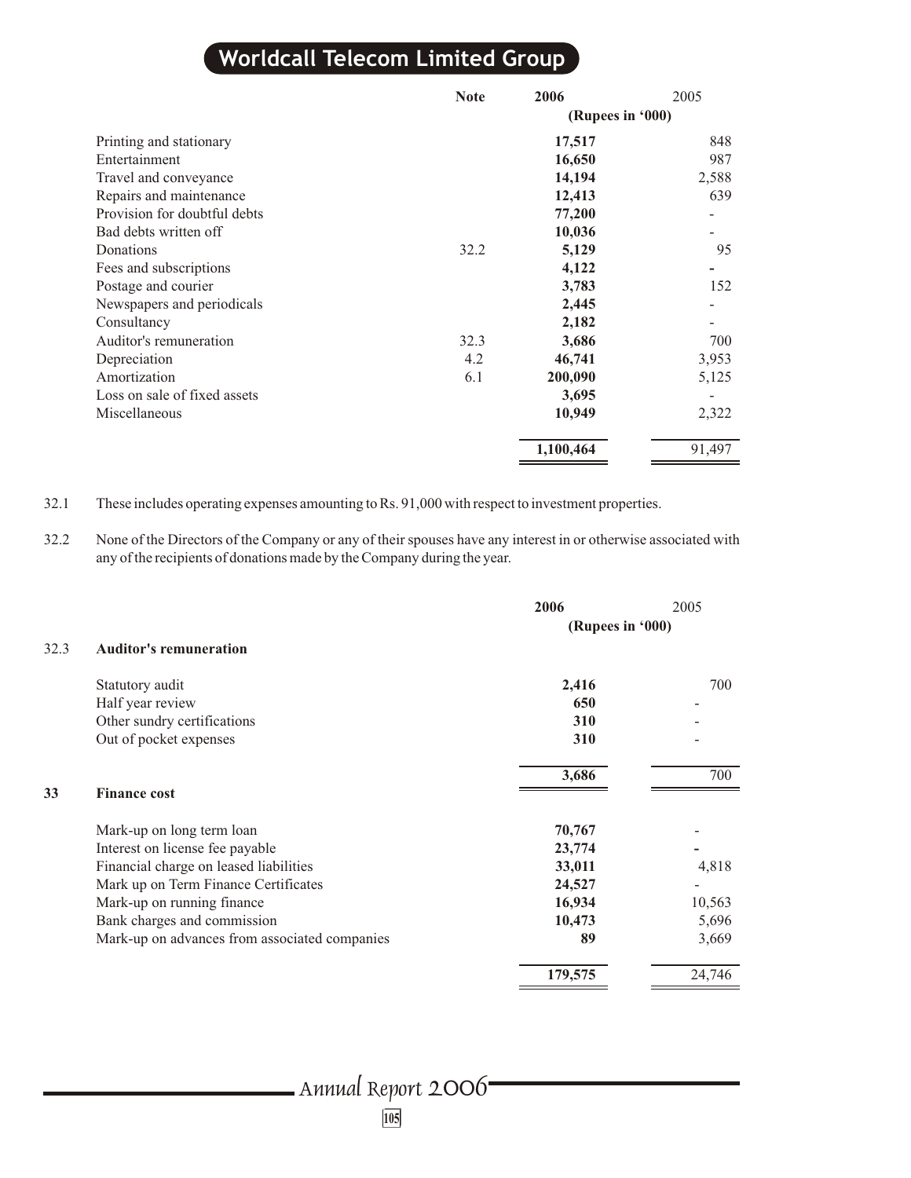| | Note | 2006 | 2005 |
|---|---|---|---|
| | | (Rupees in '000) | |
| Printing and stationary | | **17,517** | 848 |
| Entertainment | | **16,650** | 987 |
| Travel and conveyance | | **14,194** | 2,588 |
| Repairs and maintenance | | **12,413** | 639 |
| Provision for doubtful debts | | **77,200** | - |
| Bad debts written off | | **10,036** | - |
| Donations | 32.2 | **5,129** | 95 |
| Fees and subscriptions | | **4,122** | - |
| Postage and courier | | **3,783** | 152 |
| Newspapers and periodicals | | **2,445** | - |
| Consultancy | | **2,182** | - |
| Auditor's remuneration | 32.3 | **3,686** | 700 |
| Depreciation | 4.2 | **46,741** | 3,953 |
| Amortization | 6.1 | **200,090** | 5,125 |
| Loss on sale of fixed assets | | **3,695** | - |
| Miscellaneous | | **10,949** | 2,322 |
| | | **1,100,464** | 91,497 |

32.1 These includes operating expenses amounting to Rs. 91,000 with respect to investment properties.

32.2 None of the Directors of the Company or any of their spouses have any interest in or otherwise associated with any of the recipients of donations made by the Company during the year.

### 32.3 Auditor's remuneration

| | 2006 | 2005 |
|---|---|---|
| | (Rupees in '000) | |
| Statutory audit | **2,416** | 700 |
| Half year review | **650** | - |
| Other sundry certifications | **310** | - |
| Out of pocket expenses | **310** | - |
| | **3,686** | 700 |

## 33 Finance cost

| | 2006 | 2005 |
|---|---|---|
| Mark-up on long term loan | **70,767** | - |
| Interest on license fee payable | **23,774** | - |
| Financial charge on leased liabilities | **33,011** | 4,818 |
| Mark up on Term Finance Certificates | **24,527** | - |
| Mark-up on running finance | **16,934** | 10,563 |
| Bank charges and commission | **10,473** | 5,696 |
| Mark-up on advances from associated companies | **89** | 3,669 |
| | **179,575** | 24,746 |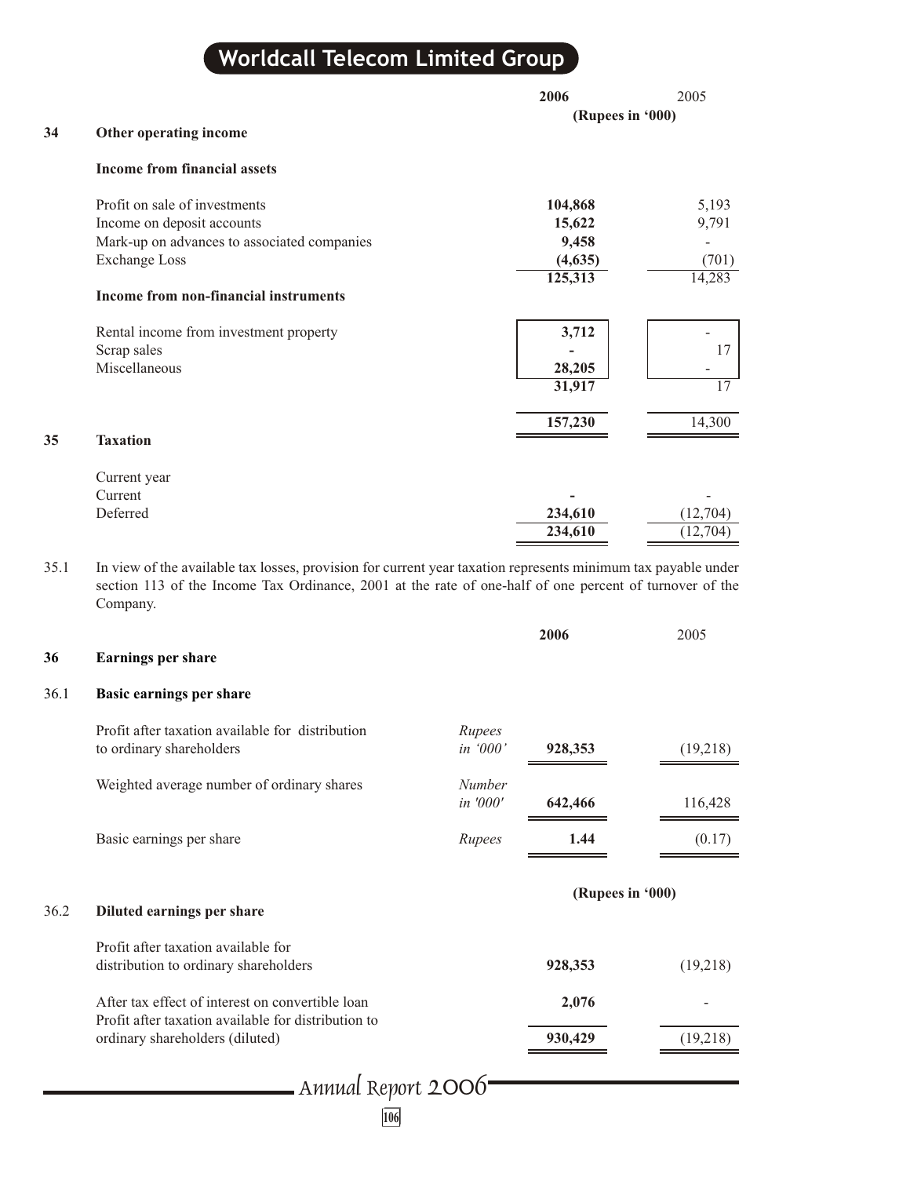| | | 2006 | 2005 |
|---|---|---|---|
| | | (Rupees in '000) | |
| **34** | **Other operating income** | | |
| | **Income from financial assets** | | |
| | Profit on sale of investments | **104,868** | 5,193 |
| | Income on deposit accounts | **15,622** | 9,791 |
| | Mark-up on advances to associated companies | **9,458** | - |
| | Exchange Loss | **(4,635)** | (701) |
| | | **125,313** | 14,283 |
| | **Income from non-financial instruments** | | |
| | Rental income from investment property | **3,712** | - |
| | Scrap sales | **-** | 17 |
| | Miscellaneous | **28,205** | - |
| | | **31,917** | 17 |
| | | **157,230** | 14,300 |

## 35 Taxation

| | 2006 | 2005 |
|---|---|---|
| Current year | | |
| Current | **-** | - |
| Deferred | **234,610** | (12,704) |
| | **234,610** | (12,704) |

35.1 In view of the available tax losses, provision for current year taxation represents minimum tax payable under section 113 of the Income Tax Ordinance, 2001 at the rate of one-half of one percent of turnover of the Company.

## 36 Earnings per share

### 36.1 Basic earnings per share

| | | 2006 | 2005 |
|---|---|---|---|
| Profit after taxation available for distribution to ordinary shareholders | *Rupees in '000'* | **928,353** | (19,218) |
| Weighted average number of ordinary shares | *Number in '000'* | **642,466** | 116,428 |
| Basic earnings per share | *Rupees* | **1.44** | (0.17) |

### 36.2 Diluted earnings per share

| | 2006 | 2005 |
|---|---|---|
| | (Rupees in '000) | |
| Profit after taxation available for distribution to ordinary shareholders | **928,353** | (19,218) |
| After tax effect of interest on convertible loan | **2,076** | - |
| Profit after taxation available for distribution to ordinary shareholders (diluted) | **930,429** | (19,218) |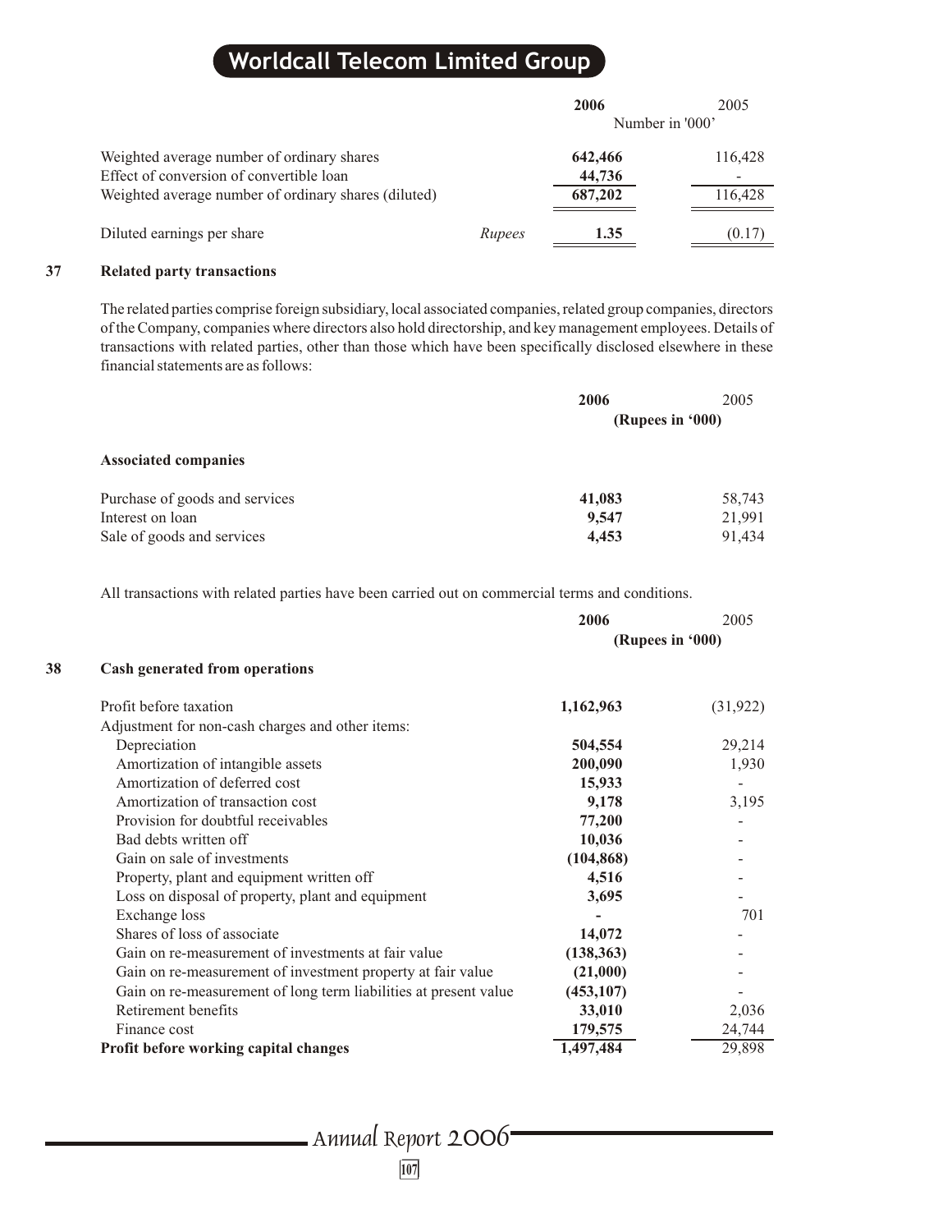| | | 2006 | 2005 |
|---|---|---|---|
| | | Number in '000' | |
| Weighted average number of ordinary shares | | **642,466** | 116,428 |
| Effect of conversion of convertible loan | | **44,736** | - |
| Weighted average number of ordinary shares (diluted) | | **687,202** | 116,428 |
| Diluted earnings per share | *Rupees* | **1.35** | (0.17) |

## 37 Related party transactions

The related parties comprise foreign subsidiary, local associated companies, related group companies, directors of the Company, companies where directors also hold directorship, and key management employees. Details of transactions with related parties, other than those which have been specifically disclosed elsewhere in these financial statements are as follows:

| | 2006 | 2005 |
|---|---|---|
| | (Rupees in '000) | |
| **Associated companies** | | |
| Purchase of goods and services | **41,083** | 58,743 |
| Interest on loan | **9,547** | 21,991 |
| Sale of goods and services | **4,453** | 91,434 |

All transactions with related parties have been carried out on commercial terms and conditions.

## 38 Cash generated from operations

| | 2006 | 2005 |
|---|---|---|
| | (Rupees in '000) | |
| Profit before taxation | **1,162,963** | (31,922) |
| Adjustment for non-cash charges and other items: | | |
| Depreciation | **504,554** | 29,214 |
| Amortization of intangible assets | **200,090** | 1,930 |
| Amortization of deferred cost | **15,933** | - |
| Amortization of transaction cost | **9,178** | 3,195 |
| Provision for doubtful receivables | **77,200** | - |
| Bad debts written off | **10,036** | - |
| Gain on sale of investments | **(104,868)** | - |
| Property, plant and equipment written off | **4,516** | - |
| Loss on disposal of property, plant and equipment | **3,695** | - |
| Exchange loss | **-** | 701 |
| Shares of loss of associate | **14,072** | - |
| Gain on re-measurement of investments at fair value | **(138,363)** | - |
| Gain on re-measurement of investment property at fair value | **(21,000)** | - |
| Gain on re-measurement of long term liabilities at present value | **(453,107)** | - |
| Retirement benefits | **33,010** | 2,036 |
| Finance cost | **179,575** | 24,744 |
| **Profit before working capital changes** | **1,497,484** | 29,898 |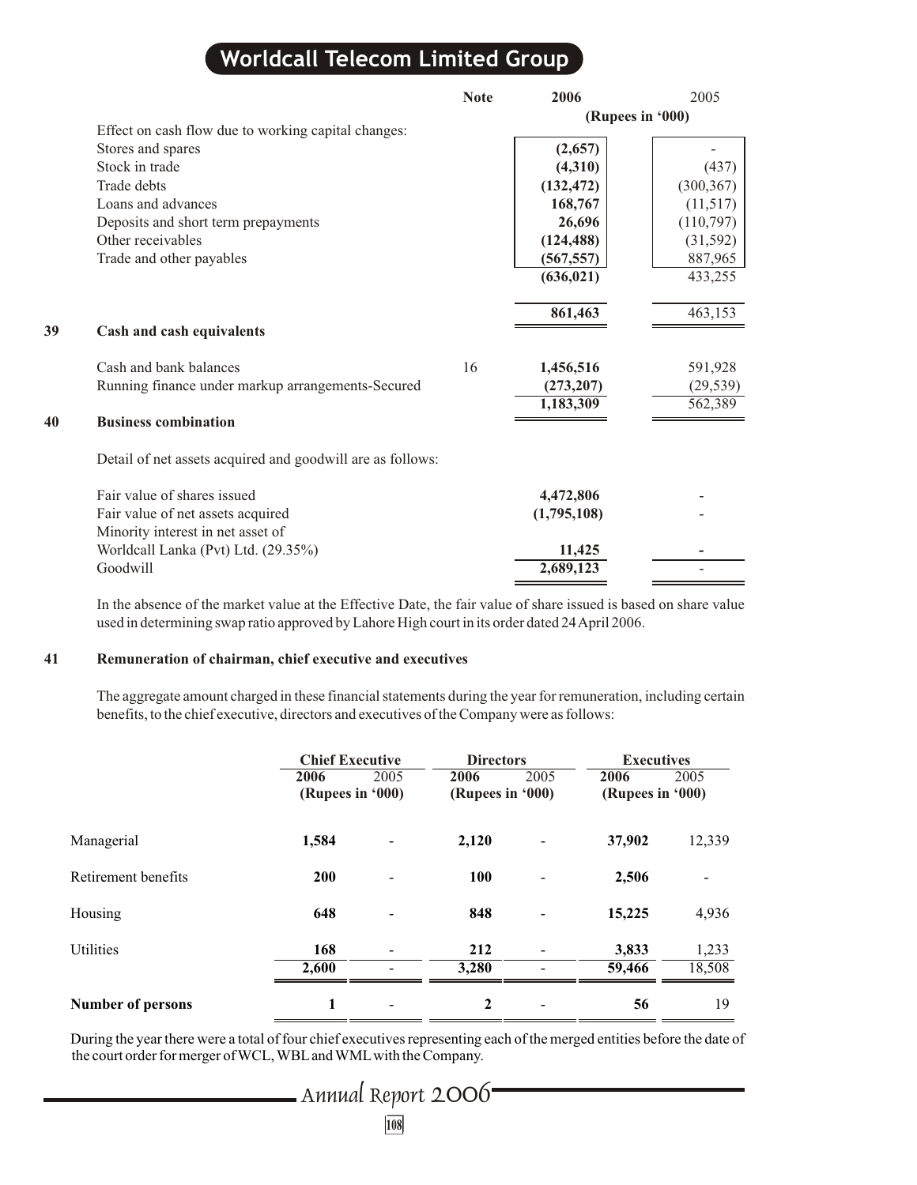| | Note | 2006 | 2005 |
|---|---|---|---|
| | | (Rupees in '000) | |
| Effect on cash flow due to working capital changes: | | | |
| Stores and spares | | **(2,657)** | - |
| Stock in trade | | **(4,310)** | (437) |
| Trade debts | | **(132,472)** | (300,367) |
| Loans and advances | | **168,767** | (11,517) |
| Deposits and short term prepayments | | **26,696** | (110,797) |
| Other receivables | | **(124,488)** | (31,592) |
| Trade and other payables | | **(567,557)** | 887,965 |
| | | **(636,021)** | 433,255 |
| | | **861,463** | 463,153 |

## 39 Cash and cash equivalents

| | Note | 2006 | 2005 |
|---|---|---|---|
| Cash and bank balances | 16 | **1,456,516** | 591,928 |
| Running finance under markup arrangements-Secured | | **(273,207)** | (29,539) |
| | | **1,183,309** | 562,389 |

## 40 Business combination

Detail of net assets acquired and goodwill are as follows:

| | 2006 | 2005 |
|---|---|---|
| Fair value of shares issued | **4,472,806** | - |
| Fair value of net assets acquired | **(1,795,108)** | - |
| Minority interest in net asset of Worldcall Lanka (Pvt) Ltd. (29.35%) | **11,425** | - |
| Goodwill | **2,689,123** | - |

In the absence of the market value at the Effective Date, the fair value of share issued is based on share value used in determining swap ratio approved by Lahore High court in its order dated 24 April 2006.

## 41 Remuneration of chairman, chief executive and executives

The aggregate amount charged in these financial statements during the year for remuneration, including certain benefits, to the chief executive, directors and executives of the Company were as follows:

| | Chief Executive | | Directors | | Executives | |
|---|---|---|---|---|---|---|
| | **2006** | 2005 | **2006** | 2005 | **2006** | 2005 |
| | (Rupees in '000) | | (Rupees in '000) | | (Rupees in '000) | |
| Managerial | **1,584** | - | **2,120** | - | **37,902** | 12,339 |
| Retirement benefits | **200** | - | **100** | - | **2,506** | - |
| Housing | **648** | - | **848** | - | **15,225** | 4,936 |
| Utilities | **168** | - | **212** | - | **3,833** | 1,233 |
| | **2,600** | - | **3,280** | - | **59,466** | 18,508 |
| **Number of persons** | **1** | - | **2** | - | **56** | 19 |

During the year there were a total of four chief executives representing each of the merged entities before the date of the court order for merger of WCL, WBL and WML with the Company.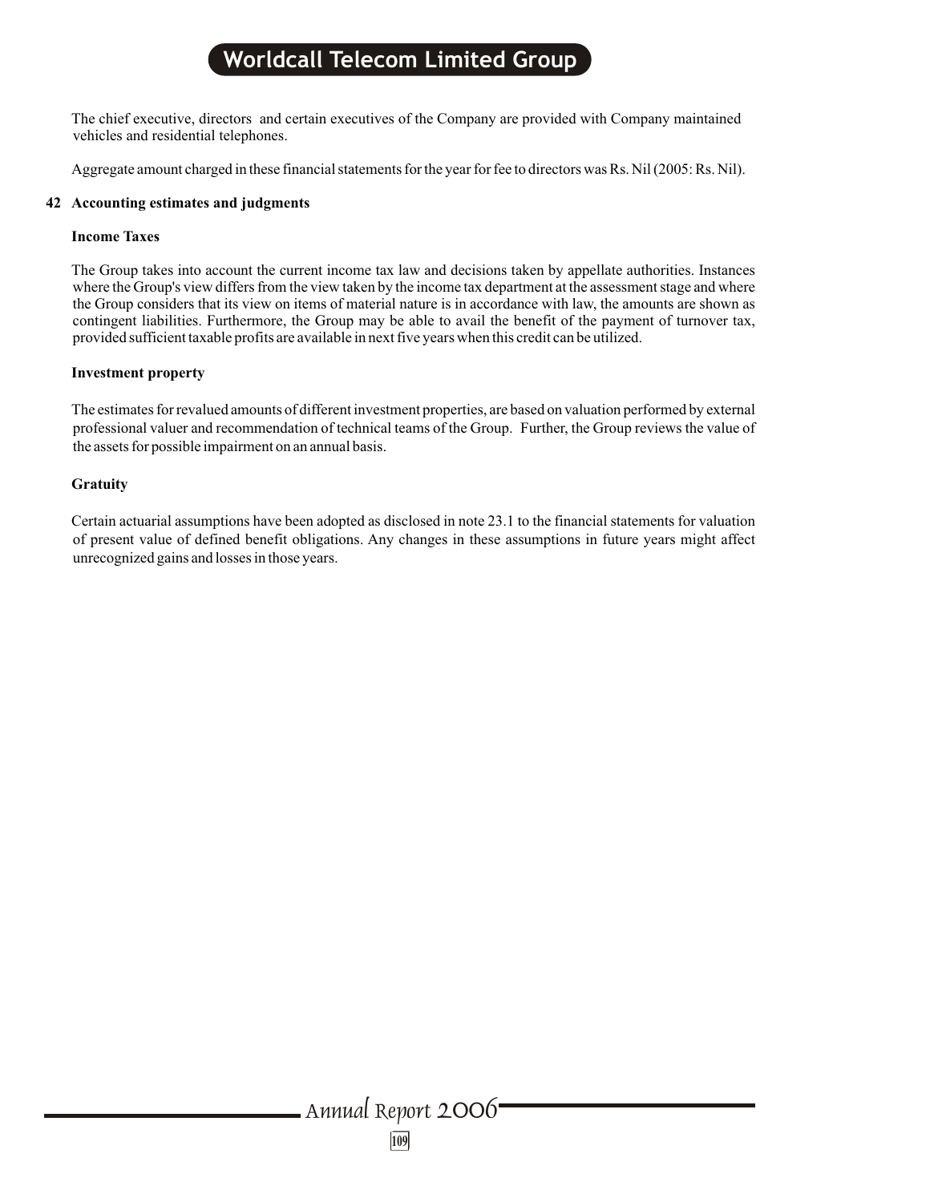The chief executive, directors and certain executives of the Company are provided with Company maintained vehicles and residential telephones.

Aggregate amount charged in these financial statements for the year for fee to directors was Rs. Nil (2005: Rs. Nil).

## 42 Accounting estimates and judgments

### Income Taxes

The Group takes into account the current income tax law and decisions taken by appellate authorities. Instances where the Group's view differs from the view taken by the income tax department at the assessment stage and where the Group considers that its view on items of material nature is in accordance with law, the amounts are shown as contingent liabilities. Furthermore, the Group may be able to avail the benefit of the payment of turnover tax, provided sufficient taxable profits are available in next five years when this credit can be utilized.

### Investment property

The estimates for revalued amounts of different investment properties, are based on valuation performed by external professional valuer and recommendation of technical teams of the Group. Further, the Group reviews the value of the assets for possible impairment on an annual basis.

### Gratuity

Certain actuarial assumptions have been adopted as disclosed in note 23.1 to the financial statements for valuation of present value of defined benefit obligations. Any changes in these assumptions in future years might affect unrecognized gains and losses in those years.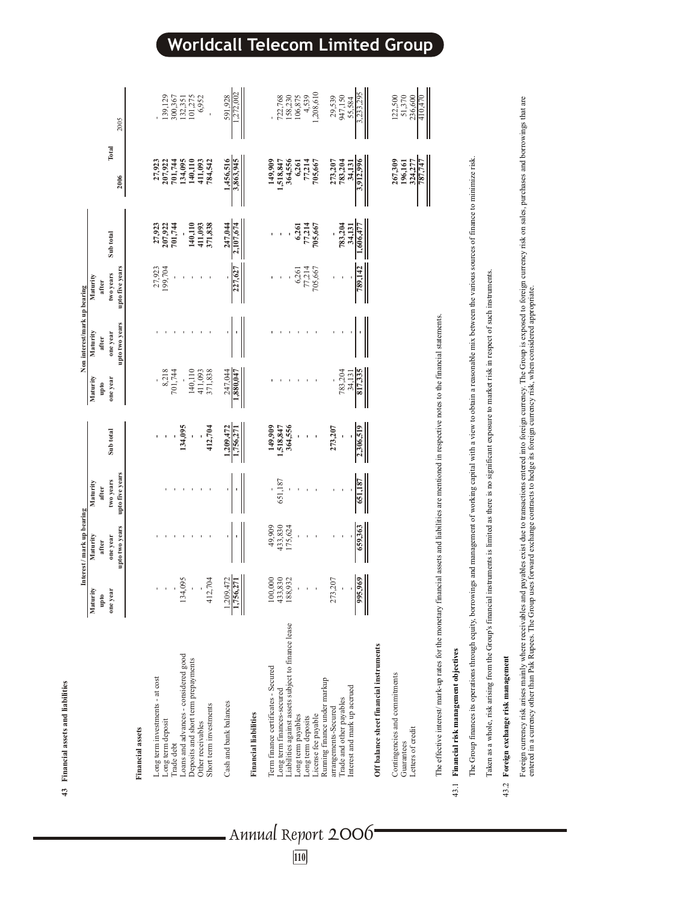## 43 Financial assets and liabilities

| | Interest / mark up bearing | | | | Non interest/mark up bearing | | | | Total | |
|---|---|---|---|---|---|---|---|---|---|---|
| | Maturity upto one year | Maturity after one year upto two years | Maturity after two years upto five years | Sub total | Maturity upto one year | Maturity after one year upto two years | Maturity after two years upto five years | Sub total | 2006 | 2005 |
| **Financial assets** | | | | | | | | | | |
| Long term investments - at cost | - | - | - | - | - | - | 27,923 | 27,923 | 27,923 | - |
| Long term deposit | - | - | - | - | 8,218 | - | 199,704 | 207,922 | 207,922 | 139,129 |
| Trade debt | - | - | - | - | 701,744 | - | - | 701,744 | 701,744 | 300,367 |
| Loans and advances - considered good | 134,095 | - | - | 134,095 | - | - | - | - | 134,095 | 132,351 |
| Deposits and short term prepayments | - | - | - | - | 140,110 | - | - | 140,110 | 140,110 | 101,275 |
| Other receivables | - | - | - | - | 411,093 | - | - | 411,093 | 411,093 | 6,952 |
| Short term investments | 412,704 | - | - | 412,704 | 371,838 | - | - | 371,838 | 784,542 | - |
| Cash and bank balances | 1,209,472 | - | - | 1,209,472 | 247,044 | - | - | 247,044 | 1,456,516 | 591,928 |
| | 1,756,271 | - | - | 1,756,271 | 1,880,047 | - | 227,627 | 2,107,674 | 3,863,945 | 1,272,002 |
| **Financial liabilities** | | | | | | | | | | |
| Term finance certificates - Secured | 100,000 | 49,909 | - | 149,909 | - | - | - | - | 149,909 | - |
| Long term finances-secured | 433,830 | 433,830 | 651,187 | 1,518,847 | - | - | - | - | 1,518,847 | 722,768 |
| Liabilities against assets subject to finance lease | 188,932 | 175,624 | - | 364,556 | - | - | - | - | 364,556 | 158,230 |
| Long term payables | - | - | - | - | - | - | 6,261 | 6,261 | 6,261 | 106,875 |
| Long term deposits | - | - | - | - | - | - | 77,214 | 77,214 | 77,214 | 4,539 |
| License fee payable | - | - | - | - | - | - | 705,667 | 705,667 | 705,667 | 1,208,610 |
| Running finance under markup arrangements-Secured | 273,207 | - | - | 273,207 | - | - | - | - | 273,207 | 29,539 |
| Trade and other payables | - | - | - | - | 783,204 | - | - | 783,204 | 783,204 | 947,150 |
| Interest and mark up accrued | - | - | - | - | 34,131 | - | - | 34,131 | 34,131 | 55,584 |
| | 995,969 | 659,363 | 651,187 | 2,306,519 | 817,335 | - | 789,142 | 1,606,477 | 3,912,996 | 3,233,295 |
| **Off balance sheet financial instruments** | | | | | | | | | | |
| Contingencies and commitments | | | | | | | | | | |
| Guarantees | | | | | | | | | 267,309 | 122,500 |
| Letters of credit | | | | | | | | | 196,161 | 51,370 |
| | | | | | | | | | 324,277 | 236,600 |
| | | | | | | | | | 787,747 | 410,470 |

The effective interest/ mark-up rates for the monetary financial assets and liabilities are mentioned in respective notes to the financial statements.

### 43.1 Financial risk management objectives

The Group finances its operations through equity, borrowings and management of working capital with a view to obtain a reasonable mix between the various sources of finance to minimize risk.

Taken as a whole, risk arising from the Group's financial instruments is limited as there is no significant exposure to market risk in respect of such instruments.

### 43.2 Foreign exchange risk management

Foreign currency risk arises mainly where receivables and payables exist due to transactions entered into foreign currency. The Group is exposed to foreign currency risk on sales, purchases and borrowings that are entered in a currency other than Pak Rupees. The Group uses forward exchange contracts to hedge its foreign currency risk, when considered appropriate.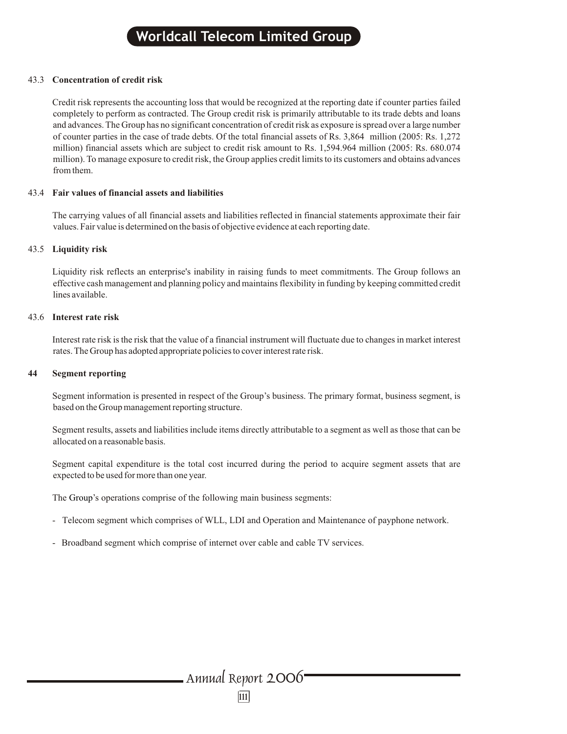### 43.3 Concentration of credit risk

Credit risk represents the accounting loss that would be recognized at the reporting date if counter parties failed completely to perform as contracted. The Group credit risk is primarily attributable to its trade debts and loans and advances. The Group has no significant concentration of credit risk as exposure is spread over a large number of counter parties in the case of trade debts. Of the total financial assets of Rs. 3,864 million (2005: Rs. 1,272 million) financial assets which are subject to credit risk amount to Rs. 1,594.964 million (2005: Rs. 680.074 million). To manage exposure to credit risk, the Group applies credit limits to its customers and obtains advances from them.

### 43.4 Fair values of financial assets and liabilities

The carrying values of all financial assets and liabilities reflected in financial statements approximate their fair values. Fair value is determined on the basis of objective evidence at each reporting date.

### 43.5 Liquidity risk

Liquidity risk reflects an enterprise's inability in raising funds to meet commitments. The Group follows an effective cash management and planning policy and maintains flexibility in funding by keeping committed credit lines available.

### 43.6 Interest rate risk

Interest rate risk is the risk that the value of a financial instrument will fluctuate due to changes in market interest rates. The Group has adopted appropriate policies to cover interest rate risk.

## 44 Segment reporting

Segment information is presented in respect of the Group's business. The primary format, business segment, is based on the Group management reporting structure.

Segment results, assets and liabilities include items directly attributable to a segment as well as those that can be allocated on a reasonable basis.

Segment capital expenditure is the total cost incurred during the period to acquire segment assets that are expected to be used for more than one year.

The Group's operations comprise of the following main business segments:

- Telecom segment which comprises of WLL, LDI and Operation and Maintenance of payphone network.
- Broadband segment which comprise of internet over cable and cable TV services.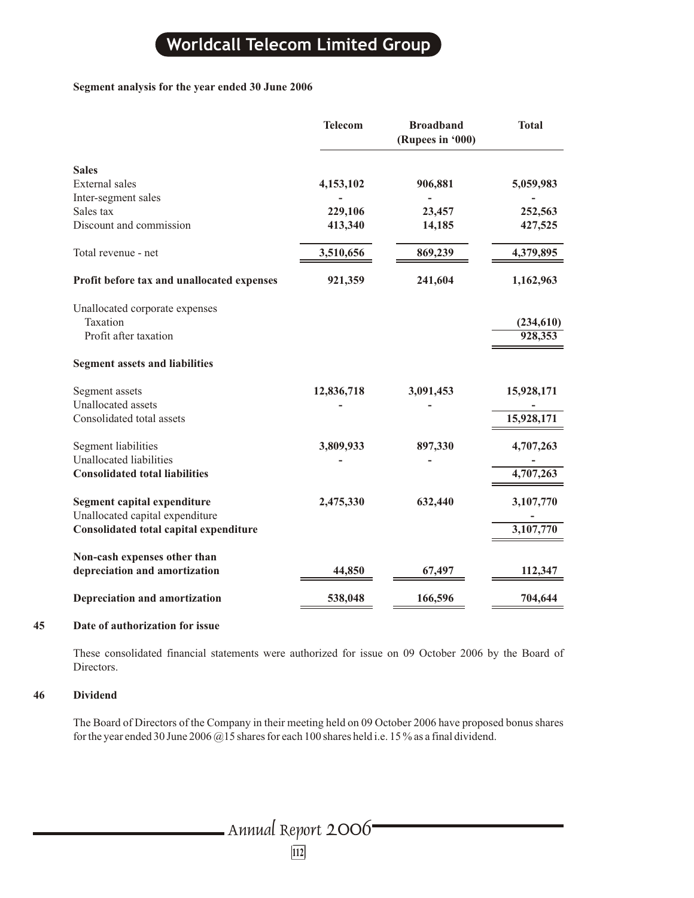**Segment analysis for the year ended 30 June 2006**

| | Telecom | Broadband (Rupees in '000) | Total |
|---|---|---|---|
| **Sales** | | | |
| External sales | 4,153,102 | 906,881 | 5,059,983 |
| Inter-segment sales | - | - | - |
| Sales tax | 229,106 | 23,457 | 252,563 |
| Discount and commission | 413,340 | 14,185 | 427,525 |
| Total revenue - net | 3,510,656 | 869,239 | 4,379,895 |
| **Profit before tax and unallocated expenses** | 921,359 | 241,604 | 1,162,963 |
| Unallocated corporate expenses | | | |
| Taxation | | | (234,610) |
| Profit after taxation | | | 928,353 |
| **Segment assets and liabilities** | | | |
| Segment assets | 12,836,718 | 3,091,453 | 15,928,171 |
| Unallocated assets | - | - | - |
| Consolidated total assets | | | 15,928,171 |
| Segment liabilities | 3,809,933 | 897,330 | 4,707,263 |
| Unallocated liabilities | - | - | - |
| **Consolidated total liabilities** | | | 4,707,263 |
| **Segment capital expenditure** | 2,475,330 | 632,440 | 3,107,770 |
| Unallocated capital expenditure | | | - |
| **Consolidated total capital expenditure** | | | 3,107,770 |
| **Non-cash expenses other than depreciation and amortization** | 44,850 | 67,497 | 112,347 |
| **Depreciation and amortization** | 538,048 | 166,596 | 704,644 |

**45 Date of authorization for issue**

These consolidated financial statements were authorized for issue on 09 October 2006 by the Board of Directors.

**46 Dividend**

The Board of Directors of the Company in their meeting held on 09 October 2006 have proposed bonus shares for the year ended 30 June 2006 @15 shares for each 100 shares held i.e. 15 % as a final dividend.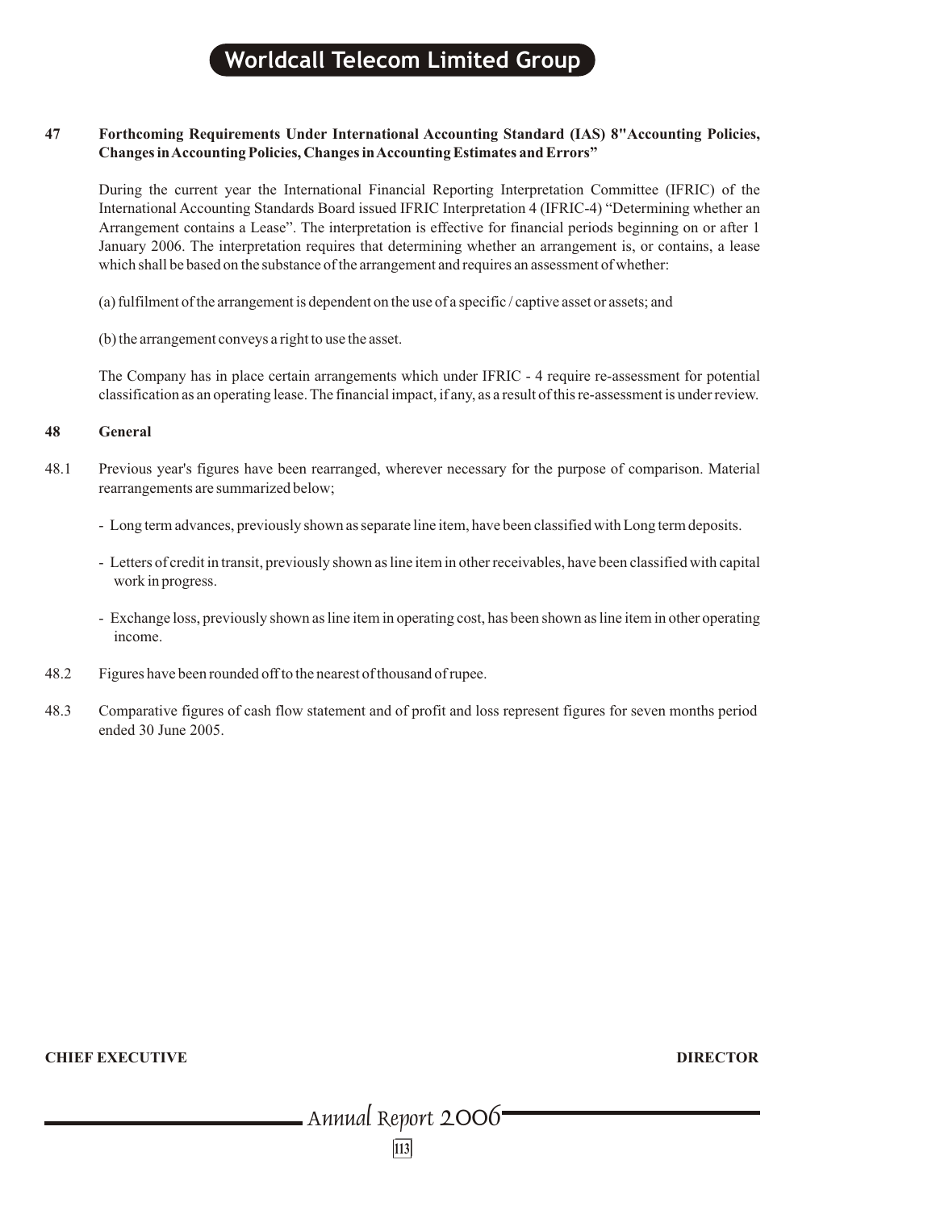## 47 Forthcoming Requirements Under International Accounting Standard (IAS) 8"Accounting Policies, Changes in Accounting Policies, Changes in Accounting Estimates and Errors"

During the current year the International Financial Reporting Interpretation Committee (IFRIC) of the International Accounting Standards Board issued IFRIC Interpretation 4 (IFRIC-4) "Determining whether an Arrangement contains a Lease". The interpretation is effective for financial periods beginning on or after 1 January 2006. The interpretation requires that determining whether an arrangement is, or contains, a lease which shall be based on the substance of the arrangement and requires an assessment of whether:

(a) fulfilment of the arrangement is dependent on the use of a specific / captive asset or assets; and

(b) the arrangement conveys a right to use the asset.

The Company has in place certain arrangements which under IFRIC - 4 require re-assessment for potential classification as an operating lease. The financial impact, if any, as a result of this re-assessment is under review.

## 48 General

48.1 Previous year's figures have been rearranged, wherever necessary for the purpose of comparison. Material rearrangements are summarized below;

- Long term advances, previously shown as separate line item, have been classified with Long term deposits.
- Letters of credit in transit, previously shown as line item in other receivables, have been classified with capital work in progress.
- Exchange loss, previously shown as line item in operating cost, has been shown as line item in other operating income.

48.2 Figures have been rounded off to the nearest of thousand of rupee.

48.3 Comparative figures of cash flow statement and of profit and loss represent figures for seven months period ended 30 June 2005.

**CHIEF EXECUTIVE** **DIRECTOR**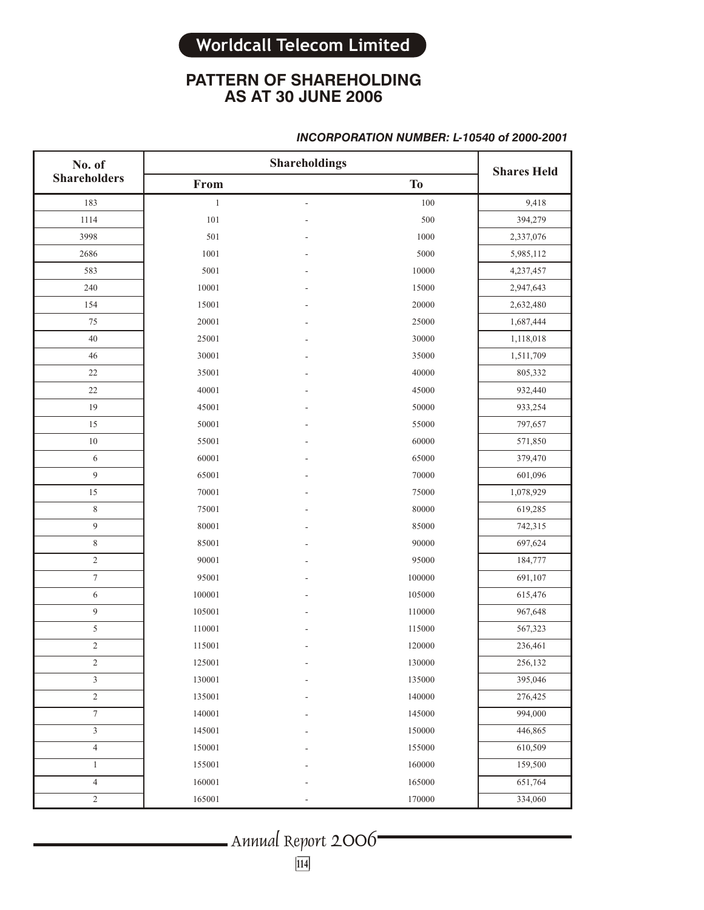# PATTERN OF SHAREHOLDING
## AS AT 30 JUNE 2006

***INCORPORATION NUMBER: L-10540 of 2000-2001***

| No. of Shareholders | Shareholdings | | | Shares Held |
|---|---|---|---|---|
| | From | | To | |
| 183 | 1 | - | 100 | 9,418 |
| 1114 | 101 | - | 500 | 394,279 |
| 3998 | 501 | - | 1000 | 2,337,076 |
| 2686 | 1001 | - | 5000 | 5,985,112 |
| 583 | 5001 | - | 10000 | 4,237,457 |
| 240 | 10001 | - | 15000 | 2,947,643 |
| 154 | 15001 | - | 20000 | 2,632,480 |
| 75 | 20001 | - | 25000 | 1,687,444 |
| 40 | 25001 | - | 30000 | 1,118,018 |
| 46 | 30001 | - | 35000 | 1,511,709 |
| 22 | 35001 | - | 40000 | 805,332 |
| 22 | 40001 | - | 45000 | 932,440 |
| 19 | 45001 | - | 50000 | 933,254 |
| 15 | 50001 | - | 55000 | 797,657 |
| 10 | 55001 | - | 60000 | 571,850 |
| 6 | 60001 | - | 65000 | 379,470 |
| 9 | 65001 | - | 70000 | 601,096 |
| 15 | 70001 | - | 75000 | 1,078,929 |
| 8 | 75001 | - | 80000 | 619,285 |
| 9 | 80001 | - | 85000 | 742,315 |
| 8 | 85001 | - | 90000 | 697,624 |
| 2 | 90001 | - | 95000 | 184,777 |
| 7 | 95001 | - | 100000 | 691,107 |
| 6 | 100001 | - | 105000 | 615,476 |
| 9 | 105001 | - | 110000 | 967,648 |
| 5 | 110001 | - | 115000 | 567,323 |
| 2 | 115001 | - | 120000 | 236,461 |
| 2 | 125001 | - | 130000 | 256,132 |
| 3 | 130001 | - | 135000 | 395,046 |
| 2 | 135001 | - | 140000 | 276,425 |
| 7 | 140001 | - | 145000 | 994,000 |
| 3 | 145001 | - | 150000 | 446,865 |
| 4 | 150001 | - | 155000 | 610,509 |
| 1 | 155001 | - | 160000 | 159,500 |
| 4 | 160001 | - | 165000 | 651,764 |
| 2 | 165001 | - | 170000 | 334,060 |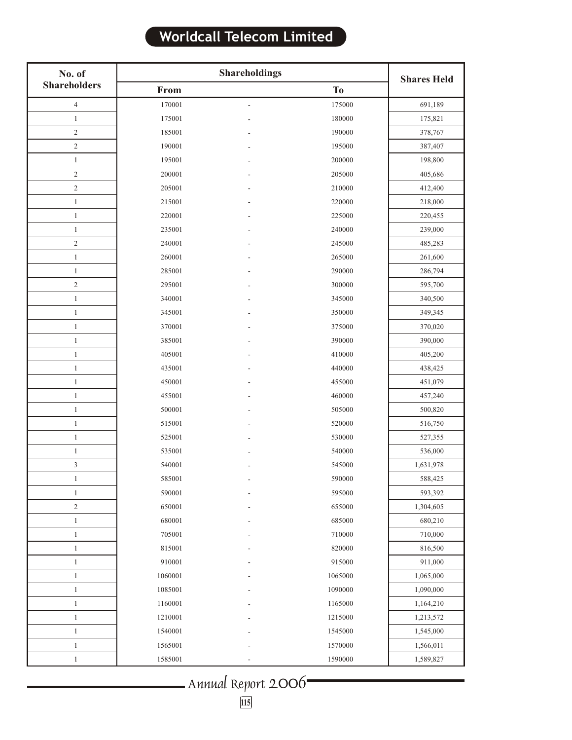| No. of Shareholders | Shareholdings | | | Shares Held |
|---|---|---|---|---|
| | From | | To | |
| 4 | 170001 | - | 175000 | 691,189 |
| 1 | 175001 | - | 180000 | 175,821 |
| 2 | 185001 | - | 190000 | 378,767 |
| 2 | 190001 | - | 195000 | 387,407 |
| 1 | 195001 | - | 200000 | 198,800 |
| 2 | 200001 | - | 205000 | 405,686 |
| 2 | 205001 | - | 210000 | 412,400 |
| 1 | 215001 | - | 220000 | 218,000 |
| 1 | 220001 | - | 225000 | 220,455 |
| 1 | 235001 | - | 240000 | 239,000 |
| 2 | 240001 | - | 245000 | 485,283 |
| 1 | 260001 | - | 265000 | 261,600 |
| 1 | 285001 | - | 290000 | 286,794 |
| 2 | 295001 | - | 300000 | 595,700 |
| 1 | 340001 | - | 345000 | 340,500 |
| 1 | 345001 | - | 350000 | 349,345 |
| 1 | 370001 | - | 375000 | 370,020 |
| 1 | 385001 | - | 390000 | 390,000 |
| 1 | 405001 | - | 410000 | 405,200 |
| 1 | 435001 | - | 440000 | 438,425 |
| 1 | 450001 | - | 455000 | 451,079 |
| 1 | 455001 | - | 460000 | 457,240 |
| 1 | 500001 | - | 505000 | 500,820 |
| 1 | 515001 | - | 520000 | 516,750 |
| 1 | 525001 | - | 530000 | 527,355 |
| 1 | 535001 | - | 540000 | 536,000 |
| 3 | 540001 | - | 545000 | 1,631,978 |
| 1 | 585001 | - | 590000 | 588,425 |
| 1 | 590001 | - | 595000 | 593,392 |
| 2 | 650001 | - | 655000 | 1,304,605 |
| 1 | 680001 | - | 685000 | 680,210 |
| 1 | 705001 | - | 710000 | 710,000 |
| 1 | 815001 | - | 820000 | 816,500 |
| 1 | 910001 | - | 915000 | 911,000 |
| 1 | 1060001 | - | 1065000 | 1,065,000 |
| 1 | 1085001 | - | 1090000 | 1,090,000 |
| 1 | 1160001 | - | 1165000 | 1,164,210 |
| 1 | 1210001 | - | 1215000 | 1,213,572 |
| 1 | 1540001 | - | 1545000 | 1,545,000 |
| 1 | 1565001 | - | 1570000 | 1,566,011 |
| 1 | 1585001 | - | 1590000 | 1,589,827 |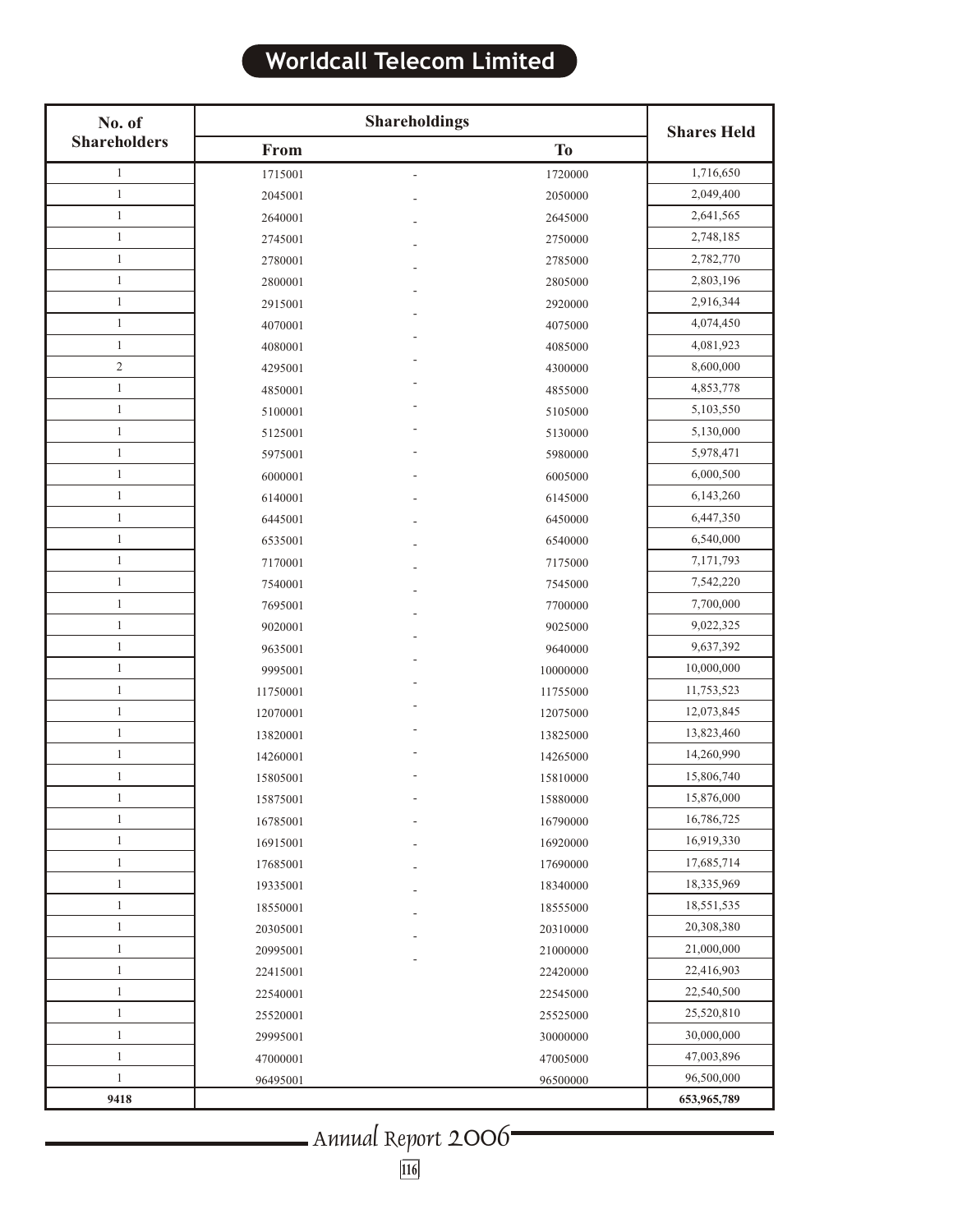| No. of Shareholders | Shareholdings | | | Shares Held |
|---|---|---|---|---|
| | From | | To | |
| 1 | 1715001 | - | 1720000 | 1,716,650 |
| 1 | 2045001 | - | 2050000 | 2,049,400 |
| 1 | 2640001 | - | 2645000 | 2,641,565 |
| 1 | 2745001 | - | 2750000 | 2,748,185 |
| 1 | 2780001 | - | 2785000 | 2,782,770 |
| 1 | 2800001 | - | 2805000 | 2,803,196 |
| 1 | 2915001 | - | 2920000 | 2,916,344 |
| 1 | 4070001 | - | 4075000 | 4,074,450 |
| 1 | 4080001 | - | 4085000 | 4,081,923 |
| 2 | 4295001 | - | 4300000 | 8,600,000 |
| 1 | 4850001 | - | 4855000 | 4,853,778 |
| 1 | 5100001 | - | 5105000 | 5,103,550 |
| 1 | 5125001 | - | 5130000 | 5,130,000 |
| 1 | 5975001 | - | 5980000 | 5,978,471 |
| 1 | 6000001 | - | 6005000 | 6,000,500 |
| 1 | 6140001 | - | 6145000 | 6,143,260 |
| 1 | 6445001 | - | 6450000 | 6,447,350 |
| 1 | 6535001 | - | 6540000 | 6,540,000 |
| 1 | 7170001 | - | 7175000 | 7,171,793 |
| 1 | 7540001 | - | 7545000 | 7,542,220 |
| 1 | 7695001 | - | 7700000 | 7,700,000 |
| 1 | 9020001 | - | 9025000 | 9,022,325 |
| 1 | 9635001 | - | 9640000 | 9,637,392 |
| 1 | 9995001 | - | 10000000 | 10,000,000 |
| 1 | 11750001 | - | 11755000 | 11,753,523 |
| 1 | 12070001 | - | 12075000 | 12,073,845 |
| 1 | 13820001 | - | 13825000 | 13,823,460 |
| 1 | 14260001 | - | 14265000 | 14,260,990 |
| 1 | 15805001 | - | 15810000 | 15,806,740 |
| 1 | 15875001 | - | 15880000 | 15,876,000 |
| 1 | 16785001 | - | 16790000 | 16,786,725 |
| 1 | 16915001 | - | 16920000 | 16,919,330 |
| 1 | 17685001 | - | 17690000 | 17,685,714 |
| 1 | 19335001 | - | 18340000 | 18,335,969 |
| 1 | 18550001 | - | 18555000 | 18,551,535 |
| 1 | 20305001 | - | 20310000 | 20,308,380 |
| 1 | 20995001 | - | 21000000 | 21,000,000 |
| 1 | 22415001 | | 22420000 | 22,416,903 |
| 1 | 22540001 | | 22545000 | 22,540,500 |
| 1 | 25520001 | | 25525000 | 25,520,810 |
| 1 | 29995001 | | 30000000 | 30,000,000 |
| 1 | 47000001 | | 47005000 | 47,003,896 |
| 1 | 96495001 | | 96500000 | 96,500,000 |
| **9418** | | | | **653,965,789** |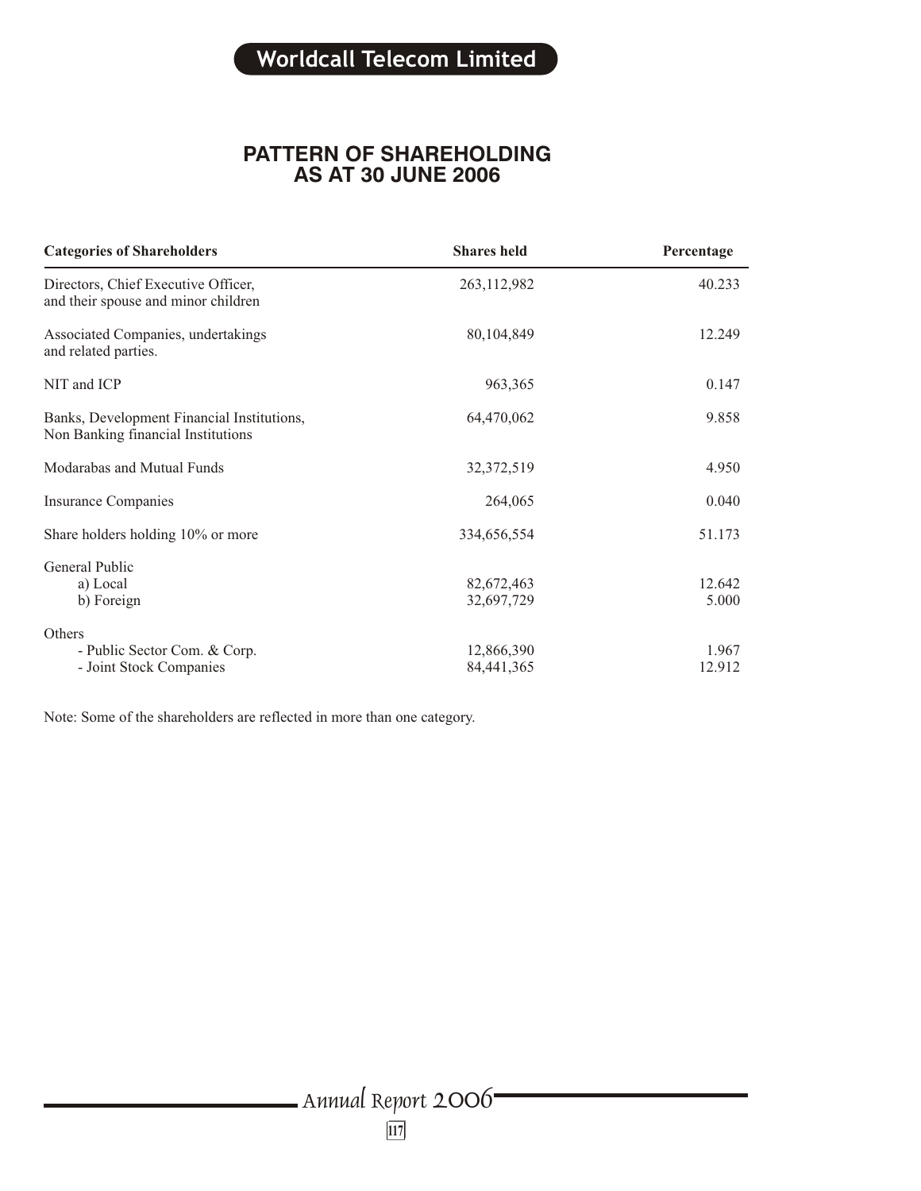# PATTERN OF SHAREHOLDING AS AT 30 JUNE 2006

| Categories of Shareholders | Shares held | Percentage |
|---|---|---|
| Directors, Chief Executive Officer, and their spouse and minor children | 263,112,982 | 40.233 |
| Associated Companies, undertakings and related parties. | 80,104,849 | 12.249 |
| NIT and ICP | 963,365 | 0.147 |
| Banks, Development Financial Institutions, Non Banking financial Institutions | 64,470,062 | 9.858 |
| Modarabas and Mutual Funds | 32,372,519 | 4.950 |
| Insurance Companies | 264,065 | 0.040 |
| Share holders holding 10% or more | 334,656,554 | 51.173 |
| General Public | | |
| a) Local | 82,672,463 | 12.642 |
| b) Foreign | 32,697,729 | 5.000 |
| Others | | |
| - Public Sector Com. & Corp. | 12,866,390 | 1.967 |
| - Joint Stock Companies | 84,441,365 | 12.912 |

Note: Some of the shareholders are reflected in more than one category.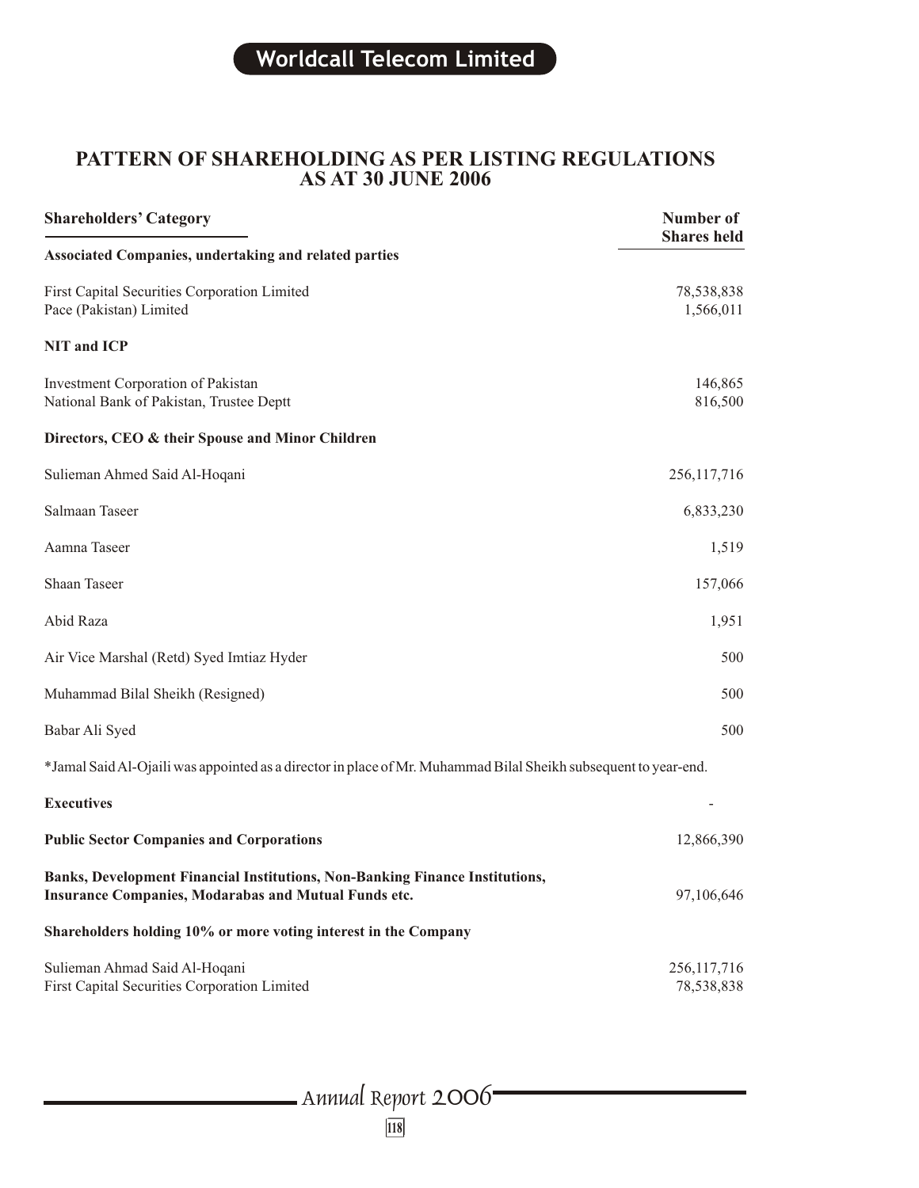# PATTERN OF SHAREHOLDING AS PER LISTING REGULATIONS AS AT 30 JUNE 2006

| Shareholders' Category | Number of Shares held |
|---|---|
| **Associated Companies, undertaking and related parties** | |
| First Capital Securities Corporation Limited | 78,538,838 |
| Pace (Pakistan) Limited | 1,566,011 |
| **NIT and ICP** | |
| Investment Corporation of Pakistan | 146,865 |
| National Bank of Pakistan, Trustee Deptt | 816,500 |
| **Directors, CEO & their Spouse and Minor Children** | |
| Sulieman Ahmed Said Al-Hoqani | 256,117,716 |
| Salmaan Taseer | 6,833,230 |
| Aamna Taseer | 1,519 |
| Shaan Taseer | 157,066 |
| Abid Raza | 1,951 |
| Air Vice Marshal (Retd) Syed Imtiaz Hyder | 500 |
| Muhammad Bilal Sheikh (Resigned) | 500 |
| Babar Ali Syed | 500 |
| *Jamal Said Al-Ojaili was appointed as a director in place of Mr. Muhammad Bilal Sheikh subsequent to year-end. | |
| **Executives** | - |
| **Public Sector Companies and Corporations** | 12,866,390 |
| **Banks, Development Financial Institutions, Non-Banking Finance Institutions, Insurance Companies, Modarabas and Mutual Funds etc.** | 97,106,646 |
| **Shareholders holding 10% or more voting interest in the Company** | |
| Sulieman Ahmad Said Al-Hoqani | 256,117,716 |
| First Capital Securities Corporation Limited | 78,538,838 |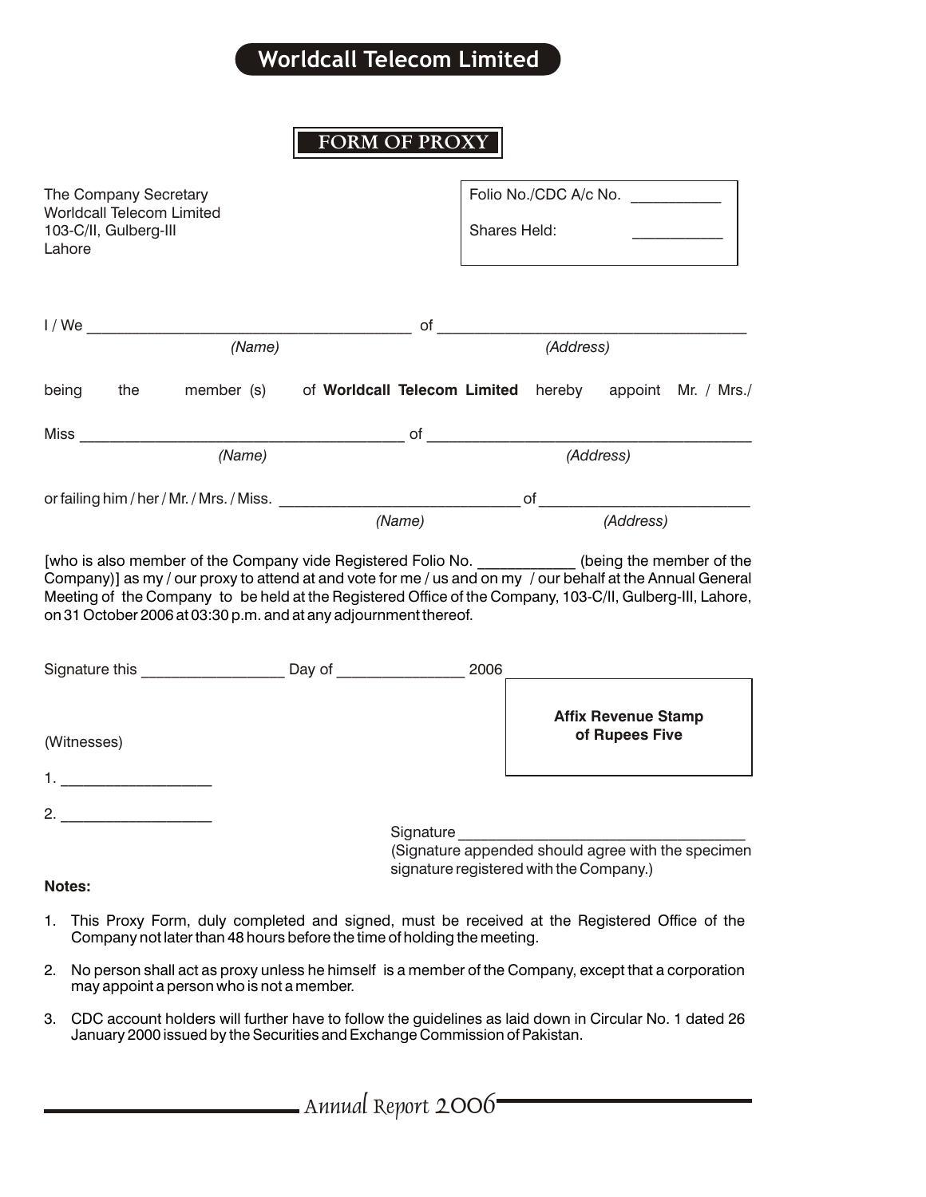# Worldcall Telecom Limited

## FORM OF PROXY

The Company Secretary
Worldcall Telecom Limited
103-C/II, Gulberg-III
Lahore

Folio No./CDC A/c No. __________

Shares Held: __________

I / We ______________________________________ of ____________________________________
*(Name)* *(Address)*

being the member (s) of **Worldcall Telecom Limited** hereby appoint Mr. / Mrs./

Miss ______________________________________ of ______________________________________
*(Name)* *(Address)*

or failing him / her / Mr. / Mrs. / Miss. ____________________________ of ________________________
*(Name)* *(Address)*

[who is also member of the Company vide Registered Folio No. ___________ (being the member of the Company)] as my / our proxy to attend at and vote for me / us and on my / our behalf at the Annual General Meeting of the Company to be held at the Registered Office of the Company, 103-C/II, Gulberg-III, Lahore, on 31 October 2006 at 03:30 p.m. and at any adjournment thereof.

Signature this ________________ Day of _______________ 2006

**Affix Revenue Stamp of Rupees Five**

(Witnesses)

1. __________________

2. __________________

Signature ___________________________________
(Signature appended should agree with the specimen signature registered with the Company.)

**Notes:**

1. This Proxy Form, duly completed and signed, must be received at the Registered Office of the Company not later than 48 hours before the time of holding the meeting.
2. No person shall act as proxy unless he himself is a member of the Company, except that a corporation may appoint a person who is not a member.
3. CDC account holders will further have to follow the guidelines as laid down in Circular No. 1 dated 26 January 2000 issued by the Securities and Exchange Commission of Pakistan.